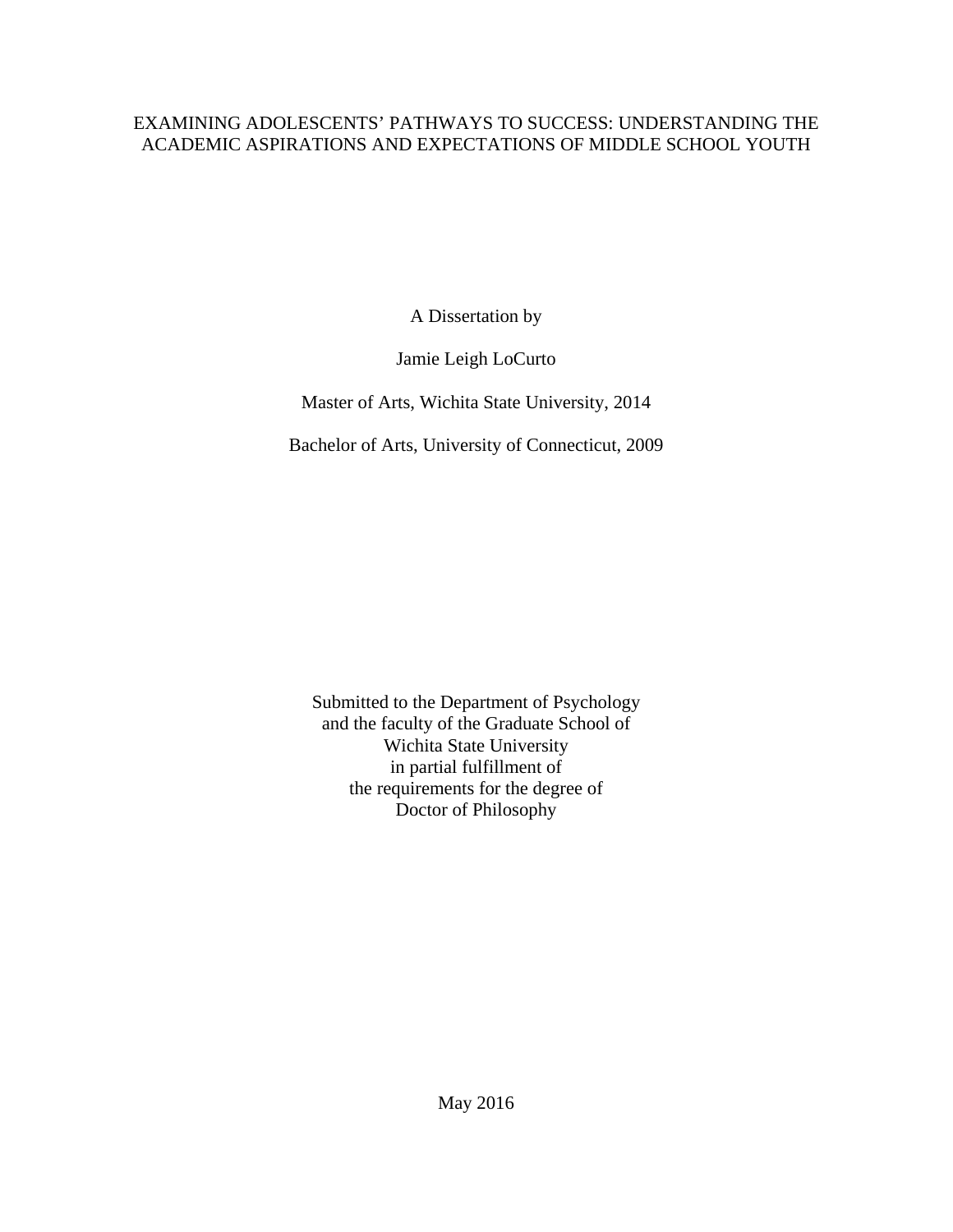# EXAMINING ADOLESCENTS' PATHWAYS TO SUCCESS: UNDERSTANDING THE ACADEMIC ASPIRATIONS AND EXPECTATIONS OF MIDDLE SCHOOL YOUTH

A Dissertation by

Jamie Leigh LoCurto

Master of Arts, Wichita State University, 2014

Bachelor of Arts, University of Connecticut, 2009

Submitted to the Department of Psychology
and the faculty of the Graduate School of
Wichita State University
in partial fulfillment of
the requirements for the degree of
Doctor of Philosophy

May 2016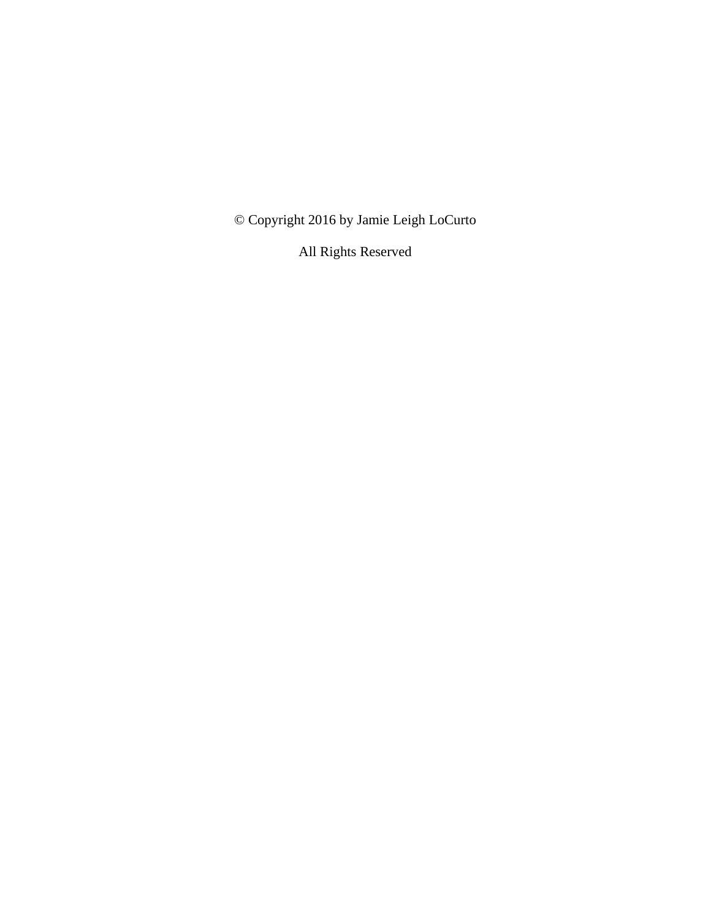© Copyright 2016 by Jamie Leigh LoCurto

All Rights Reserved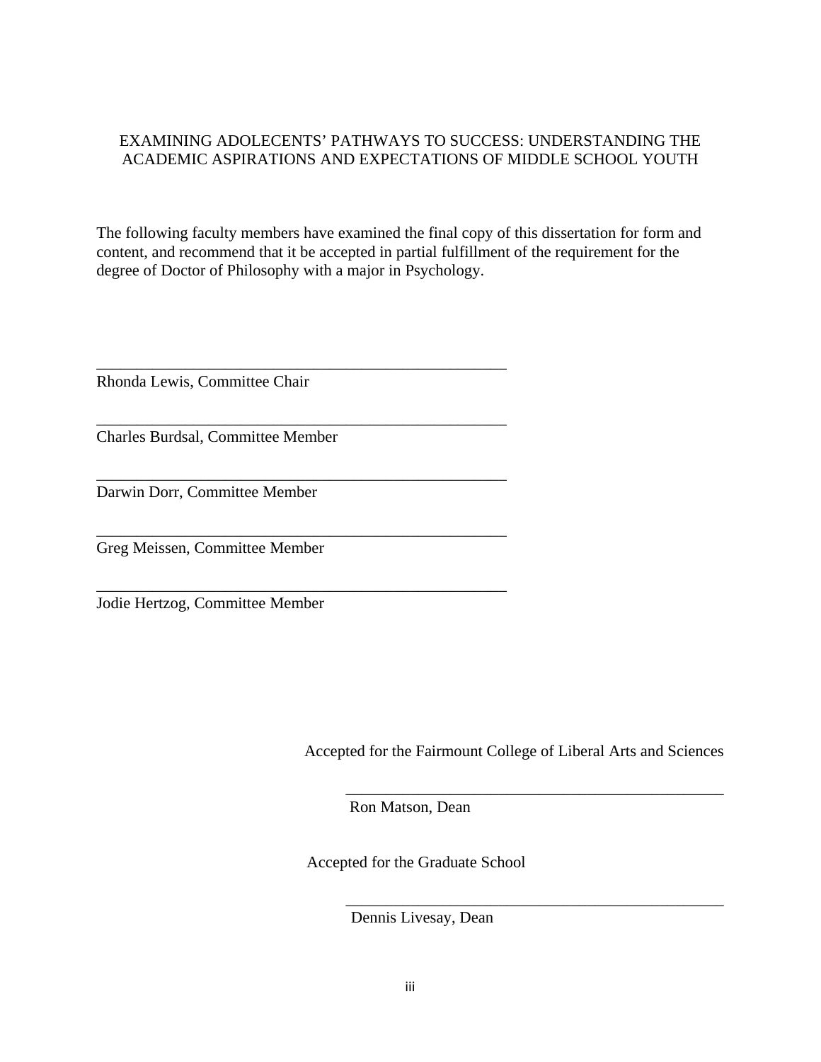EXAMINING ADOLECENTS' PATHWAYS TO SUCCESS: UNDERSTANDING THE ACADEMIC ASPIRATIONS AND EXPECTATIONS OF MIDDLE SCHOOL YOUTH

The following faculty members have examined the final copy of this dissertation for form and content, and recommend that it be accepted in partial fulfillment of the requirement for the degree of Doctor of Philosophy with a major in Psychology.

_____________________________________________________
Rhonda Lewis, Committee Chair

_____________________________________________________
Charles Burdsal, Committee Member

_____________________________________________________
Darwin Dorr, Committee Member

_____________________________________________________
Greg Meissen, Committee Member

_____________________________________________________
Jodie Hertzog, Committee Member

Accepted for the Fairmount College of Liberal Arts and Sciences

_____________________________________________________
Ron Matson, Dean

Accepted for the Graduate School

_____________________________________________________
Dennis Livesay, Dean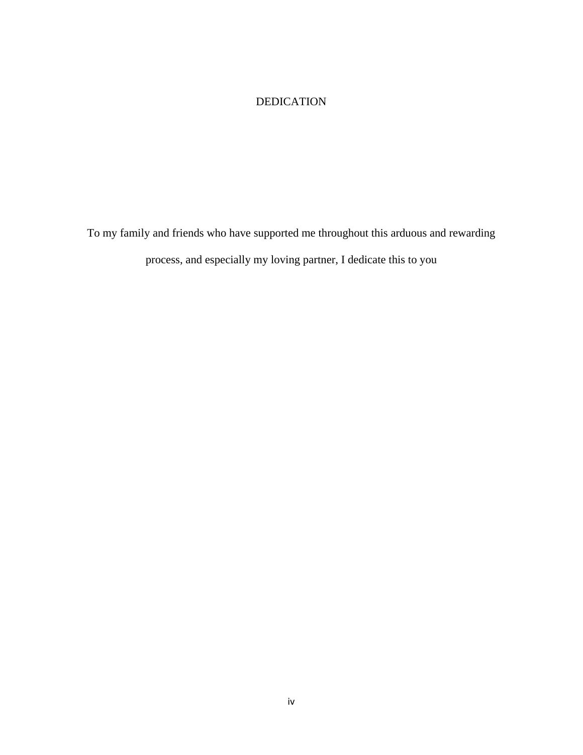# DEDICATION

To my family and friends who have supported me throughout this arduous and rewarding process, and especially my loving partner, I dedicate this to you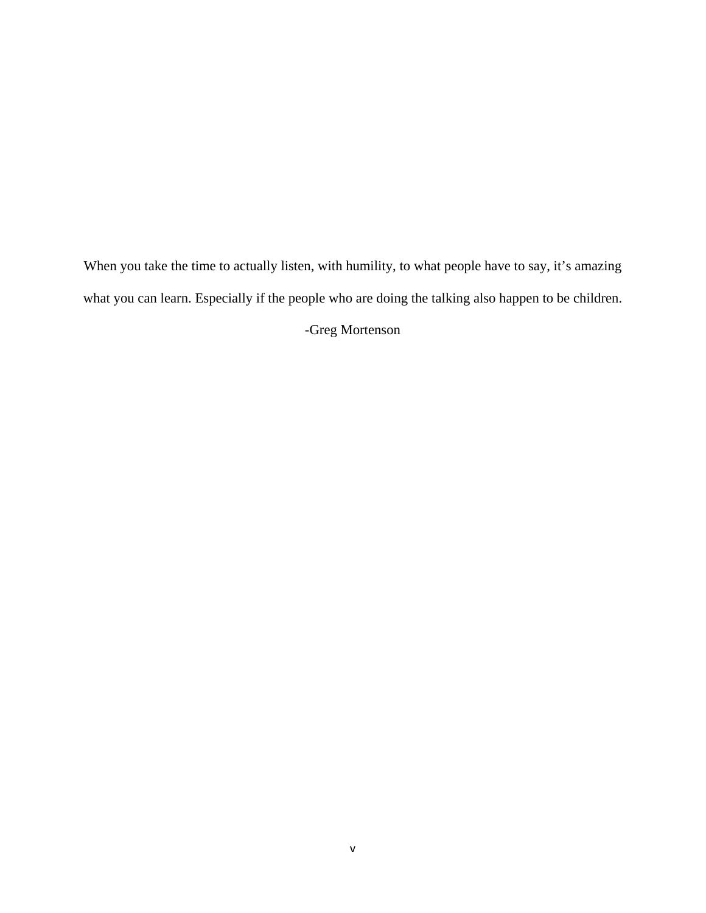When you take the time to actually listen, with humility, to what people have to say, it's amazing what you can learn. Especially if the people who are doing the talking also happen to be children.

-Greg Mortenson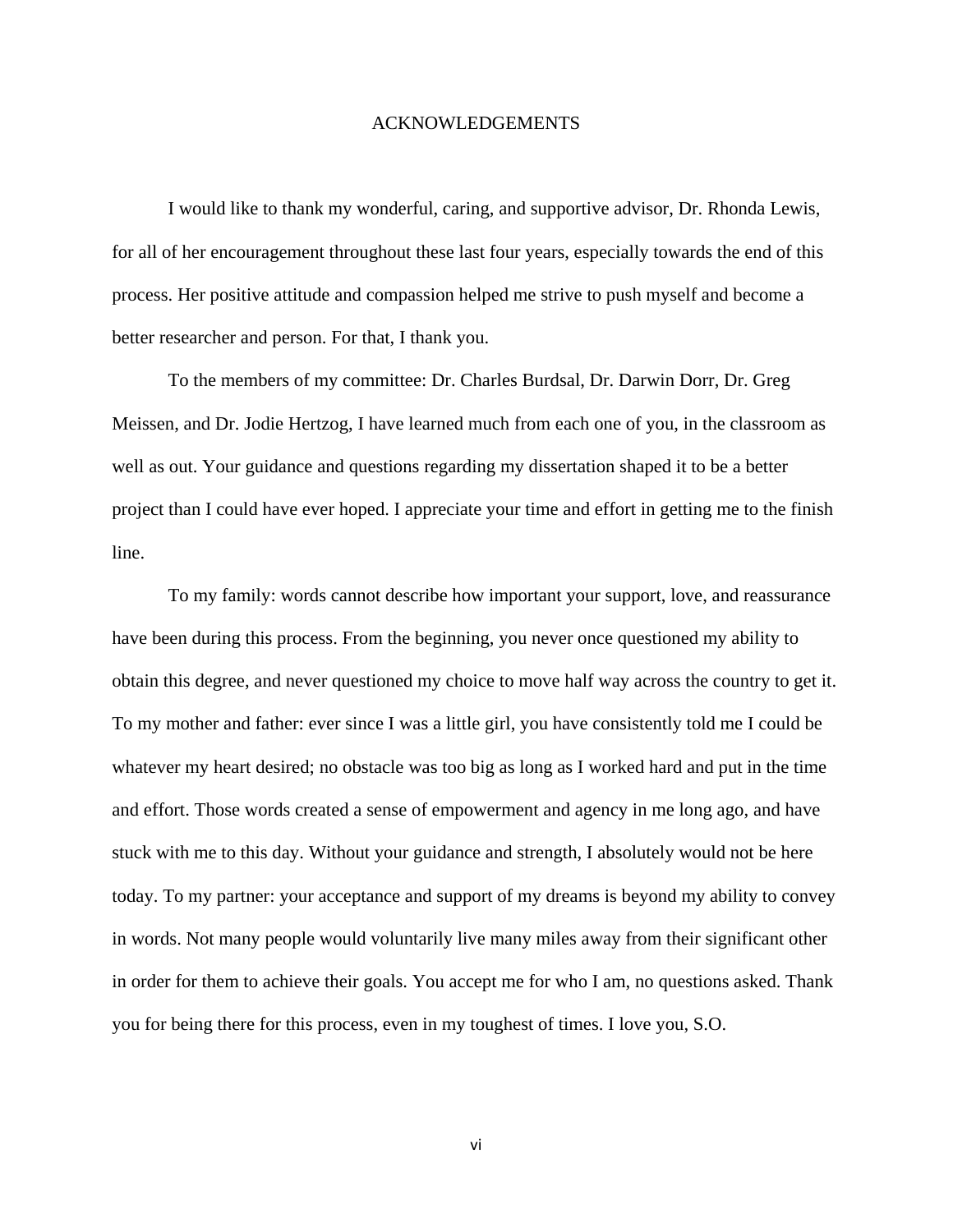# ACKNOWLEDGEMENTS

I would like to thank my wonderful, caring, and supportive advisor, Dr. Rhonda Lewis, for all of her encouragement throughout these last four years, especially towards the end of this process. Her positive attitude and compassion helped me strive to push myself and become a better researcher and person. For that, I thank you.

To the members of my committee: Dr. Charles Burdsal, Dr. Darwin Dorr, Dr. Greg Meissen, and Dr. Jodie Hertzog, I have learned much from each one of you, in the classroom as well as out. Your guidance and questions regarding my dissertation shaped it to be a better project than I could have ever hoped. I appreciate your time and effort in getting me to the finish line.

To my family: words cannot describe how important your support, love, and reassurance have been during this process. From the beginning, you never once questioned my ability to obtain this degree, and never questioned my choice to move half way across the country to get it. To my mother and father: ever since I was a little girl, you have consistently told me I could be whatever my heart desired; no obstacle was too big as long as I worked hard and put in the time and effort. Those words created a sense of empowerment and agency in me long ago, and have stuck with me to this day. Without your guidance and strength, I absolutely would not be here today. To my partner: your acceptance and support of my dreams is beyond my ability to convey in words. Not many people would voluntarily live many miles away from their significant other in order for them to achieve their goals. You accept me for who I am, no questions asked. Thank you for being there for this process, even in my toughest of times. I love you, S.O.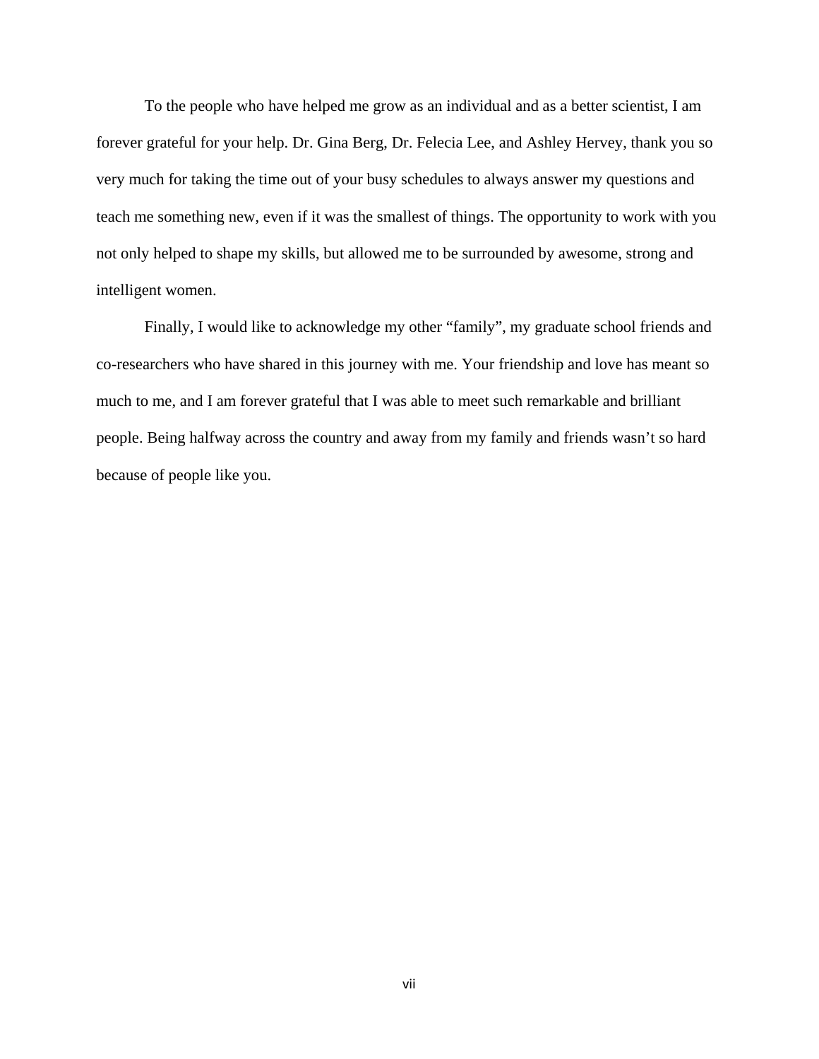To the people who have helped me grow as an individual and as a better scientist, I am forever grateful for your help. Dr. Gina Berg, Dr. Felecia Lee, and Ashley Hervey, thank you so very much for taking the time out of your busy schedules to always answer my questions and teach me something new, even if it was the smallest of things. The opportunity to work with you not only helped to shape my skills, but allowed me to be surrounded by awesome, strong and intelligent women.

Finally, I would like to acknowledge my other "family", my graduate school friends and co-researchers who have shared in this journey with me. Your friendship and love has meant so much to me, and I am forever grateful that I was able to meet such remarkable and brilliant people. Being halfway across the country and away from my family and friends wasn't so hard because of people like you.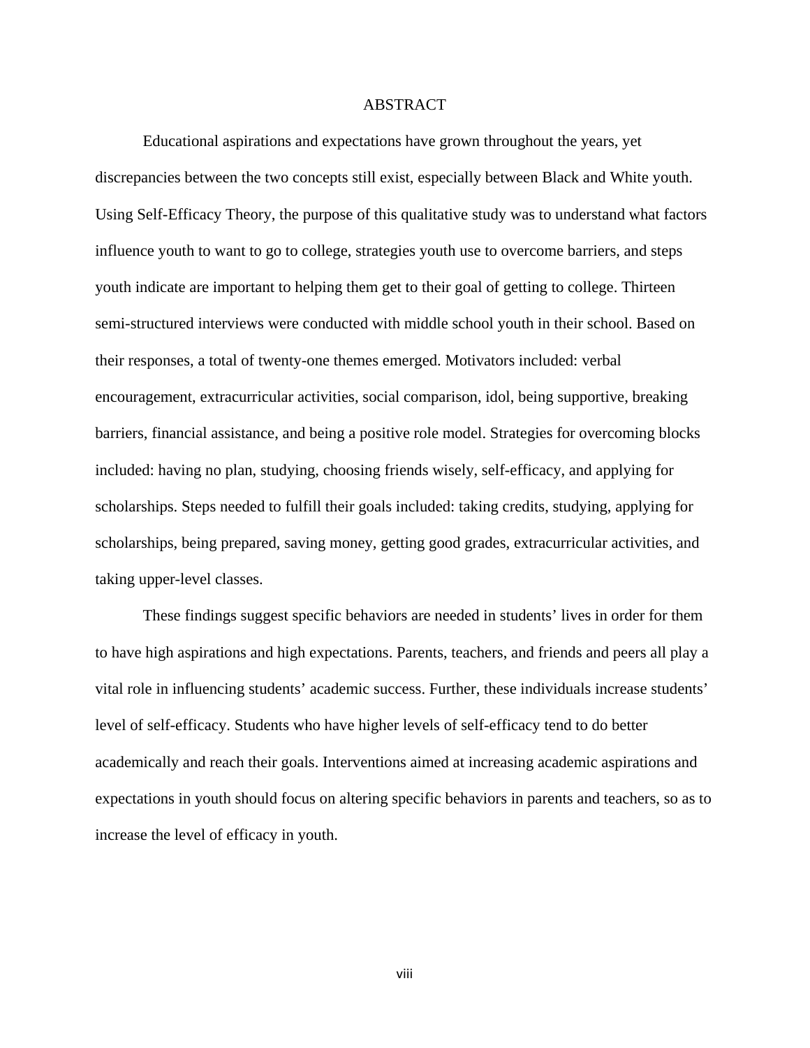# ABSTRACT

Educational aspirations and expectations have grown throughout the years, yet discrepancies between the two concepts still exist, especially between Black and White youth. Using Self-Efficacy Theory, the purpose of this qualitative study was to understand what factors influence youth to want to go to college, strategies youth use to overcome barriers, and steps youth indicate are important to helping them get to their goal of getting to college. Thirteen semi-structured interviews were conducted with middle school youth in their school. Based on their responses, a total of twenty-one themes emerged. Motivators included: verbal encouragement, extracurricular activities, social comparison, idol, being supportive, breaking barriers, financial assistance, and being a positive role model. Strategies for overcoming blocks included: having no plan, studying, choosing friends wisely, self-efficacy, and applying for scholarships. Steps needed to fulfill their goals included: taking credits, studying, applying for scholarships, being prepared, saving money, getting good grades, extracurricular activities, and taking upper-level classes.

These findings suggest specific behaviors are needed in students' lives in order for them to have high aspirations and high expectations. Parents, teachers, and friends and peers all play a vital role in influencing students' academic success. Further, these individuals increase students' level of self-efficacy. Students who have higher levels of self-efficacy tend to do better academically and reach their goals. Interventions aimed at increasing academic aspirations and expectations in youth should focus on altering specific behaviors in parents and teachers, so as to increase the level of efficacy in youth.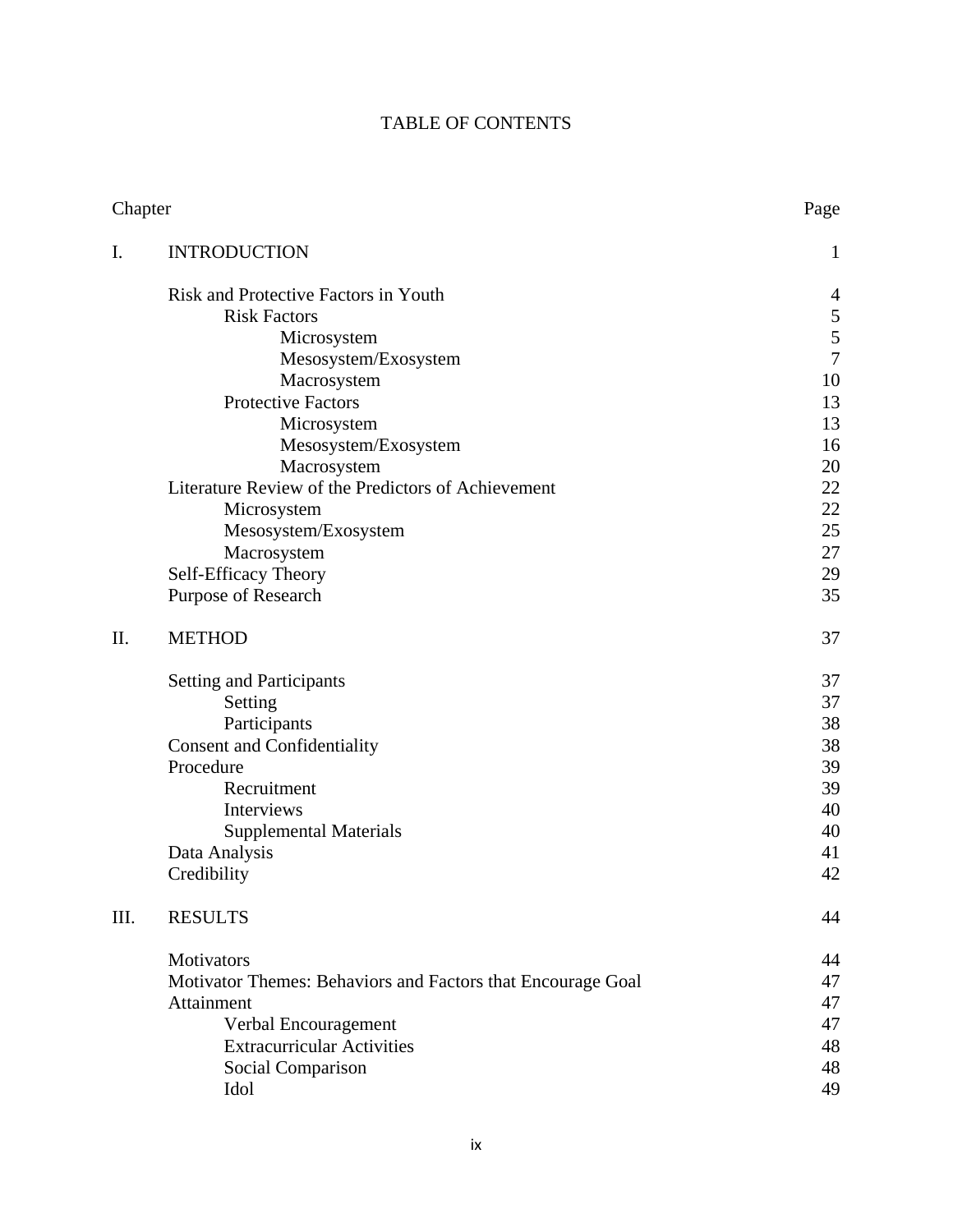# TABLE OF CONTENTS

| Chapter | | Page |
|---|---|---|
| I. | INTRODUCTION | 1 |
| | Risk and Protective Factors in Youth | 4 |
| | Risk Factors | 5 |
| | Microsystem | 5 |
| | Mesosystem/Exosystem | 7 |
| | Macrosystem | 10 |
| | Protective Factors | 13 |
| | Microsystem | 13 |
| | Mesosystem/Exosystem | 16 |
| | Macrosystem | 20 |
| | Literature Review of the Predictors of Achievement | 22 |
| | Microsystem | 22 |
| | Mesosystem/Exosystem | 25 |
| | Macrosystem | 27 |
| | Self-Efficacy Theory | 29 |
| | Purpose of Research | 35 |
| II. | METHOD | 37 |
| | Setting and Participants | 37 |
| | Setting | 37 |
| | Participants | 38 |
| | Consent and Confidentiality | 38 |
| | Procedure | 39 |
| | Recruitment | 39 |
| | Interviews | 40 |
| | Supplemental Materials | 40 |
| | Data Analysis | 41 |
| | Credibility | 42 |
| III. | RESULTS | 44 |
| | Motivators | 44 |
| | Motivator Themes: Behaviors and Factors that Encourage Goal | 47 |
| | Attainment | 47 |
| | Verbal Encouragement | 47 |
| | Extracurricular Activities | 48 |
| | Social Comparison | 48 |
| | Idol | 49 |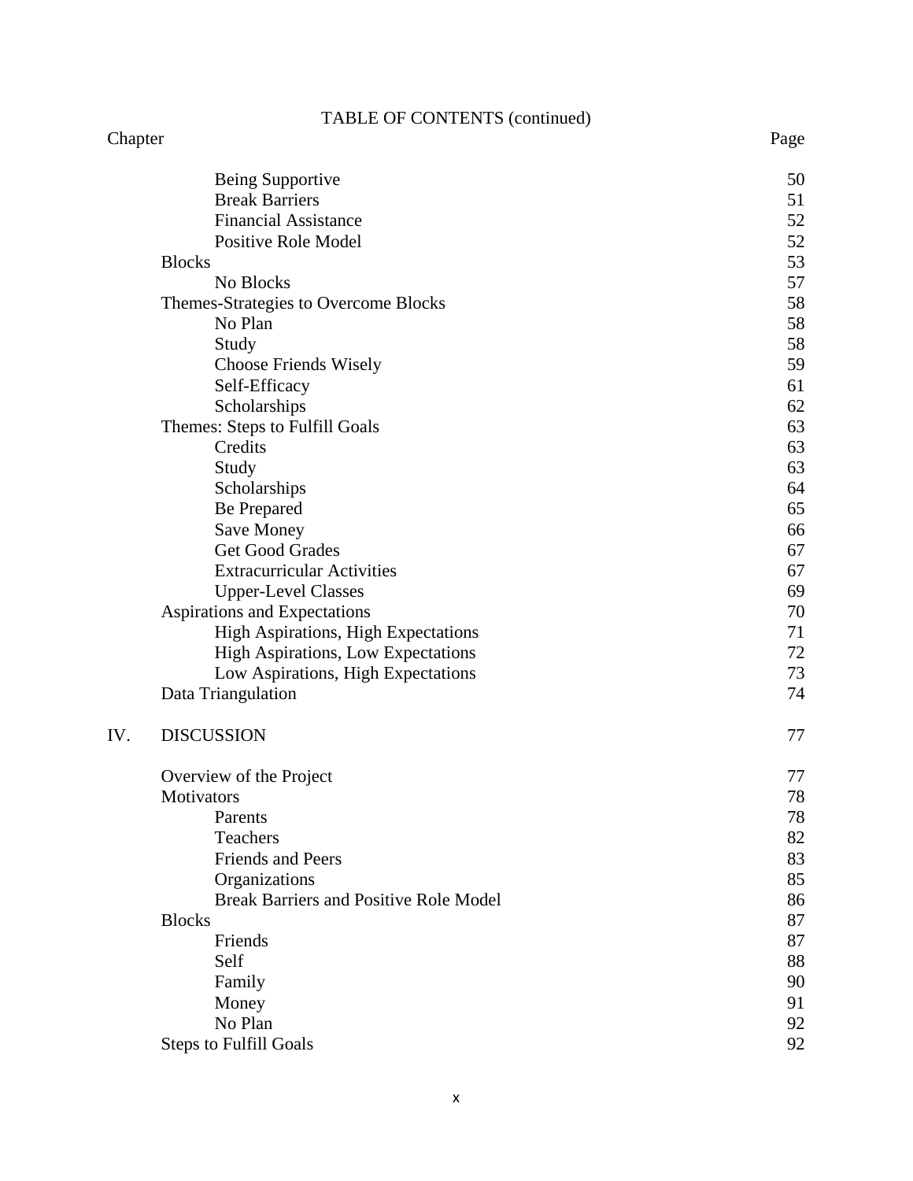TABLE OF CONTENTS (continued)

| Chapter | | Page |
|---|---|---|
| | Being Supportive | 50 |
| | Break Barriers | 51 |
| | Financial Assistance | 52 |
| | Positive Role Model | 52 |
| | Blocks | 53 |
| | No Blocks | 57 |
| | Themes-Strategies to Overcome Blocks | 58 |
| | No Plan | 58 |
| | Study | 58 |
| | Choose Friends Wisely | 59 |
| | Self-Efficacy | 61 |
| | Scholarships | 62 |
| | Themes: Steps to Fulfill Goals | 63 |
| | Credits | 63 |
| | Study | 63 |
| | Scholarships | 64 |
| | Be Prepared | 65 |
| | Save Money | 66 |
| | Get Good Grades | 67 |
| | Extracurricular Activities | 67 |
| | Upper-Level Classes | 69 |
| | Aspirations and Expectations | 70 |
| | High Aspirations, High Expectations | 71 |
| | High Aspirations, Low Expectations | 72 |
| | Low Aspirations, High Expectations | 73 |
| | Data Triangulation | 74 |
| IV. | DISCUSSION | 77 |
| | Overview of the Project | 77 |
| | Motivators | 78 |
| | Parents | 78 |
| | Teachers | 82 |
| | Friends and Peers | 83 |
| | Organizations | 85 |
| | Break Barriers and Positive Role Model | 86 |
| | Blocks | 87 |
| | Friends | 87 |
| | Self | 88 |
| | Family | 90 |
| | Money | 91 |
| | No Plan | 92 |
| | Steps to Fulfill Goals | 92 |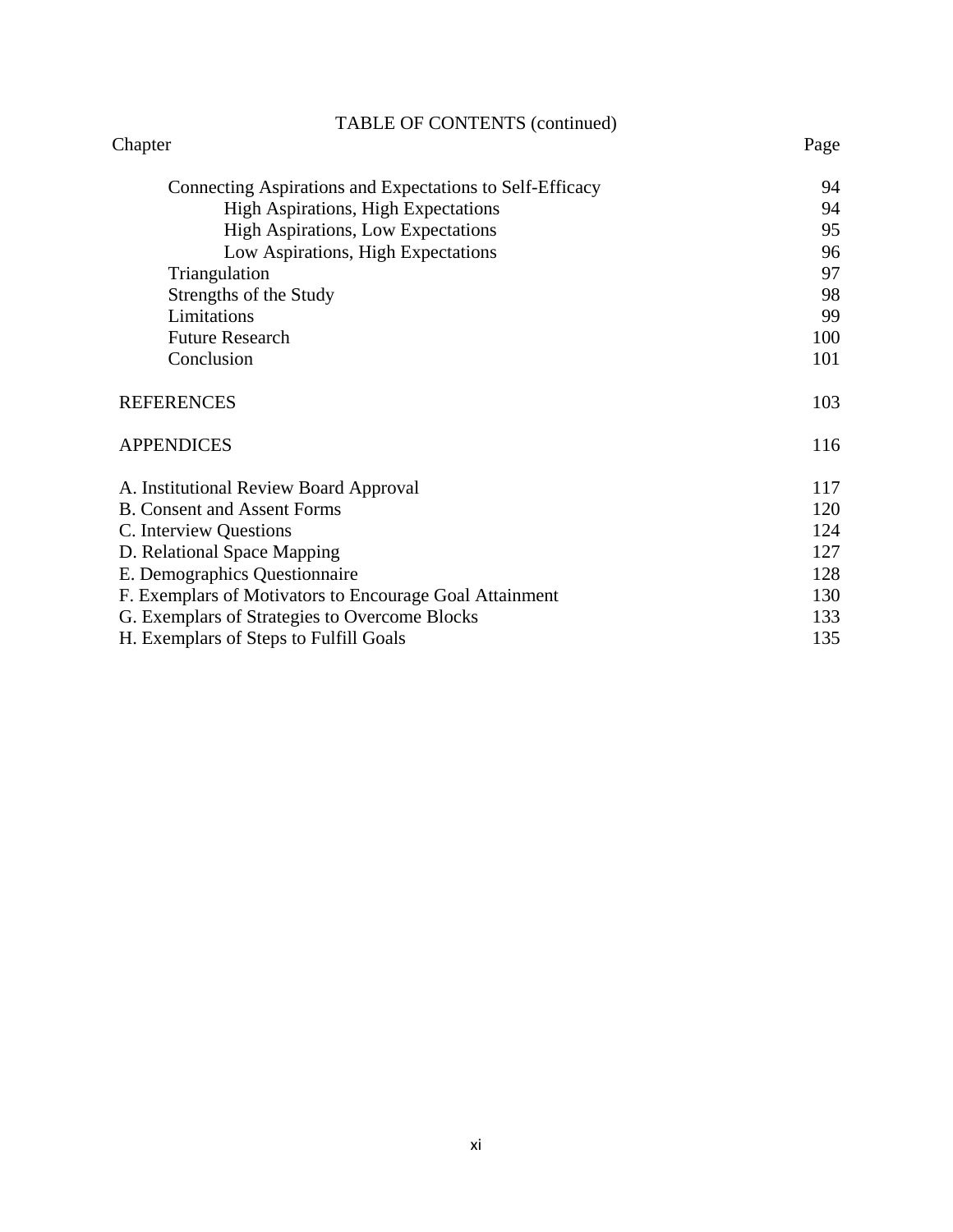TABLE OF CONTENTS (continued)

| Chapter | Page |
|---|---|
| Connecting Aspirations and Expectations to Self-Efficacy | 94 |
| High Aspirations, High Expectations | 94 |
| High Aspirations, Low Expectations | 95 |
| Low Aspirations, High Expectations | 96 |
| Triangulation | 97 |
| Strengths of the Study | 98 |
| Limitations | 99 |
| Future Research | 100 |
| Conclusion | 101 |
| REFERENCES | 103 |
| APPENDICES | 116 |
| A. Institutional Review Board Approval | 117 |
| B. Consent and Assent Forms | 120 |
| C. Interview Questions | 124 |
| D. Relational Space Mapping | 127 |
| E. Demographics Questionnaire | 128 |
| F. Exemplars of Motivators to Encourage Goal Attainment | 130 |
| G. Exemplars of Strategies to Overcome Blocks | 133 |
| H. Exemplars of Steps to Fulfill Goals | 135 |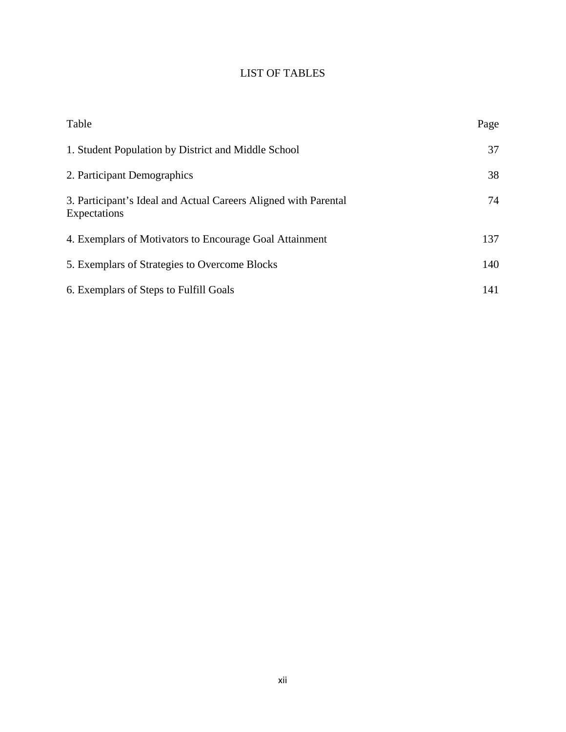# LIST OF TABLES

| Table | Page |
|---|---|
| 1. Student Population by District and Middle School | 37 |
| 2. Participant Demographics | 38 |
| 3. Participant's Ideal and Actual Careers Aligned with Parental Expectations | 74 |
| 4. Exemplars of Motivators to Encourage Goal Attainment | 137 |
| 5. Exemplars of Strategies to Overcome Blocks | 140 |
| 6. Exemplars of Steps to Fulfill Goals | 141 |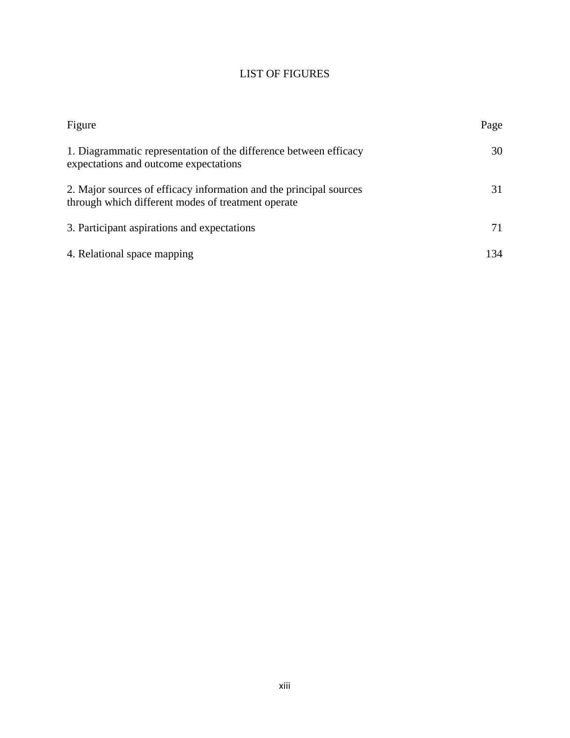# LIST OF FIGURES

| Figure | Page |
| --- | --- |
| 1. Diagrammatic representation of the difference between efficacy expectations and outcome expectations | 30 |
| 2. Major sources of efficacy information and the principal sources through which different modes of treatment operate | 31 |
| 3. Participant aspirations and expectations | 71 |
| 4. Relational space mapping | 134 |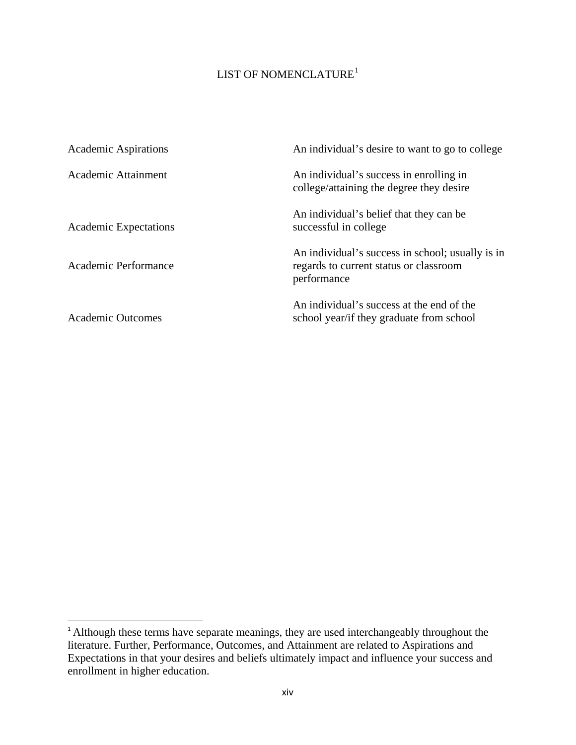# LIST OF NOMENCLATURE[1]

| | |
|---|---|
| Academic Aspirations | An individual's desire to want to go to college |
| Academic Attainment | An individual's success in enrolling in college/attaining the degree they desire |
| Academic Expectations | An individual's belief that they can be successful in college |
| Academic Performance | An individual's success in school; usually is in regards to current status or classroom performance |
| Academic Outcomes | An individual's success at the end of the school year/if they graduate from school |

[1] Although these terms have separate meanings, they are used interchangeably throughout the literature. Further, Performance, Outcomes, and Attainment are related to Aspirations and Expectations in that your desires and beliefs ultimately impact and influence your success and enrollment in higher education.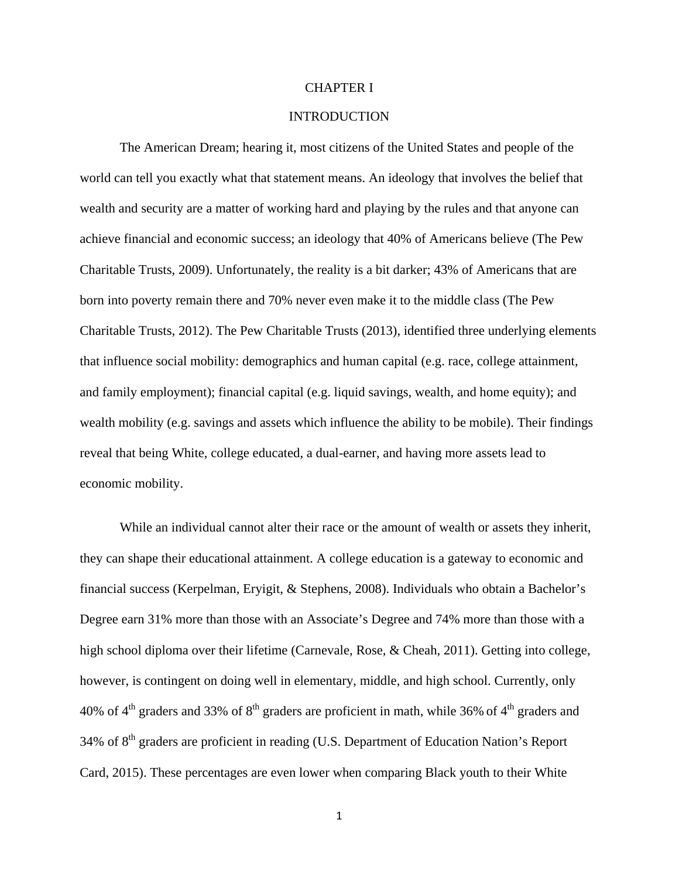# CHAPTER I

# INTRODUCTION

The American Dream; hearing it, most citizens of the United States and people of the world can tell you exactly what that statement means. An ideology that involves the belief that wealth and security are a matter of working hard and playing by the rules and that anyone can achieve financial and economic success; an ideology that 40% of Americans believe (The Pew Charitable Trusts, 2009). Unfortunately, the reality is a bit darker; 43% of Americans that are born into poverty remain there and 70% never even make it to the middle class (The Pew Charitable Trusts, 2012). The Pew Charitable Trusts (2013), identified three underlying elements that influence social mobility: demographics and human capital (e.g. race, college attainment, and family employment); financial capital (e.g. liquid savings, wealth, and home equity); and wealth mobility (e.g. savings and assets which influence the ability to be mobile). Their findings reveal that being White, college educated, a dual-earner, and having more assets lead to economic mobility.

While an individual cannot alter their race or the amount of wealth or assets they inherit, they can shape their educational attainment. A college education is a gateway to economic and financial success (Kerpelman, Eryigit, & Stephens, 2008). Individuals who obtain a Bachelor's Degree earn 31% more than those with an Associate's Degree and 74% more than those with a high school diploma over their lifetime (Carnevale, Rose, & Cheah, 2011). Getting into college, however, is contingent on doing well in elementary, middle, and high school. Currently, only 40% of 4th graders and 33% of 8th graders are proficient in math, while 36% of 4th graders and 34% of 8th graders are proficient in reading (U.S. Department of Education Nation's Report Card, 2015). These percentages are even lower when comparing Black youth to their White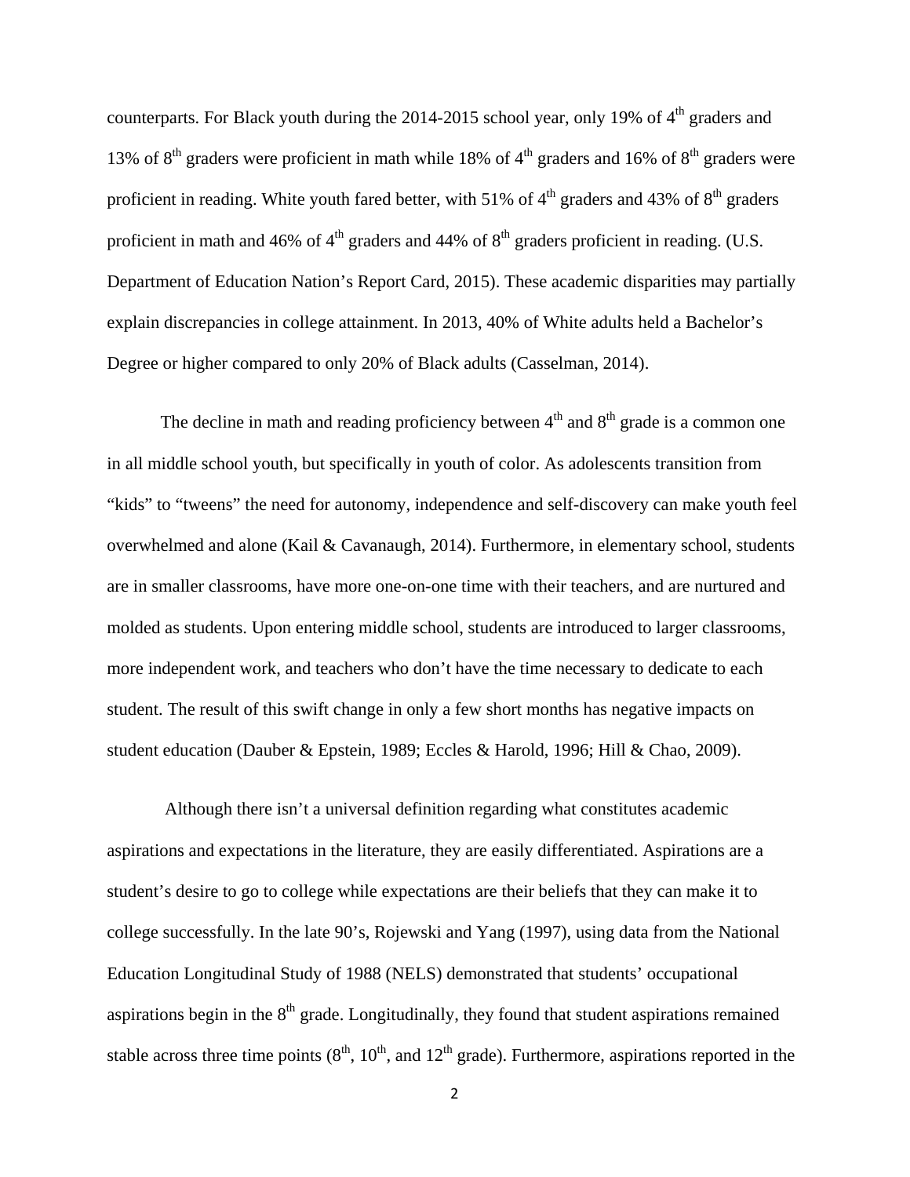counterparts. For Black youth during the 2014-2015 school year, only 19% of 4th graders and 13% of 8th graders were proficient in math while 18% of 4th graders and 16% of 8th graders were proficient in reading. White youth fared better, with 51% of 4th graders and 43% of 8th graders proficient in math and 46% of 4th graders and 44% of 8th graders proficient in reading. (U.S. Department of Education Nation's Report Card, 2015). These academic disparities may partially explain discrepancies in college attainment. In 2013, 40% of White adults held a Bachelor's Degree or higher compared to only 20% of Black adults (Casselman, 2014).

The decline in math and reading proficiency between 4th and 8th grade is a common one in all middle school youth, but specifically in youth of color. As adolescents transition from "kids" to "tweens" the need for autonomy, independence and self-discovery can make youth feel overwhelmed and alone (Kail & Cavanaugh, 2014). Furthermore, in elementary school, students are in smaller classrooms, have more one-on-one time with their teachers, and are nurtured and molded as students. Upon entering middle school, students are introduced to larger classrooms, more independent work, and teachers who don't have the time necessary to dedicate to each student. The result of this swift change in only a few short months has negative impacts on student education (Dauber & Epstein, 1989; Eccles & Harold, 1996; Hill & Chao, 2009).

Although there isn't a universal definition regarding what constitutes academic aspirations and expectations in the literature, they are easily differentiated. Aspirations are a student's desire to go to college while expectations are their beliefs that they can make it to college successfully. In the late 90's, Rojewski and Yang (1997), using data from the National Education Longitudinal Study of 1988 (NELS) demonstrated that students' occupational aspirations begin in the 8th grade. Longitudinally, they found that student aspirations remained stable across three time points (8th, 10th, and 12th grade). Furthermore, aspirations reported in the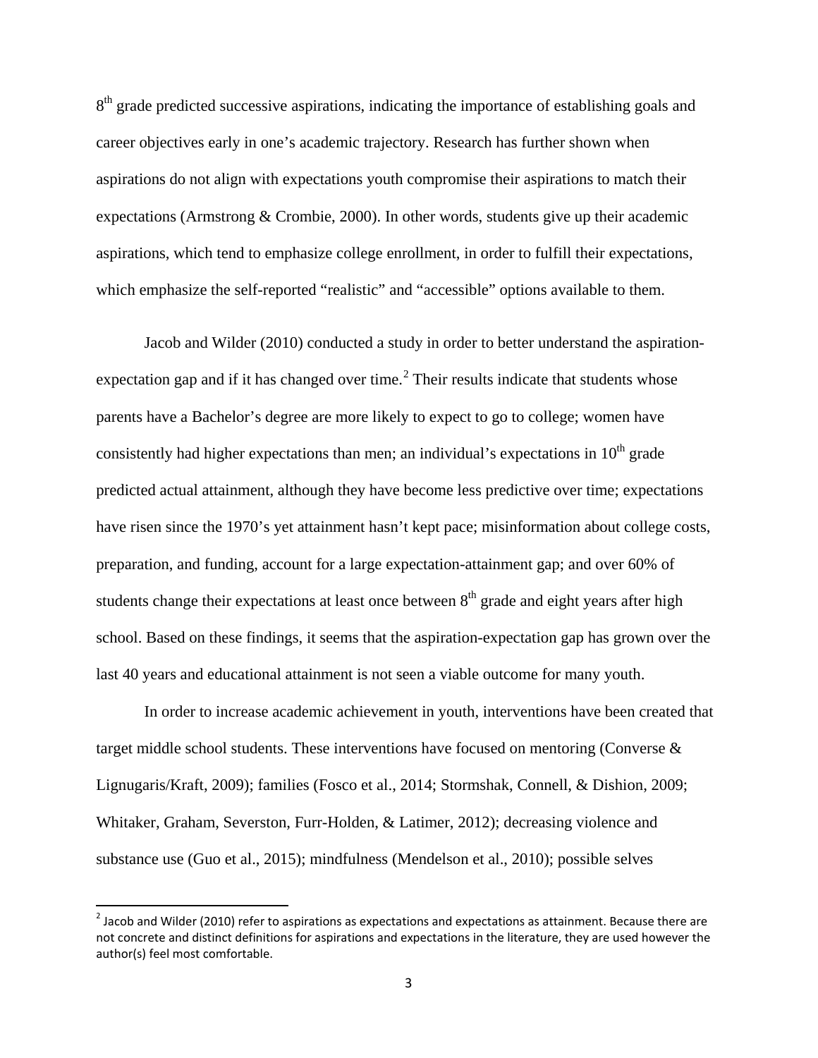8th grade predicted successive aspirations, indicating the importance of establishing goals and career objectives early in one's academic trajectory. Research has further shown when aspirations do not align with expectations youth compromise their aspirations to match their expectations (Armstrong & Crombie, 2000). In other words, students give up their academic aspirations, which tend to emphasize college enrollment, in order to fulfill their expectations, which emphasize the self-reported "realistic" and "accessible" options available to them.

Jacob and Wilder (2010) conducted a study in order to better understand the aspiration-expectation gap and if it has changed over time.[2] Their results indicate that students whose parents have a Bachelor's degree are more likely to expect to go to college; women have consistently had higher expectations than men; an individual's expectations in 10th grade predicted actual attainment, although they have become less predictive over time; expectations have risen since the 1970's yet attainment hasn't kept pace; misinformation about college costs, preparation, and funding, account for a large expectation-attainment gap; and over 60% of students change their expectations at least once between 8th grade and eight years after high school. Based on these findings, it seems that the aspiration-expectation gap has grown over the last 40 years and educational attainment is not seen a viable outcome for many youth.

In order to increase academic achievement in youth, interventions have been created that target middle school students. These interventions have focused on mentoring (Converse & Lignugaris/Kraft, 2009); families (Fosco et al., 2014; Stormshak, Connell, & Dishion, 2009; Whitaker, Graham, Severston, Furr-Holden, & Latimer, 2012); decreasing violence and substance use (Guo et al., 2015); mindfulness (Mendelson et al., 2010); possible selves

[2] Jacob and Wilder (2010) refer to aspirations as expectations and expectations as attainment. Because there are not concrete and distinct definitions for aspirations and expectations in the literature, they are used however the author(s) feel most comfortable.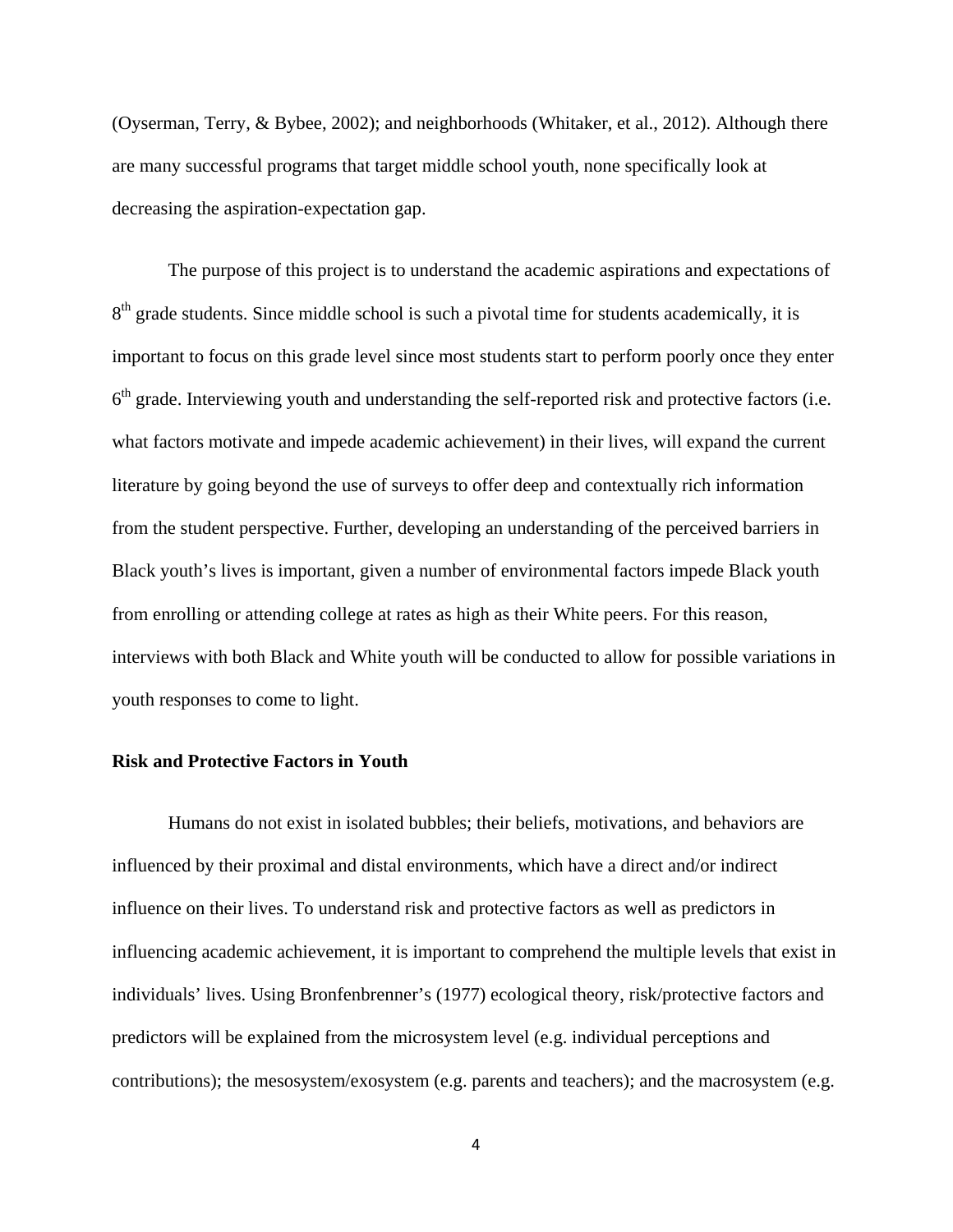(Oyserman, Terry, & Bybee, 2002); and neighborhoods (Whitaker, et al., 2012). Although there are many successful programs that target middle school youth, none specifically look at decreasing the aspiration-expectation gap.

The purpose of this project is to understand the academic aspirations and expectations of 8th grade students. Since middle school is such a pivotal time for students academically, it is important to focus on this grade level since most students start to perform poorly once they enter 6th grade. Interviewing youth and understanding the self-reported risk and protective factors (i.e. what factors motivate and impede academic achievement) in their lives, will expand the current literature by going beyond the use of surveys to offer deep and contextually rich information from the student perspective. Further, developing an understanding of the perceived barriers in Black youth's lives is important, given a number of environmental factors impede Black youth from enrolling or attending college at rates as high as their White peers. For this reason, interviews with both Black and White youth will be conducted to allow for possible variations in youth responses to come to light.

**Risk and Protective Factors in Youth**

Humans do not exist in isolated bubbles; their beliefs, motivations, and behaviors are influenced by their proximal and distal environments, which have a direct and/or indirect influence on their lives. To understand risk and protective factors as well as predictors in influencing academic achievement, it is important to comprehend the multiple levels that exist in individuals' lives. Using Bronfenbrenner's (1977) ecological theory, risk/protective factors and predictors will be explained from the microsystem level (e.g. individual perceptions and contributions); the mesosystem/exosystem (e.g. parents and teachers); and the macrosystem (e.g.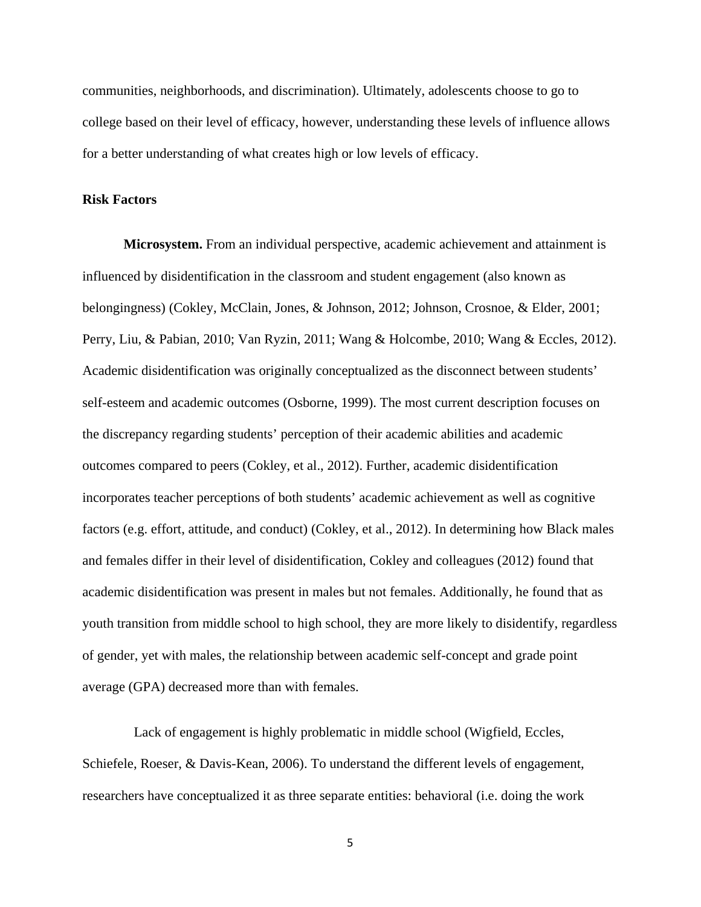communities, neighborhoods, and discrimination). Ultimately, adolescents choose to go to college based on their level of efficacy, however, understanding these levels of influence allows for a better understanding of what creates high or low levels of efficacy.

### Risk Factors

**Microsystem.** From an individual perspective, academic achievement and attainment is influenced by disidentification in the classroom and student engagement (also known as belongingness) (Cokley, McClain, Jones, & Johnson, 2012; Johnson, Crosnoe, & Elder, 2001; Perry, Liu, & Pabian, 2010; Van Ryzin, 2011; Wang & Holcombe, 2010; Wang & Eccles, 2012). Academic disidentification was originally conceptualized as the disconnect between students' self-esteem and academic outcomes (Osborne, 1999). The most current description focuses on the discrepancy regarding students' perception of their academic abilities and academic outcomes compared to peers (Cokley, et al., 2012). Further, academic disidentification incorporates teacher perceptions of both students' academic achievement as well as cognitive factors (e.g. effort, attitude, and conduct) (Cokley, et al., 2012). In determining how Black males and females differ in their level of disidentification, Cokley and colleagues (2012) found that academic disidentification was present in males but not females. Additionally, he found that as youth transition from middle school to high school, they are more likely to disidentify, regardless of gender, yet with males, the relationship between academic self-concept and grade point average (GPA) decreased more than with females.

Lack of engagement is highly problematic in middle school (Wigfield, Eccles, Schiefele, Roeser, & Davis-Kean, 2006). To understand the different levels of engagement, researchers have conceptualized it as three separate entities: behavioral (i.e. doing the work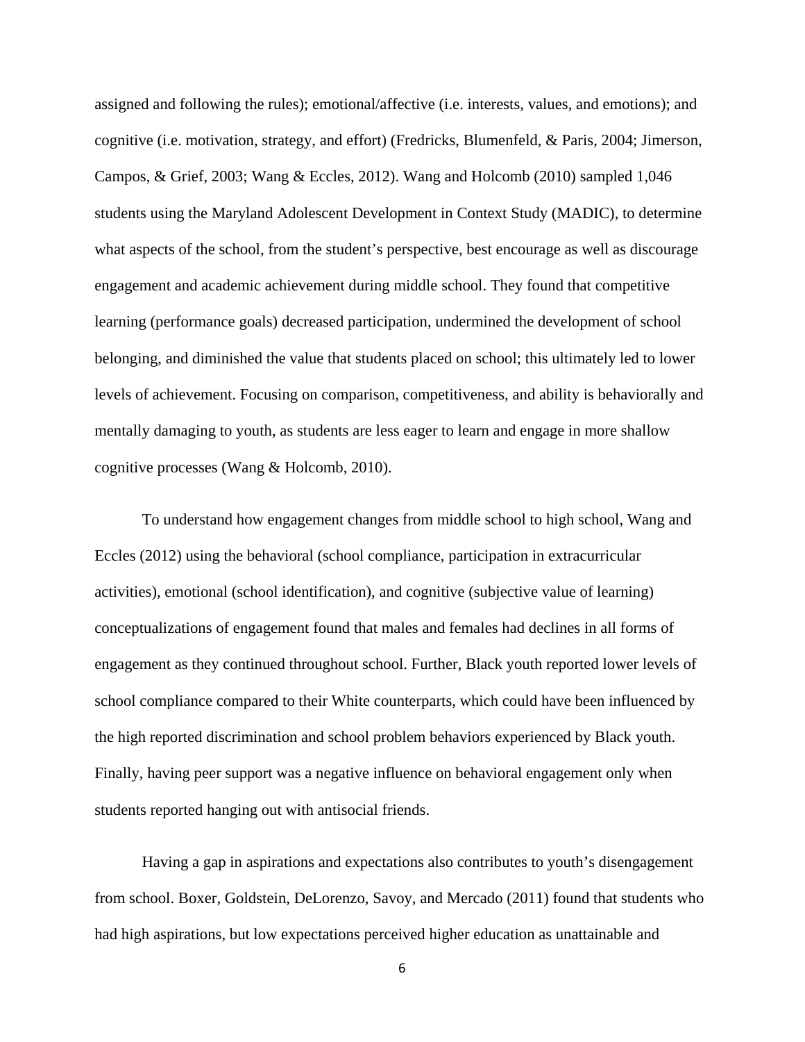assigned and following the rules); emotional/affective (i.e. interests, values, and emotions); and cognitive (i.e. motivation, strategy, and effort) (Fredricks, Blumenfeld, & Paris, 2004; Jimerson, Campos, & Grief, 2003; Wang & Eccles, 2012). Wang and Holcomb (2010) sampled 1,046 students using the Maryland Adolescent Development in Context Study (MADIC), to determine what aspects of the school, from the student's perspective, best encourage as well as discourage engagement and academic achievement during middle school. They found that competitive learning (performance goals) decreased participation, undermined the development of school belonging, and diminished the value that students placed on school; this ultimately led to lower levels of achievement. Focusing on comparison, competitiveness, and ability is behaviorally and mentally damaging to youth, as students are less eager to learn and engage in more shallow cognitive processes (Wang & Holcomb, 2010).

To understand how engagement changes from middle school to high school, Wang and Eccles (2012) using the behavioral (school compliance, participation in extracurricular activities), emotional (school identification), and cognitive (subjective value of learning) conceptualizations of engagement found that males and females had declines in all forms of engagement as they continued throughout school. Further, Black youth reported lower levels of school compliance compared to their White counterparts, which could have been influenced by the high reported discrimination and school problem behaviors experienced by Black youth. Finally, having peer support was a negative influence on behavioral engagement only when students reported hanging out with antisocial friends.

Having a gap in aspirations and expectations also contributes to youth's disengagement from school. Boxer, Goldstein, DeLorenzo, Savoy, and Mercado (2011) found that students who had high aspirations, but low expectations perceived higher education as unattainable and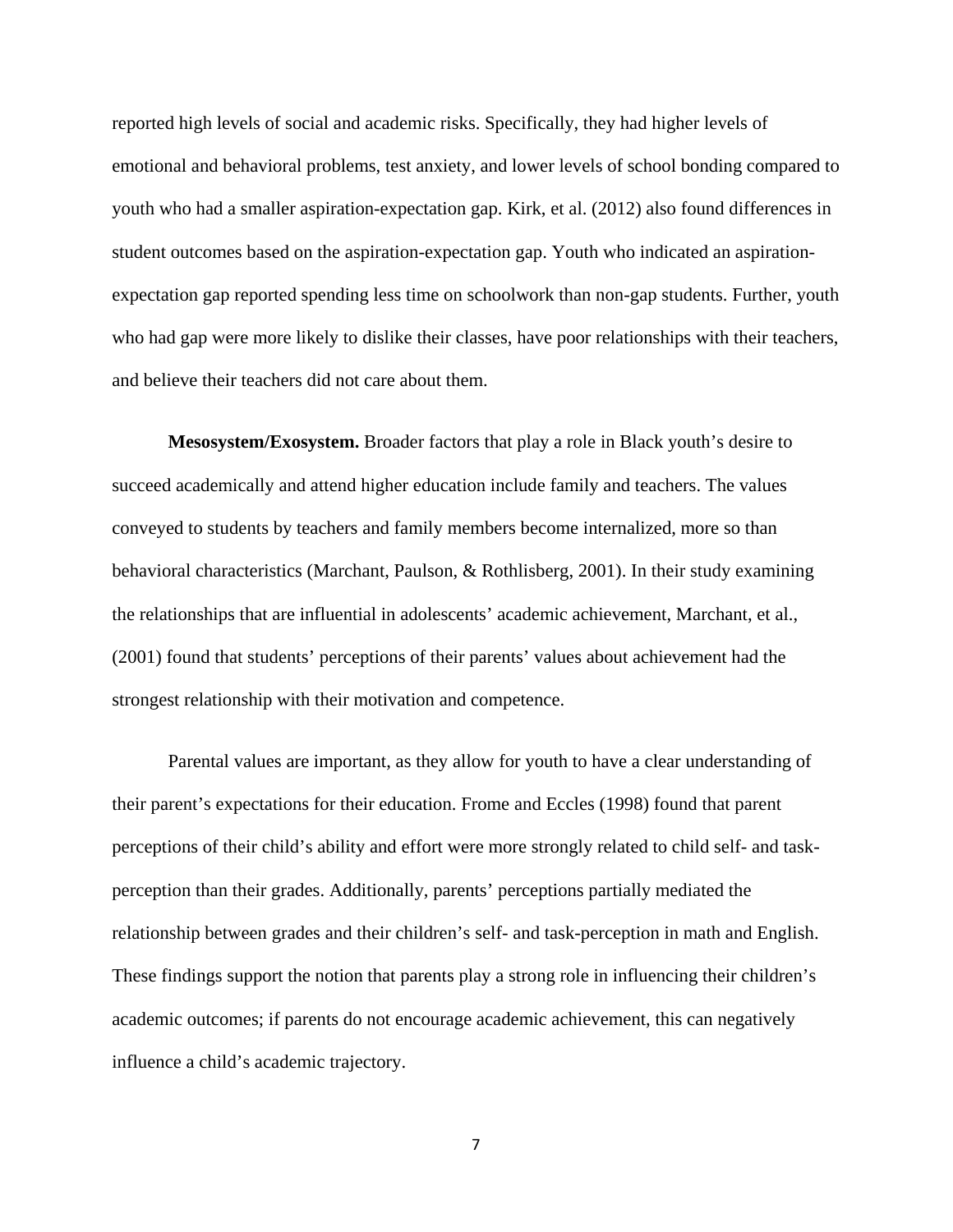reported high levels of social and academic risks. Specifically, they had higher levels of emotional and behavioral problems, test anxiety, and lower levels of school bonding compared to youth who had a smaller aspiration-expectation gap. Kirk, et al. (2012) also found differences in student outcomes based on the aspiration-expectation gap. Youth who indicated an aspiration-expectation gap reported spending less time on schoolwork than non-gap students. Further, youth who had gap were more likely to dislike their classes, have poor relationships with their teachers, and believe their teachers did not care about them.

**Mesosystem/Exosystem.** Broader factors that play a role in Black youth's desire to succeed academically and attend higher education include family and teachers. The values conveyed to students by teachers and family members become internalized, more so than behavioral characteristics (Marchant, Paulson, & Rothlisberg, 2001). In their study examining the relationships that are influential in adolescents' academic achievement, Marchant, et al., (2001) found that students' perceptions of their parents' values about achievement had the strongest relationship with their motivation and competence.

Parental values are important, as they allow for youth to have a clear understanding of their parent's expectations for their education. Frome and Eccles (1998) found that parent perceptions of their child's ability and effort were more strongly related to child self- and task-perception than their grades. Additionally, parents' perceptions partially mediated the relationship between grades and their children's self- and task-perception in math and English. These findings support the notion that parents play a strong role in influencing their children's academic outcomes; if parents do not encourage academic achievement, this can negatively influence a child's academic trajectory.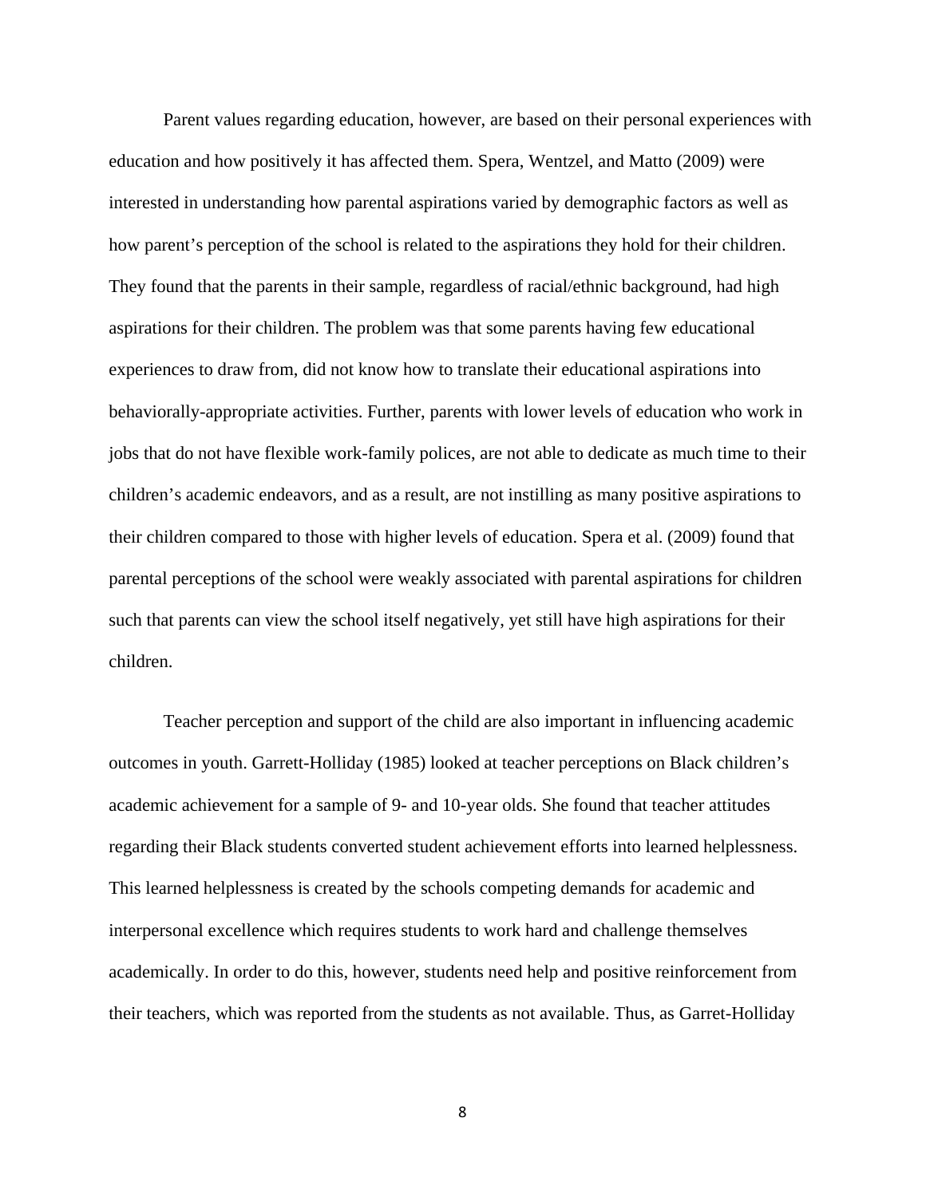Parent values regarding education, however, are based on their personal experiences with education and how positively it has affected them. Spera, Wentzel, and Matto (2009) were interested in understanding how parental aspirations varied by demographic factors as well as how parent's perception of the school is related to the aspirations they hold for their children. They found that the parents in their sample, regardless of racial/ethnic background, had high aspirations for their children. The problem was that some parents having few educational experiences to draw from, did not know how to translate their educational aspirations into behaviorally-appropriate activities. Further, parents with lower levels of education who work in jobs that do not have flexible work-family polices, are not able to dedicate as much time to their children's academic endeavors, and as a result, are not instilling as many positive aspirations to their children compared to those with higher levels of education. Spera et al. (2009) found that parental perceptions of the school were weakly associated with parental aspirations for children such that parents can view the school itself negatively, yet still have high aspirations for their children.

Teacher perception and support of the child are also important in influencing academic outcomes in youth. Garrett-Holliday (1985) looked at teacher perceptions on Black children's academic achievement for a sample of 9- and 10-year olds. She found that teacher attitudes regarding their Black students converted student achievement efforts into learned helplessness. This learned helplessness is created by the schools competing demands for academic and interpersonal excellence which requires students to work hard and challenge themselves academically. In order to do this, however, students need help and positive reinforcement from their teachers, which was reported from the students as not available. Thus, as Garret-Holliday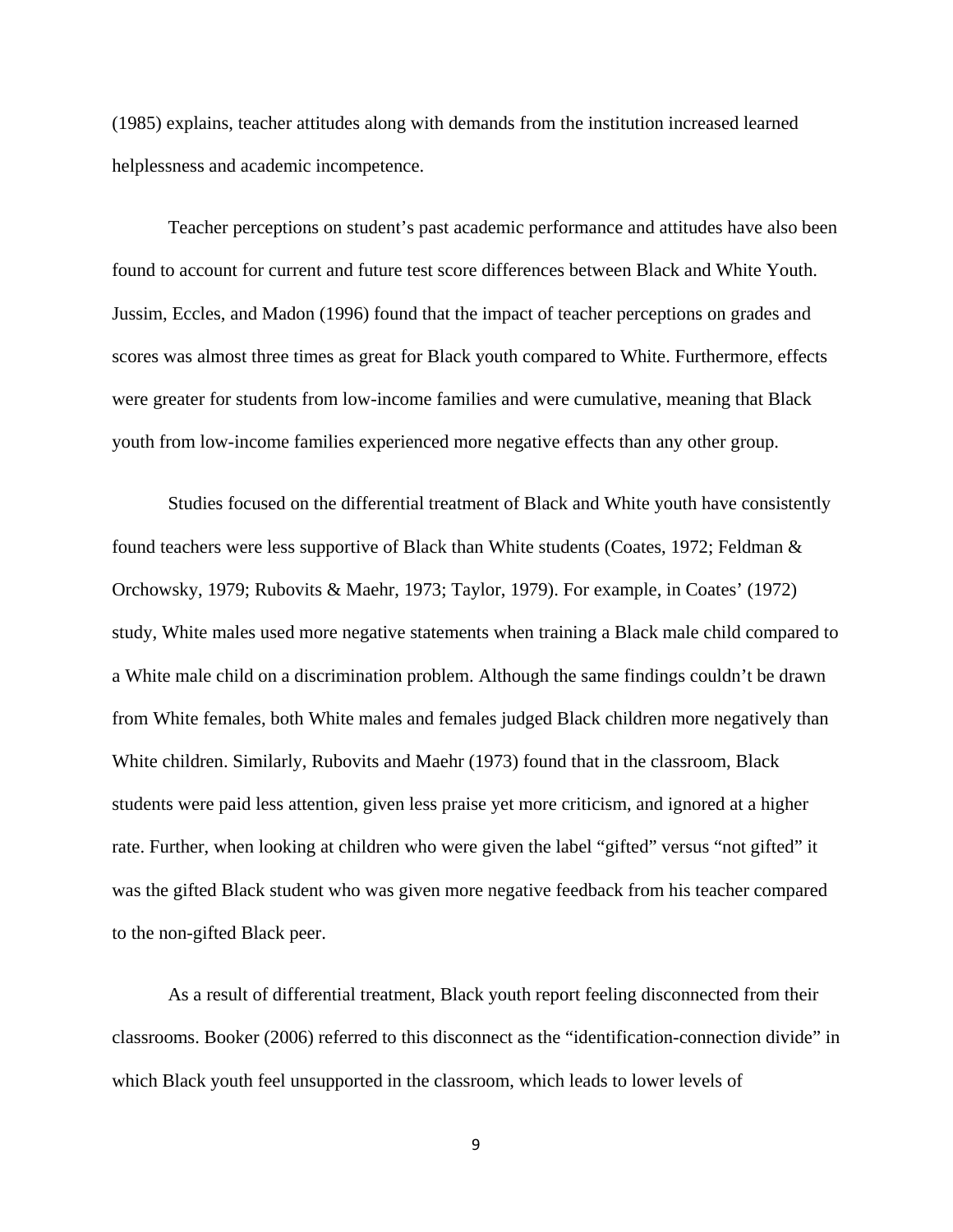(1985) explains, teacher attitudes along with demands from the institution increased learned helplessness and academic incompetence.

Teacher perceptions on student's past academic performance and attitudes have also been found to account for current and future test score differences between Black and White Youth. Jussim, Eccles, and Madon (1996) found that the impact of teacher perceptions on grades and scores was almost three times as great for Black youth compared to White. Furthermore, effects were greater for students from low-income families and were cumulative, meaning that Black youth from low-income families experienced more negative effects than any other group.

Studies focused on the differential treatment of Black and White youth have consistently found teachers were less supportive of Black than White students (Coates, 1972; Feldman & Orchowsky, 1979; Rubovits & Maehr, 1973; Taylor, 1979). For example, in Coates' (1972) study, White males used more negative statements when training a Black male child compared to a White male child on a discrimination problem. Although the same findings couldn't be drawn from White females, both White males and females judged Black children more negatively than White children. Similarly, Rubovits and Maehr (1973) found that in the classroom, Black students were paid less attention, given less praise yet more criticism, and ignored at a higher rate. Further, when looking at children who were given the label "gifted" versus "not gifted" it was the gifted Black student who was given more negative feedback from his teacher compared to the non-gifted Black peer.

As a result of differential treatment, Black youth report feeling disconnected from their classrooms. Booker (2006) referred to this disconnect as the "identification-connection divide" in which Black youth feel unsupported in the classroom, which leads to lower levels of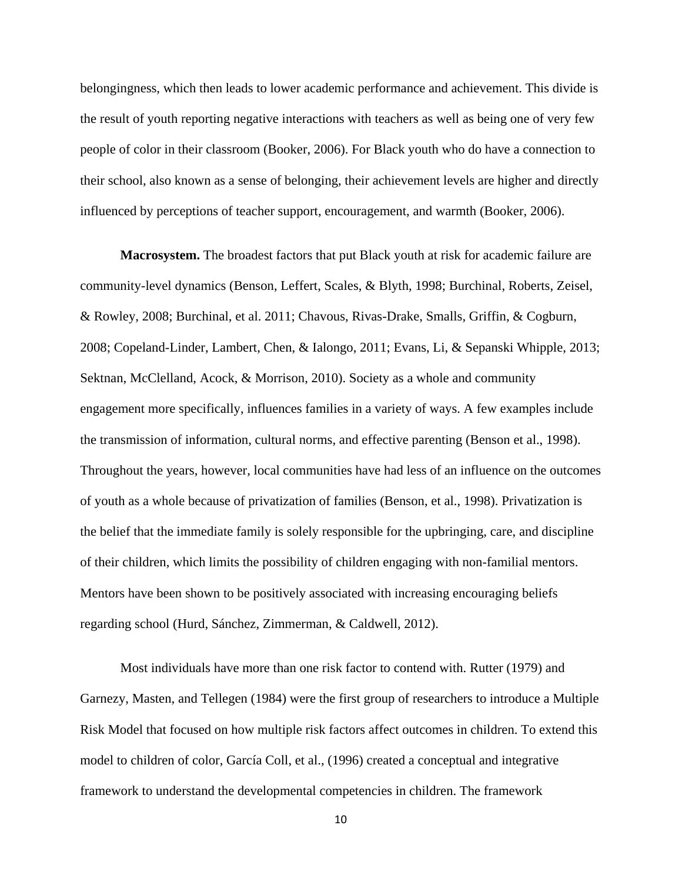belongingness, which then leads to lower academic performance and achievement. This divide is the result of youth reporting negative interactions with teachers as well as being one of very few people of color in their classroom (Booker, 2006). For Black youth who do have a connection to their school, also known as a sense of belonging, their achievement levels are higher and directly influenced by perceptions of teacher support, encouragement, and warmth (Booker, 2006).

**Macrosystem.** The broadest factors that put Black youth at risk for academic failure are community-level dynamics (Benson, Leffert, Scales, & Blyth, 1998; Burchinal, Roberts, Zeisel, & Rowley, 2008; Burchinal, et al. 2011; Chavous, Rivas-Drake, Smalls, Griffin, & Cogburn, 2008; Copeland-Linder, Lambert, Chen, & Ialongo, 2011; Evans, Li, & Sepanski Whipple, 2013; Sektnan, McClelland, Acock, & Morrison, 2010). Society as a whole and community engagement more specifically, influences families in a variety of ways. A few examples include the transmission of information, cultural norms, and effective parenting (Benson et al., 1998). Throughout the years, however, local communities have had less of an influence on the outcomes of youth as a whole because of privatization of families (Benson, et al., 1998). Privatization is the belief that the immediate family is solely responsible for the upbringing, care, and discipline of their children, which limits the possibility of children engaging with non-familial mentors. Mentors have been shown to be positively associated with increasing encouraging beliefs regarding school (Hurd, Sánchez, Zimmerman, & Caldwell, 2012).

Most individuals have more than one risk factor to contend with. Rutter (1979) and Garnezy, Masten, and Tellegen (1984) were the first group of researchers to introduce a Multiple Risk Model that focused on how multiple risk factors affect outcomes in children. To extend this model to children of color, García Coll, et al., (1996) created a conceptual and integrative framework to understand the developmental competencies in children. The framework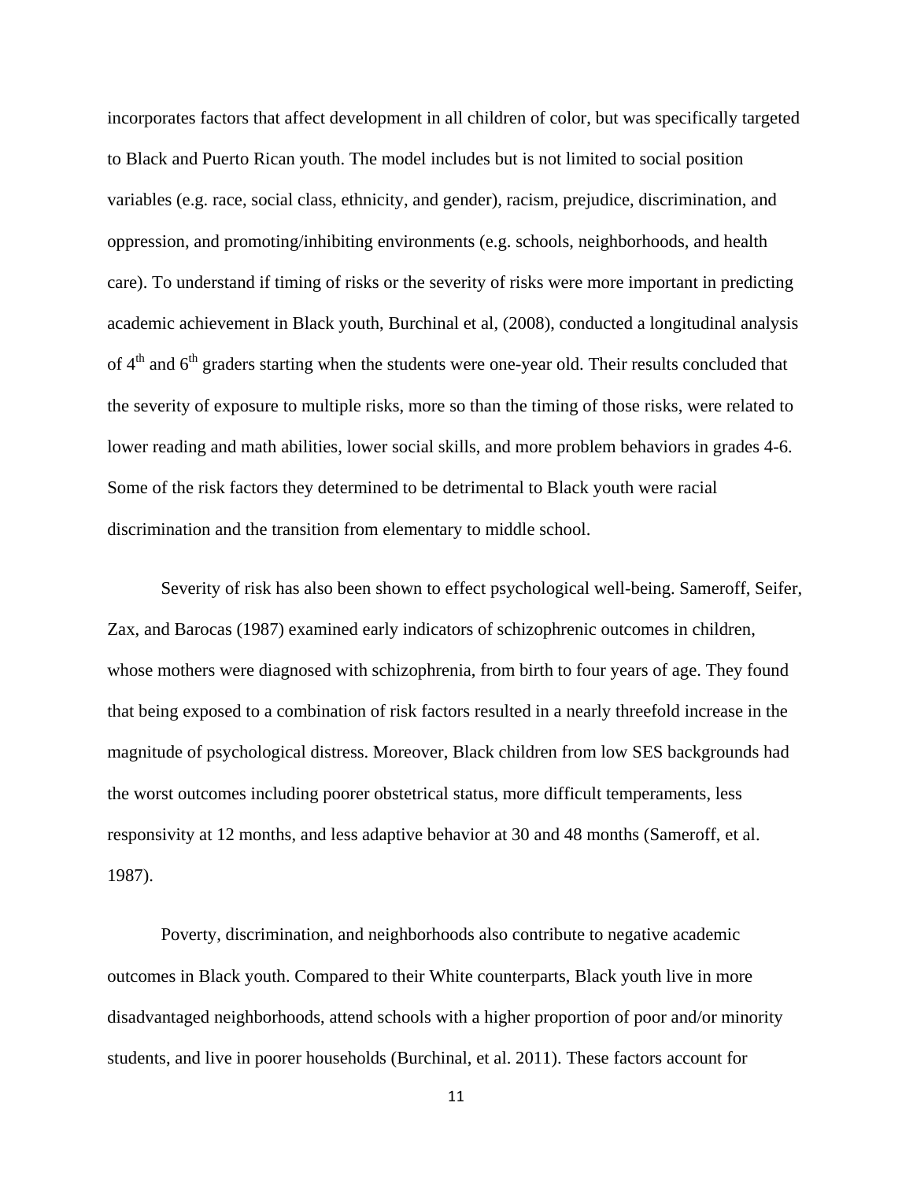incorporates factors that affect development in all children of color, but was specifically targeted to Black and Puerto Rican youth. The model includes but is not limited to social position variables (e.g. race, social class, ethnicity, and gender), racism, prejudice, discrimination, and oppression, and promoting/inhibiting environments (e.g. schools, neighborhoods, and health care). To understand if timing of risks or the severity of risks were more important in predicting academic achievement in Black youth, Burchinal et al, (2008), conducted a longitudinal analysis of 4th and 6th graders starting when the students were one-year old. Their results concluded that the severity of exposure to multiple risks, more so than the timing of those risks, were related to lower reading and math abilities, lower social skills, and more problem behaviors in grades 4-6. Some of the risk factors they determined to be detrimental to Black youth were racial discrimination and the transition from elementary to middle school.

Severity of risk has also been shown to effect psychological well-being. Sameroff, Seifer, Zax, and Barocas (1987) examined early indicators of schizophrenic outcomes in children, whose mothers were diagnosed with schizophrenia, from birth to four years of age. They found that being exposed to a combination of risk factors resulted in a nearly threefold increase in the magnitude of psychological distress. Moreover, Black children from low SES backgrounds had the worst outcomes including poorer obstetrical status, more difficult temperaments, less responsivity at 12 months, and less adaptive behavior at 30 and 48 months (Sameroff, et al. 1987).

Poverty, discrimination, and neighborhoods also contribute to negative academic outcomes in Black youth. Compared to their White counterparts, Black youth live in more disadvantaged neighborhoods, attend schools with a higher proportion of poor and/or minority students, and live in poorer households (Burchinal, et al. 2011). These factors account for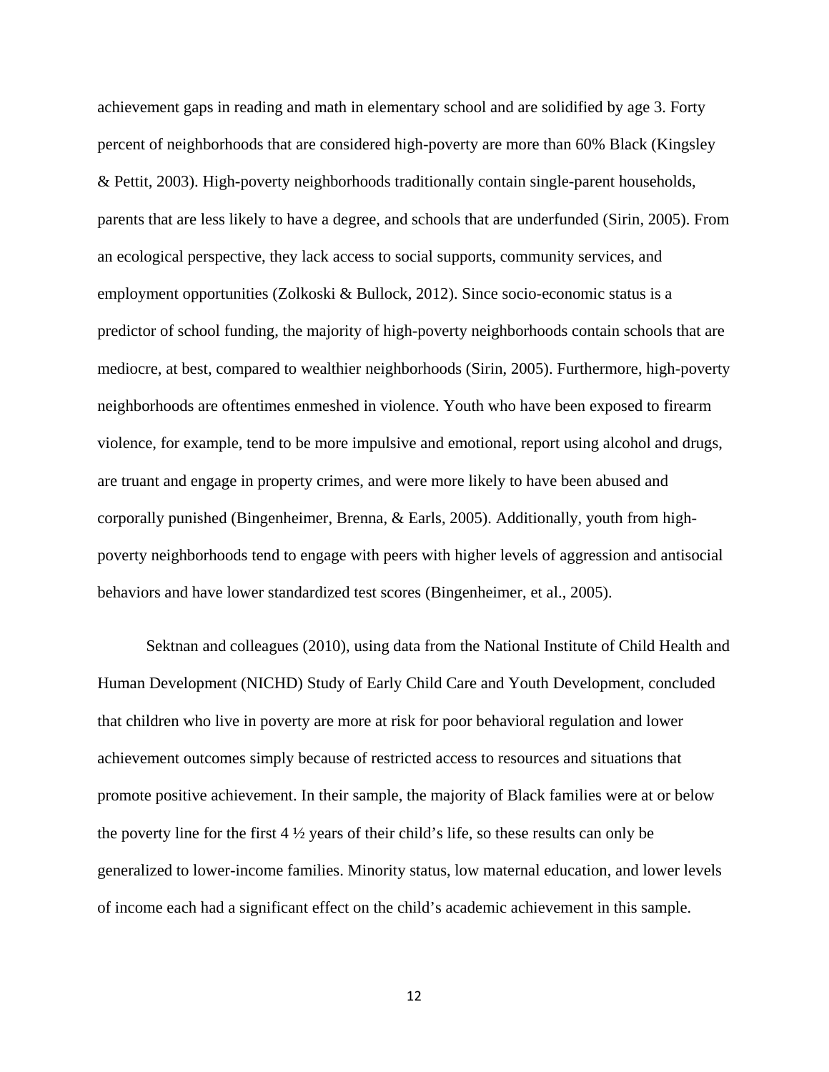achievement gaps in reading and math in elementary school and are solidified by age 3. Forty percent of neighborhoods that are considered high-poverty are more than 60% Black (Kingsley & Pettit, 2003). High-poverty neighborhoods traditionally contain single-parent households, parents that are less likely to have a degree, and schools that are underfunded (Sirin, 2005). From an ecological perspective, they lack access to social supports, community services, and employment opportunities (Zolkoski & Bullock, 2012). Since socio-economic status is a predictor of school funding, the majority of high-poverty neighborhoods contain schools that are mediocre, at best, compared to wealthier neighborhoods (Sirin, 2005). Furthermore, high-poverty neighborhoods are oftentimes enmeshed in violence. Youth who have been exposed to firearm violence, for example, tend to be more impulsive and emotional, report using alcohol and drugs, are truant and engage in property crimes, and were more likely to have been abused and corporally punished (Bingenheimer, Brenna, & Earls, 2005). Additionally, youth from high-poverty neighborhoods tend to engage with peers with higher levels of aggression and antisocial behaviors and have lower standardized test scores (Bingenheimer, et al., 2005).

Sektnan and colleagues (2010), using data from the National Institute of Child Health and Human Development (NICHD) Study of Early Child Care and Youth Development, concluded that children who live in poverty are more at risk for poor behavioral regulation and lower achievement outcomes simply because of restricted access to resources and situations that promote positive achievement. In their sample, the majority of Black families were at or below the poverty line for the first 4 ½ years of their child's life, so these results can only be generalized to lower-income families. Minority status, low maternal education, and lower levels of income each had a significant effect on the child's academic achievement in this sample.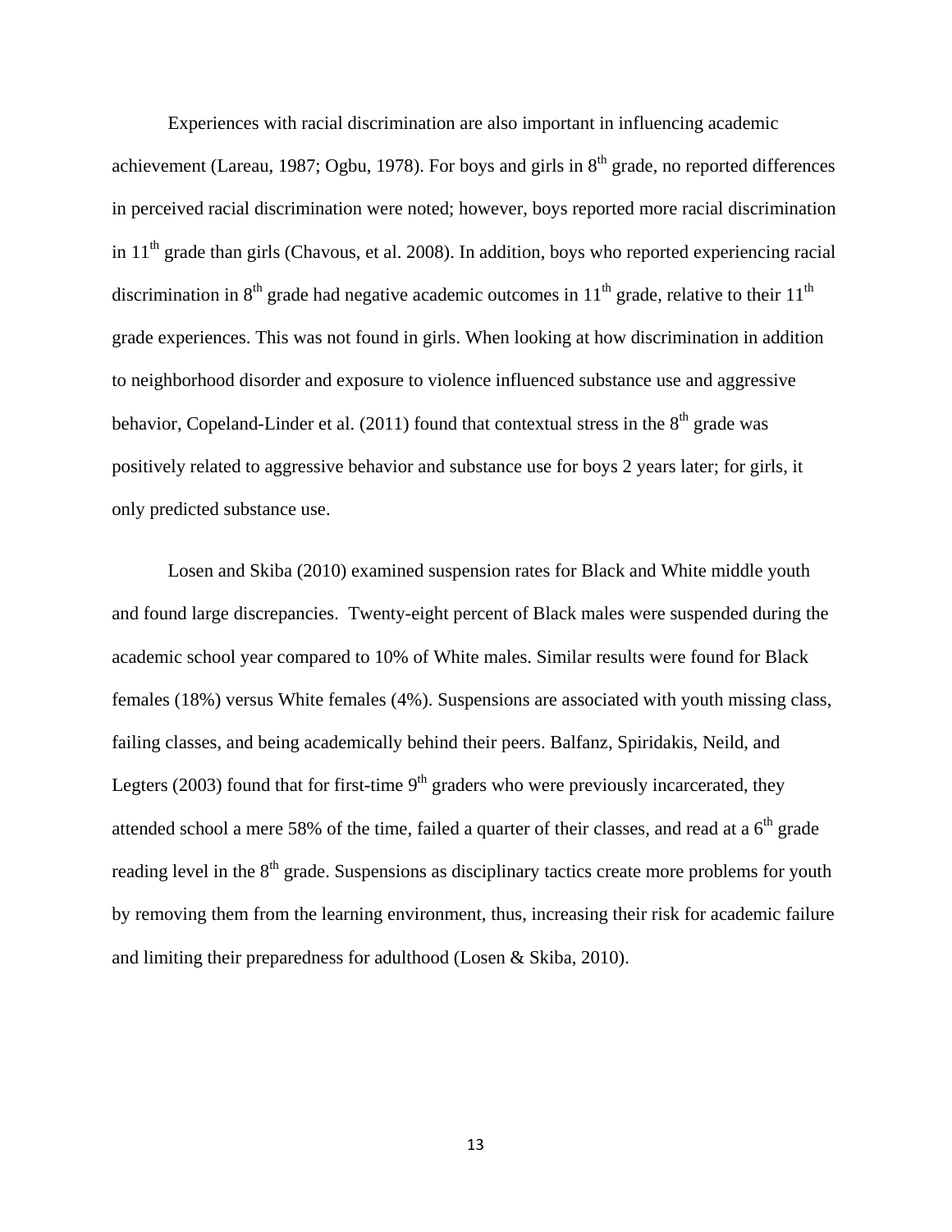Experiences with racial discrimination are also important in influencing academic achievement (Lareau, 1987; Ogbu, 1978). For boys and girls in 8th grade, no reported differences in perceived racial discrimination were noted; however, boys reported more racial discrimination in 11th grade than girls (Chavous, et al. 2008). In addition, boys who reported experiencing racial discrimination in 8th grade had negative academic outcomes in 11th grade, relative to their 11th grade experiences. This was not found in girls. When looking at how discrimination in addition to neighborhood disorder and exposure to violence influenced substance use and aggressive behavior, Copeland-Linder et al. (2011) found that contextual stress in the 8th grade was positively related to aggressive behavior and substance use for boys 2 years later; for girls, it only predicted substance use.

Losen and Skiba (2010) examined suspension rates for Black and White middle youth and found large discrepancies. Twenty-eight percent of Black males were suspended during the academic school year compared to 10% of White males. Similar results were found for Black females (18%) versus White females (4%). Suspensions are associated with youth missing class, failing classes, and being academically behind their peers. Balfanz, Spiridakis, Neild, and Legters (2003) found that for first-time 9th graders who were previously incarcerated, they attended school a mere 58% of the time, failed a quarter of their classes, and read at a 6th grade reading level in the 8th grade. Suspensions as disciplinary tactics create more problems for youth by removing them from the learning environment, thus, increasing their risk for academic failure and limiting their preparedness for adulthood (Losen & Skiba, 2010).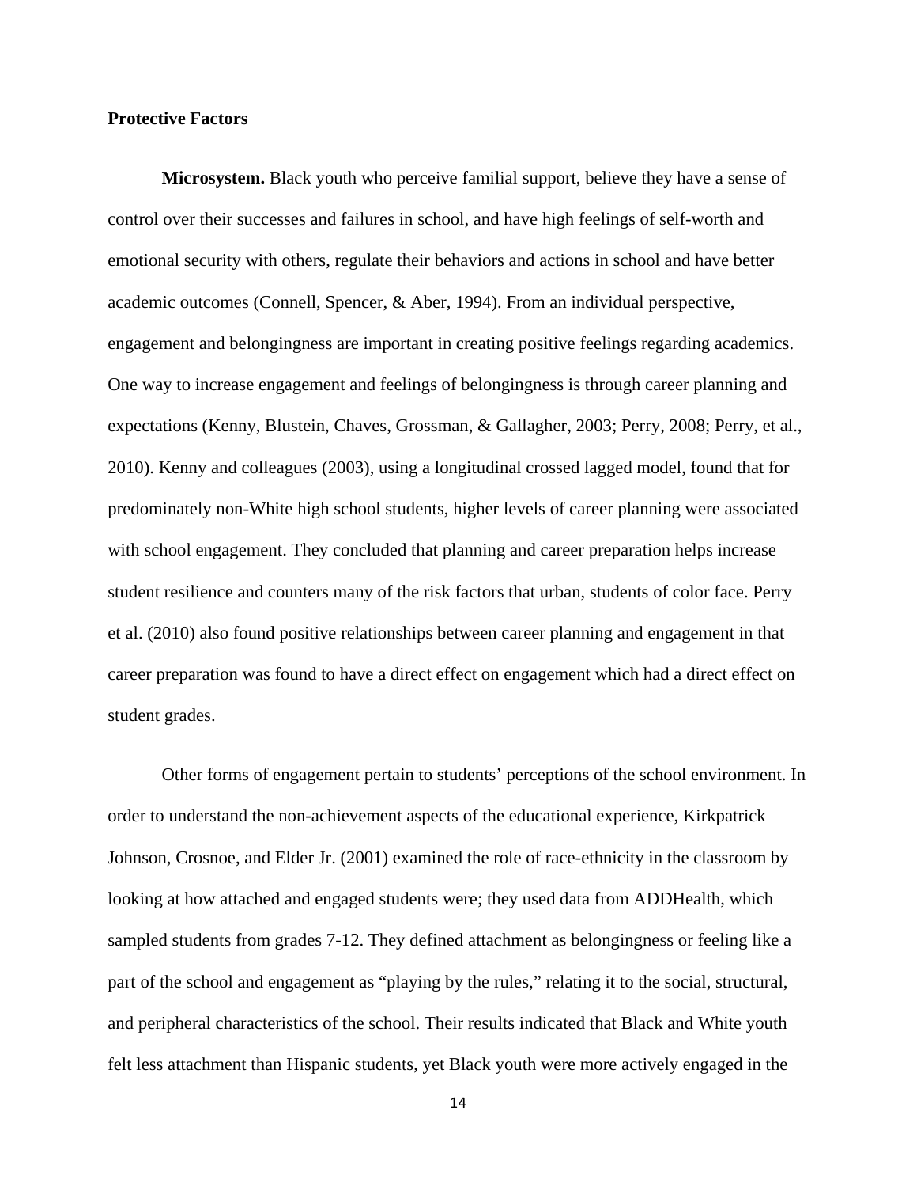**Protective Factors**

**Microsystem.** Black youth who perceive familial support, believe they have a sense of control over their successes and failures in school, and have high feelings of self-worth and emotional security with others, regulate their behaviors and actions in school and have better academic outcomes (Connell, Spencer, & Aber, 1994). From an individual perspective, engagement and belongingness are important in creating positive feelings regarding academics. One way to increase engagement and feelings of belongingness is through career planning and expectations (Kenny, Blustein, Chaves, Grossman, & Gallagher, 2003; Perry, 2008; Perry, et al., 2010). Kenny and colleagues (2003), using a longitudinal crossed lagged model, found that for predominately non-White high school students, higher levels of career planning were associated with school engagement. They concluded that planning and career preparation helps increase student resilience and counters many of the risk factors that urban, students of color face. Perry et al. (2010) also found positive relationships between career planning and engagement in that career preparation was found to have a direct effect on engagement which had a direct effect on student grades.

Other forms of engagement pertain to students' perceptions of the school environment. In order to understand the non-achievement aspects of the educational experience, Kirkpatrick Johnson, Crosnoe, and Elder Jr. (2001) examined the role of race-ethnicity in the classroom by looking at how attached and engaged students were; they used data from ADDHealth, which sampled students from grades 7-12. They defined attachment as belongingness or feeling like a part of the school and engagement as "playing by the rules," relating it to the social, structural, and peripheral characteristics of the school. Their results indicated that Black and White youth felt less attachment than Hispanic students, yet Black youth were more actively engaged in the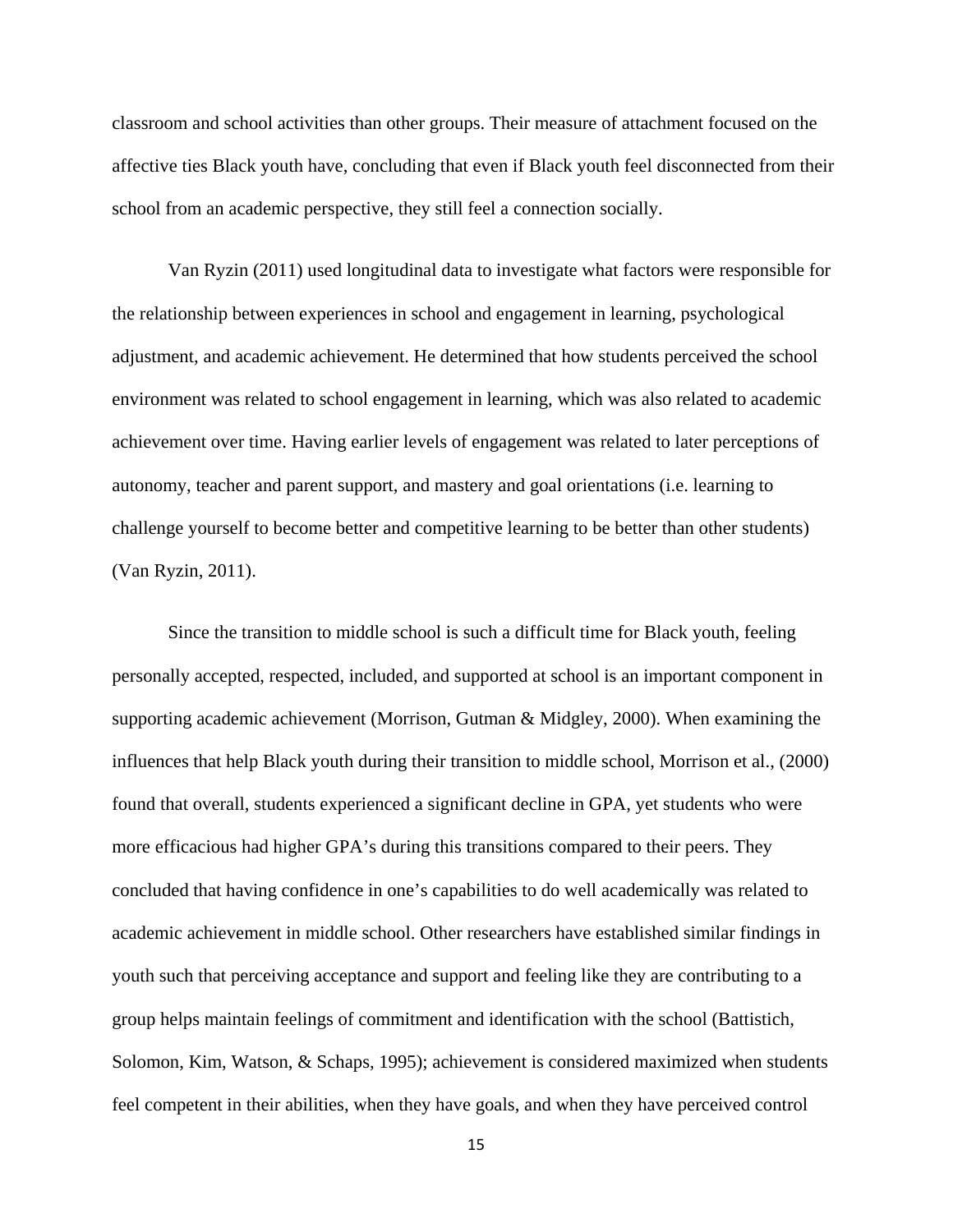classroom and school activities than other groups. Their measure of attachment focused on the affective ties Black youth have, concluding that even if Black youth feel disconnected from their school from an academic perspective, they still feel a connection socially.

Van Ryzin (2011) used longitudinal data to investigate what factors were responsible for the relationship between experiences in school and engagement in learning, psychological adjustment, and academic achievement. He determined that how students perceived the school environment was related to school engagement in learning, which was also related to academic achievement over time. Having earlier levels of engagement was related to later perceptions of autonomy, teacher and parent support, and mastery and goal orientations (i.e. learning to challenge yourself to become better and competitive learning to be better than other students) (Van Ryzin, 2011).

Since the transition to middle school is such a difficult time for Black youth, feeling personally accepted, respected, included, and supported at school is an important component in supporting academic achievement (Morrison, Gutman & Midgley, 2000). When examining the influences that help Black youth during their transition to middle school, Morrison et al., (2000) found that overall, students experienced a significant decline in GPA, yet students who were more efficacious had higher GPA's during this transitions compared to their peers. They concluded that having confidence in one's capabilities to do well academically was related to academic achievement in middle school. Other researchers have established similar findings in youth such that perceiving acceptance and support and feeling like they are contributing to a group helps maintain feelings of commitment and identification with the school (Battistich, Solomon, Kim, Watson, & Schaps, 1995); achievement is considered maximized when students feel competent in their abilities, when they have goals, and when they have perceived control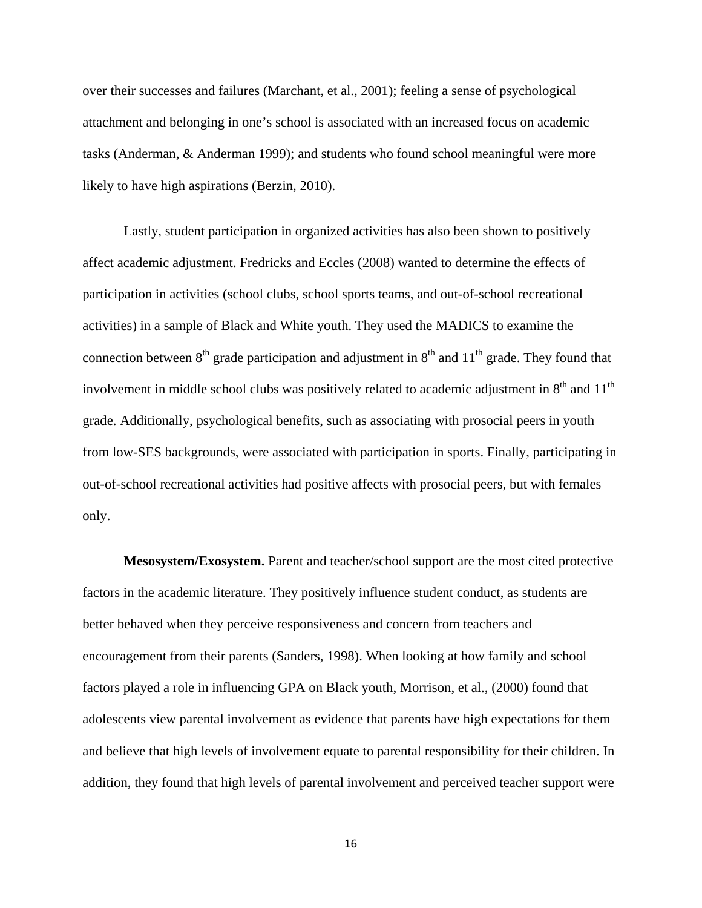over their successes and failures (Marchant, et al., 2001); feeling a sense of psychological attachment and belonging in one's school is associated with an increased focus on academic tasks (Anderman, & Anderman 1999); and students who found school meaningful were more likely to have high aspirations (Berzin, 2010).

Lastly, student participation in organized activities has also been shown to positively affect academic adjustment. Fredricks and Eccles (2008) wanted to determine the effects of participation in activities (school clubs, school sports teams, and out-of-school recreational activities) in a sample of Black and White youth. They used the MADICS to examine the connection between 8th grade participation and adjustment in 8th and 11th grade. They found that involvement in middle school clubs was positively related to academic adjustment in 8th and 11th grade. Additionally, psychological benefits, such as associating with prosocial peers in youth from low-SES backgrounds, were associated with participation in sports. Finally, participating in out-of-school recreational activities had positive affects with prosocial peers, but with females only.

**Mesosystem/Exosystem.** Parent and teacher/school support are the most cited protective factors in the academic literature. They positively influence student conduct, as students are better behaved when they perceive responsiveness and concern from teachers and encouragement from their parents (Sanders, 1998). When looking at how family and school factors played a role in influencing GPA on Black youth, Morrison, et al., (2000) found that adolescents view parental involvement as evidence that parents have high expectations for them and believe that high levels of involvement equate to parental responsibility for their children. In addition, they found that high levels of parental involvement and perceived teacher support were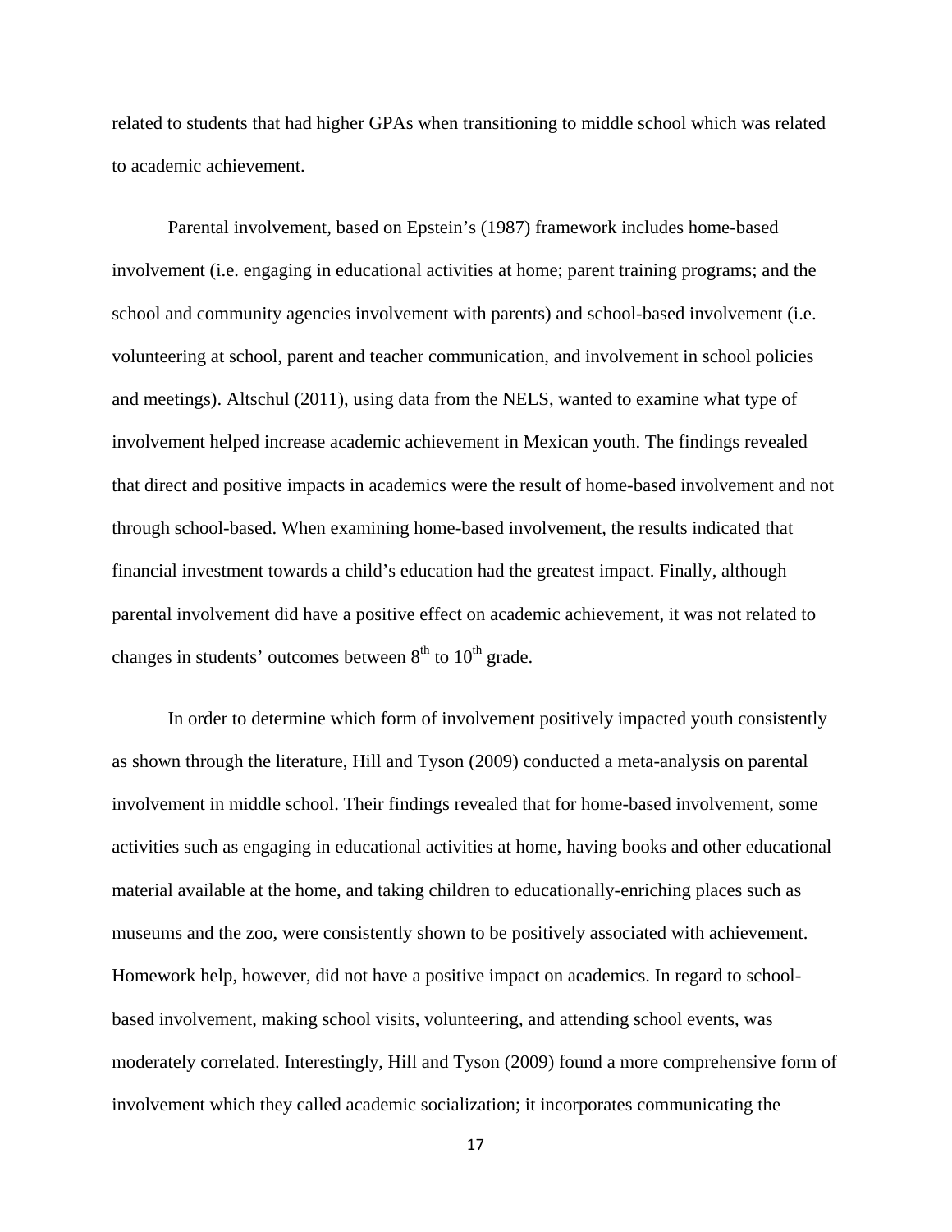related to students that had higher GPAs when transitioning to middle school which was related to academic achievement.

Parental involvement, based on Epstein's (1987) framework includes home-based involvement (i.e. engaging in educational activities at home; parent training programs; and the school and community agencies involvement with parents) and school-based involvement (i.e. volunteering at school, parent and teacher communication, and involvement in school policies and meetings). Altschul (2011), using data from the NELS, wanted to examine what type of involvement helped increase academic achievement in Mexican youth. The findings revealed that direct and positive impacts in academics were the result of home-based involvement and not through school-based. When examining home-based involvement, the results indicated that financial investment towards a child's education had the greatest impact. Finally, although parental involvement did have a positive effect on academic achievement, it was not related to changes in students' outcomes between 8th to 10th grade.

In order to determine which form of involvement positively impacted youth consistently as shown through the literature, Hill and Tyson (2009) conducted a meta-analysis on parental involvement in middle school. Their findings revealed that for home-based involvement, some activities such as engaging in educational activities at home, having books and other educational material available at the home, and taking children to educationally-enriching places such as museums and the zoo, were consistently shown to be positively associated with achievement. Homework help, however, did not have a positive impact on academics. In regard to school-based involvement, making school visits, volunteering, and attending school events, was moderately correlated. Interestingly, Hill and Tyson (2009) found a more comprehensive form of involvement which they called academic socialization; it incorporates communicating the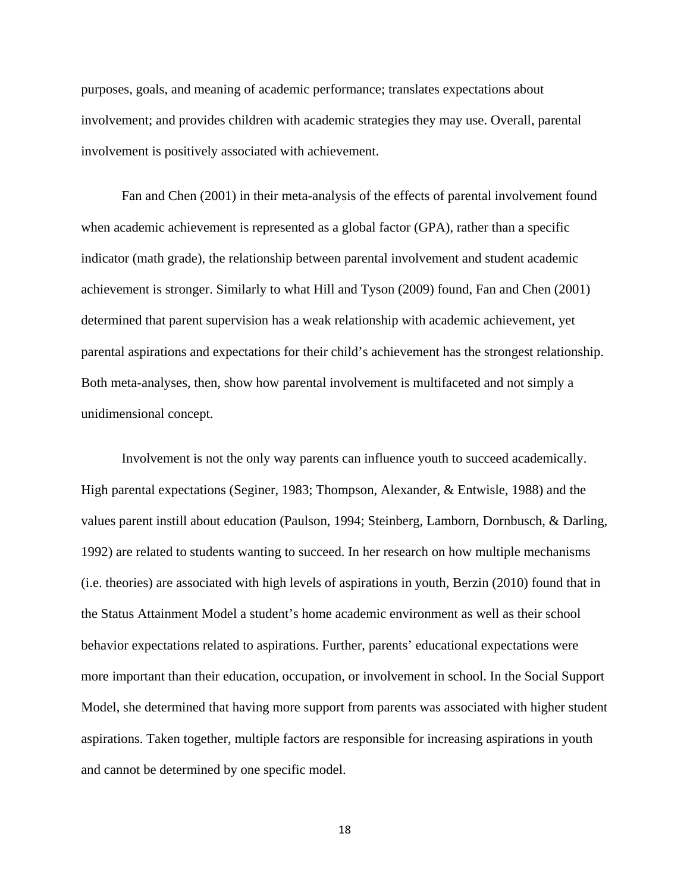purposes, goals, and meaning of academic performance; translates expectations about involvement; and provides children with academic strategies they may use. Overall, parental involvement is positively associated with achievement.

Fan and Chen (2001) in their meta-analysis of the effects of parental involvement found when academic achievement is represented as a global factor (GPA), rather than a specific indicator (math grade), the relationship between parental involvement and student academic achievement is stronger. Similarly to what Hill and Tyson (2009) found, Fan and Chen (2001) determined that parent supervision has a weak relationship with academic achievement, yet parental aspirations and expectations for their child's achievement has the strongest relationship. Both meta-analyses, then, show how parental involvement is multifaceted and not simply a unidimensional concept.

Involvement is not the only way parents can influence youth to succeed academically. High parental expectations (Seginer, 1983; Thompson, Alexander, & Entwisle, 1988) and the values parent instill about education (Paulson, 1994; Steinberg, Lamborn, Dornbusch, & Darling, 1992) are related to students wanting to succeed. In her research on how multiple mechanisms (i.e. theories) are associated with high levels of aspirations in youth, Berzin (2010) found that in the Status Attainment Model a student's home academic environment as well as their school behavior expectations related to aspirations. Further, parents' educational expectations were more important than their education, occupation, or involvement in school. In the Social Support Model, she determined that having more support from parents was associated with higher student aspirations. Taken together, multiple factors are responsible for increasing aspirations in youth and cannot be determined by one specific model.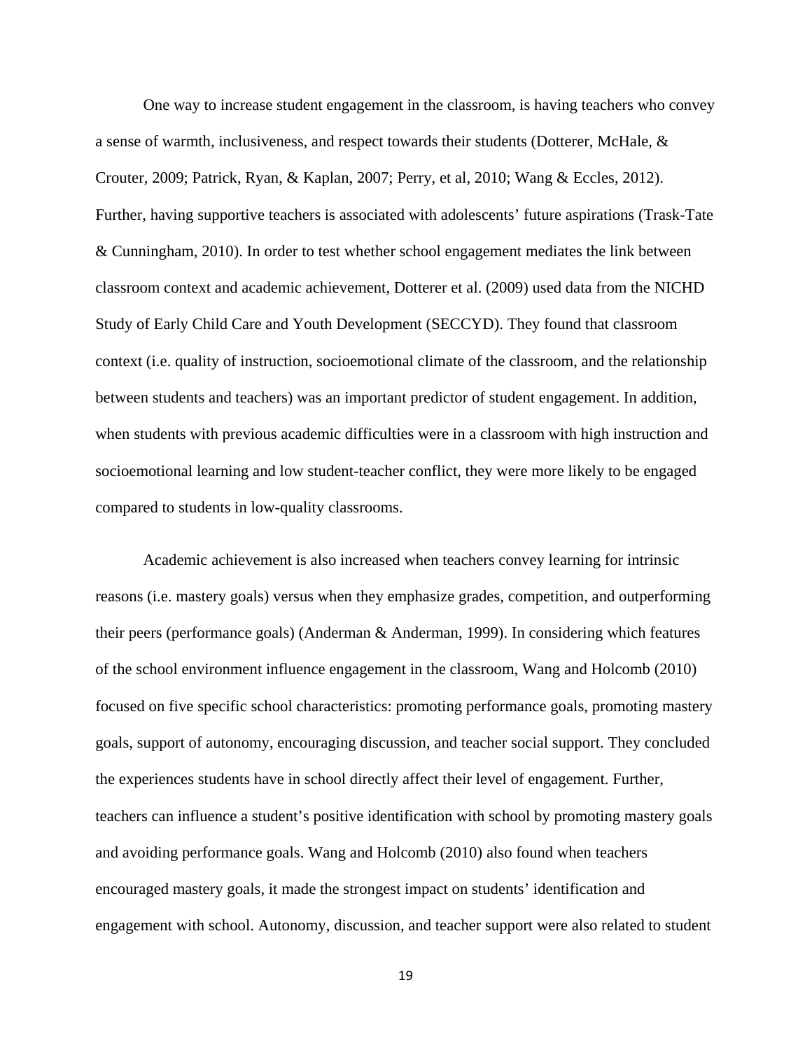One way to increase student engagement in the classroom, is having teachers who convey a sense of warmth, inclusiveness, and respect towards their students (Dotterer, McHale, & Crouter, 2009; Patrick, Ryan, & Kaplan, 2007; Perry, et al, 2010; Wang & Eccles, 2012). Further, having supportive teachers is associated with adolescents' future aspirations (Trask-Tate & Cunningham, 2010). In order to test whether school engagement mediates the link between classroom context and academic achievement, Dotterer et al. (2009) used data from the NICHD Study of Early Child Care and Youth Development (SECCYD). They found that classroom context (i.e. quality of instruction, socioemotional climate of the classroom, and the relationship between students and teachers) was an important predictor of student engagement. In addition, when students with previous academic difficulties were in a classroom with high instruction and socioemotional learning and low student-teacher conflict, they were more likely to be engaged compared to students in low-quality classrooms.

Academic achievement is also increased when teachers convey learning for intrinsic reasons (i.e. mastery goals) versus when they emphasize grades, competition, and outperforming their peers (performance goals) (Anderman & Anderman, 1999). In considering which features of the school environment influence engagement in the classroom, Wang and Holcomb (2010) focused on five specific school characteristics: promoting performance goals, promoting mastery goals, support of autonomy, encouraging discussion, and teacher social support. They concluded the experiences students have in school directly affect their level of engagement. Further, teachers can influence a student's positive identification with school by promoting mastery goals and avoiding performance goals. Wang and Holcomb (2010) also found when teachers encouraged mastery goals, it made the strongest impact on students' identification and engagement with school. Autonomy, discussion, and teacher support were also related to student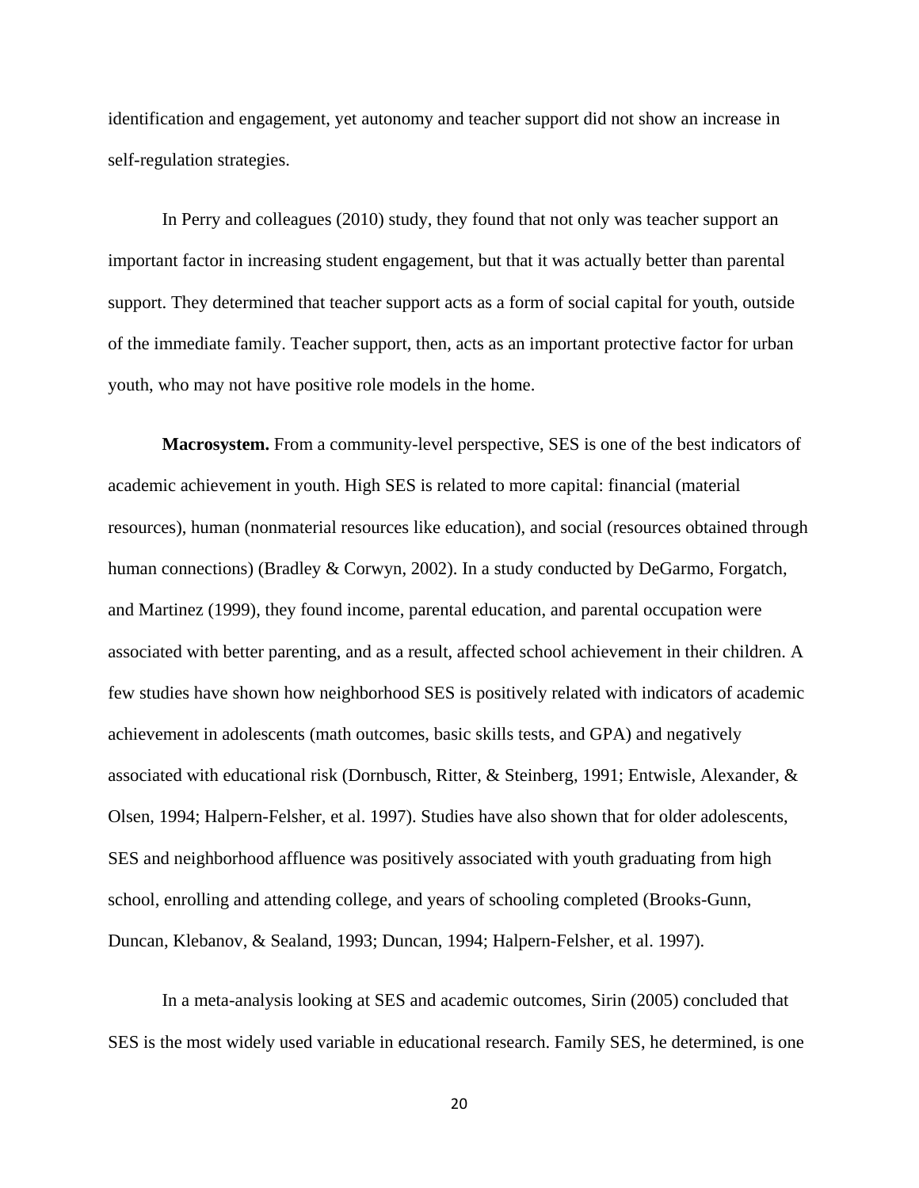identification and engagement, yet autonomy and teacher support did not show an increase in self-regulation strategies.

In Perry and colleagues (2010) study, they found that not only was teacher support an important factor in increasing student engagement, but that it was actually better than parental support. They determined that teacher support acts as a form of social capital for youth, outside of the immediate family. Teacher support, then, acts as an important protective factor for urban youth, who may not have positive role models in the home.

**Macrosystem.** From a community-level perspective, SES is one of the best indicators of academic achievement in youth. High SES is related to more capital: financial (material resources), human (nonmaterial resources like education), and social (resources obtained through human connections) (Bradley & Corwyn, 2002). In a study conducted by DeGarmo, Forgatch, and Martinez (1999), they found income, parental education, and parental occupation were associated with better parenting, and as a result, affected school achievement in their children. A few studies have shown how neighborhood SES is positively related with indicators of academic achievement in adolescents (math outcomes, basic skills tests, and GPA) and negatively associated with educational risk (Dornbusch, Ritter, & Steinberg, 1991; Entwisle, Alexander, & Olsen, 1994; Halpern-Felsher, et al. 1997). Studies have also shown that for older adolescents, SES and neighborhood affluence was positively associated with youth graduating from high school, enrolling and attending college, and years of schooling completed (Brooks-Gunn, Duncan, Klebanov, & Sealand, 1993; Duncan, 1994; Halpern-Felsher, et al. 1997).

In a meta-analysis looking at SES and academic outcomes, Sirin (2005) concluded that SES is the most widely used variable in educational research. Family SES, he determined, is one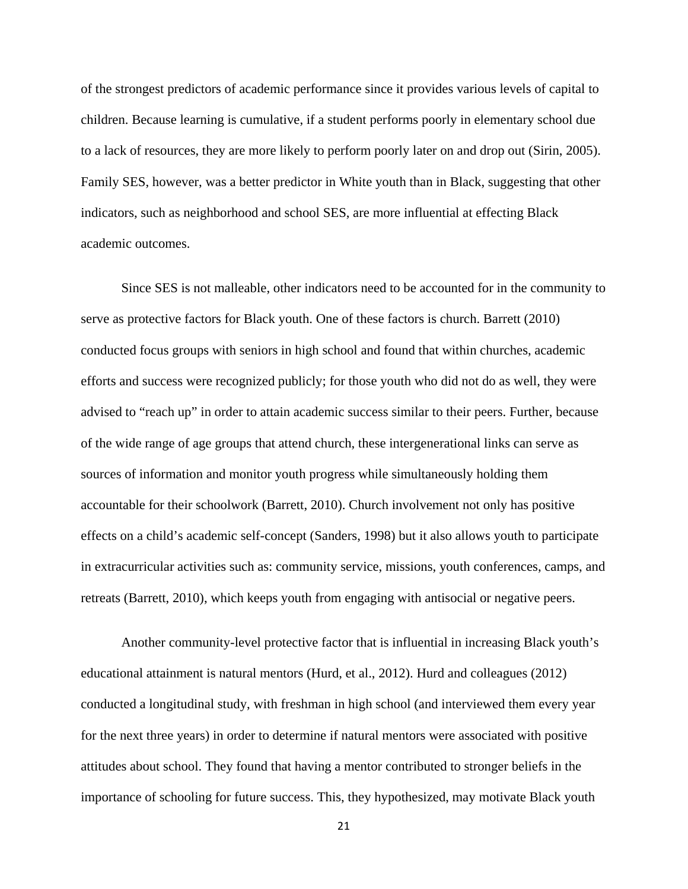of the strongest predictors of academic performance since it provides various levels of capital to children. Because learning is cumulative, if a student performs poorly in elementary school due to a lack of resources, they are more likely to perform poorly later on and drop out (Sirin, 2005). Family SES, however, was a better predictor in White youth than in Black, suggesting that other indicators, such as neighborhood and school SES, are more influential at effecting Black academic outcomes.

Since SES is not malleable, other indicators need to be accounted for in the community to serve as protective factors for Black youth. One of these factors is church. Barrett (2010) conducted focus groups with seniors in high school and found that within churches, academic efforts and success were recognized publicly; for those youth who did not do as well, they were advised to "reach up" in order to attain academic success similar to their peers. Further, because of the wide range of age groups that attend church, these intergenerational links can serve as sources of information and monitor youth progress while simultaneously holding them accountable for their schoolwork (Barrett, 2010). Church involvement not only has positive effects on a child's academic self-concept (Sanders, 1998) but it also allows youth to participate in extracurricular activities such as: community service, missions, youth conferences, camps, and retreats (Barrett, 2010), which keeps youth from engaging with antisocial or negative peers.

Another community-level protective factor that is influential in increasing Black youth's educational attainment is natural mentors (Hurd, et al., 2012). Hurd and colleagues (2012) conducted a longitudinal study, with freshman in high school (and interviewed them every year for the next three years) in order to determine if natural mentors were associated with positive attitudes about school. They found that having a mentor contributed to stronger beliefs in the importance of schooling for future success. This, they hypothesized, may motivate Black youth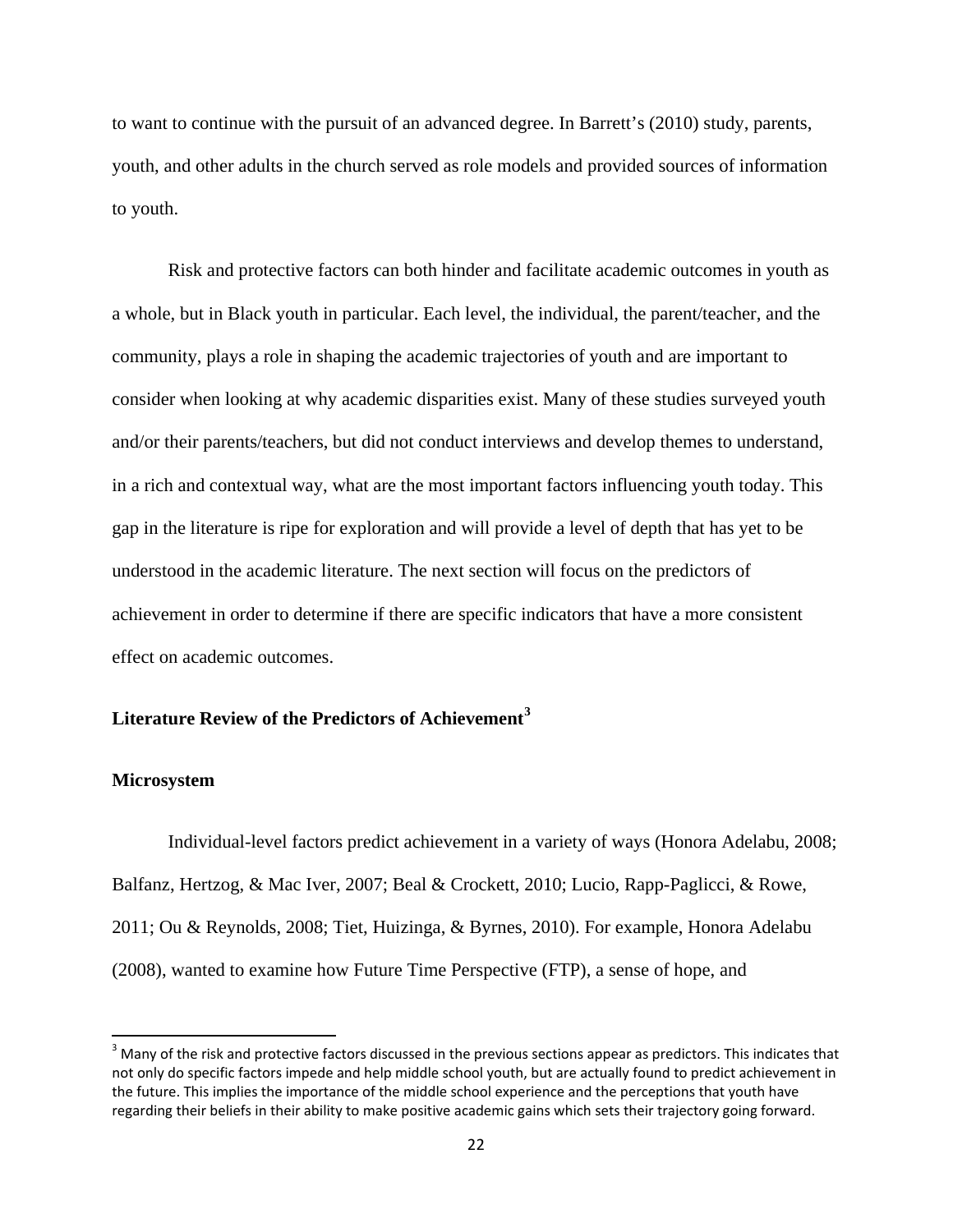to want to continue with the pursuit of an advanced degree. In Barrett's (2010) study, parents, youth, and other adults in the church served as role models and provided sources of information to youth.

Risk and protective factors can both hinder and facilitate academic outcomes in youth as a whole, but in Black youth in particular. Each level, the individual, the parent/teacher, and the community, plays a role in shaping the academic trajectories of youth and are important to consider when looking at why academic disparities exist. Many of these studies surveyed youth and/or their parents/teachers, but did not conduct interviews and develop themes to understand, in a rich and contextual way, what are the most important factors influencing youth today. This gap in the literature is ripe for exploration and will provide a level of depth that has yet to be understood in the academic literature. The next section will focus on the predictors of achievement in order to determine if there are specific indicators that have a more consistent effect on academic outcomes.

## Literature Review of the Predictors of Achievement[3]

### Microsystem

Individual-level factors predict achievement in a variety of ways (Honora Adelabu, 2008; Balfanz, Hertzog, & Mac Iver, 2007; Beal & Crockett, 2010; Lucio, Rapp-Paglicci, & Rowe, 2011; Ou & Reynolds, 2008; Tiet, Huizinga, & Byrnes, 2010). For example, Honora Adelabu (2008), wanted to examine how Future Time Perspective (FTP), a sense of hope, and

---

[3] Many of the risk and protective factors discussed in the previous sections appear as predictors. This indicates that not only do specific factors impede and help middle school youth, but are actually found to predict achievement in the future. This implies the importance of the middle school experience and the perceptions that youth have regarding their beliefs in their ability to make positive academic gains which sets their trajectory going forward.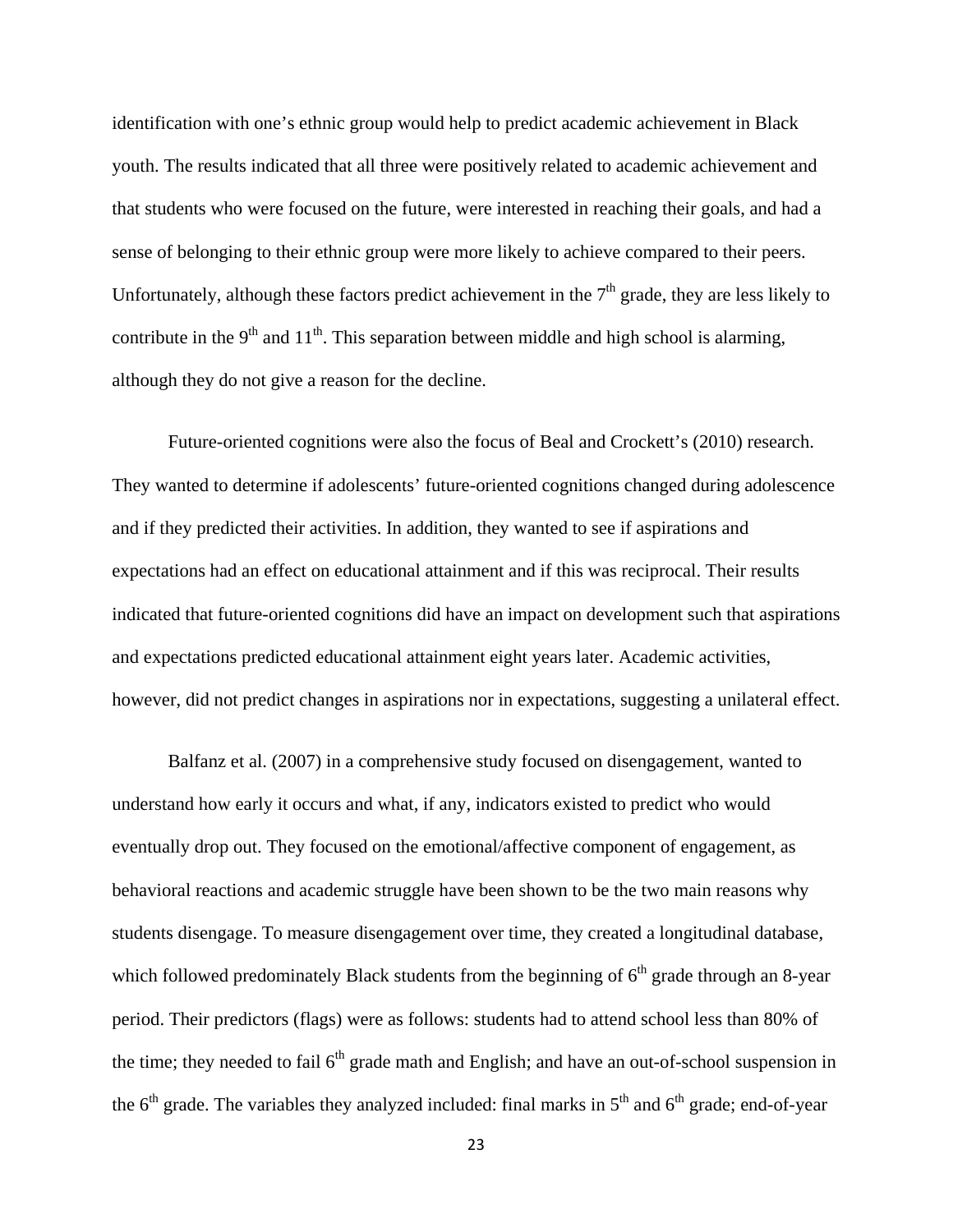identification with one's ethnic group would help to predict academic achievement in Black youth. The results indicated that all three were positively related to academic achievement and that students who were focused on the future, were interested in reaching their goals, and had a sense of belonging to their ethnic group were more likely to achieve compared to their peers. Unfortunately, although these factors predict achievement in the 7th grade, they are less likely to contribute in the 9th and 11th. This separation between middle and high school is alarming, although they do not give a reason for the decline.

Future-oriented cognitions were also the focus of Beal and Crockett's (2010) research. They wanted to determine if adolescents' future-oriented cognitions changed during adolescence and if they predicted their activities. In addition, they wanted to see if aspirations and expectations had an effect on educational attainment and if this was reciprocal. Their results indicated that future-oriented cognitions did have an impact on development such that aspirations and expectations predicted educational attainment eight years later. Academic activities, however, did not predict changes in aspirations nor in expectations, suggesting a unilateral effect.

Balfanz et al. (2007) in a comprehensive study focused on disengagement, wanted to understand how early it occurs and what, if any, indicators existed to predict who would eventually drop out. They focused on the emotional/affective component of engagement, as behavioral reactions and academic struggle have been shown to be the two main reasons why students disengage. To measure disengagement over time, they created a longitudinal database, which followed predominately Black students from the beginning of 6th grade through an 8-year period. Their predictors (flags) were as follows: students had to attend school less than 80% of the time; they needed to fail 6th grade math and English; and have an out-of-school suspension in the 6th grade. The variables they analyzed included: final marks in 5th and 6th grade; end-of-year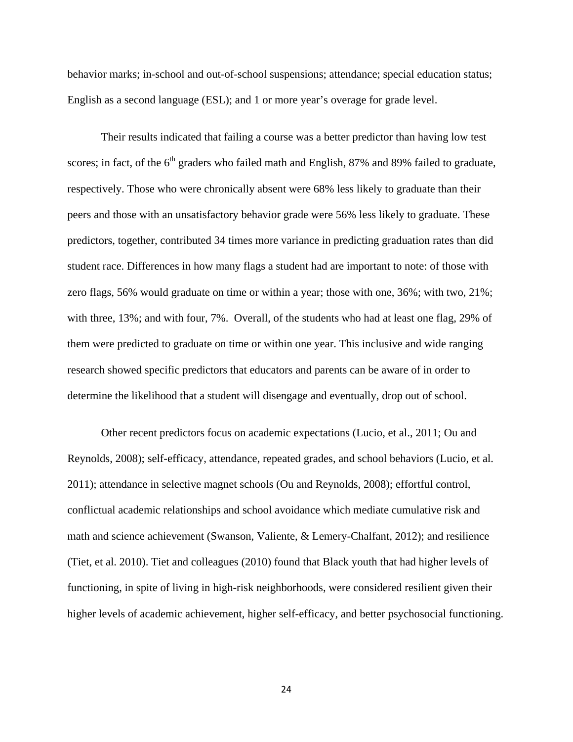behavior marks; in-school and out-of-school suspensions; attendance; special education status; English as a second language (ESL); and 1 or more year's overage for grade level.

Their results indicated that failing a course was a better predictor than having low test scores; in fact, of the 6th graders who failed math and English, 87% and 89% failed to graduate, respectively. Those who were chronically absent were 68% less likely to graduate than their peers and those with an unsatisfactory behavior grade were 56% less likely to graduate. These predictors, together, contributed 34 times more variance in predicting graduation rates than did student race. Differences in how many flags a student had are important to note: of those with zero flags, 56% would graduate on time or within a year; those with one, 36%; with two, 21%; with three, 13%; and with four, 7%. Overall, of the students who had at least one flag, 29% of them were predicted to graduate on time or within one year. This inclusive and wide ranging research showed specific predictors that educators and parents can be aware of in order to determine the likelihood that a student will disengage and eventually, drop out of school.

Other recent predictors focus on academic expectations (Lucio, et al., 2011; Ou and Reynolds, 2008); self-efficacy, attendance, repeated grades, and school behaviors (Lucio, et al. 2011); attendance in selective magnet schools (Ou and Reynolds, 2008); effortful control, conflictual academic relationships and school avoidance which mediate cumulative risk and math and science achievement (Swanson, Valiente, & Lemery-Chalfant, 2012); and resilience (Tiet, et al. 2010). Tiet and colleagues (2010) found that Black youth that had higher levels of functioning, in spite of living in high-risk neighborhoods, were considered resilient given their higher levels of academic achievement, higher self-efficacy, and better psychosocial functioning.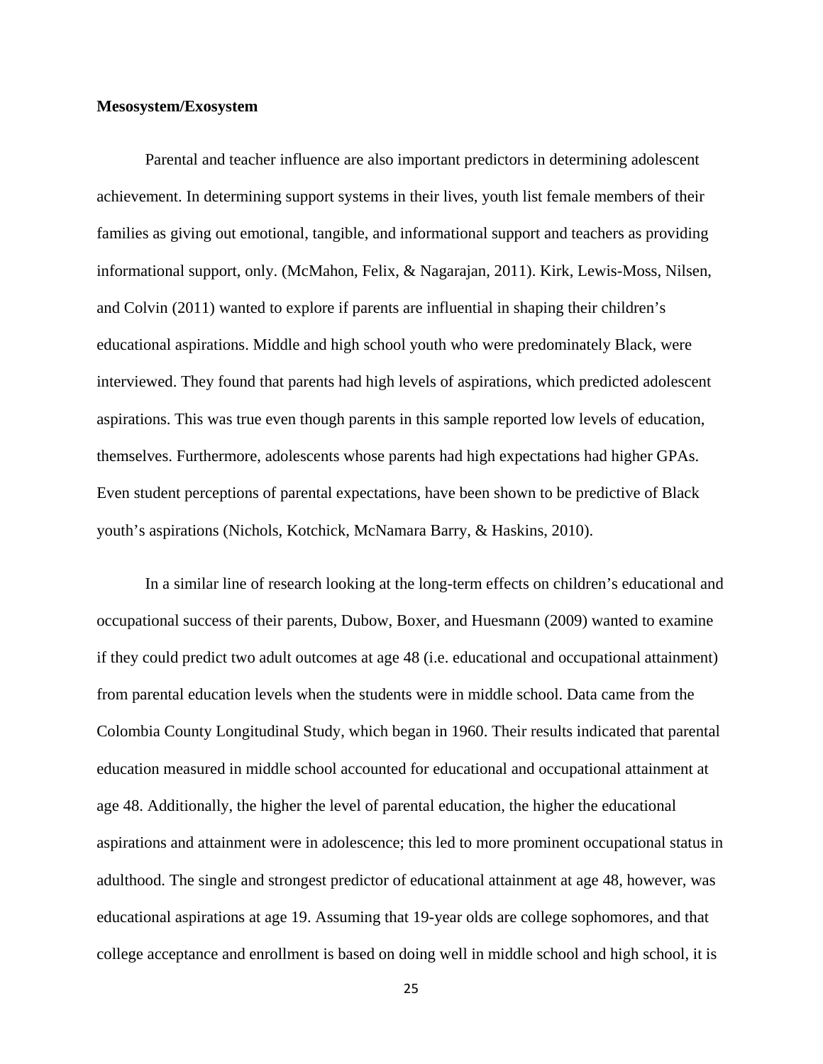**Mesosystem/Exosystem**

Parental and teacher influence are also important predictors in determining adolescent achievement. In determining support systems in their lives, youth list female members of their families as giving out emotional, tangible, and informational support and teachers as providing informational support, only. (McMahon, Felix, & Nagarajan, 2011). Kirk, Lewis-Moss, Nilsen, and Colvin (2011) wanted to explore if parents are influential in shaping their children's educational aspirations. Middle and high school youth who were predominately Black, were interviewed. They found that parents had high levels of aspirations, which predicted adolescent aspirations. This was true even though parents in this sample reported low levels of education, themselves. Furthermore, adolescents whose parents had high expectations had higher GPAs. Even student perceptions of parental expectations, have been shown to be predictive of Black youth's aspirations (Nichols, Kotchick, McNamara Barry, & Haskins, 2010).

In a similar line of research looking at the long-term effects on children's educational and occupational success of their parents, Dubow, Boxer, and Huesmann (2009) wanted to examine if they could predict two adult outcomes at age 48 (i.e. educational and occupational attainment) from parental education levels when the students were in middle school. Data came from the Colombia County Longitudinal Study, which began in 1960. Their results indicated that parental education measured in middle school accounted for educational and occupational attainment at age 48. Additionally, the higher the level of parental education, the higher the educational aspirations and attainment were in adolescence; this led to more prominent occupational status in adulthood. The single and strongest predictor of educational attainment at age 48, however, was educational aspirations at age 19. Assuming that 19-year olds are college sophomores, and that college acceptance and enrollment is based on doing well in middle school and high school, it is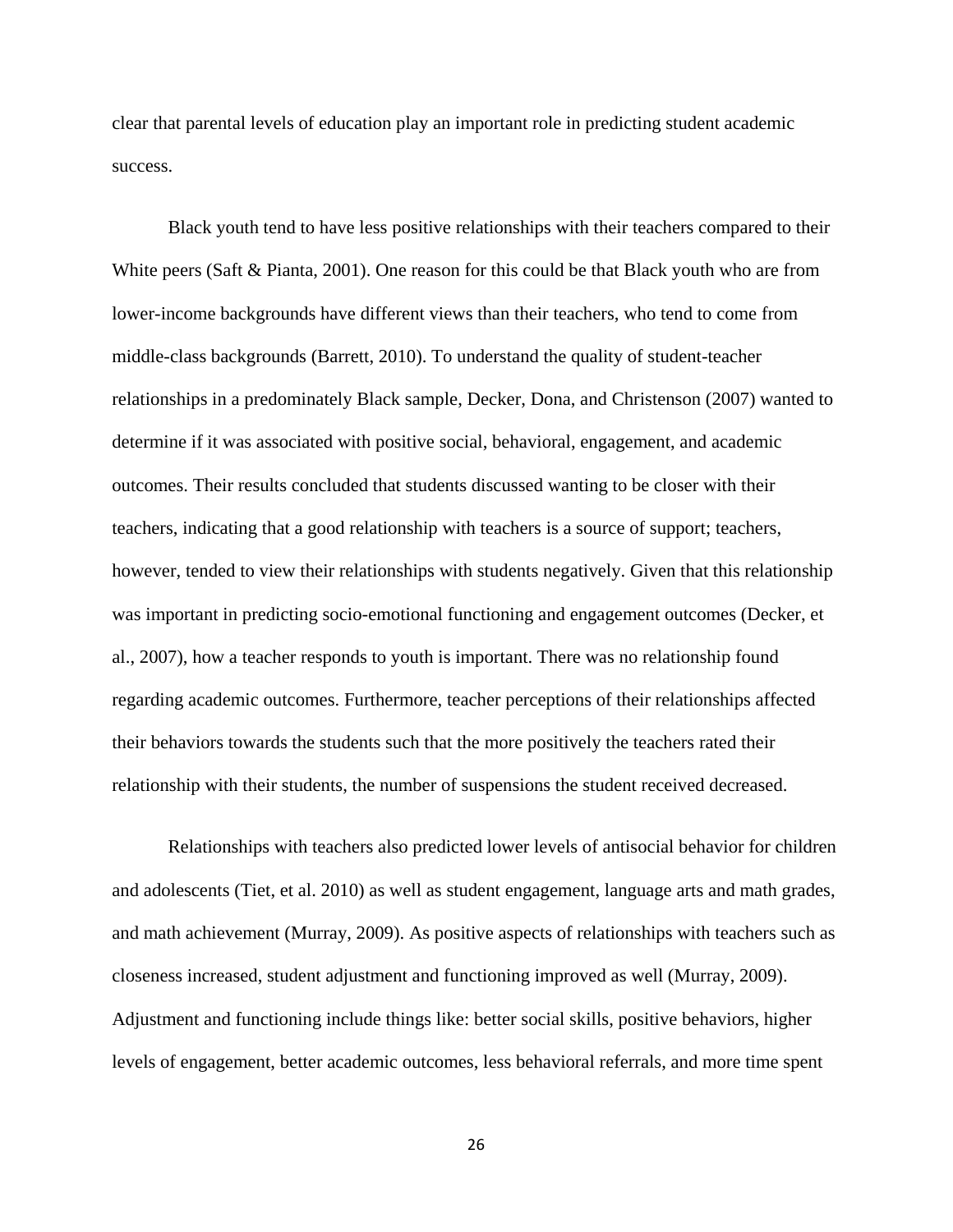clear that parental levels of education play an important role in predicting student academic success.

Black youth tend to have less positive relationships with their teachers compared to their White peers (Saft & Pianta, 2001). One reason for this could be that Black youth who are from lower-income backgrounds have different views than their teachers, who tend to come from middle-class backgrounds (Barrett, 2010). To understand the quality of student-teacher relationships in a predominately Black sample, Decker, Dona, and Christenson (2007) wanted to determine if it was associated with positive social, behavioral, engagement, and academic outcomes. Their results concluded that students discussed wanting to be closer with their teachers, indicating that a good relationship with teachers is a source of support; teachers, however, tended to view their relationships with students negatively. Given that this relationship was important in predicting socio-emotional functioning and engagement outcomes (Decker, et al., 2007), how a teacher responds to youth is important. There was no relationship found regarding academic outcomes. Furthermore, teacher perceptions of their relationships affected their behaviors towards the students such that the more positively the teachers rated their relationship with their students, the number of suspensions the student received decreased.

Relationships with teachers also predicted lower levels of antisocial behavior for children and adolescents (Tiet, et al. 2010) as well as student engagement, language arts and math grades, and math achievement (Murray, 2009). As positive aspects of relationships with teachers such as closeness increased, student adjustment and functioning improved as well (Murray, 2009). Adjustment and functioning include things like: better social skills, positive behaviors, higher levels of engagement, better academic outcomes, less behavioral referrals, and more time spent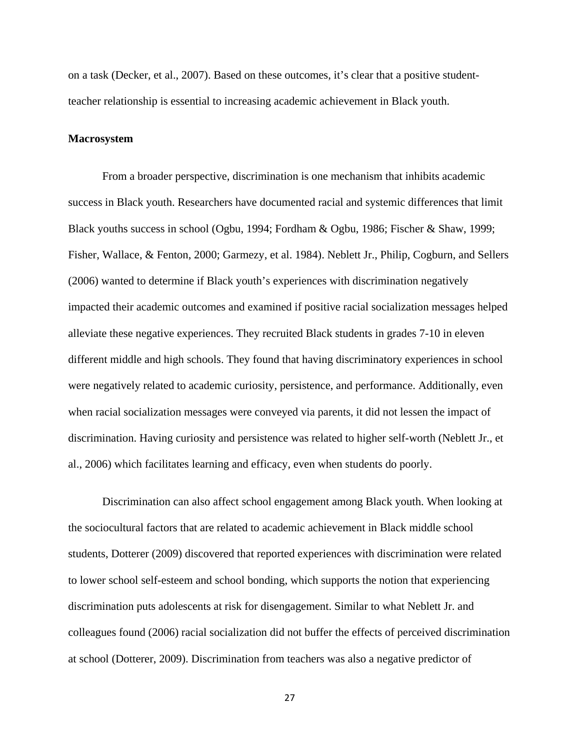on a task (Decker, et al., 2007). Based on these outcomes, it's clear that a positive student-teacher relationship is essential to increasing academic achievement in Black youth.

**Macrosystem**

From a broader perspective, discrimination is one mechanism that inhibits academic success in Black youth. Researchers have documented racial and systemic differences that limit Black youths success in school (Ogbu, 1994; Fordham & Ogbu, 1986; Fischer & Shaw, 1999; Fisher, Wallace, & Fenton, 2000; Garmezy, et al. 1984). Neblett Jr., Philip, Cogburn, and Sellers (2006) wanted to determine if Black youth's experiences with discrimination negatively impacted their academic outcomes and examined if positive racial socialization messages helped alleviate these negative experiences. They recruited Black students in grades 7-10 in eleven different middle and high schools. They found that having discriminatory experiences in school were negatively related to academic curiosity, persistence, and performance. Additionally, even when racial socialization messages were conveyed via parents, it did not lessen the impact of discrimination. Having curiosity and persistence was related to higher self-worth (Neblett Jr., et al., 2006) which facilitates learning and efficacy, even when students do poorly.

Discrimination can also affect school engagement among Black youth. When looking at the sociocultural factors that are related to academic achievement in Black middle school students, Dotterer (2009) discovered that reported experiences with discrimination were related to lower school self-esteem and school bonding, which supports the notion that experiencing discrimination puts adolescents at risk for disengagement. Similar to what Neblett Jr. and colleagues found (2006) racial socialization did not buffer the effects of perceived discrimination at school (Dotterer, 2009). Discrimination from teachers was also a negative predictor of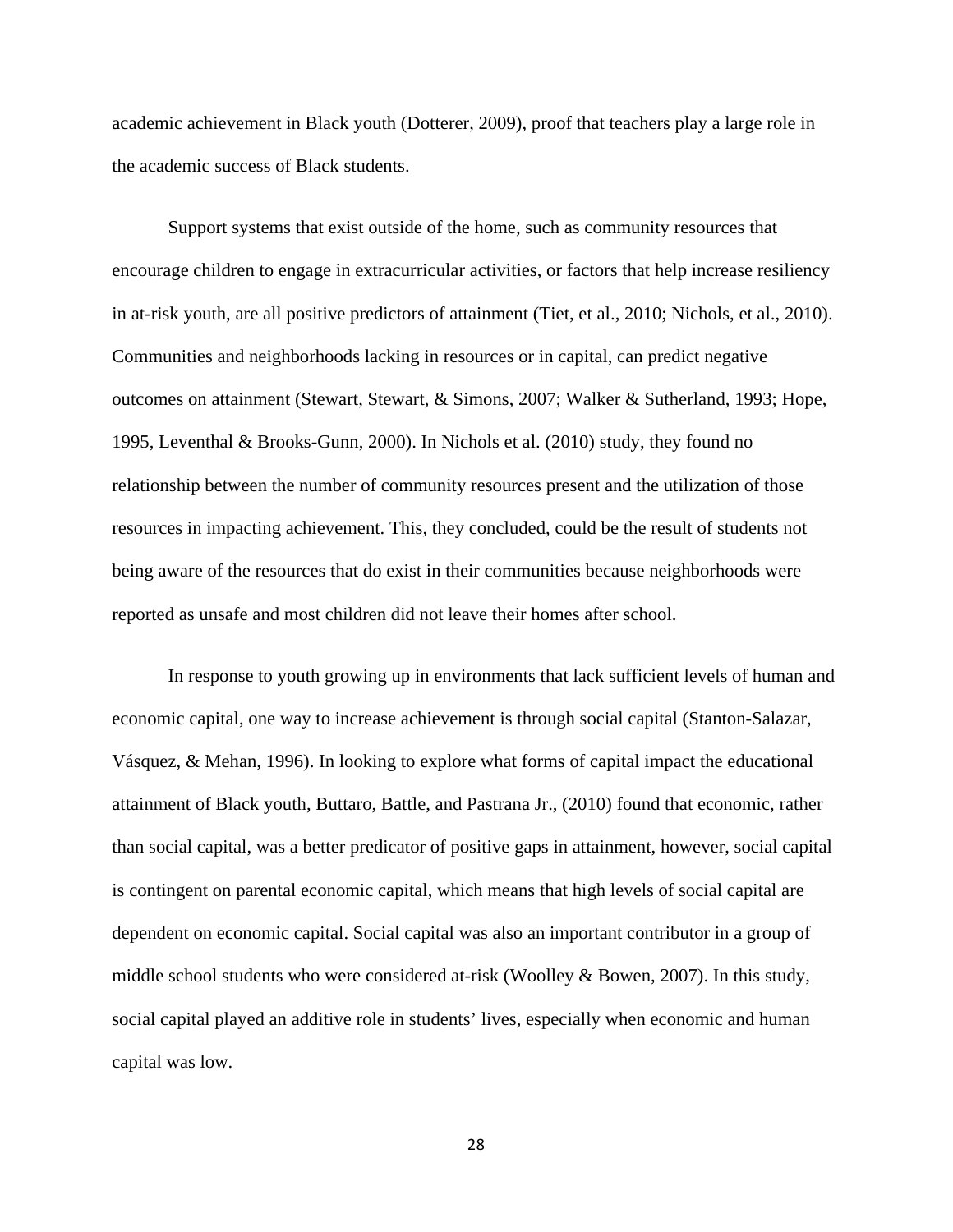academic achievement in Black youth (Dotterer, 2009), proof that teachers play a large role in the academic success of Black students.

Support systems that exist outside of the home, such as community resources that encourage children to engage in extracurricular activities, or factors that help increase resiliency in at-risk youth, are all positive predictors of attainment (Tiet, et al., 2010; Nichols, et al., 2010). Communities and neighborhoods lacking in resources or in capital, can predict negative outcomes on attainment (Stewart, Stewart, & Simons, 2007; Walker & Sutherland, 1993; Hope, 1995, Leventhal & Brooks-Gunn, 2000). In Nichols et al. (2010) study, they found no relationship between the number of community resources present and the utilization of those resources in impacting achievement. This, they concluded, could be the result of students not being aware of the resources that do exist in their communities because neighborhoods were reported as unsafe and most children did not leave their homes after school.

In response to youth growing up in environments that lack sufficient levels of human and economic capital, one way to increase achievement is through social capital (Stanton-Salazar, Vásquez, & Mehan, 1996). In looking to explore what forms of capital impact the educational attainment of Black youth, Buttaro, Battle, and Pastrana Jr., (2010) found that economic, rather than social capital, was a better predicator of positive gaps in attainment, however, social capital is contingent on parental economic capital, which means that high levels of social capital are dependent on economic capital. Social capital was also an important contributor in a group of middle school students who were considered at-risk (Woolley & Bowen, 2007). In this study, social capital played an additive role in students' lives, especially when economic and human capital was low.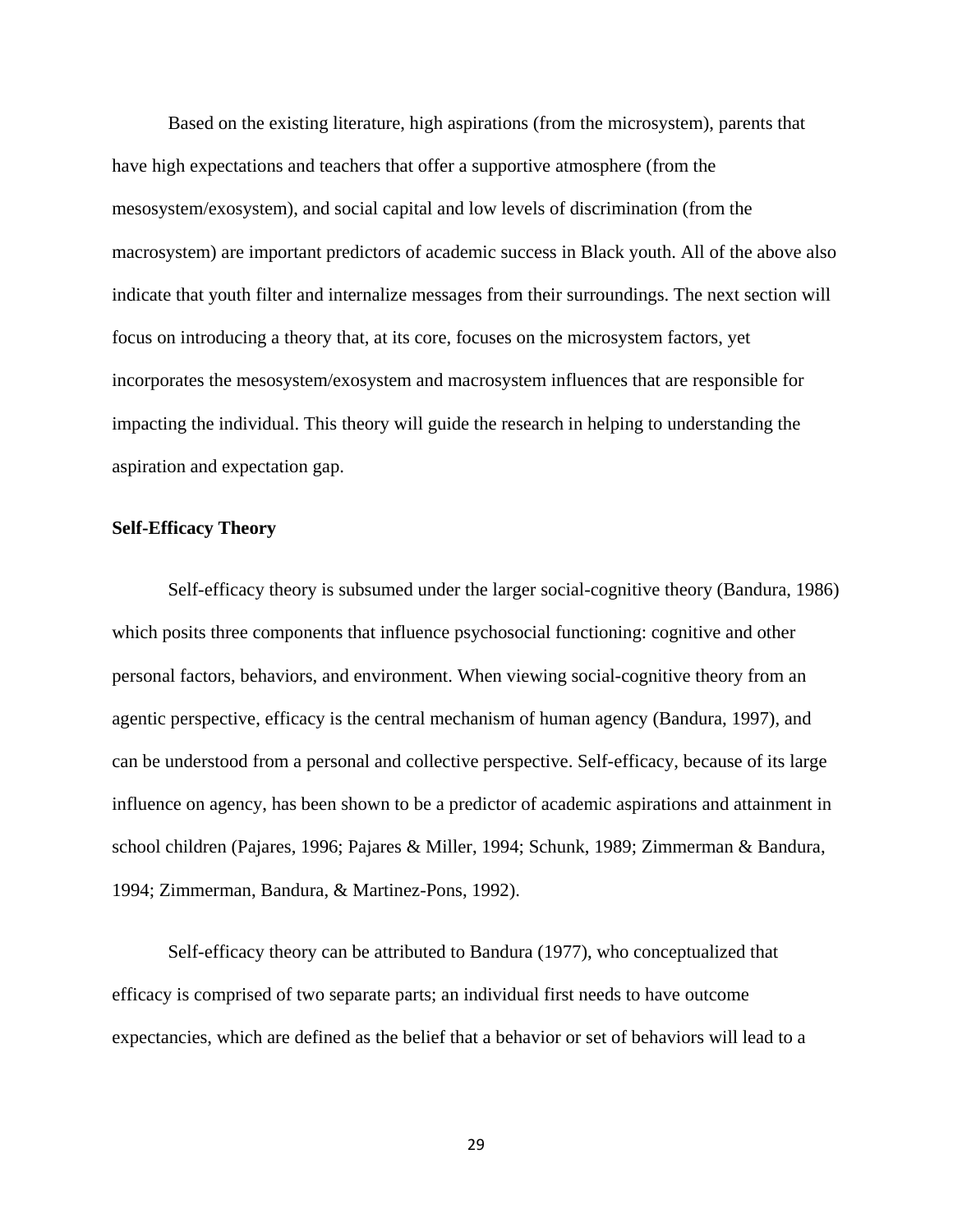Based on the existing literature, high aspirations (from the microsystem), parents that have high expectations and teachers that offer a supportive atmosphere (from the mesosystem/exosystem), and social capital and low levels of discrimination (from the macrosystem) are important predictors of academic success in Black youth. All of the above also indicate that youth filter and internalize messages from their surroundings. The next section will focus on introducing a theory that, at its core, focuses on the microsystem factors, yet incorporates the mesosystem/exosystem and macrosystem influences that are responsible for impacting the individual. This theory will guide the research in helping to understanding the aspiration and expectation gap.

**Self-Efficacy Theory**

Self-efficacy theory is subsumed under the larger social-cognitive theory (Bandura, 1986) which posits three components that influence psychosocial functioning: cognitive and other personal factors, behaviors, and environment. When viewing social-cognitive theory from an agentic perspective, efficacy is the central mechanism of human agency (Bandura, 1997), and can be understood from a personal and collective perspective. Self-efficacy, because of its large influence on agency, has been shown to be a predictor of academic aspirations and attainment in school children (Pajares, 1996; Pajares & Miller, 1994; Schunk, 1989; Zimmerman & Bandura, 1994; Zimmerman, Bandura, & Martinez-Pons, 1992).

Self-efficacy theory can be attributed to Bandura (1977), who conceptualized that efficacy is comprised of two separate parts; an individual first needs to have outcome expectancies, which are defined as the belief that a behavior or set of behaviors will lead to a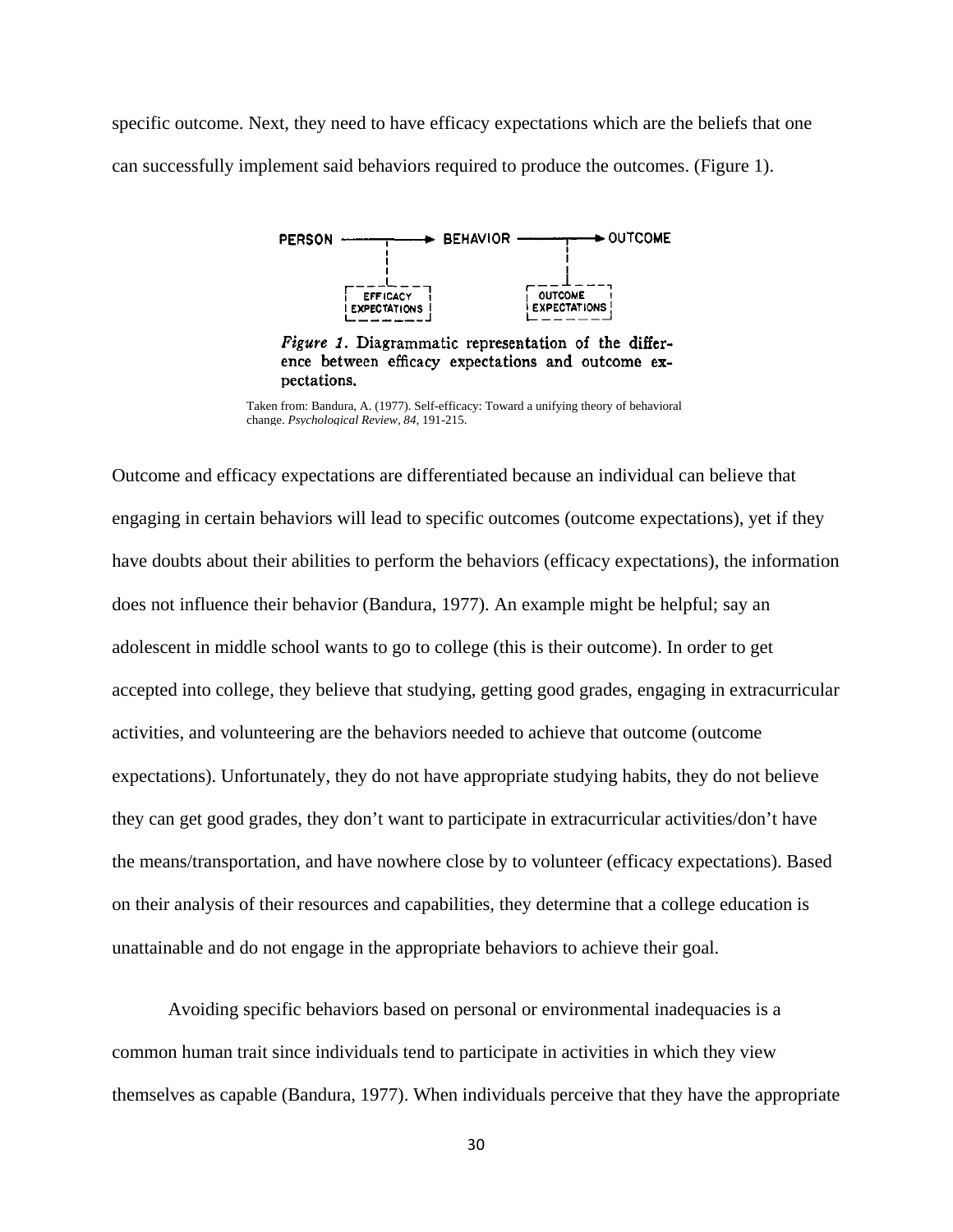specific outcome. Next, they need to have efficacy expectations which are the beliefs that one can successfully implement said behaviors required to produce the outcomes. (Figure 1).

PERSON → BEHAVIOR → OUTCOME

EFFICACY EXPECTATIONS | OUTCOME EXPECTATIONS

*Figure 1.* Diagrammatic representation of the difference between efficacy expectations and outcome expectations.

Taken from: Bandura, A. (1977). Self-efficacy: Toward a unifying theory of behavioral change. *Psychological Review*, *84*, 191-215.

Outcome and efficacy expectations are differentiated because an individual can believe that engaging in certain behaviors will lead to specific outcomes (outcome expectations), yet if they have doubts about their abilities to perform the behaviors (efficacy expectations), the information does not influence their behavior (Bandura, 1977). An example might be helpful; say an adolescent in middle school wants to go to college (this is their outcome). In order to get accepted into college, they believe that studying, getting good grades, engaging in extracurricular activities, and volunteering are the behaviors needed to achieve that outcome (outcome expectations). Unfortunately, they do not have appropriate studying habits, they do not believe they can get good grades, they don't want to participate in extracurricular activities/don't have the means/transportation, and have nowhere close by to volunteer (efficacy expectations). Based on their analysis of their resources and capabilities, they determine that a college education is unattainable and do not engage in the appropriate behaviors to achieve their goal.

Avoiding specific behaviors based on personal or environmental inadequacies is a common human trait since individuals tend to participate in activities in which they view themselves as capable (Bandura, 1977). When individuals perceive that they have the appropriate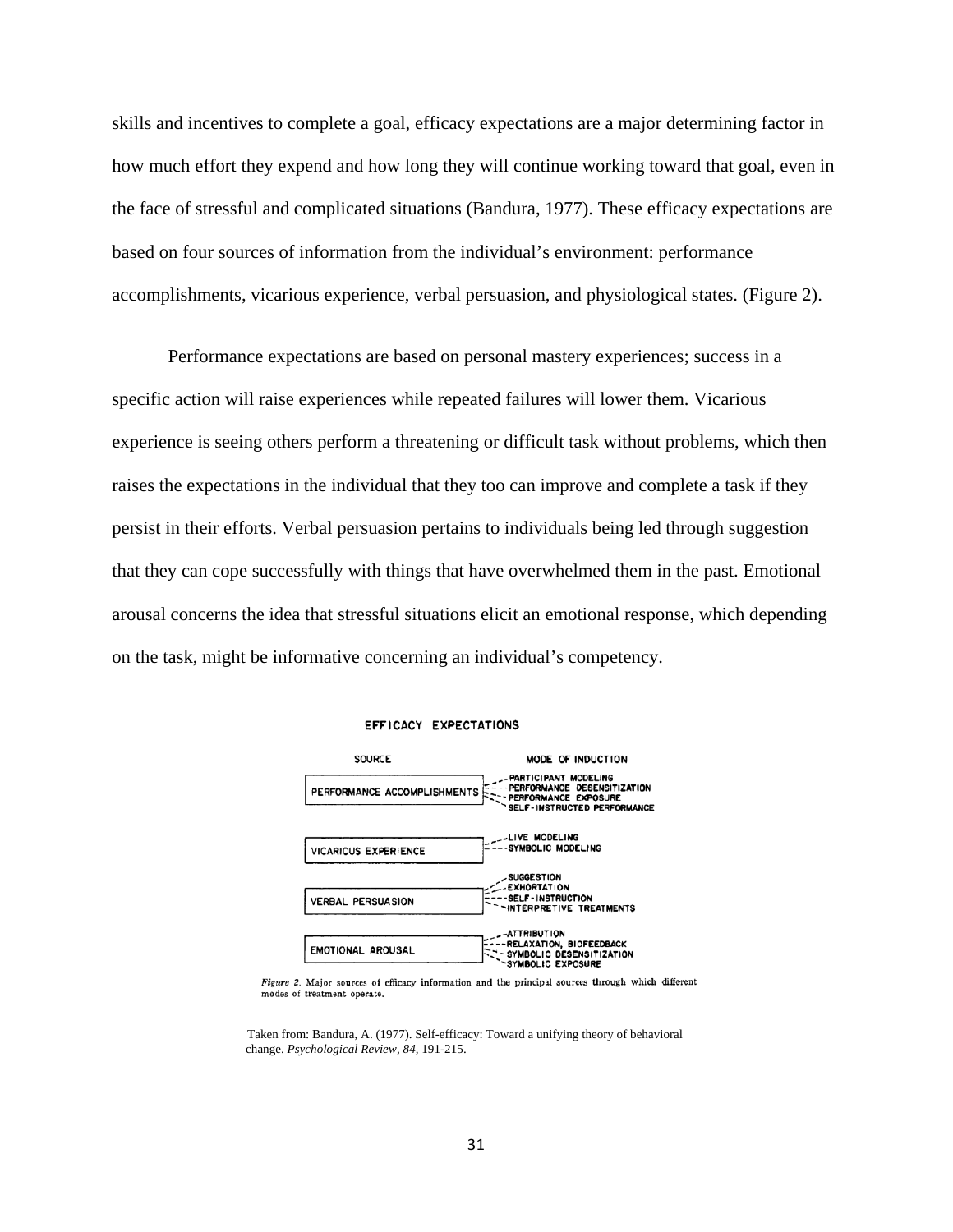skills and incentives to complete a goal, efficacy expectations are a major determining factor in how much effort they expend and how long they will continue working toward that goal, even in the face of stressful and complicated situations (Bandura, 1977). These efficacy expectations are based on four sources of information from the individual's environment: performance accomplishments, vicarious experience, verbal persuasion, and physiological states. (Figure 2).

Performance expectations are based on personal mastery experiences; success in a specific action will raise experiences while repeated failures will lower them. Vicarious experience is seeing others perform a threatening or difficult task without problems, which then raises the expectations in the individual that they too can improve and complete a task if they persist in their efforts. Verbal persuasion pertains to individuals being led through suggestion that they can cope successfully with things that have overwhelmed them in the past. Emotional arousal concerns the idea that stressful situations elicit an emotional response, which depending on the task, might be informative concerning an individual's competency.

EFFICACY EXPECTATIONS

| SOURCE | MODE OF INDUCTION |
| --- | --- |
| PERFORMANCE ACCOMPLISHMENTS | PARTICIPANT MODELING<br>PERFORMANCE DESENSITIZATION<br>PERFORMANCE EXPOSURE<br>SELF-INSTRUCTED PERFORMANCE |
| VICARIOUS EXPERIENCE | LIVE MODELING<br>SYMBOLIC MODELING |
| VERBAL PERSUASION | SUGGESTION<br>EXHORTATION<br>SELF-INSTRUCTION<br>INTERPRETIVE TREATMENTS |
| EMOTIONAL AROUSAL | ATTRIBUTION<br>RELAXATION, BIOFEEDBACK<br>SYMBOLIC DESENSITIZATION<br>SYMBOLIC EXPOSURE |

*Figure 2.* Major sources of efficacy information and the principal sources through which different modes of treatment operate.

Taken from: Bandura, A. (1977). Self-efficacy: Toward a unifying theory of behavioral change. *Psychological Review, 84,* 191-215.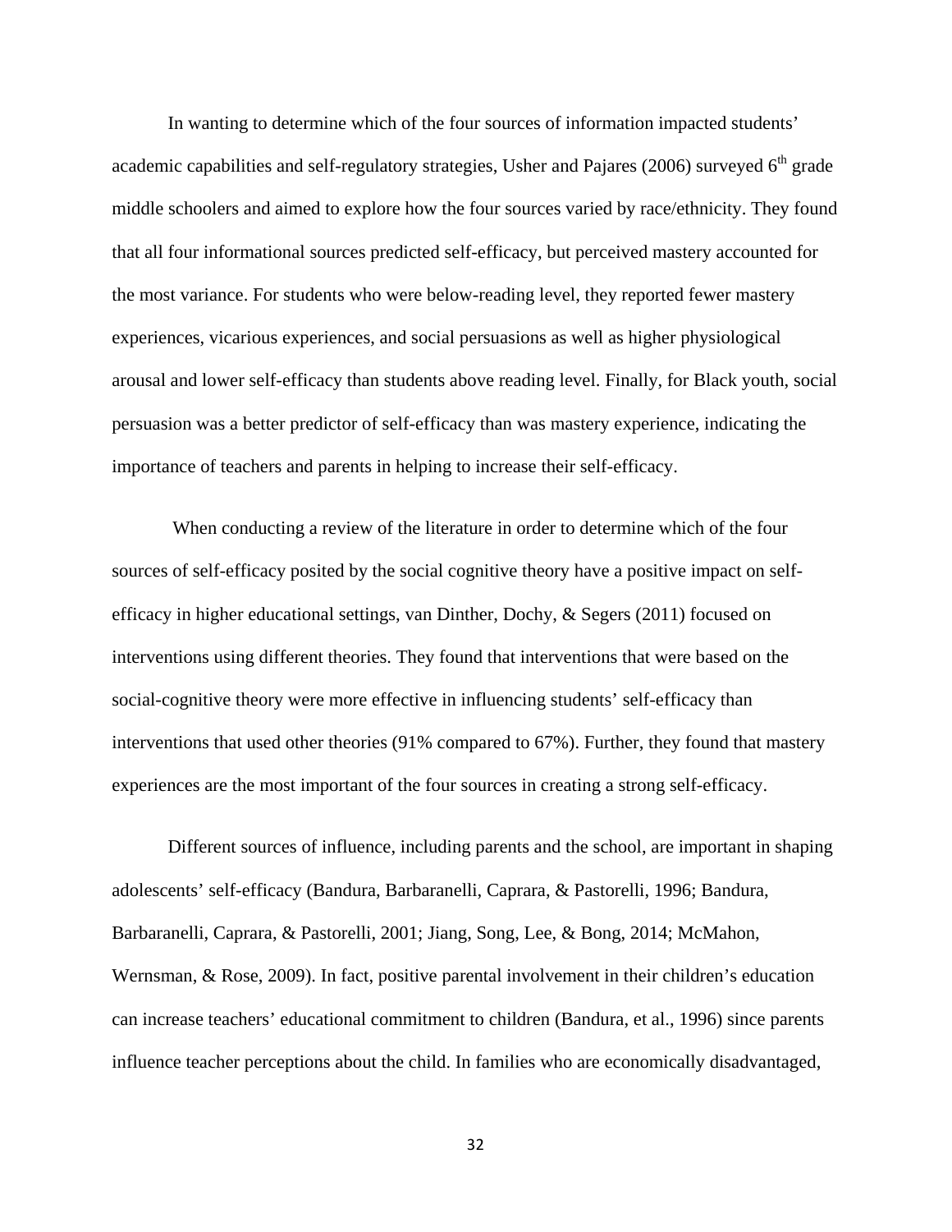In wanting to determine which of the four sources of information impacted students' academic capabilities and self-regulatory strategies, Usher and Pajares (2006) surveyed 6th grade middle schoolers and aimed to explore how the four sources varied by race/ethnicity. They found that all four informational sources predicted self-efficacy, but perceived mastery accounted for the most variance. For students who were below-reading level, they reported fewer mastery experiences, vicarious experiences, and social persuasions as well as higher physiological arousal and lower self-efficacy than students above reading level. Finally, for Black youth, social persuasion was a better predictor of self-efficacy than was mastery experience, indicating the importance of teachers and parents in helping to increase their self-efficacy.

When conducting a review of the literature in order to determine which of the four sources of self-efficacy posited by the social cognitive theory have a positive impact on self-efficacy in higher educational settings, van Dinther, Dochy, & Segers (2011) focused on interventions using different theories. They found that interventions that were based on the social-cognitive theory were more effective in influencing students' self-efficacy than interventions that used other theories (91% compared to 67%). Further, they found that mastery experiences are the most important of the four sources in creating a strong self-efficacy.

Different sources of influence, including parents and the school, are important in shaping adolescents' self-efficacy (Bandura, Barbaranelli, Caprara, & Pastorelli, 1996; Bandura, Barbaranelli, Caprara, & Pastorelli, 2001; Jiang, Song, Lee, & Bong, 2014; McMahon, Wernsman, & Rose, 2009). In fact, positive parental involvement in their children's education can increase teachers' educational commitment to children (Bandura, et al., 1996) since parents influence teacher perceptions about the child. In families who are economically disadvantaged,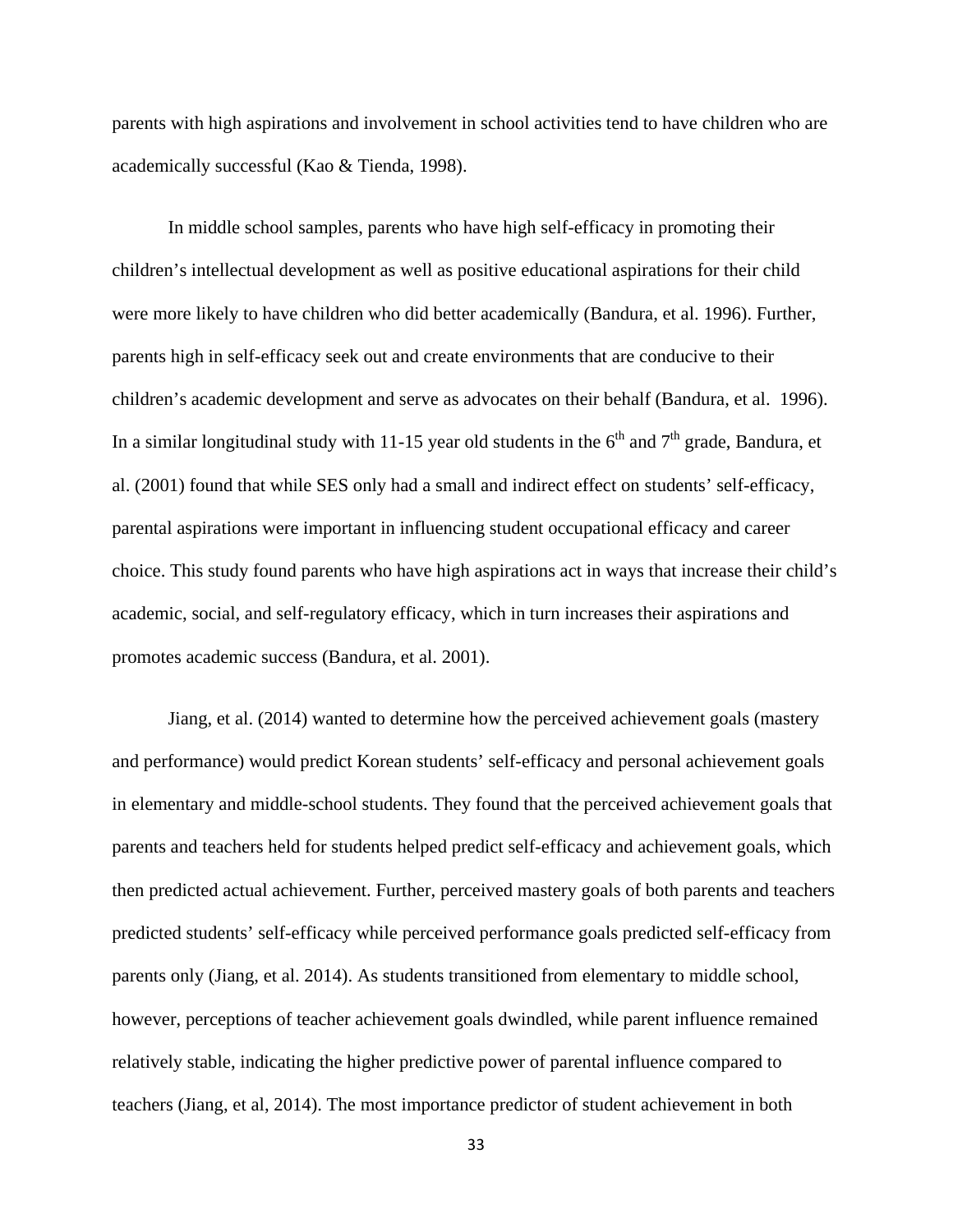parents with high aspirations and involvement in school activities tend to have children who are academically successful (Kao & Tienda, 1998).

In middle school samples, parents who have high self-efficacy in promoting their children's intellectual development as well as positive educational aspirations for their child were more likely to have children who did better academically (Bandura, et al. 1996). Further, parents high in self-efficacy seek out and create environments that are conducive to their children's academic development and serve as advocates on their behalf (Bandura, et al. 1996). In a similar longitudinal study with 11-15 year old students in the 6th and 7th grade, Bandura, et al. (2001) found that while SES only had a small and indirect effect on students' self-efficacy, parental aspirations were important in influencing student occupational efficacy and career choice. This study found parents who have high aspirations act in ways that increase their child's academic, social, and self-regulatory efficacy, which in turn increases their aspirations and promotes academic success (Bandura, et al. 2001).

Jiang, et al. (2014) wanted to determine how the perceived achievement goals (mastery and performance) would predict Korean students' self-efficacy and personal achievement goals in elementary and middle-school students. They found that the perceived achievement goals that parents and teachers held for students helped predict self-efficacy and achievement goals, which then predicted actual achievement. Further, perceived mastery goals of both parents and teachers predicted students' self-efficacy while perceived performance goals predicted self-efficacy from parents only (Jiang, et al. 2014). As students transitioned from elementary to middle school, however, perceptions of teacher achievement goals dwindled, while parent influence remained relatively stable, indicating the higher predictive power of parental influence compared to teachers (Jiang, et al, 2014). The most importance predictor of student achievement in both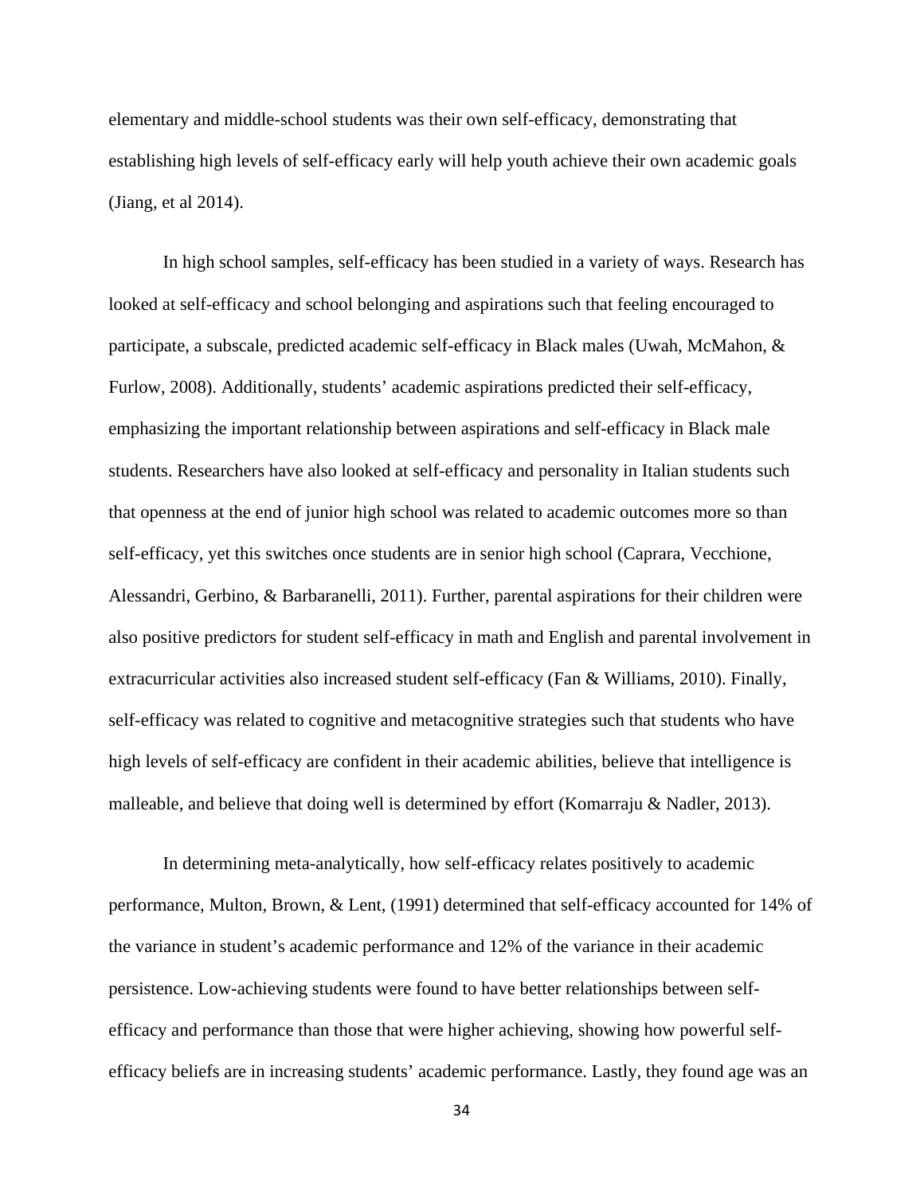elementary and middle-school students was their own self-efficacy, demonstrating that establishing high levels of self-efficacy early will help youth achieve their own academic goals (Jiang, et al 2014).

In high school samples, self-efficacy has been studied in a variety of ways. Research has looked at self-efficacy and school belonging and aspirations such that feeling encouraged to participate, a subscale, predicted academic self-efficacy in Black males (Uwah, McMahon, & Furlow, 2008). Additionally, students' academic aspirations predicted their self-efficacy, emphasizing the important relationship between aspirations and self-efficacy in Black male students. Researchers have also looked at self-efficacy and personality in Italian students such that openness at the end of junior high school was related to academic outcomes more so than self-efficacy, yet this switches once students are in senior high school (Caprara, Vecchione, Alessandri, Gerbino, & Barbaranelli, 2011). Further, parental aspirations for their children were also positive predictors for student self-efficacy in math and English and parental involvement in extracurricular activities also increased student self-efficacy (Fan & Williams, 2010). Finally, self-efficacy was related to cognitive and metacognitive strategies such that students who have high levels of self-efficacy are confident in their academic abilities, believe that intelligence is malleable, and believe that doing well is determined by effort (Komarraju & Nadler, 2013).

In determining meta-analytically, how self-efficacy relates positively to academic performance, Multon, Brown, & Lent, (1991) determined that self-efficacy accounted for 14% of the variance in student's academic performance and 12% of the variance in their academic persistence. Low-achieving students were found to have better relationships between self-efficacy and performance than those that were higher achieving, showing how powerful self-efficacy beliefs are in increasing students' academic performance. Lastly, they found age was an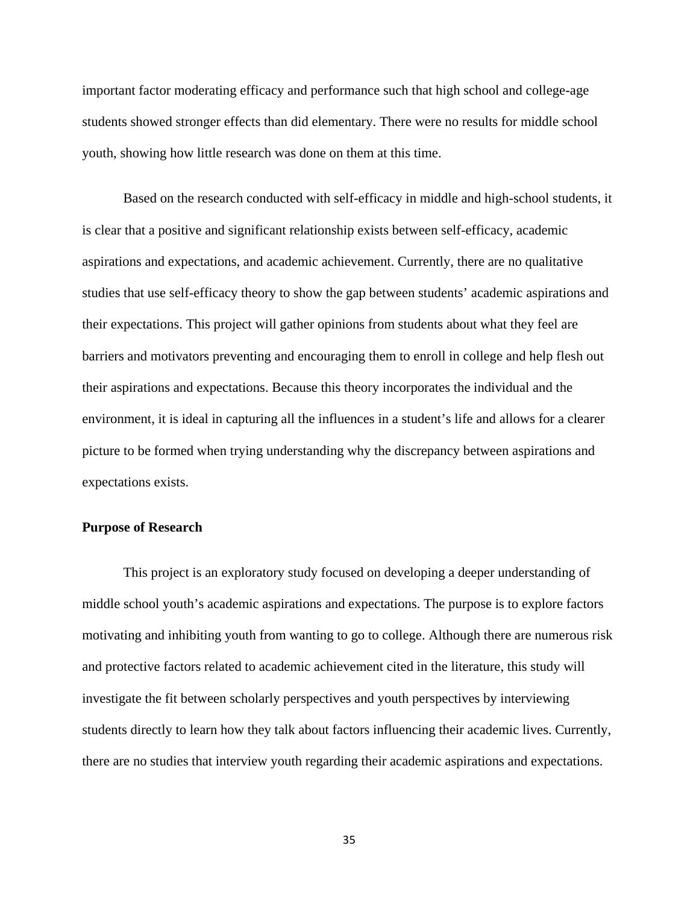important factor moderating efficacy and performance such that high school and college-age students showed stronger effects than did elementary. There were no results for middle school youth, showing how little research was done on them at this time.

Based on the research conducted with self-efficacy in middle and high-school students, it is clear that a positive and significant relationship exists between self-efficacy, academic aspirations and expectations, and academic achievement. Currently, there are no qualitative studies that use self-efficacy theory to show the gap between students' academic aspirations and their expectations. This project will gather opinions from students about what they feel are barriers and motivators preventing and encouraging them to enroll in college and help flesh out their aspirations and expectations. Because this theory incorporates the individual and the environment, it is ideal in capturing all the influences in a student's life and allows for a clearer picture to be formed when trying understanding why the discrepancy between aspirations and expectations exists.

**Purpose of Research**

This project is an exploratory study focused on developing a deeper understanding of middle school youth's academic aspirations and expectations. The purpose is to explore factors motivating and inhibiting youth from wanting to go to college. Although there are numerous risk and protective factors related to academic achievement cited in the literature, this study will investigate the fit between scholarly perspectives and youth perspectives by interviewing students directly to learn how they talk about factors influencing their academic lives. Currently, there are no studies that interview youth regarding their academic aspirations and expectations.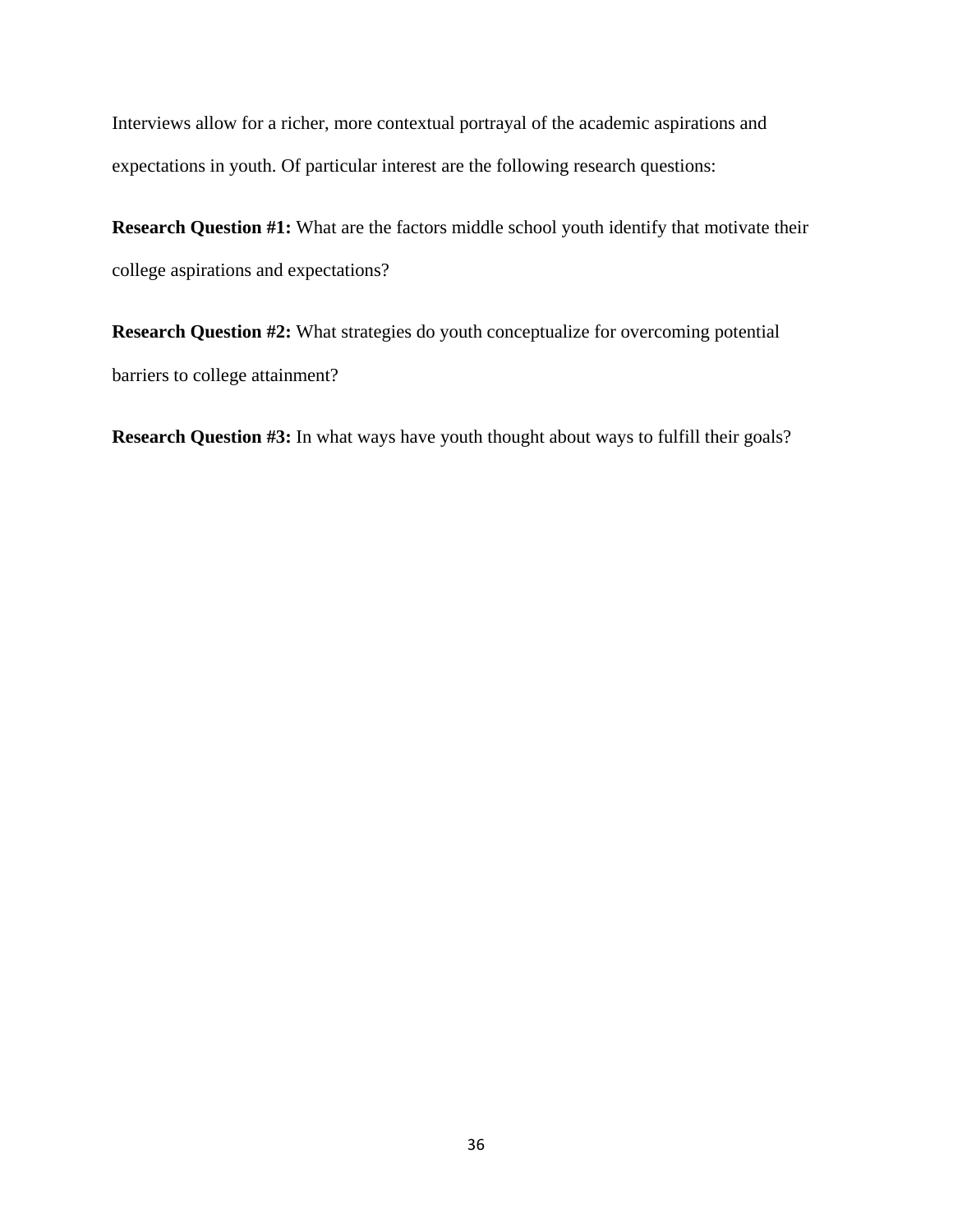Interviews allow for a richer, more contextual portrayal of the academic aspirations and expectations in youth. Of particular interest are the following research questions:

**Research Question #1:** What are the factors middle school youth identify that motivate their college aspirations and expectations?

**Research Question #2:** What strategies do youth conceptualize for overcoming potential barriers to college attainment?

**Research Question #3:** In what ways have youth thought about ways to fulfill their goals?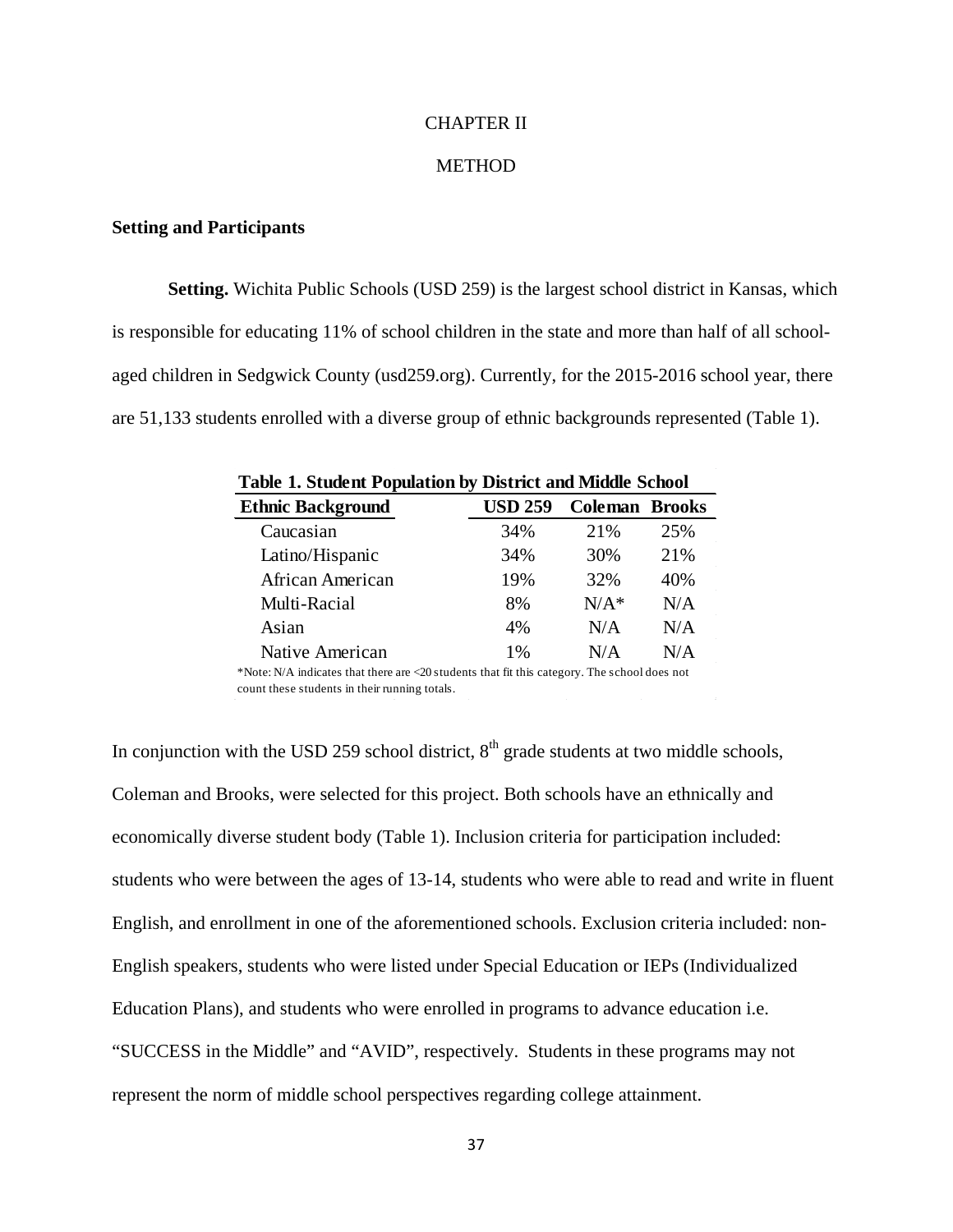# CHAPTER II

# METHOD

## Setting and Participants

**Setting.** Wichita Public Schools (USD 259) is the largest school district in Kansas, which is responsible for educating 11% of school children in the state and more than half of all school-aged children in Sedgwick County (usd259.org). Currently, for the 2015-2016 school year, there are 51,133 students enrolled with a diverse group of ethnic backgrounds represented (Table 1).

**Table 1. Student Population by District and Middle School**

| Ethnic Background | USD 259 | Coleman | Brooks |
|---|---|---|---|
| Caucasian | 34% | 21% | 25% |
| Latino/Hispanic | 34% | 30% | 21% |
| African American | 19% | 32% | 40% |
| Multi-Racial | 8% | N/A* | N/A |
| Asian | 4% | N/A | N/A |
| Native American | 1% | N/A | N/A |

*Note: N/A indicates that there are <20 students that fit this category. The school does not count these students in their running totals.

In conjunction with the USD 259 school district, 8th grade students at two middle schools, Coleman and Brooks, were selected for this project. Both schools have an ethnically and economically diverse student body (Table 1). Inclusion criteria for participation included: students who were between the ages of 13-14, students who were able to read and write in fluent English, and enrollment in one of the aforementioned schools. Exclusion criteria included: non-English speakers, students who were listed under Special Education or IEPs (Individualized Education Plans), and students who were enrolled in programs to advance education i.e. "SUCCESS in the Middle" and "AVID", respectively. Students in these programs may not represent the norm of middle school perspectives regarding college attainment.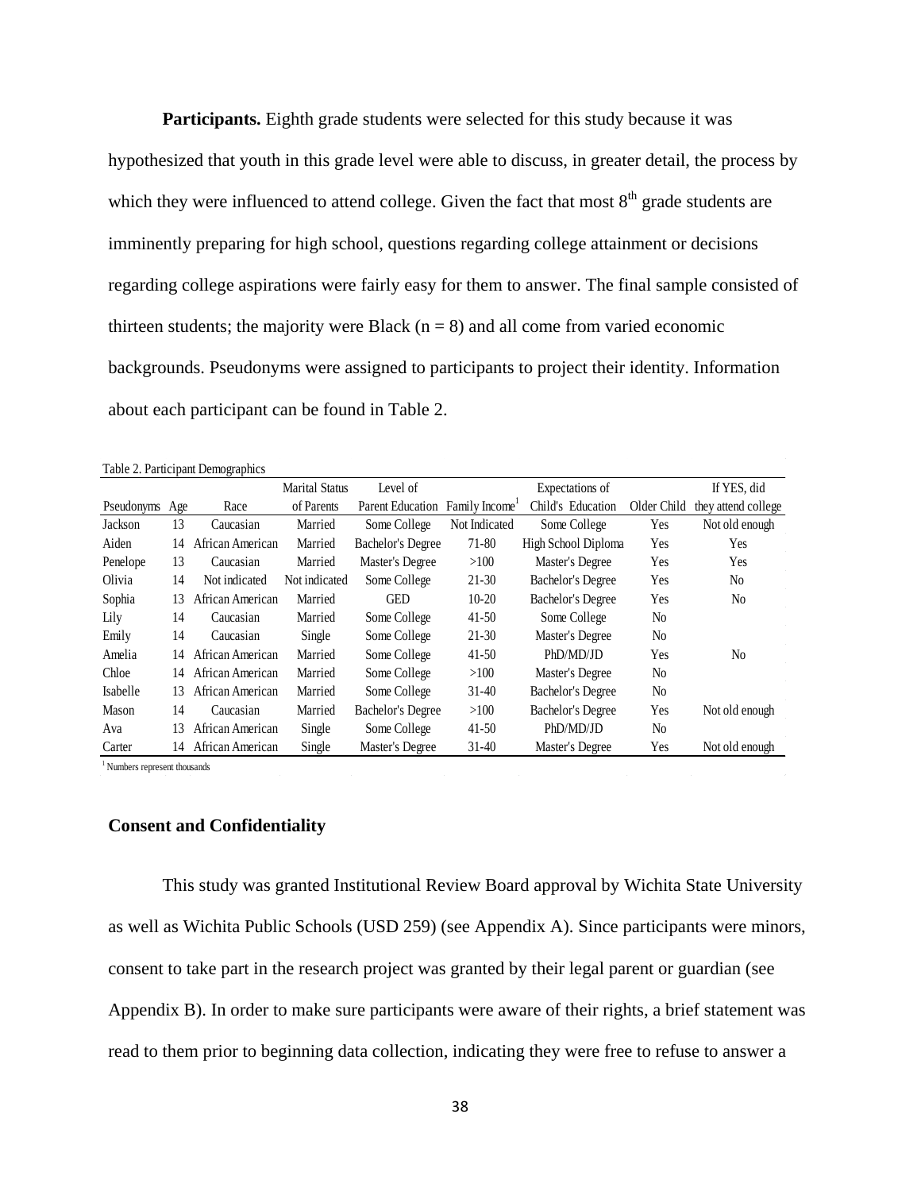**Participants.** Eighth grade students were selected for this study because it was hypothesized that youth in this grade level were able to discuss, in greater detail, the process by which they were influenced to attend college. Given the fact that most 8th grade students are imminently preparing for high school, questions regarding college attainment or decisions regarding college aspirations were fairly easy for them to answer. The final sample consisted of thirteen students; the majority were Black (n = 8) and all come from varied economic backgrounds. Pseudonyms were assigned to participants to project their identity. Information about each participant can be found in Table 2.

Table 2. Participant Demographics

| Pseudonyms | Age | Race | Marital Status of Parents | Level of Parent Education | Family Income[1] | Expectations of Child's Education | Older Child | If YES, did they attend college |
|---|---|---|---|---|---|---|---|---|
| Jackson | 13 | Caucasian | Married | Some College | Not Indicated | Some College | Yes | Not old enough |
| Aiden | 14 | African American | Married | Bachelor's Degree | 71-80 | High School Diploma | Yes | Yes |
| Penelope | 13 | Caucasian | Married | Master's Degree | >100 | Master's Degree | Yes | Yes |
| Olivia | 14 | Not indicated | Not indicated | Some College | 21-30 | Bachelor's Degree | Yes | No |
| Sophia | 13 | African American | Married | GED | 10-20 | Bachelor's Degree | Yes | No |
| Lily | 14 | Caucasian | Married | Some College | 41-50 | Some College | No | |
| Emily | 14 | Caucasian | Single | Some College | 21-30 | Master's Degree | No | |
| Amelia | 14 | African American | Married | Some College | 41-50 | PhD/MD/JD | Yes | No |
| Chloe | 14 | African American | Married | Some College | >100 | Master's Degree | No | |
| Isabelle | 13 | African American | Married | Some College | 31-40 | Bachelor's Degree | No | |
| Mason | 14 | Caucasian | Married | Bachelor's Degree | >100 | Bachelor's Degree | Yes | Not old enough |
| Ava | 13 | African American | Single | Some College | 41-50 | PhD/MD/JD | No | |
| Carter | 14 | African American | Single | Master's Degree | 31-40 | Master's Degree | Yes | Not old enough |

[1] Numbers represent thousands

## Consent and Confidentiality

This study was granted Institutional Review Board approval by Wichita State University as well as Wichita Public Schools (USD 259) (see Appendix A). Since participants were minors, consent to take part in the research project was granted by their legal parent or guardian (see Appendix B). In order to make sure participants were aware of their rights, a brief statement was read to them prior to beginning data collection, indicating they were free to refuse to answer a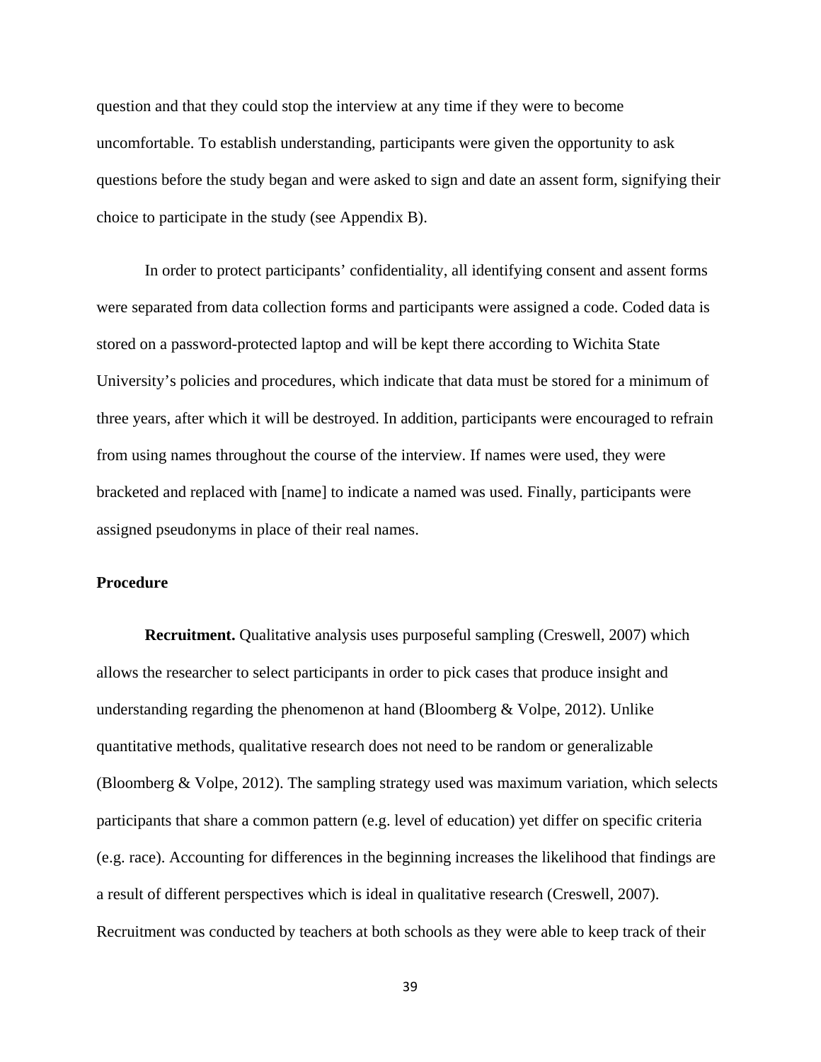question and that they could stop the interview at any time if they were to become uncomfortable. To establish understanding, participants were given the opportunity to ask questions before the study began and were asked to sign and date an assent form, signifying their choice to participate in the study (see Appendix B).

In order to protect participants' confidentiality, all identifying consent and assent forms were separated from data collection forms and participants were assigned a code. Coded data is stored on a password-protected laptop and will be kept there according to Wichita State University's policies and procedures, which indicate that data must be stored for a minimum of three years, after which it will be destroyed. In addition, participants were encouraged to refrain from using names throughout the course of the interview. If names were used, they were bracketed and replaced with [name] to indicate a named was used. Finally, participants were assigned pseudonyms in place of their real names.

## Procedure

**Recruitment.** Qualitative analysis uses purposeful sampling (Creswell, 2007) which allows the researcher to select participants in order to pick cases that produce insight and understanding regarding the phenomenon at hand (Bloomberg & Volpe, 2012). Unlike quantitative methods, qualitative research does not need to be random or generalizable (Bloomberg & Volpe, 2012). The sampling strategy used was maximum variation, which selects participants that share a common pattern (e.g. level of education) yet differ on specific criteria (e.g. race). Accounting for differences in the beginning increases the likelihood that findings are a result of different perspectives which is ideal in qualitative research (Creswell, 2007). Recruitment was conducted by teachers at both schools as they were able to keep track of their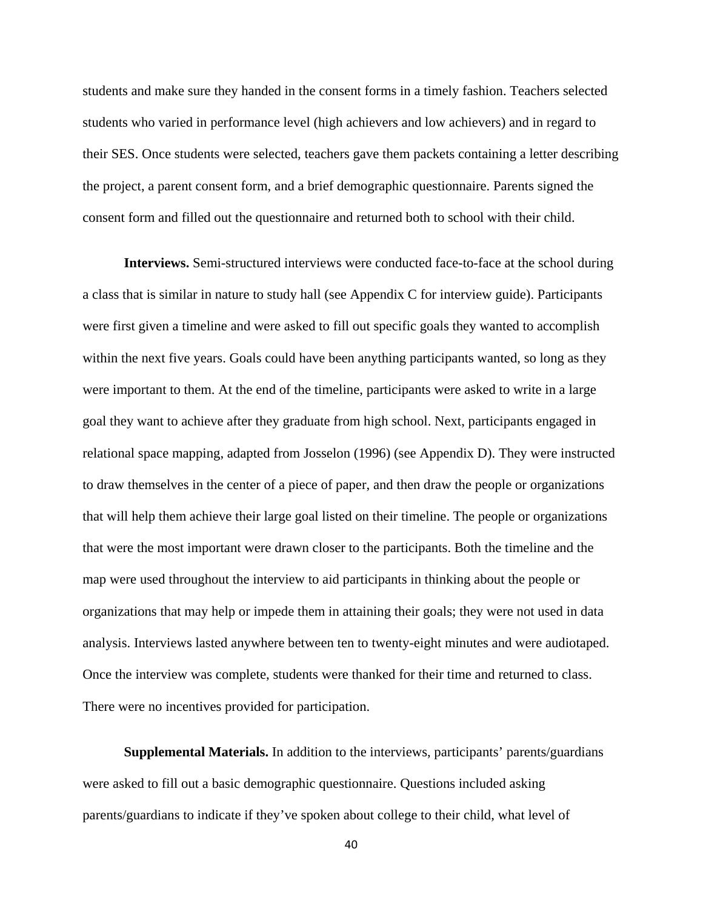students and make sure they handed in the consent forms in a timely fashion. Teachers selected students who varied in performance level (high achievers and low achievers) and in regard to their SES. Once students were selected, teachers gave them packets containing a letter describing the project, a parent consent form, and a brief demographic questionnaire. Parents signed the consent form and filled out the questionnaire and returned both to school with their child.

**Interviews.** Semi-structured interviews were conducted face-to-face at the school during a class that is similar in nature to study hall (see Appendix C for interview guide). Participants were first given a timeline and were asked to fill out specific goals they wanted to accomplish within the next five years. Goals could have been anything participants wanted, so long as they were important to them. At the end of the timeline, participants were asked to write in a large goal they want to achieve after they graduate from high school. Next, participants engaged in relational space mapping, adapted from Josselon (1996) (see Appendix D). They were instructed to draw themselves in the center of a piece of paper, and then draw the people or organizations that will help them achieve their large goal listed on their timeline. The people or organizations that were the most important were drawn closer to the participants. Both the timeline and the map were used throughout the interview to aid participants in thinking about the people or organizations that may help or impede them in attaining their goals; they were not used in data analysis. Interviews lasted anywhere between ten to twenty-eight minutes and were audiotaped. Once the interview was complete, students were thanked for their time and returned to class. There were no incentives provided for participation.

**Supplemental Materials.** In addition to the interviews, participants' parents/guardians were asked to fill out a basic demographic questionnaire. Questions included asking parents/guardians to indicate if they've spoken about college to their child, what level of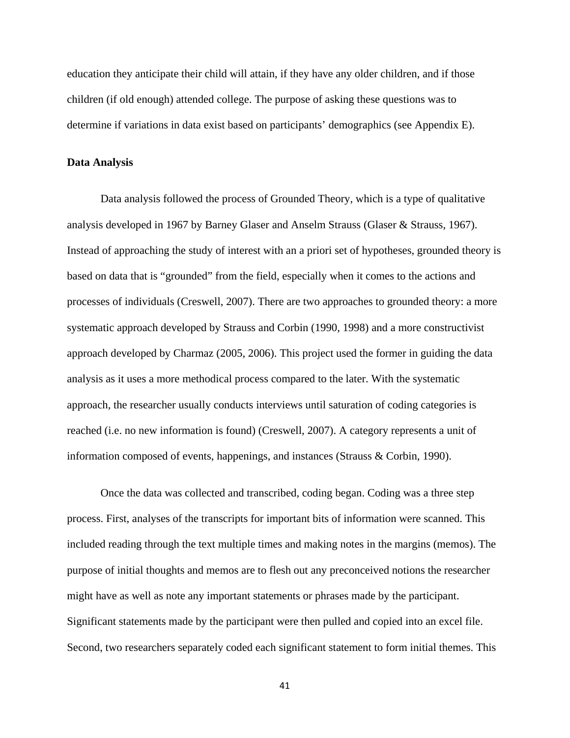education they anticipate their child will attain, if they have any older children, and if those children (if old enough) attended college. The purpose of asking these questions was to determine if variations in data exist based on participants' demographics (see Appendix E).

**Data Analysis**

Data analysis followed the process of Grounded Theory, which is a type of qualitative analysis developed in 1967 by Barney Glaser and Anselm Strauss (Glaser & Strauss, 1967). Instead of approaching the study of interest with an a priori set of hypotheses, grounded theory is based on data that is "grounded" from the field, especially when it comes to the actions and processes of individuals (Creswell, 2007). There are two approaches to grounded theory: a more systematic approach developed by Strauss and Corbin (1990, 1998) and a more constructivist approach developed by Charmaz (2005, 2006). This project used the former in guiding the data analysis as it uses a more methodical process compared to the later. With the systematic approach, the researcher usually conducts interviews until saturation of coding categories is reached (i.e. no new information is found) (Creswell, 2007). A category represents a unit of information composed of events, happenings, and instances (Strauss & Corbin, 1990).

Once the data was collected and transcribed, coding began. Coding was a three step process. First, analyses of the transcripts for important bits of information were scanned. This included reading through the text multiple times and making notes in the margins (memos). The purpose of initial thoughts and memos are to flesh out any preconceived notions the researcher might have as well as note any important statements or phrases made by the participant. Significant statements made by the participant were then pulled and copied into an excel file. Second, two researchers separately coded each significant statement to form initial themes. This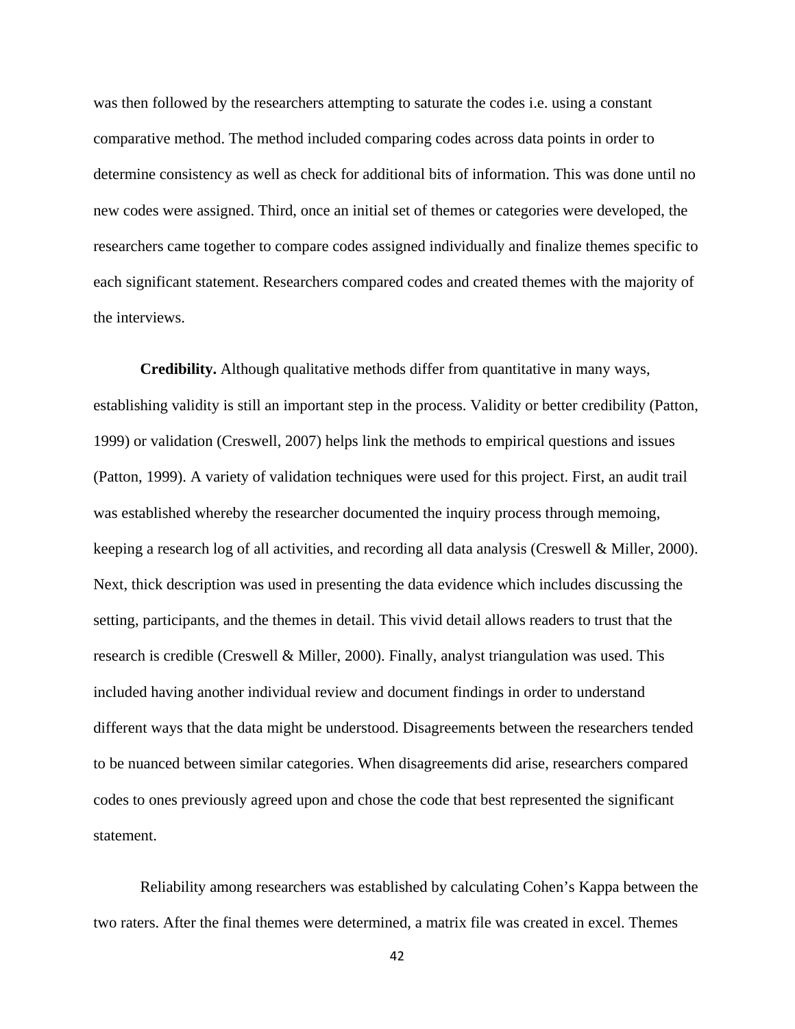was then followed by the researchers attempting to saturate the codes i.e. using a constant comparative method. The method included comparing codes across data points in order to determine consistency as well as check for additional bits of information. This was done until no new codes were assigned. Third, once an initial set of themes or categories were developed, the researchers came together to compare codes assigned individually and finalize themes specific to each significant statement. Researchers compared codes and created themes with the majority of the interviews.

**Credibility.** Although qualitative methods differ from quantitative in many ways, establishing validity is still an important step in the process. Validity or better credibility (Patton, 1999) or validation (Creswell, 2007) helps link the methods to empirical questions and issues (Patton, 1999). A variety of validation techniques were used for this project. First, an audit trail was established whereby the researcher documented the inquiry process through memoing, keeping a research log of all activities, and recording all data analysis (Creswell & Miller, 2000). Next, thick description was used in presenting the data evidence which includes discussing the setting, participants, and the themes in detail. This vivid detail allows readers to trust that the research is credible (Creswell & Miller, 2000). Finally, analyst triangulation was used. This included having another individual review and document findings in order to understand different ways that the data might be understood. Disagreements between the researchers tended to be nuanced between similar categories. When disagreements did arise, researchers compared codes to ones previously agreed upon and chose the code that best represented the significant statement.

Reliability among researchers was established by calculating Cohen's Kappa between the two raters. After the final themes were determined, a matrix file was created in excel. Themes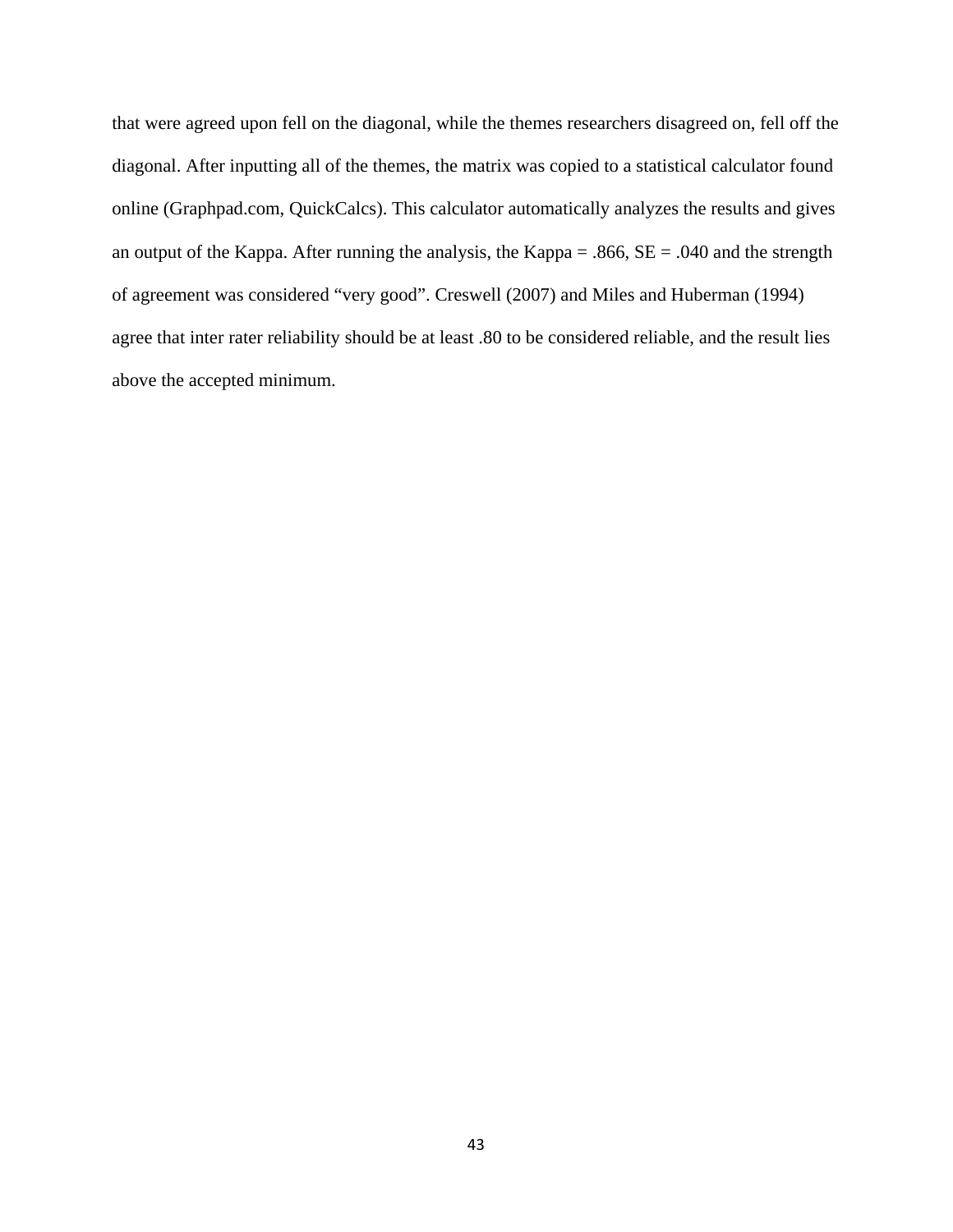that were agreed upon fell on the diagonal, while the themes researchers disagreed on, fell off the diagonal. After inputting all of the themes, the matrix was copied to a statistical calculator found online (Graphpad.com, QuickCalcs). This calculator automatically analyzes the results and gives an output of the Kappa. After running the analysis, the Kappa = .866, SE = .040 and the strength of agreement was considered "very good". Creswell (2007) and Miles and Huberman (1994) agree that inter rater reliability should be at least .80 to be considered reliable, and the result lies above the accepted minimum.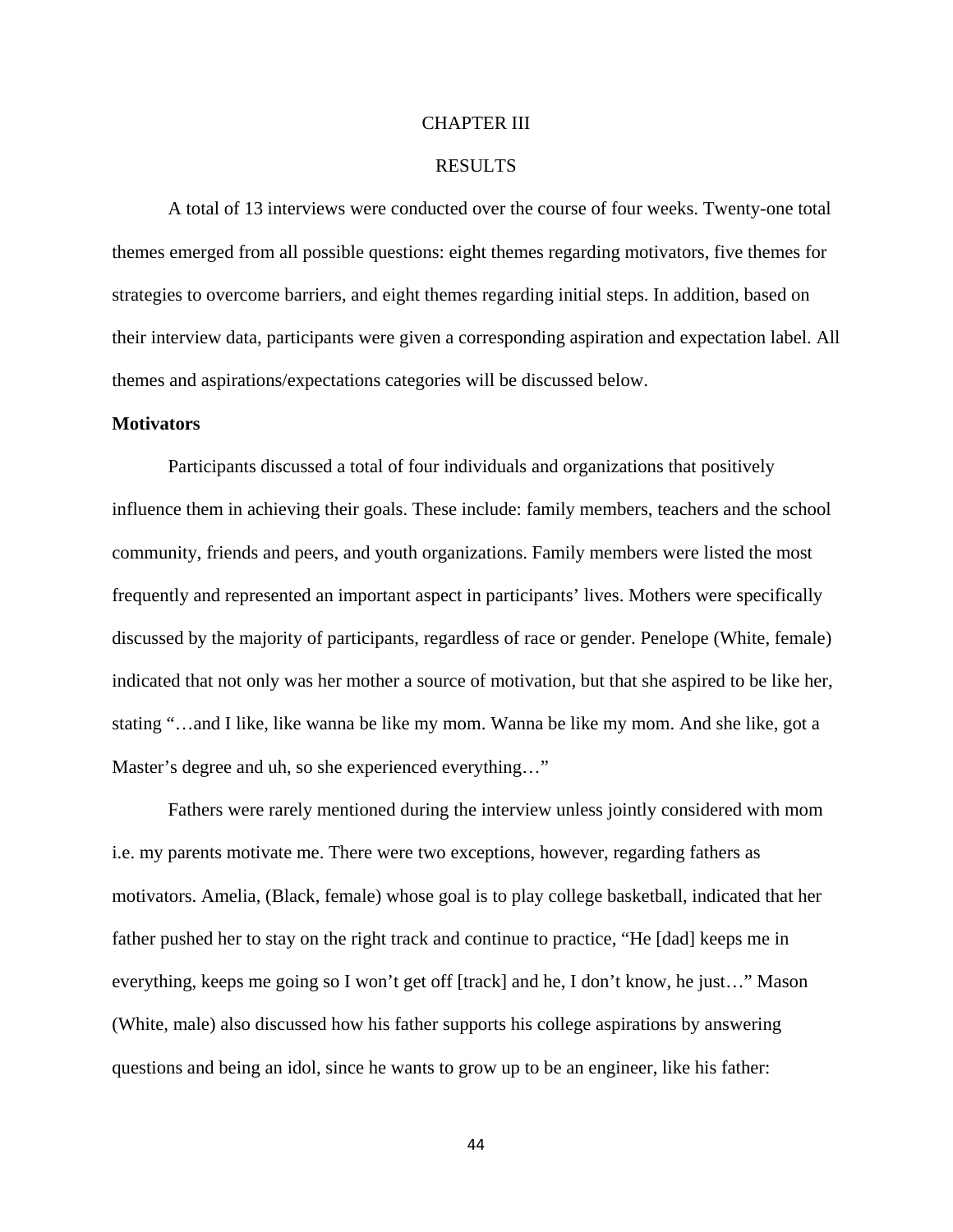# CHAPTER III

# RESULTS

A total of 13 interviews were conducted over the course of four weeks. Twenty-one total themes emerged from all possible questions: eight themes regarding motivators, five themes for strategies to overcome barriers, and eight themes regarding initial steps. In addition, based on their interview data, participants were given a corresponding aspiration and expectation label. All themes and aspirations/expectations categories will be discussed below.

## Motivators

Participants discussed a total of four individuals and organizations that positively influence them in achieving their goals. These include: family members, teachers and the school community, friends and peers, and youth organizations. Family members were listed the most frequently and represented an important aspect in participants' lives. Mothers were specifically discussed by the majority of participants, regardless of race or gender. Penelope (White, female) indicated that not only was her mother a source of motivation, but that she aspired to be like her, stating "…and I like, like wanna be like my mom. Wanna be like my mom. And she like, got a Master's degree and uh, so she experienced everything…"

Fathers were rarely mentioned during the interview unless jointly considered with mom i.e. my parents motivate me. There were two exceptions, however, regarding fathers as motivators. Amelia, (Black, female) whose goal is to play college basketball, indicated that her father pushed her to stay on the right track and continue to practice, "He [dad] keeps me in everything, keeps me going so I won't get off [track] and he, I don't know, he just…" Mason (White, male) also discussed how his father supports his college aspirations by answering questions and being an idol, since he wants to grow up to be an engineer, like his father: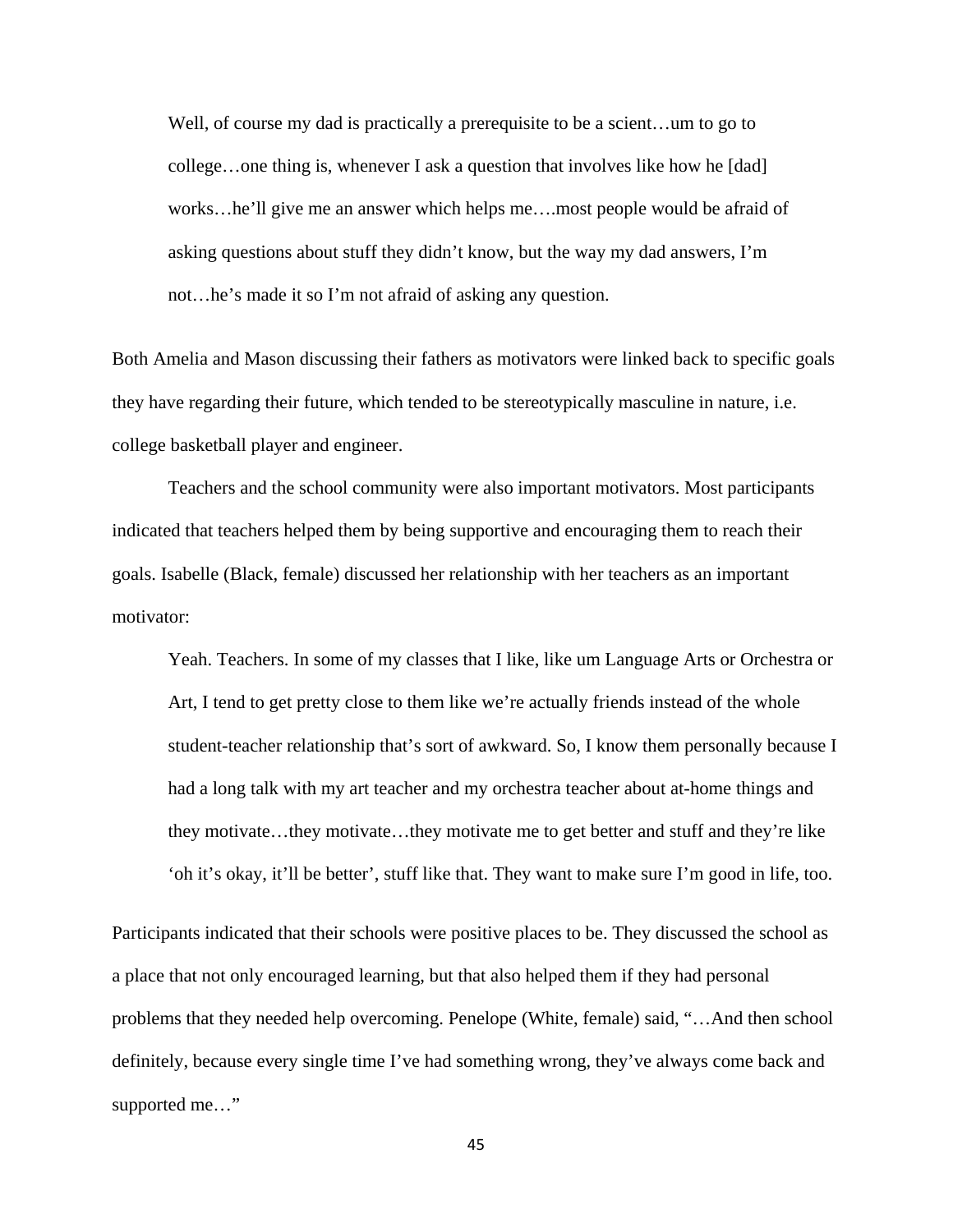> Well, of course my dad is practically a prerequisite to be a scient…um to go to college…one thing is, whenever I ask a question that involves like how he [dad] works…he'll give me an answer which helps me….most people would be afraid of asking questions about stuff they didn't know, but the way my dad answers, I'm not…he's made it so I'm not afraid of asking any question.

Both Amelia and Mason discussing their fathers as motivators were linked back to specific goals they have regarding their future, which tended to be stereotypically masculine in nature, i.e. college basketball player and engineer.

Teachers and the school community were also important motivators. Most participants indicated that teachers helped them by being supportive and encouraging them to reach their goals. Isabelle (Black, female) discussed her relationship with her teachers as an important motivator:

> Yeah. Teachers. In some of my classes that I like, like um Language Arts or Orchestra or Art, I tend to get pretty close to them like we're actually friends instead of the whole student-teacher relationship that's sort of awkward. So, I know them personally because I had a long talk with my art teacher and my orchestra teacher about at-home things and they motivate…they motivate…they motivate me to get better and stuff and they're like 'oh it's okay, it'll be better', stuff like that. They want to make sure I'm good in life, too.

Participants indicated that their schools were positive places to be. They discussed the school as a place that not only encouraged learning, but that also helped them if they had personal problems that they needed help overcoming. Penelope (White, female) said, "…And then school definitely, because every single time I've had something wrong, they've always come back and supported me…"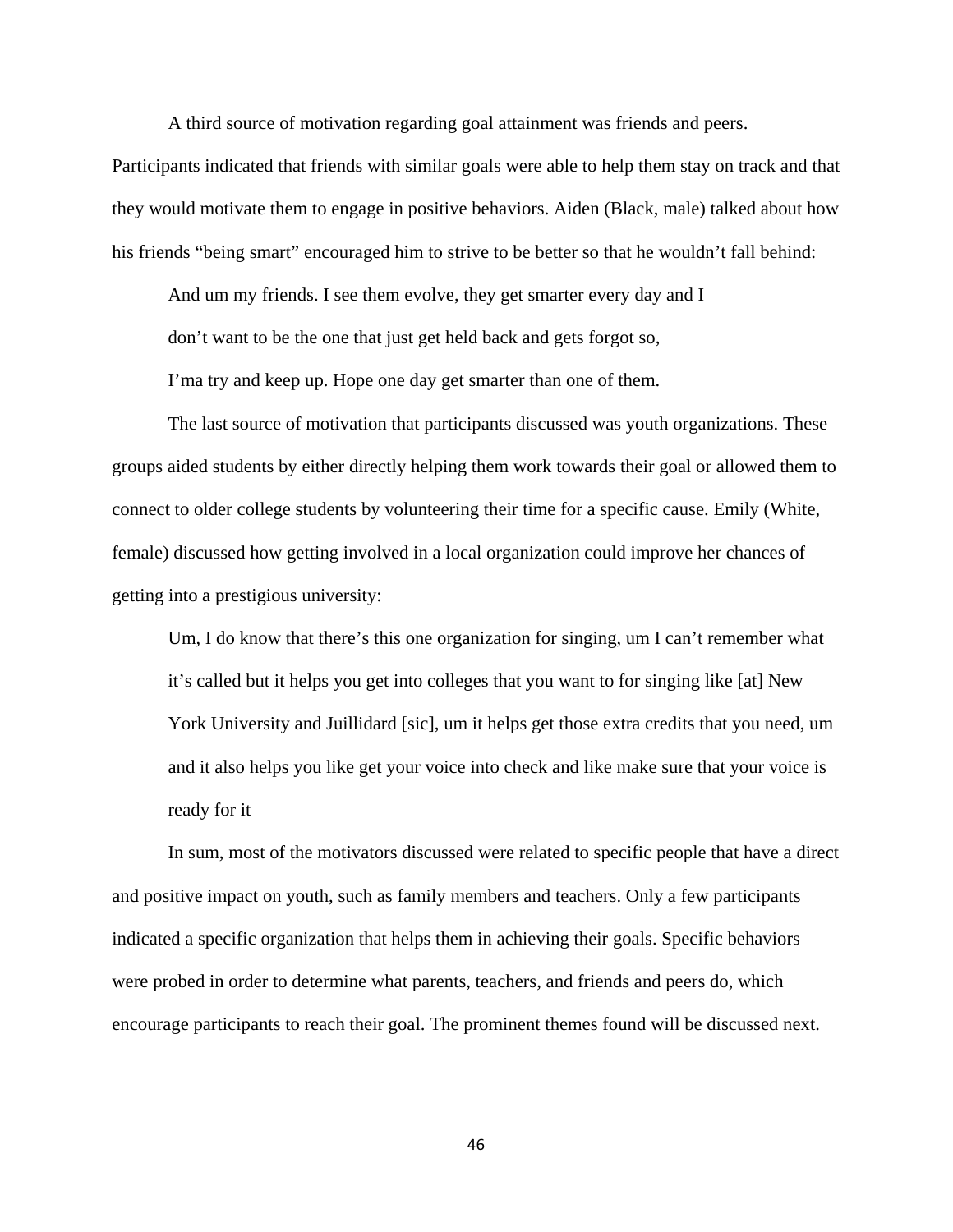A third source of motivation regarding goal attainment was friends and peers. Participants indicated that friends with similar goals were able to help them stay on track and that they would motivate them to engage in positive behaviors. Aiden (Black, male) talked about how his friends "being smart" encouraged him to strive to be better so that he wouldn't fall behind:

> And um my friends. I see them evolve, they get smarter every day and I don't want to be the one that just get held back and gets forgot so, I'ma try and keep up. Hope one day get smarter than one of them.

The last source of motivation that participants discussed was youth organizations. These groups aided students by either directly helping them work towards their goal or allowed them to connect to older college students by volunteering their time for a specific cause. Emily (White, female) discussed how getting involved in a local organization could improve her chances of getting into a prestigious university:

> Um, I do know that there's this one organization for singing, um I can't remember what it's called but it helps you get into colleges that you want to for singing like [at] New York University and Juillidard [sic], um it helps get those extra credits that you need, um and it also helps you like get your voice into check and like make sure that your voice is ready for it

In sum, most of the motivators discussed were related to specific people that have a direct and positive impact on youth, such as family members and teachers. Only a few participants indicated a specific organization that helps them in achieving their goals. Specific behaviors were probed in order to determine what parents, teachers, and friends and peers do, which encourage participants to reach their goal. The prominent themes found will be discussed next.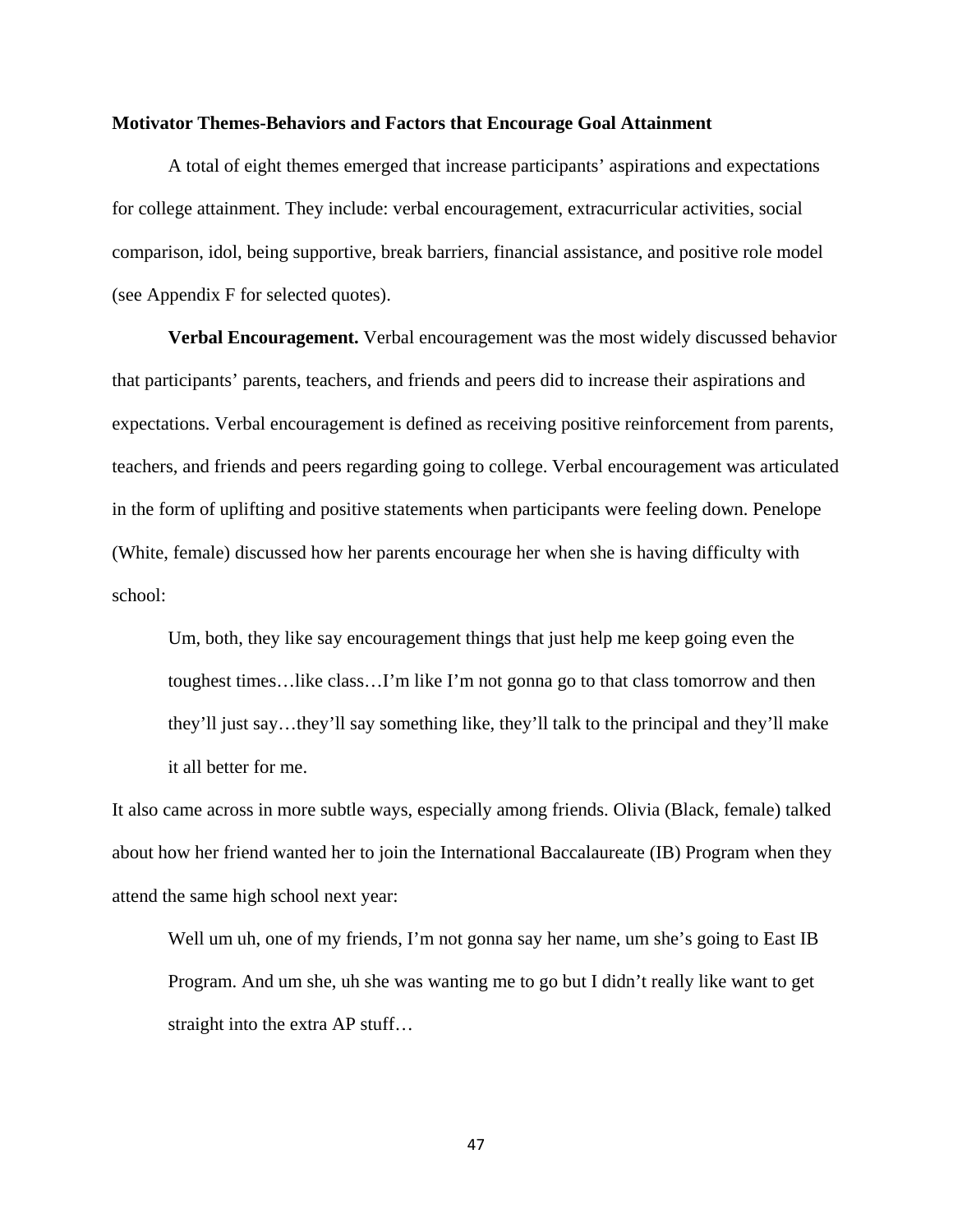**Motivator Themes-Behaviors and Factors that Encourage Goal Attainment**

A total of eight themes emerged that increase participants' aspirations and expectations for college attainment. They include: verbal encouragement, extracurricular activities, social comparison, idol, being supportive, break barriers, financial assistance, and positive role model (see Appendix F for selected quotes).

**Verbal Encouragement.** Verbal encouragement was the most widely discussed behavior that participants' parents, teachers, and friends and peers did to increase their aspirations and expectations. Verbal encouragement is defined as receiving positive reinforcement from parents, teachers, and friends and peers regarding going to college. Verbal encouragement was articulated in the form of uplifting and positive statements when participants were feeling down. Penelope (White, female) discussed how her parents encourage her when she is having difficulty with school:

> Um, both, they like say encouragement things that just help me keep going even the toughest times…like class…I'm like I'm not gonna go to that class tomorrow and then they'll just say…they'll say something like, they'll talk to the principal and they'll make it all better for me.

It also came across in more subtle ways, especially among friends. Olivia (Black, female) talked about how her friend wanted her to join the International Baccalaureate (IB) Program when they attend the same high school next year:

> Well um uh, one of my friends, I'm not gonna say her name, um she's going to East IB Program. And um she, uh she was wanting me to go but I didn't really like want to get straight into the extra AP stuff…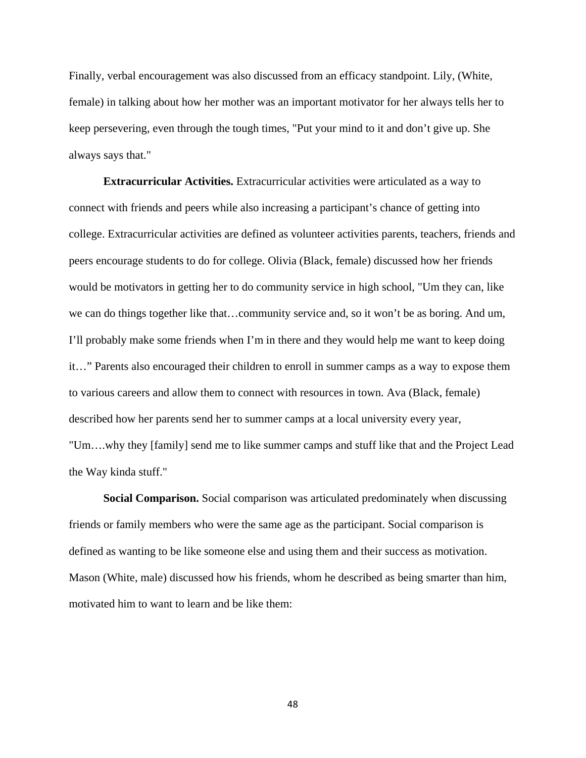Finally, verbal encouragement was also discussed from an efficacy standpoint. Lily, (White, female) in talking about how her mother was an important motivator for her always tells her to keep persevering, even through the tough times, "Put your mind to it and don't give up. She always says that."

**Extracurricular Activities.** Extracurricular activities were articulated as a way to connect with friends and peers while also increasing a participant's chance of getting into college. Extracurricular activities are defined as volunteer activities parents, teachers, friends and peers encourage students to do for college. Olivia (Black, female) discussed how her friends would be motivators in getting her to do community service in high school, "Um they can, like we can do things together like that…community service and, so it won't be as boring. And um, I'll probably make some friends when I'm in there and they would help me want to keep doing it…" Parents also encouraged their children to enroll in summer camps as a way to expose them to various careers and allow them to connect with resources in town. Ava (Black, female) described how her parents send her to summer camps at a local university every year, "Um….why they [family] send me to like summer camps and stuff like that and the Project Lead the Way kinda stuff."

**Social Comparison.** Social comparison was articulated predominately when discussing friends or family members who were the same age as the participant. Social comparison is defined as wanting to be like someone else and using them and their success as motivation. Mason (White, male) discussed how his friends, whom he described as being smarter than him, motivated him to want to learn and be like them: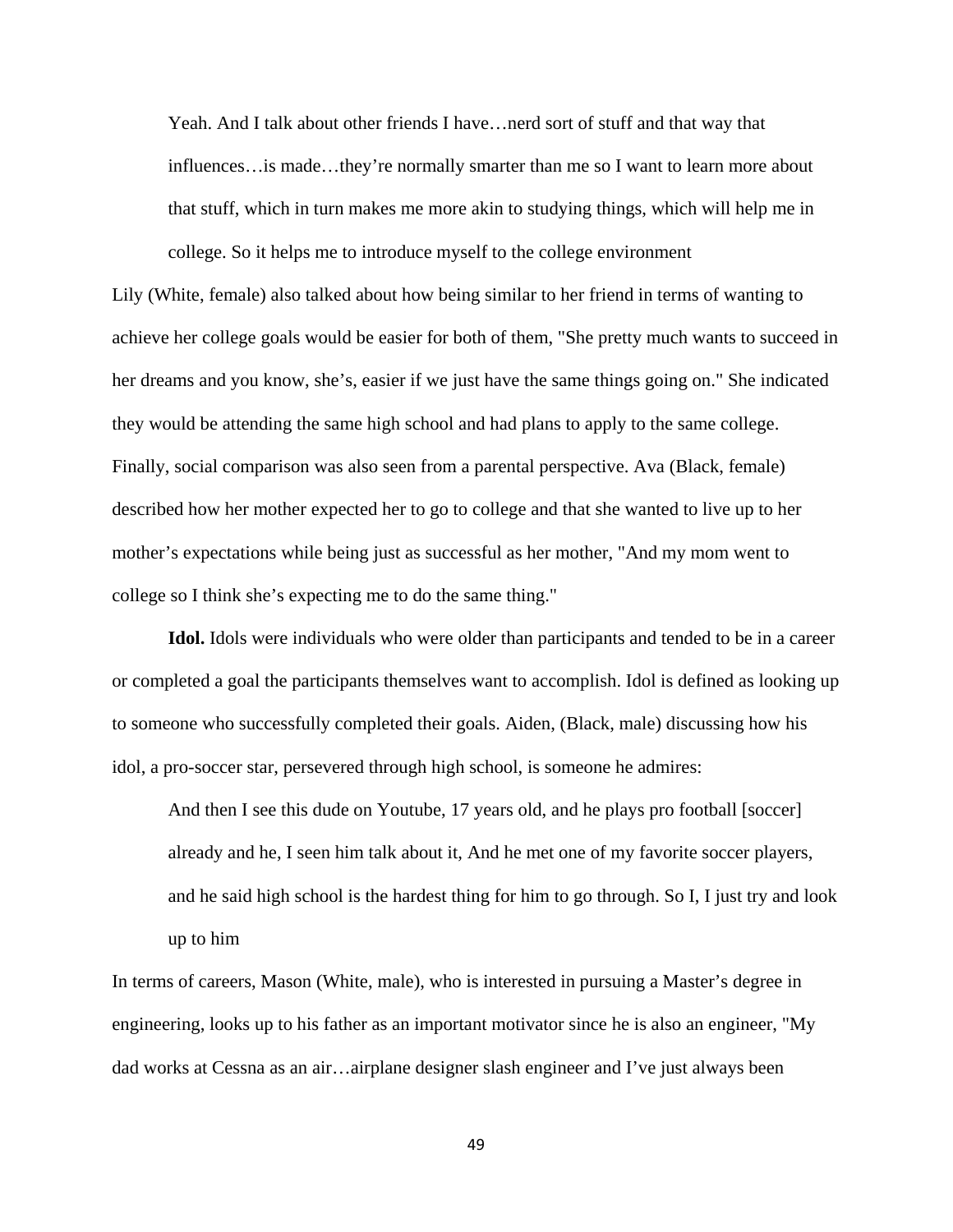> Yeah. And I talk about other friends I have…nerd sort of stuff and that way that influences…is made…they're normally smarter than me so I want to learn more about that stuff, which in turn makes me more akin to studying things, which will help me in college. So it helps me to introduce myself to the college environment

Lily (White, female) also talked about how being similar to her friend in terms of wanting to achieve her college goals would be easier for both of them, "She pretty much wants to succeed in her dreams and you know, she's, easier if we just have the same things going on." She indicated they would be attending the same high school and had plans to apply to the same college. Finally, social comparison was also seen from a parental perspective. Ava (Black, female) described how her mother expected her to go to college and that she wanted to live up to her mother's expectations while being just as successful as her mother, "And my mom went to college so I think she's expecting me to do the same thing."

**Idol.** Idols were individuals who were older than participants and tended to be in a career or completed a goal the participants themselves want to accomplish. Idol is defined as looking up to someone who successfully completed their goals. Aiden, (Black, male) discussing how his idol, a pro-soccer star, persevered through high school, is someone he admires:

> And then I see this dude on Youtube, 17 years old, and he plays pro football [soccer] already and he, I seen him talk about it, And he met one of my favorite soccer players, and he said high school is the hardest thing for him to go through. So I, I just try and look up to him

In terms of careers, Mason (White, male), who is interested in pursuing a Master's degree in engineering, looks up to his father as an important motivator since he is also an engineer, "My dad works at Cessna as an air…airplane designer slash engineer and I've just always been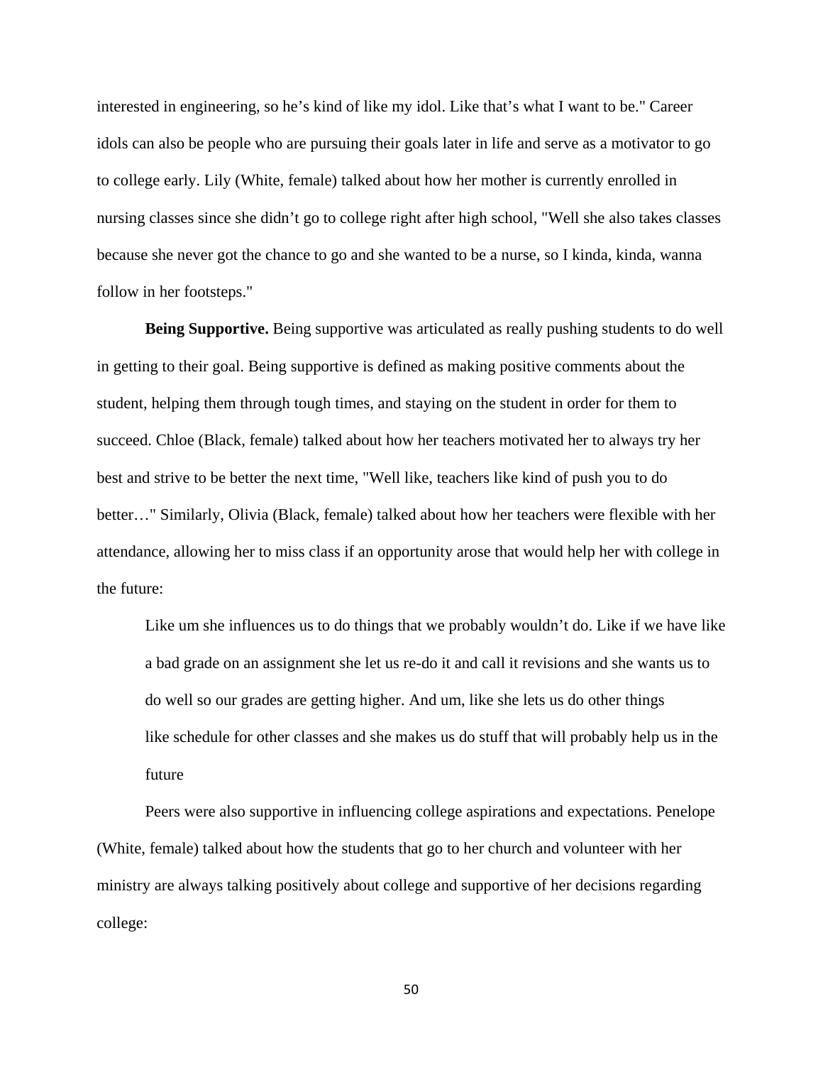interested in engineering, so he's kind of like my idol. Like that's what I want to be." Career idols can also be people who are pursuing their goals later in life and serve as a motivator to go to college early. Lily (White, female) talked about how her mother is currently enrolled in nursing classes since she didn't go to college right after high school, "Well she also takes classes because she never got the chance to go and she wanted to be a nurse, so I kinda, kinda, wanna follow in her footsteps."

**Being Supportive.** Being supportive was articulated as really pushing students to do well in getting to their goal. Being supportive is defined as making positive comments about the student, helping them through tough times, and staying on the student in order for them to succeed. Chloe (Black, female) talked about how her teachers motivated her to always try her best and strive to be better the next time, "Well like, teachers like kind of push you to do better…" Similarly, Olivia (Black, female) talked about how her teachers were flexible with her attendance, allowing her to miss class if an opportunity arose that would help her with college in the future:

> Like um she influences us to do things that we probably wouldn't do. Like if we have like a bad grade on an assignment she let us re-do it and call it revisions and she wants us to do well so our grades are getting higher. And um, like she lets us do other things like schedule for other classes and she makes us do stuff that will probably help us in the future

Peers were also supportive in influencing college aspirations and expectations. Penelope (White, female) talked about how the students that go to her church and volunteer with her ministry are always talking positively about college and supportive of her decisions regarding college: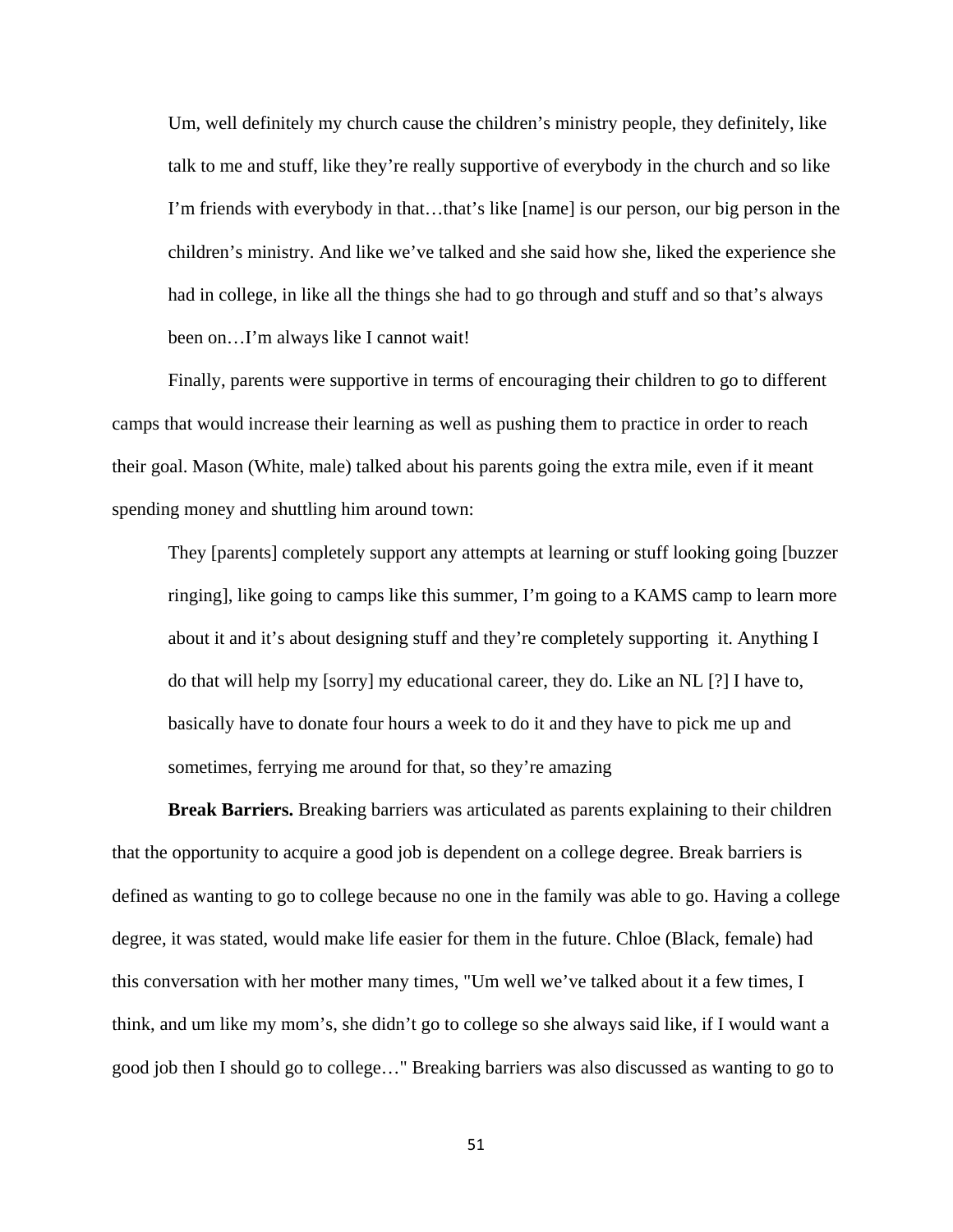> Um, well definitely my church cause the children's ministry people, they definitely, like talk to me and stuff, like they're really supportive of everybody in the church and so like I'm friends with everybody in that…that's like [name] is our person, our big person in the children's ministry. And like we've talked and she said how she, liked the experience she had in college, in like all the things she had to go through and stuff and so that's always been on…I'm always like I cannot wait!

Finally, parents were supportive in terms of encouraging their children to go to different camps that would increase their learning as well as pushing them to practice in order to reach their goal. Mason (White, male) talked about his parents going the extra mile, even if it meant spending money and shuttling him around town:

> They [parents] completely support any attempts at learning or stuff looking going [buzzer ringing], like going to camps like this summer, I'm going to a KAMS camp to learn more about it and it's about designing stuff and they're completely supporting it. Anything I do that will help my [sorry] my educational career, they do. Like an NL [?] I have to, basically have to donate four hours a week to do it and they have to pick me up and sometimes, ferrying me around for that, so they're amazing

**Break Barriers.** Breaking barriers was articulated as parents explaining to their children that the opportunity to acquire a good job is dependent on a college degree. Break barriers is defined as wanting to go to college because no one in the family was able to go. Having a college degree, it was stated, would make life easier for them in the future. Chloe (Black, female) had this conversation with her mother many times, "Um well we've talked about it a few times, I think, and um like my mom's, she didn't go to college so she always said like, if I would want a good job then I should go to college…" Breaking barriers was also discussed as wanting to go to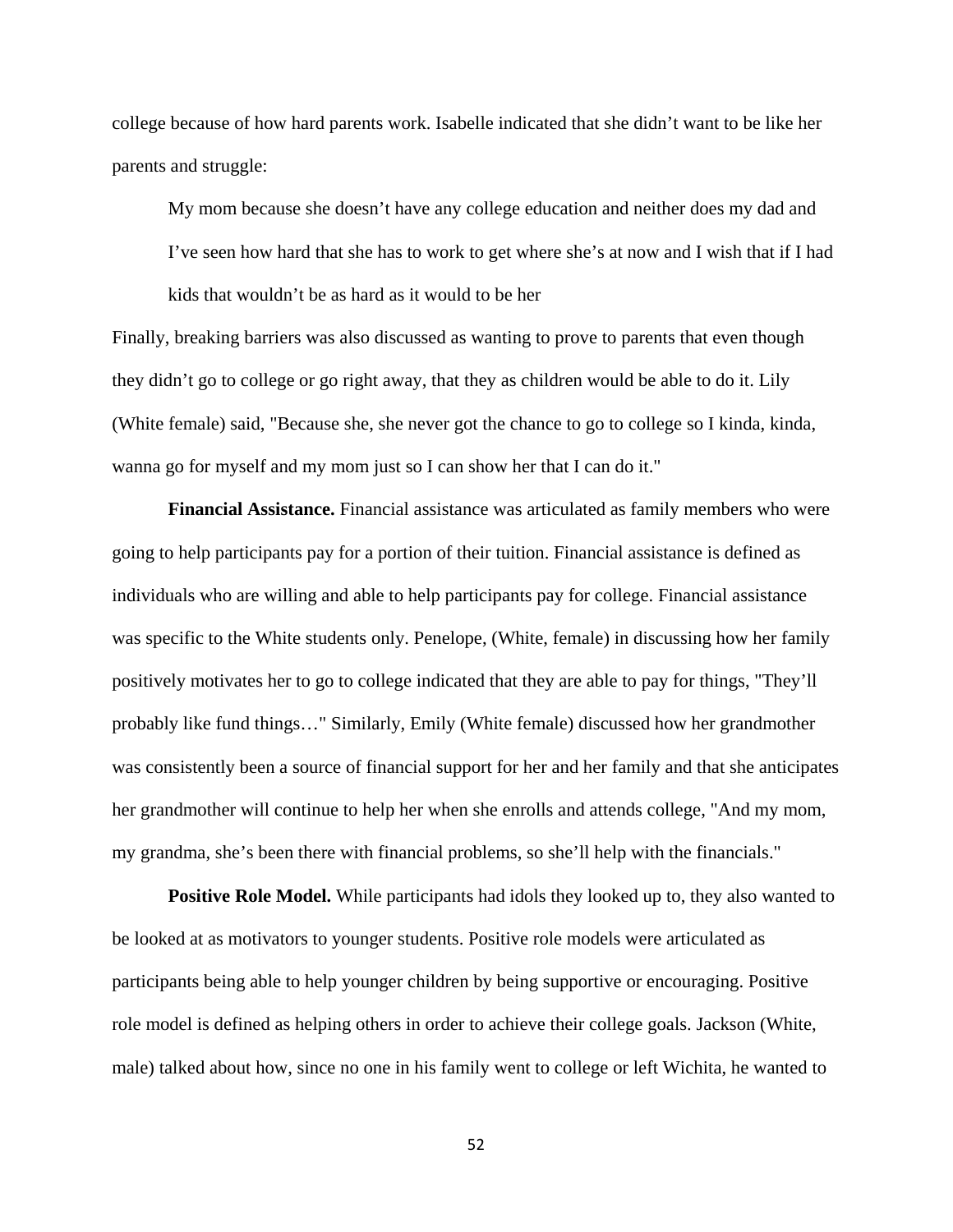college because of how hard parents work. Isabelle indicated that she didn't want to be like her parents and struggle:

> My mom because she doesn't have any college education and neither does my dad and I've seen how hard that she has to work to get where she's at now and I wish that if I had kids that wouldn't be as hard as it would to be her

Finally, breaking barriers was also discussed as wanting to prove to parents that even though they didn't go to college or go right away, that they as children would be able to do it. Lily (White female) said, "Because she, she never got the chance to go to college so I kinda, kinda, wanna go for myself and my mom just so I can show her that I can do it."

**Financial Assistance.** Financial assistance was articulated as family members who were going to help participants pay for a portion of their tuition. Financial assistance is defined as individuals who are willing and able to help participants pay for college. Financial assistance was specific to the White students only. Penelope, (White, female) in discussing how her family positively motivates her to go to college indicated that they are able to pay for things, "They'll probably like fund things…" Similarly, Emily (White female) discussed how her grandmother was consistently been a source of financial support for her and her family and that she anticipates her grandmother will continue to help her when she enrolls and attends college, "And my mom, my grandma, she's been there with financial problems, so she'll help with the financials."

**Positive Role Model.** While participants had idols they looked up to, they also wanted to be looked at as motivators to younger students. Positive role models were articulated as participants being able to help younger children by being supportive or encouraging. Positive role model is defined as helping others in order to achieve their college goals. Jackson (White, male) talked about how, since no one in his family went to college or left Wichita, he wanted to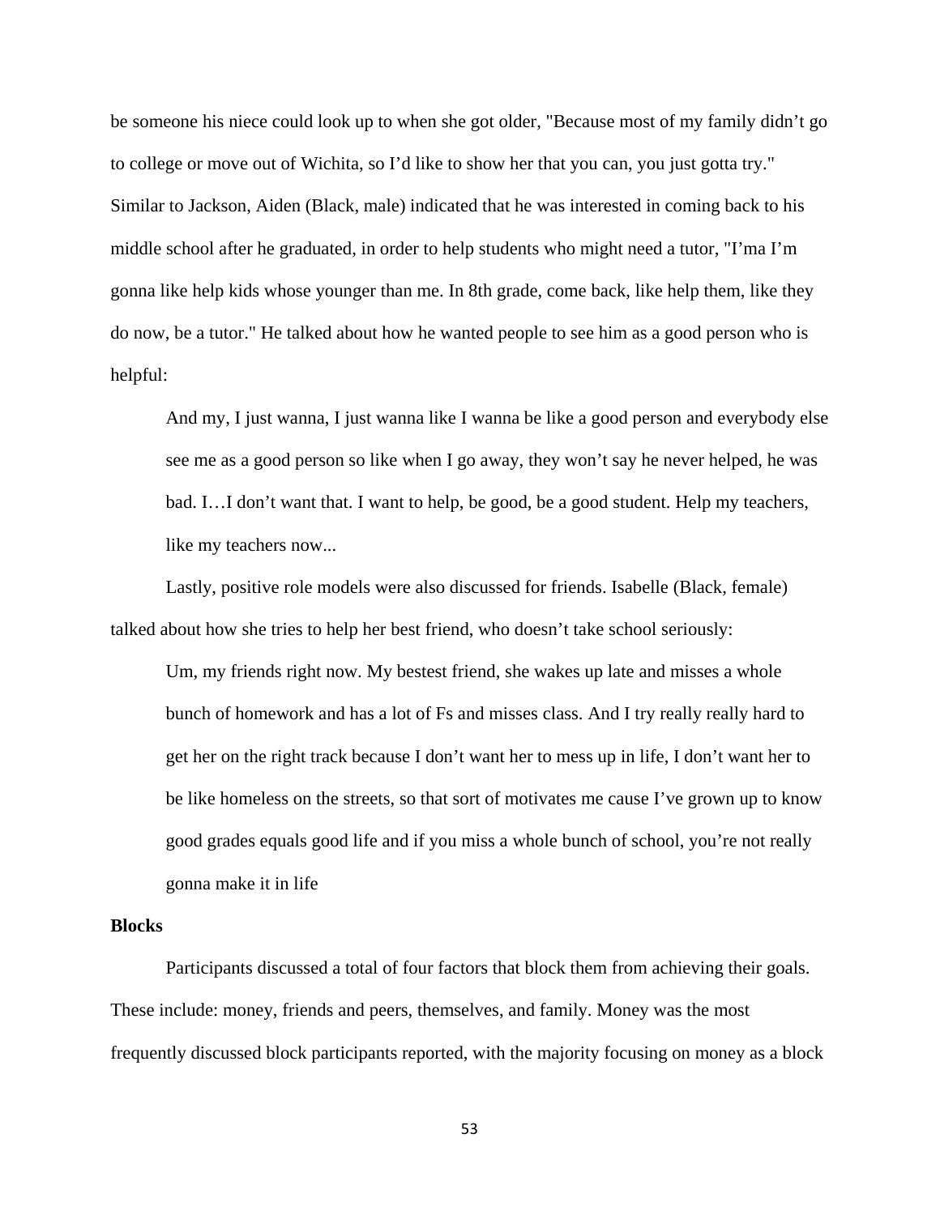be someone his niece could look up to when she got older, "Because most of my family didn't go to college or move out of Wichita, so I'd like to show her that you can, you just gotta try." Similar to Jackson, Aiden (Black, male) indicated that he was interested in coming back to his middle school after he graduated, in order to help students who might need a tutor, "I'ma I'm gonna like help kids whose younger than me. In 8th grade, come back, like help them, like they do now, be a tutor." He talked about how he wanted people to see him as a good person who is helpful:

> And my, I just wanna, I just wanna like I wanna be like a good person and everybody else see me as a good person so like when I go away, they won't say he never helped, he was bad. I…I don't want that. I want to help, be good, be a good student. Help my teachers, like my teachers now...

Lastly, positive role models were also discussed for friends. Isabelle (Black, female) talked about how she tries to help her best friend, who doesn't take school seriously:

> Um, my friends right now. My bestest friend, she wakes up late and misses a whole bunch of homework and has a lot of Fs and misses class. And I try really really hard to get her on the right track because I don't want her to mess up in life, I don't want her to be like homeless on the streets, so that sort of motivates me cause I've grown up to know good grades equals good life and if you miss a whole bunch of school, you're not really gonna make it in life

**Blocks**

Participants discussed a total of four factors that block them from achieving their goals. These include: money, friends and peers, themselves, and family. Money was the most frequently discussed block participants reported, with the majority focusing on money as a block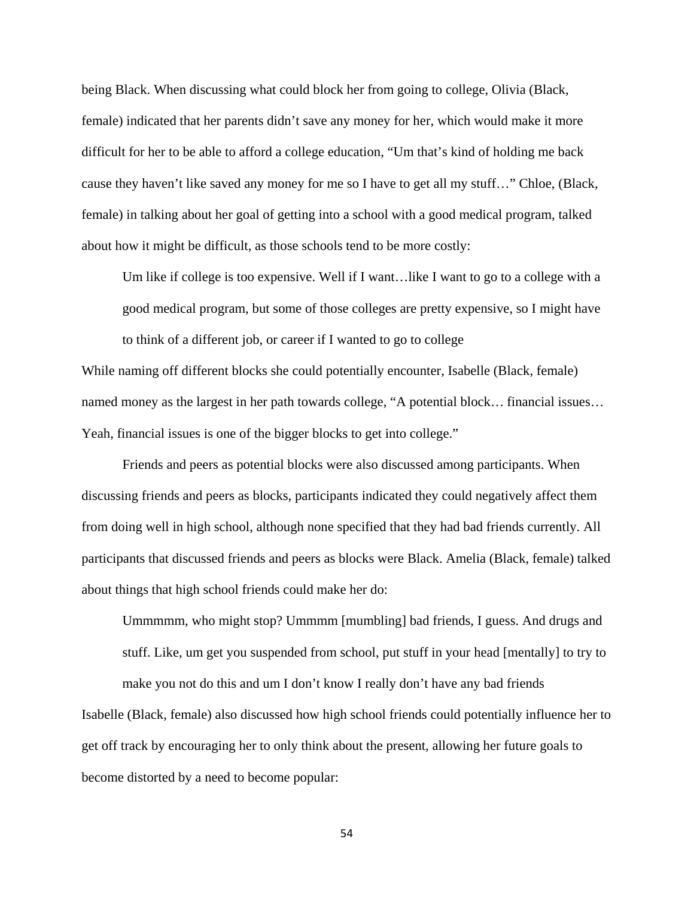being Black. When discussing what could block her from going to college, Olivia (Black, female) indicated that her parents didn't save any money for her, which would make it more difficult for her to be able to afford a college education, "Um that's kind of holding me back cause they haven't like saved any money for me so I have to get all my stuff…" Chloe, (Black, female) in talking about her goal of getting into a school with a good medical program, talked about how it might be difficult, as those schools tend to be more costly:

> Um like if college is too expensive. Well if I want…like I want to go to a college with a good medical program, but some of those colleges are pretty expensive, so I might have to think of a different job, or career if I wanted to go to college

While naming off different blocks she could potentially encounter, Isabelle (Black, female) named money as the largest in her path towards college, "A potential block… financial issues… Yeah, financial issues is one of the bigger blocks to get into college."

Friends and peers as potential blocks were also discussed among participants. When discussing friends and peers as blocks, participants indicated they could negatively affect them from doing well in high school, although none specified that they had bad friends currently. All participants that discussed friends and peers as blocks were Black. Amelia (Black, female) talked about things that high school friends could make her do:

> Ummmmm, who might stop? Ummmm [mumbling] bad friends, I guess. And drugs and stuff. Like, um get you suspended from school, put stuff in your head [mentally] to try to make you not do this and um I don't know I really don't have any bad friends

Isabelle (Black, female) also discussed how high school friends could potentially influence her to get off track by encouraging her to only think about the present, allowing her future goals to become distorted by a need to become popular: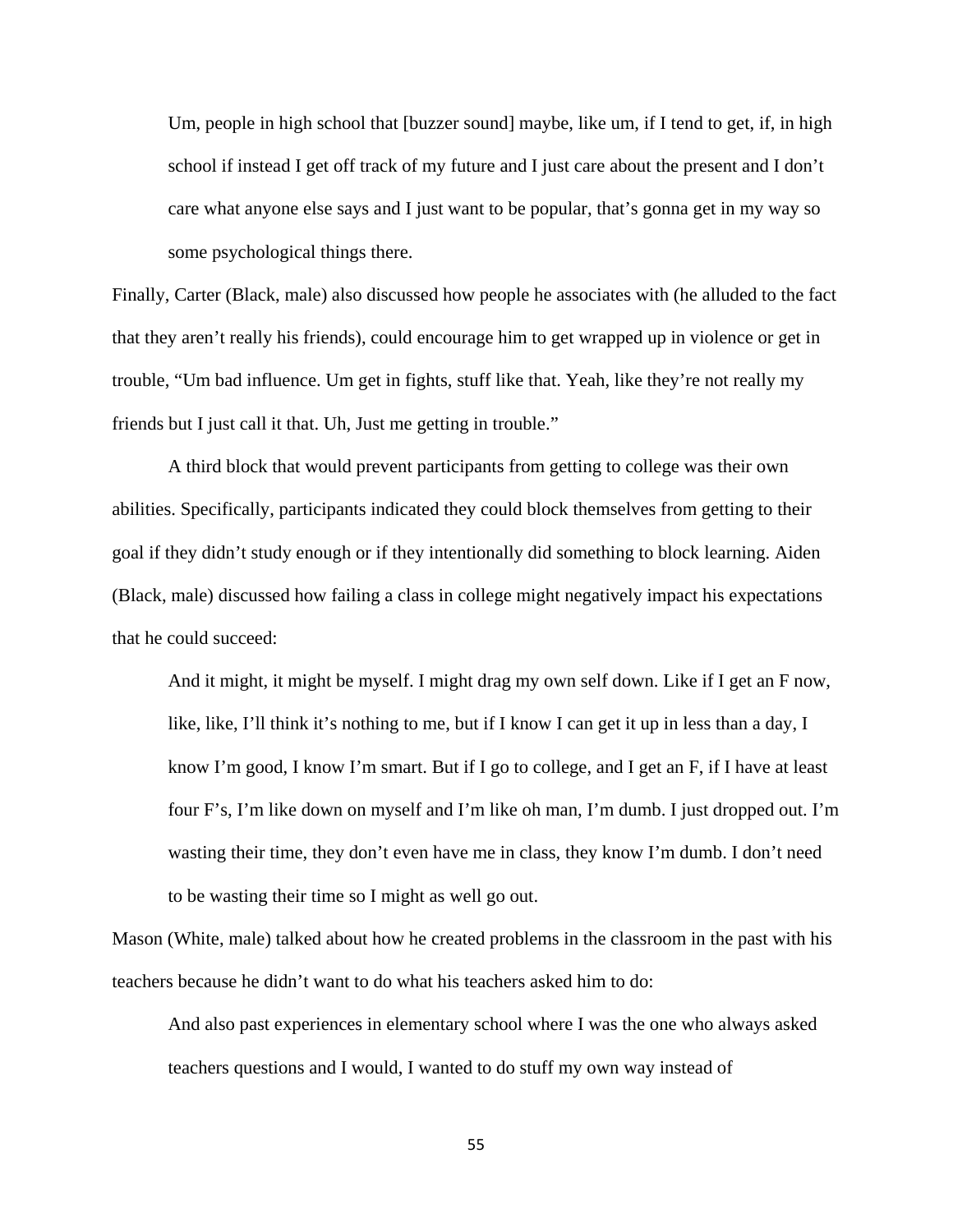> Um, people in high school that [buzzer sound] maybe, like um, if I tend to get, if, in high school if instead I get off track of my future and I just care about the present and I don't care what anyone else says and I just want to be popular, that's gonna get in my way so some psychological things there.

Finally, Carter (Black, male) also discussed how people he associates with (he alluded to the fact that they aren't really his friends), could encourage him to get wrapped up in violence or get in trouble, "Um bad influence. Um get in fights, stuff like that. Yeah, like they're not really my friends but I just call it that. Uh, Just me getting in trouble."

A third block that would prevent participants from getting to college was their own abilities. Specifically, participants indicated they could block themselves from getting to their goal if they didn't study enough or if they intentionally did something to block learning. Aiden (Black, male) discussed how failing a class in college might negatively impact his expectations that he could succeed:

> And it might, it might be myself. I might drag my own self down. Like if I get an F now, like, like, I'll think it's nothing to me, but if I know I can get it up in less than a day, I know I'm good, I know I'm smart. But if I go to college, and I get an F, if I have at least four F's, I'm like down on myself and I'm like oh man, I'm dumb. I just dropped out. I'm wasting their time, they don't even have me in class, they know I'm dumb. I don't need to be wasting their time so I might as well go out.

Mason (White, male) talked about how he created problems in the classroom in the past with his teachers because he didn't want to do what his teachers asked him to do:

> And also past experiences in elementary school where I was the one who always asked teachers questions and I would, I wanted to do stuff my own way instead of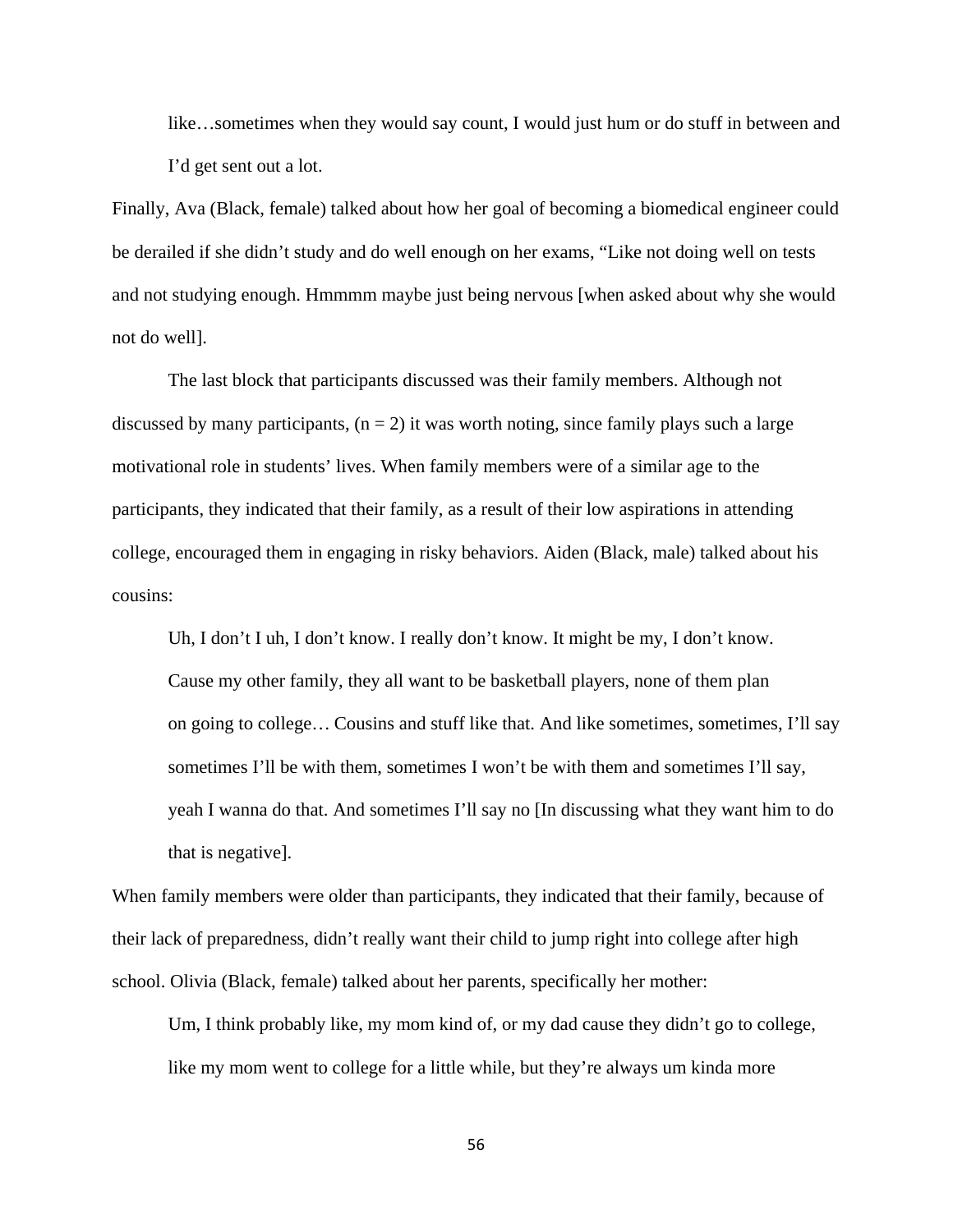> like…sometimes when they would say count, I would just hum or do stuff in between and I'd get sent out a lot.

Finally, Ava (Black, female) talked about how her goal of becoming a biomedical engineer could be derailed if she didn't study and do well enough on her exams, "Like not doing well on tests and not studying enough. Hmmmm maybe just being nervous [when asked about why she would not do well].

The last block that participants discussed was their family members. Although not discussed by many participants, (n = 2) it was worth noting, since family plays such a large motivational role in students' lives. When family members were of a similar age to the participants, they indicated that their family, as a result of their low aspirations in attending college, encouraged them in engaging in risky behaviors. Aiden (Black, male) talked about his cousins:

> Uh, I don't I uh, I don't know. I really don't know. It might be my, I don't know. Cause my other family, they all want to be basketball players, none of them plan on going to college… Cousins and stuff like that. And like sometimes, sometimes, I'll say sometimes I'll be with them, sometimes I won't be with them and sometimes I'll say, yeah I wanna do that. And sometimes I'll say no [In discussing what they want him to do that is negative].

When family members were older than participants, they indicated that their family, because of their lack of preparedness, didn't really want their child to jump right into college after high school. Olivia (Black, female) talked about her parents, specifically her mother:

> Um, I think probably like, my mom kind of, or my dad cause they didn't go to college, like my mom went to college for a little while, but they're always um kinda more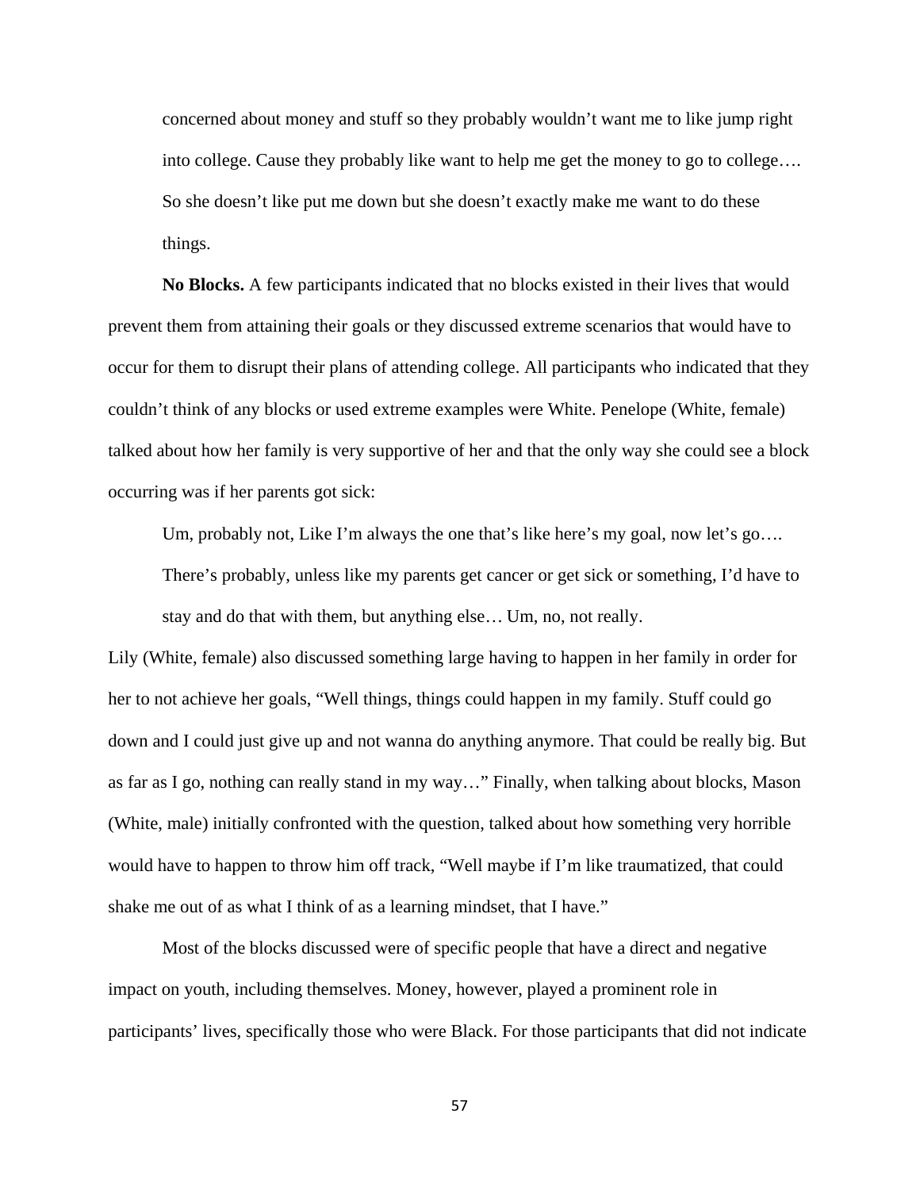> concerned about money and stuff so they probably wouldn't want me to like jump right into college. Cause they probably like want to help me get the money to go to college…. So she doesn't like put me down but she doesn't exactly make me want to do these things.

**No Blocks.** A few participants indicated that no blocks existed in their lives that would prevent them from attaining their goals or they discussed extreme scenarios that would have to occur for them to disrupt their plans of attending college. All participants who indicated that they couldn't think of any blocks or used extreme examples were White. Penelope (White, female) talked about how her family is very supportive of her and that the only way she could see a block occurring was if her parents got sick:

> Um, probably not, Like I'm always the one that's like here's my goal, now let's go…. There's probably, unless like my parents get cancer or get sick or something, I'd have to stay and do that with them, but anything else… Um, no, not really.

Lily (White, female) also discussed something large having to happen in her family in order for her to not achieve her goals, "Well things, things could happen in my family. Stuff could go down and I could just give up and not wanna do anything anymore. That could be really big. But as far as I go, nothing can really stand in my way…" Finally, when talking about blocks, Mason (White, male) initially confronted with the question, talked about how something very horrible would have to happen to throw him off track, "Well maybe if I'm like traumatized, that could shake me out of as what I think of as a learning mindset, that I have."

Most of the blocks discussed were of specific people that have a direct and negative impact on youth, including themselves. Money, however, played a prominent role in participants' lives, specifically those who were Black. For those participants that did not indicate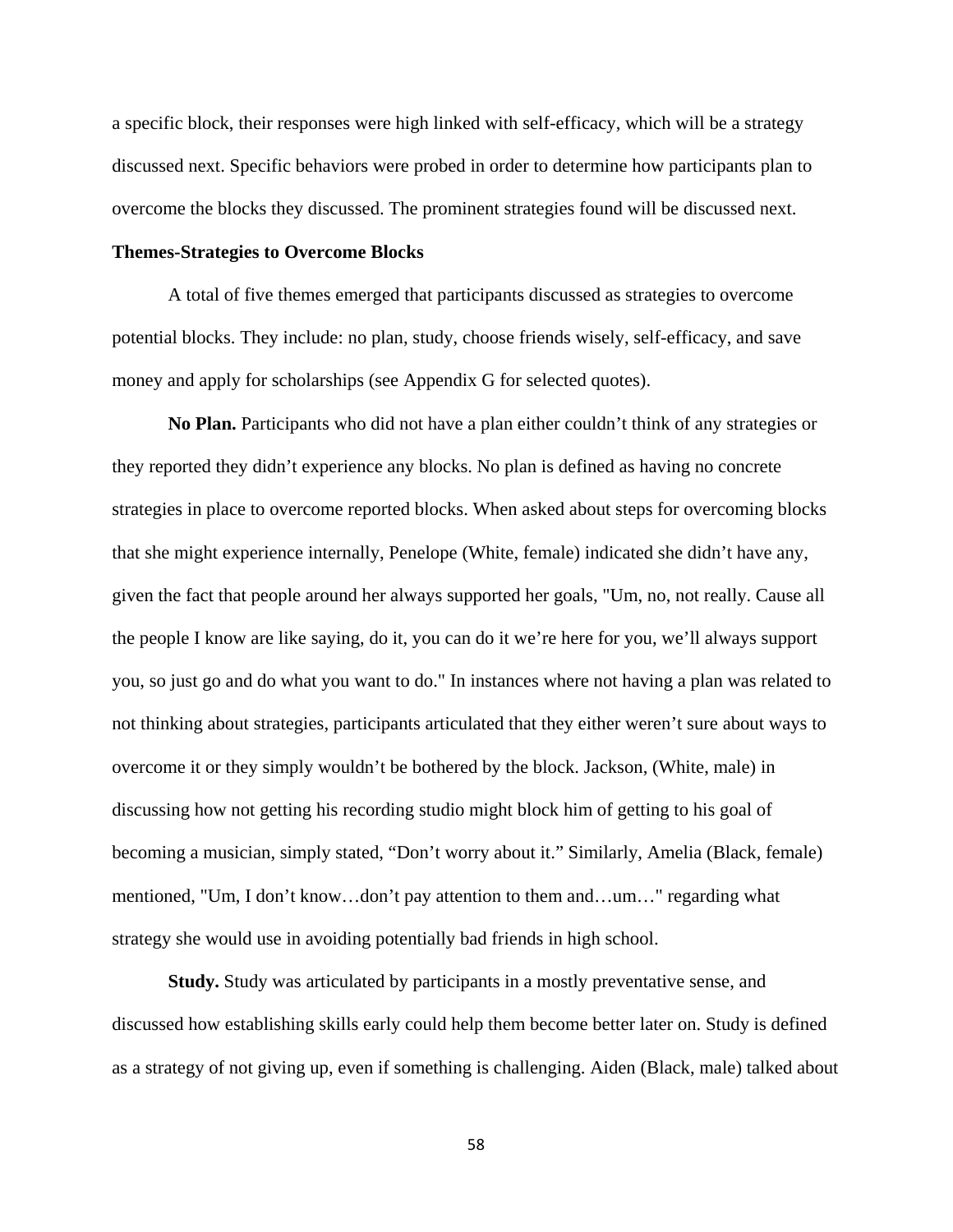a specific block, their responses were high linked with self-efficacy, which will be a strategy discussed next. Specific behaviors were probed in order to determine how participants plan to overcome the blocks they discussed. The prominent strategies found will be discussed next.

**Themes-Strategies to Overcome Blocks**

A total of five themes emerged that participants discussed as strategies to overcome potential blocks. They include: no plan, study, choose friends wisely, self-efficacy, and save money and apply for scholarships (see Appendix G for selected quotes).

**No Plan.** Participants who did not have a plan either couldn't think of any strategies or they reported they didn't experience any blocks. No plan is defined as having no concrete strategies in place to overcome reported blocks. When asked about steps for overcoming blocks that she might experience internally, Penelope (White, female) indicated she didn't have any, given the fact that people around her always supported her goals, "Um, no, not really. Cause all the people I know are like saying, do it, you can do it we're here for you, we'll always support you, so just go and do what you want to do." In instances where not having a plan was related to not thinking about strategies, participants articulated that they either weren't sure about ways to overcome it or they simply wouldn't be bothered by the block. Jackson, (White, male) in discussing how not getting his recording studio might block him of getting to his goal of becoming a musician, simply stated, "Don't worry about it." Similarly, Amelia (Black, female) mentioned, "Um, I don't know…don't pay attention to them and…um…" regarding what strategy she would use in avoiding potentially bad friends in high school.

**Study.** Study was articulated by participants in a mostly preventative sense, and discussed how establishing skills early could help them become better later on. Study is defined as a strategy of not giving up, even if something is challenging. Aiden (Black, male) talked about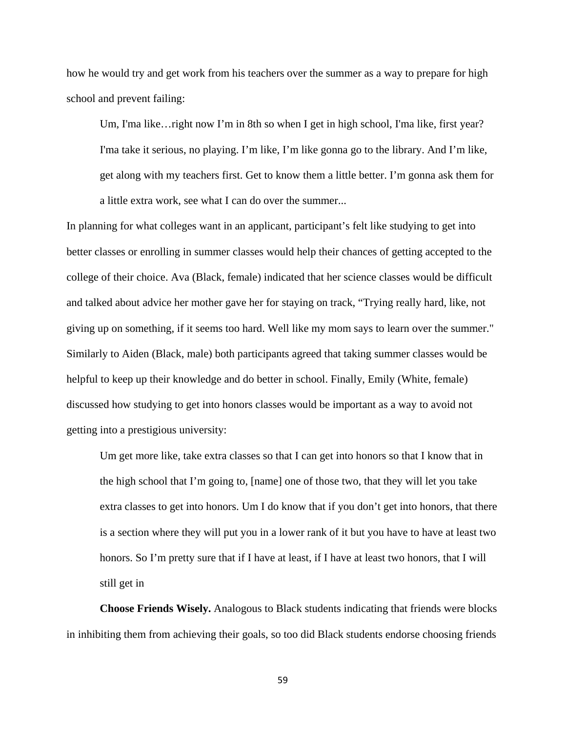how he would try and get work from his teachers over the summer as a way to prepare for high school and prevent failing:

> Um, I'ma like…right now I'm in 8th so when I get in high school, I'ma like, first year? I'ma take it serious, no playing. I'm like, I'm like gonna go to the library. And I'm like, get along with my teachers first. Get to know them a little better. I'm gonna ask them for a little extra work, see what I can do over the summer...

In planning for what colleges want in an applicant, participant's felt like studying to get into better classes or enrolling in summer classes would help their chances of getting accepted to the college of their choice. Ava (Black, female) indicated that her science classes would be difficult and talked about advice her mother gave her for staying on track, "Trying really hard, like, not giving up on something, if it seems too hard. Well like my mom says to learn over the summer." Similarly to Aiden (Black, male) both participants agreed that taking summer classes would be helpful to keep up their knowledge and do better in school. Finally, Emily (White, female) discussed how studying to get into honors classes would be important as a way to avoid not getting into a prestigious university:

> Um get more like, take extra classes so that I can get into honors so that I know that in the high school that I'm going to, [name] one of those two, that they will let you take extra classes to get into honors. Um I do know that if you don't get into honors, that there is a section where they will put you in a lower rank of it but you have to have at least two honors. So I'm pretty sure that if I have at least, if I have at least two honors, that I will still get in

**Choose Friends Wisely.** Analogous to Black students indicating that friends were blocks in inhibiting them from achieving their goals, so too did Black students endorse choosing friends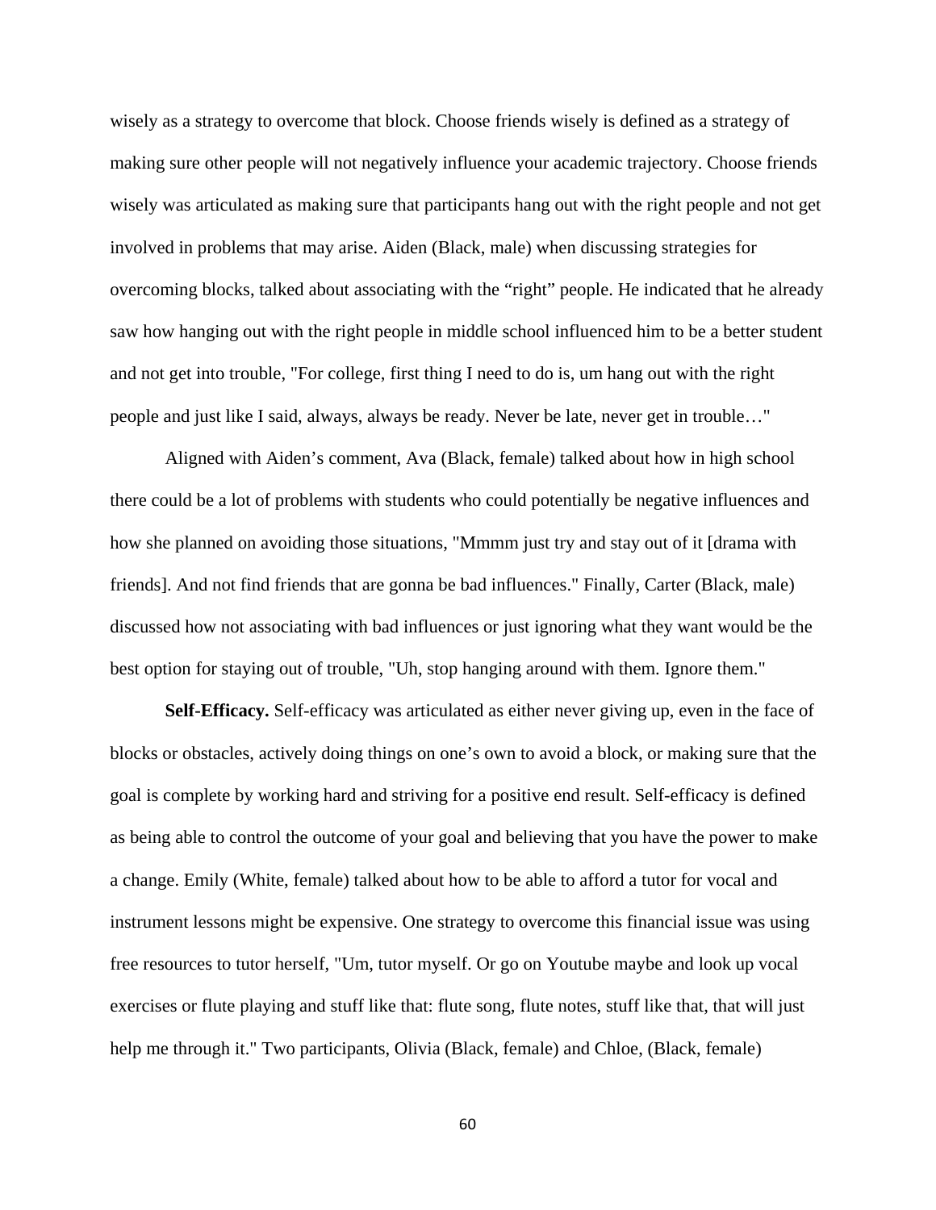wisely as a strategy to overcome that block. Choose friends wisely is defined as a strategy of making sure other people will not negatively influence your academic trajectory. Choose friends wisely was articulated as making sure that participants hang out with the right people and not get involved in problems that may arise. Aiden (Black, male) when discussing strategies for overcoming blocks, talked about associating with the "right" people. He indicated that he already saw how hanging out with the right people in middle school influenced him to be a better student and not get into trouble, "For college, first thing I need to do is, um hang out with the right people and just like I said, always, always be ready. Never be late, never get in trouble…"

Aligned with Aiden's comment, Ava (Black, female) talked about how in high school there could be a lot of problems with students who could potentially be negative influences and how she planned on avoiding those situations, "Mmmm just try and stay out of it [drama with friends]. And not find friends that are gonna be bad influences." Finally, Carter (Black, male) discussed how not associating with bad influences or just ignoring what they want would be the best option for staying out of trouble, "Uh, stop hanging around with them. Ignore them."

**Self-Efficacy.** Self-efficacy was articulated as either never giving up, even in the face of blocks or obstacles, actively doing things on one's own to avoid a block, or making sure that the goal is complete by working hard and striving for a positive end result. Self-efficacy is defined as being able to control the outcome of your goal and believing that you have the power to make a change. Emily (White, female) talked about how to be able to afford a tutor for vocal and instrument lessons might be expensive. One strategy to overcome this financial issue was using free resources to tutor herself, "Um, tutor myself. Or go on Youtube maybe and look up vocal exercises or flute playing and stuff like that: flute song, flute notes, stuff like that, that will just help me through it." Two participants, Olivia (Black, female) and Chloe, (Black, female)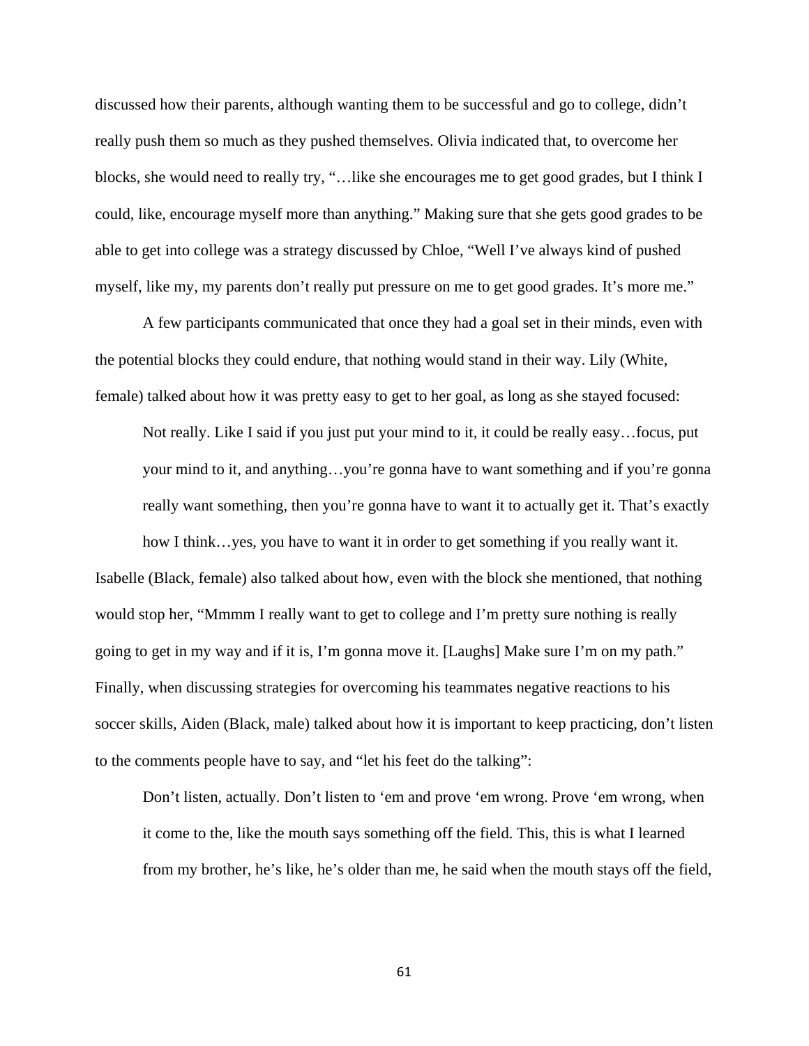discussed how their parents, although wanting them to be successful and go to college, didn't really push them so much as they pushed themselves. Olivia indicated that, to overcome her blocks, she would need to really try, "…like she encourages me to get good grades, but I think I could, like, encourage myself more than anything." Making sure that she gets good grades to be able to get into college was a strategy discussed by Chloe, "Well I've always kind of pushed myself, like my, my parents don't really put pressure on me to get good grades. It's more me."

A few participants communicated that once they had a goal set in their minds, even with the potential blocks they could endure, that nothing would stand in their way. Lily (White, female) talked about how it was pretty easy to get to her goal, as long as she stayed focused:

> Not really. Like I said if you just put your mind to it, it could be really easy…focus, put your mind to it, and anything…you're gonna have to want something and if you're gonna really want something, then you're gonna have to want it to actually get it. That's exactly how I think…yes, you have to want it in order to get something if you really want it.

Isabelle (Black, female) also talked about how, even with the block she mentioned, that nothing would stop her, "Mmmm I really want to get to college and I'm pretty sure nothing is really going to get in my way and if it is, I'm gonna move it. [Laughs] Make sure I'm on my path." Finally, when discussing strategies for overcoming his teammates negative reactions to his soccer skills, Aiden (Black, male) talked about how it is important to keep practicing, don't listen to the comments people have to say, and "let his feet do the talking":

> Don't listen, actually. Don't listen to 'em and prove 'em wrong. Prove 'em wrong, when it come to the, like the mouth says something off the field. This, this is what I learned from my brother, he's like, he's older than me, he said when the mouth stays off the field,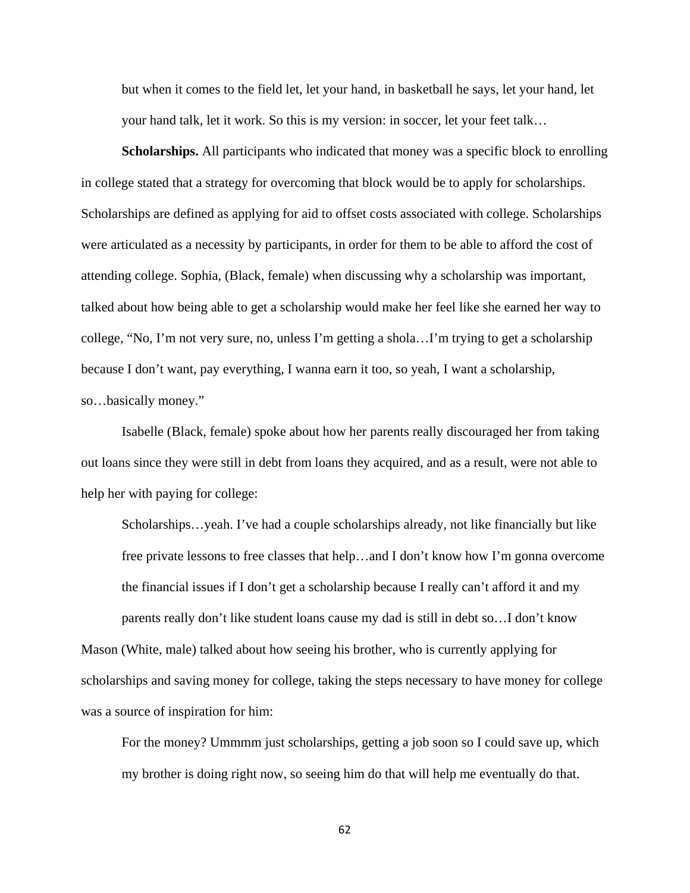> but when it comes to the field let, let your hand, in basketball he says, let your hand, let your hand talk, let it work. So this is my version: in soccer, let your feet talk…

**Scholarships.** All participants who indicated that money was a specific block to enrolling in college stated that a strategy for overcoming that block would be to apply for scholarships. Scholarships are defined as applying for aid to offset costs associated with college. Scholarships were articulated as a necessity by participants, in order for them to be able to afford the cost of attending college. Sophia, (Black, female) when discussing why a scholarship was important, talked about how being able to get a scholarship would make her feel like she earned her way to college, "No, I'm not very sure, no, unless I'm getting a shola…I'm trying to get a scholarship because I don't want, pay everything, I wanna earn it too, so yeah, I want a scholarship, so…basically money."

Isabelle (Black, female) spoke about how her parents really discouraged her from taking out loans since they were still in debt from loans they acquired, and as a result, were not able to help her with paying for college:

> Scholarships…yeah. I've had a couple scholarships already, not like financially but like free private lessons to free classes that help…and I don't know how I'm gonna overcome the financial issues if I don't get a scholarship because I really can't afford it and my parents really don't like student loans cause my dad is still in debt so…I don't know

Mason (White, male) talked about how seeing his brother, who is currently applying for scholarships and saving money for college, taking the steps necessary to have money for college was a source of inspiration for him:

> For the money? Ummmm just scholarships, getting a job soon so I could save up, which my brother is doing right now, so seeing him do that will help me eventually do that.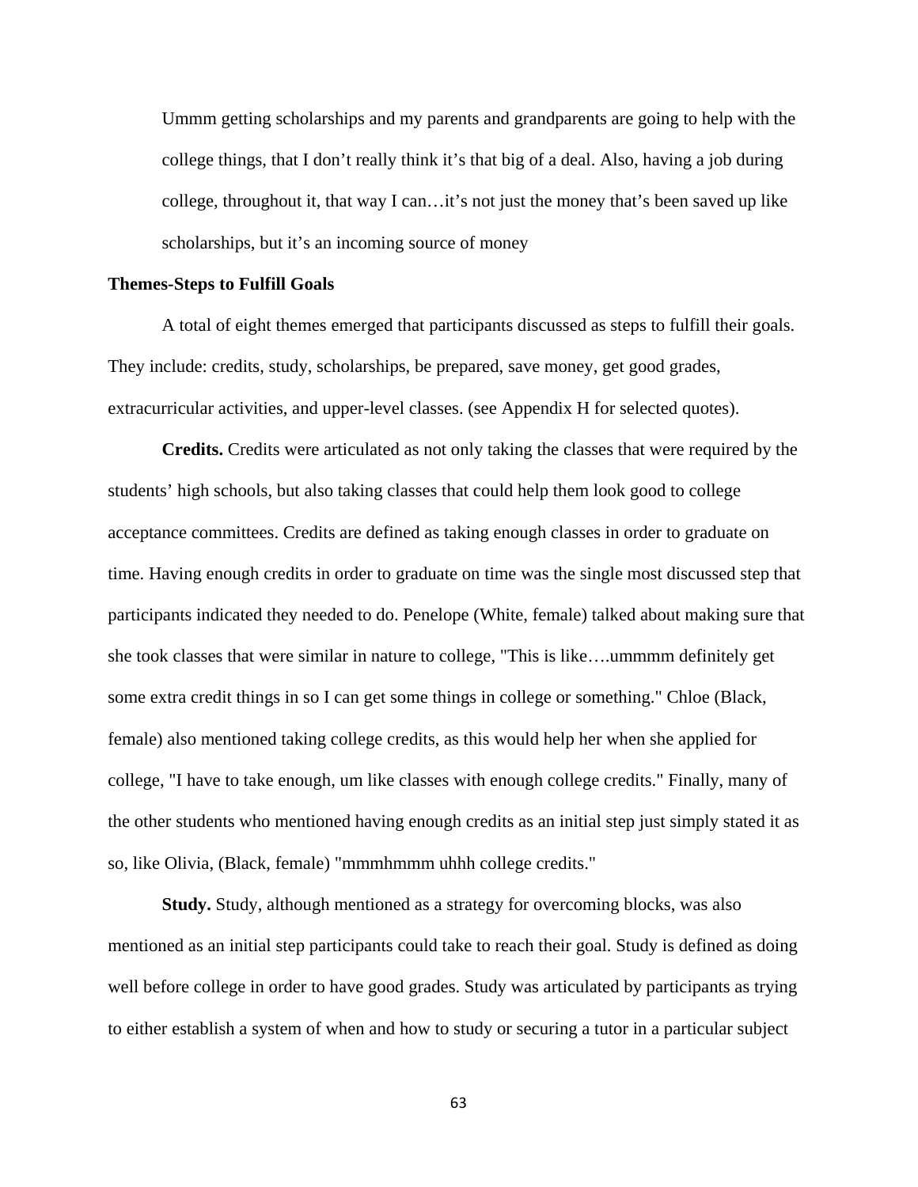> Ummm getting scholarships and my parents and grandparents are going to help with the college things, that I don't really think it's that big of a deal. Also, having a job during college, throughout it, that way I can…it's not just the money that's been saved up like scholarships, but it's an incoming source of money

**Themes-Steps to Fulfill Goals**

A total of eight themes emerged that participants discussed as steps to fulfill their goals. They include: credits, study, scholarships, be prepared, save money, get good grades, extracurricular activities, and upper-level classes. (see Appendix H for selected quotes).

**Credits.** Credits were articulated as not only taking the classes that were required by the students' high schools, but also taking classes that could help them look good to college acceptance committees. Credits are defined as taking enough classes in order to graduate on time. Having enough credits in order to graduate on time was the single most discussed step that participants indicated they needed to do. Penelope (White, female) talked about making sure that she took classes that were similar in nature to college, "This is like….ummmm definitely get some extra credit things in so I can get some things in college or something." Chloe (Black, female) also mentioned taking college credits, as this would help her when she applied for college, "I have to take enough, um like classes with enough college credits." Finally, many of the other students who mentioned having enough credits as an initial step just simply stated it as so, like Olivia, (Black, female) "mmmhmmm uhhh college credits."

**Study.** Study, although mentioned as a strategy for overcoming blocks, was also mentioned as an initial step participants could take to reach their goal. Study is defined as doing well before college in order to have good grades. Study was articulated by participants as trying to either establish a system of when and how to study or securing a tutor in a particular subject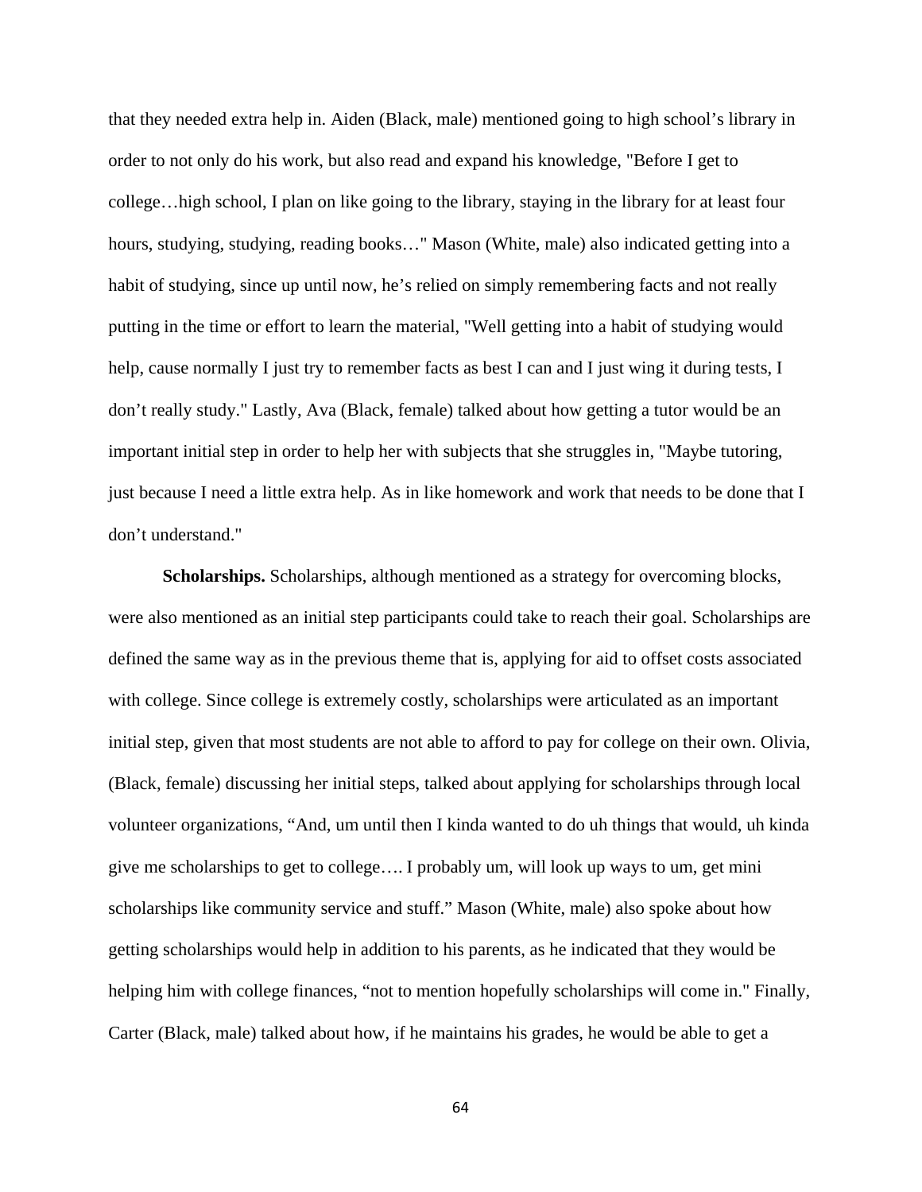that they needed extra help in. Aiden (Black, male) mentioned going to high school's library in order to not only do his work, but also read and expand his knowledge, "Before I get to college…high school, I plan on like going to the library, staying in the library for at least four hours, studying, studying, reading books…" Mason (White, male) also indicated getting into a habit of studying, since up until now, he's relied on simply remembering facts and not really putting in the time or effort to learn the material, "Well getting into a habit of studying would help, cause normally I just try to remember facts as best I can and I just wing it during tests, I don't really study." Lastly, Ava (Black, female) talked about how getting a tutor would be an important initial step in order to help her with subjects that she struggles in, "Maybe tutoring, just because I need a little extra help. As in like homework and work that needs to be done that I don't understand."

**Scholarships.** Scholarships, although mentioned as a strategy for overcoming blocks, were also mentioned as an initial step participants could take to reach their goal. Scholarships are defined the same way as in the previous theme that is, applying for aid to offset costs associated with college. Since college is extremely costly, scholarships were articulated as an important initial step, given that most students are not able to afford to pay for college on their own. Olivia, (Black, female) discussing her initial steps, talked about applying for scholarships through local volunteer organizations, "And, um until then I kinda wanted to do uh things that would, uh kinda give me scholarships to get to college…. I probably um, will look up ways to um, get mini scholarships like community service and stuff." Mason (White, male) also spoke about how getting scholarships would help in addition to his parents, as he indicated that they would be helping him with college finances, "not to mention hopefully scholarships will come in." Finally, Carter (Black, male) talked about how, if he maintains his grades, he would be able to get a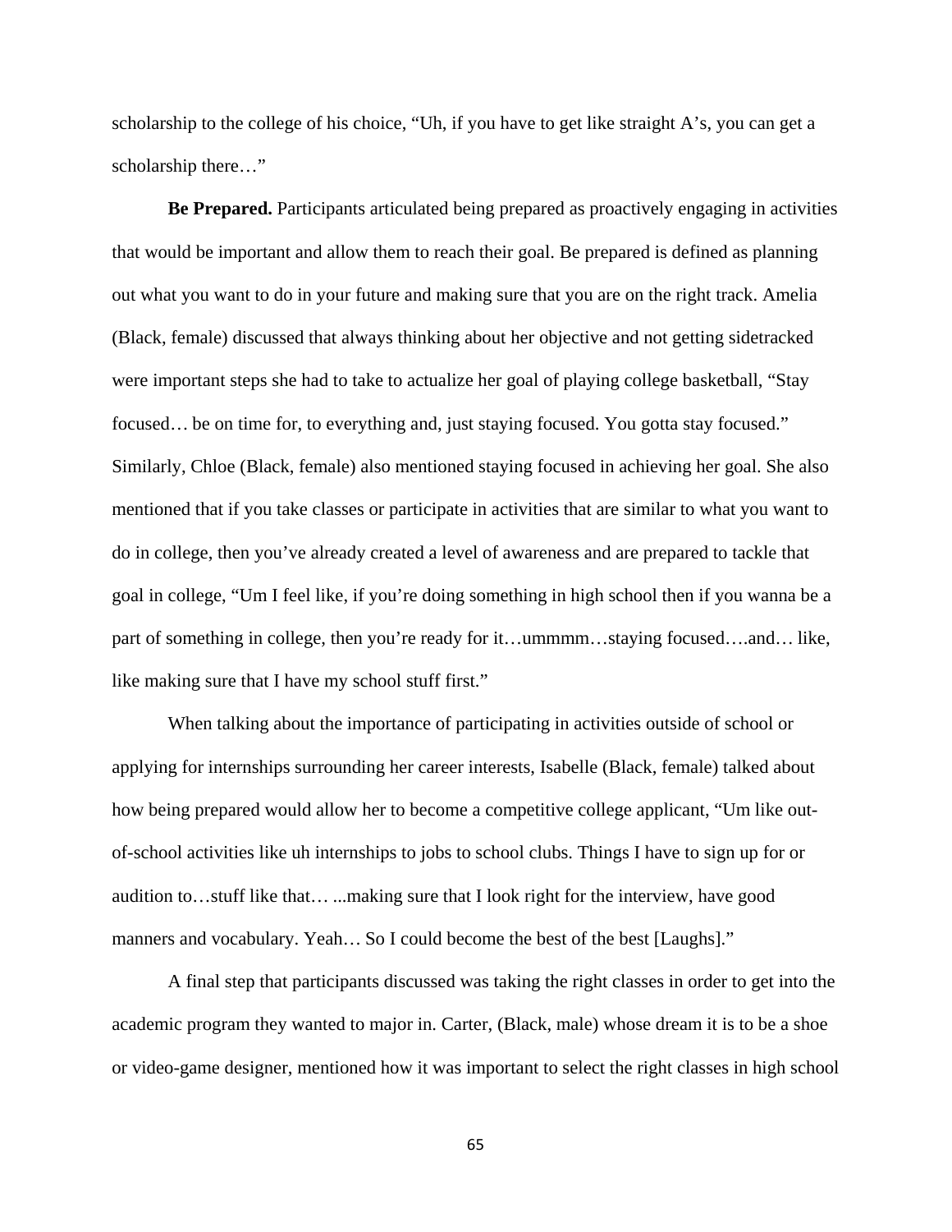scholarship to the college of his choice, “Uh, if you have to get like straight A’s, you can get a scholarship there…”

**Be Prepared.** Participants articulated being prepared as proactively engaging in activities that would be important and allow them to reach their goal. Be prepared is defined as planning out what you want to do in your future and making sure that you are on the right track. Amelia (Black, female) discussed that always thinking about her objective and not getting sidetracked were important steps she had to take to actualize her goal of playing college basketball, “Stay focused… be on time for, to everything and, just staying focused. You gotta stay focused.” Similarly, Chloe (Black, female) also mentioned staying focused in achieving her goal. She also mentioned that if you take classes or participate in activities that are similar to what you want to do in college, then you’ve already created a level of awareness and are prepared to tackle that goal in college, “Um I feel like, if you’re doing something in high school then if you wanna be a part of something in college, then you’re ready for it…ummmm…staying focused….and… like, like making sure that I have my school stuff first.”

When talking about the importance of participating in activities outside of school or applying for internships surrounding her career interests, Isabelle (Black, female) talked about how being prepared would allow her to become a competitive college applicant, “Um like out-of-school activities like uh internships to jobs to school clubs. Things I have to sign up for or audition to…stuff like that… ...making sure that I look right for the interview, have good manners and vocabulary. Yeah… So I could become the best of the best [Laughs].”

A final step that participants discussed was taking the right classes in order to get into the academic program they wanted to major in. Carter, (Black, male) whose dream it is to be a shoe or video-game designer, mentioned how it was important to select the right classes in high school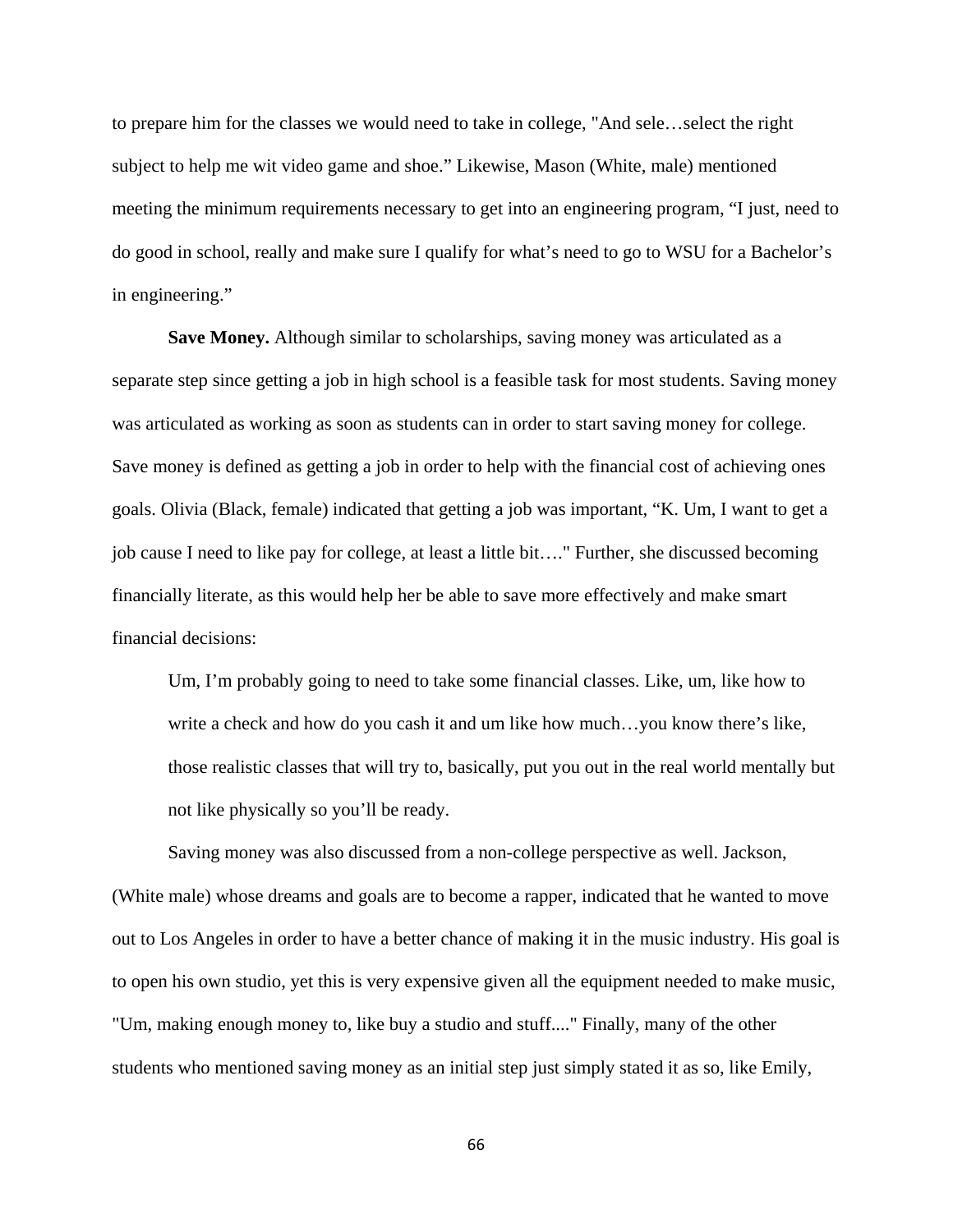to prepare him for the classes we would need to take in college, "And sele…select the right subject to help me wit video game and shoe.” Likewise, Mason (White, male) mentioned meeting the minimum requirements necessary to get into an engineering program, “I just, need to do good in school, really and make sure I qualify for what’s need to go to WSU for a Bachelor’s in engineering.”

**Save Money.** Although similar to scholarships, saving money was articulated as a separate step since getting a job in high school is a feasible task for most students. Saving money was articulated as working as soon as students can in order to start saving money for college. Save money is defined as getting a job in order to help with the financial cost of achieving ones goals. Olivia (Black, female) indicated that getting a job was important, “K. Um, I want to get a job cause I need to like pay for college, at least a little bit…." Further, she discussed becoming financially literate, as this would help her be able to save more effectively and make smart financial decisions:

> Um, I’m probably going to need to take some financial classes. Like, um, like how to write a check and how do you cash it and um like how much…you know there’s like, those realistic classes that will try to, basically, put you out in the real world mentally but not like physically so you’ll be ready.

Saving money was also discussed from a non-college perspective as well. Jackson, (White male) whose dreams and goals are to become a rapper, indicated that he wanted to move out to Los Angeles in order to have a better chance of making it in the music industry. His goal is to open his own studio, yet this is very expensive given all the equipment needed to make music, "Um, making enough money to, like buy a studio and stuff...." Finally, many of the other students who mentioned saving money as an initial step just simply stated it as so, like Emily,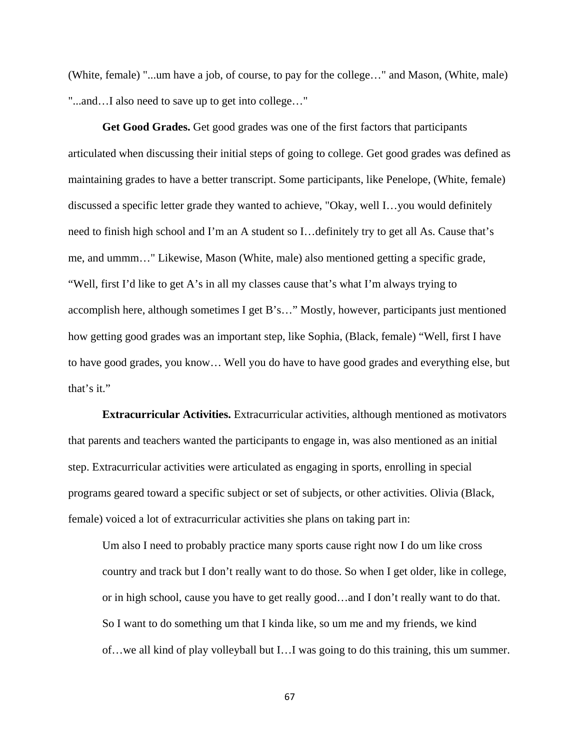(White, female) "...um have a job, of course, to pay for the college…" and Mason, (White, male) "...and…I also need to save up to get into college…"

**Get Good Grades.** Get good grades was one of the first factors that participants articulated when discussing their initial steps of going to college. Get good grades was defined as maintaining grades to have a better transcript. Some participants, like Penelope, (White, female) discussed a specific letter grade they wanted to achieve, "Okay, well I…you would definitely need to finish high school and I'm an A student so I…definitely try to get all As. Cause that's me, and ummm…" Likewise, Mason (White, male) also mentioned getting a specific grade, "Well, first I'd like to get A's in all my classes cause that's what I'm always trying to accomplish here, although sometimes I get B's…" Mostly, however, participants just mentioned how getting good grades was an important step, like Sophia, (Black, female) "Well, first I have to have good grades, you know… Well you do have to have good grades and everything else, but that's it."

**Extracurricular Activities.** Extracurricular activities, although mentioned as motivators that parents and teachers wanted the participants to engage in, was also mentioned as an initial step. Extracurricular activities were articulated as engaging in sports, enrolling in special programs geared toward a specific subject or set of subjects, or other activities. Olivia (Black, female) voiced a lot of extracurricular activities she plans on taking part in:

> Um also I need to probably practice many sports cause right now I do um like cross country and track but I don't really want to do those. So when I get older, like in college, or in high school, cause you have to get really good…and I don't really want to do that. So I want to do something um that I kinda like, so um me and my friends, we kind of…we all kind of play volleyball but I…I was going to do this training, this um summer.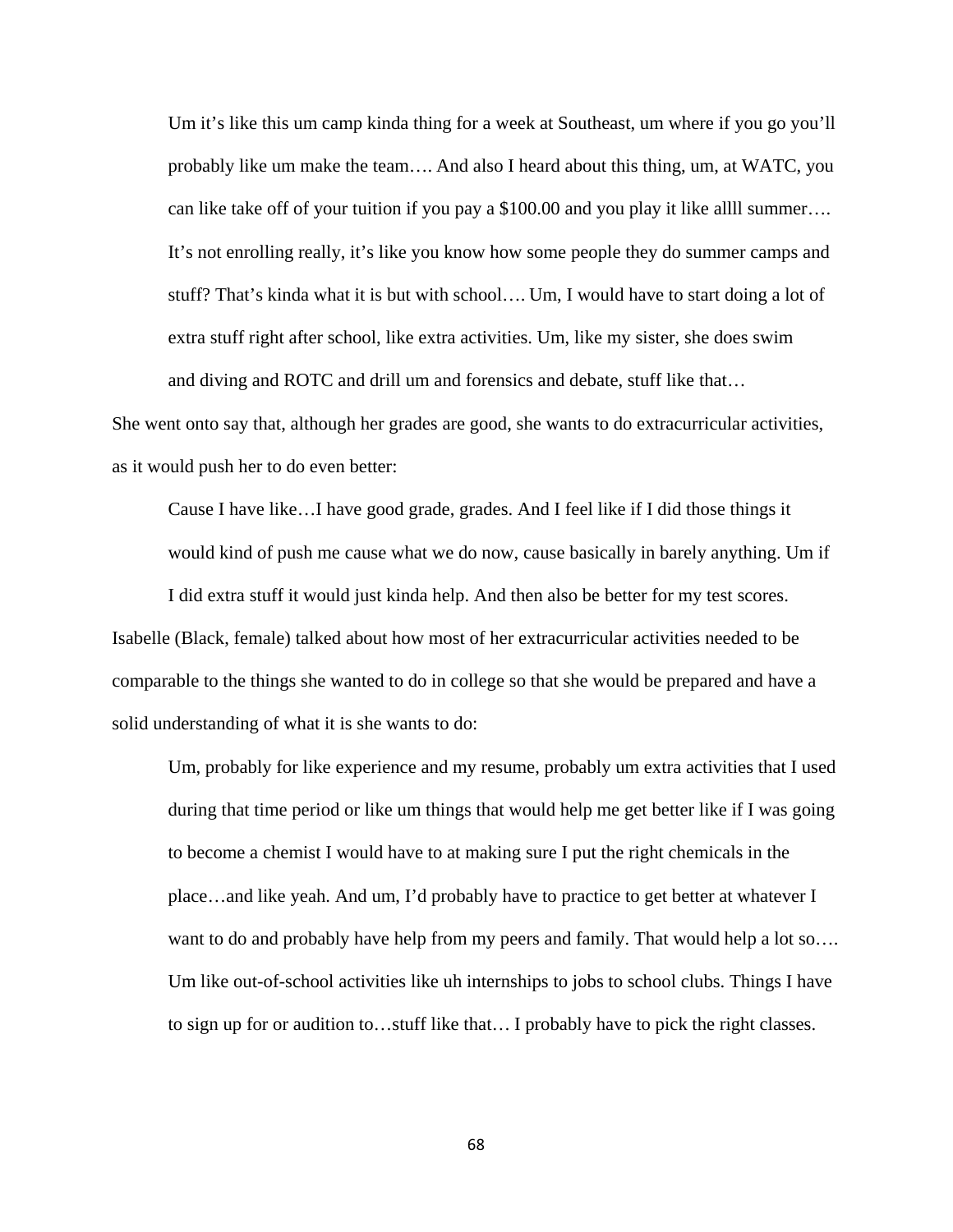> Um it's like this um camp kinda thing for a week at Southeast, um where if you go you'll probably like um make the team…. And also I heard about this thing, um, at WATC, you can like take off of your tuition if you pay a $100.00 and you play it like allll summer…. It's not enrolling really, it's like you know how some people they do summer camps and stuff? That's kinda what it is but with school…. Um, I would have to start doing a lot of extra stuff right after school, like extra activities. Um, like my sister, she does swim and diving and ROTC and drill um and forensics and debate, stuff like that…

She went onto say that, although her grades are good, she wants to do extracurricular activities, as it would push her to do even better:

> Cause I have like…I have good grade, grades. And I feel like if I did those things it would kind of push me cause what we do now, cause basically in barely anything. Um if I did extra stuff it would just kinda help. And then also be better for my test scores.

Isabelle (Black, female) talked about how most of her extracurricular activities needed to be comparable to the things she wanted to do in college so that she would be prepared and have a solid understanding of what it is she wants to do:

> Um, probably for like experience and my resume, probably um extra activities that I used during that time period or like um things that would help me get better like if I was going to become a chemist I would have to at making sure I put the right chemicals in the place…and like yeah. And um, I'd probably have to practice to get better at whatever I want to do and probably have help from my peers and family. That would help a lot so…. Um like out-of-school activities like uh internships to jobs to school clubs. Things I have to sign up for or audition to…stuff like that… I probably have to pick the right classes.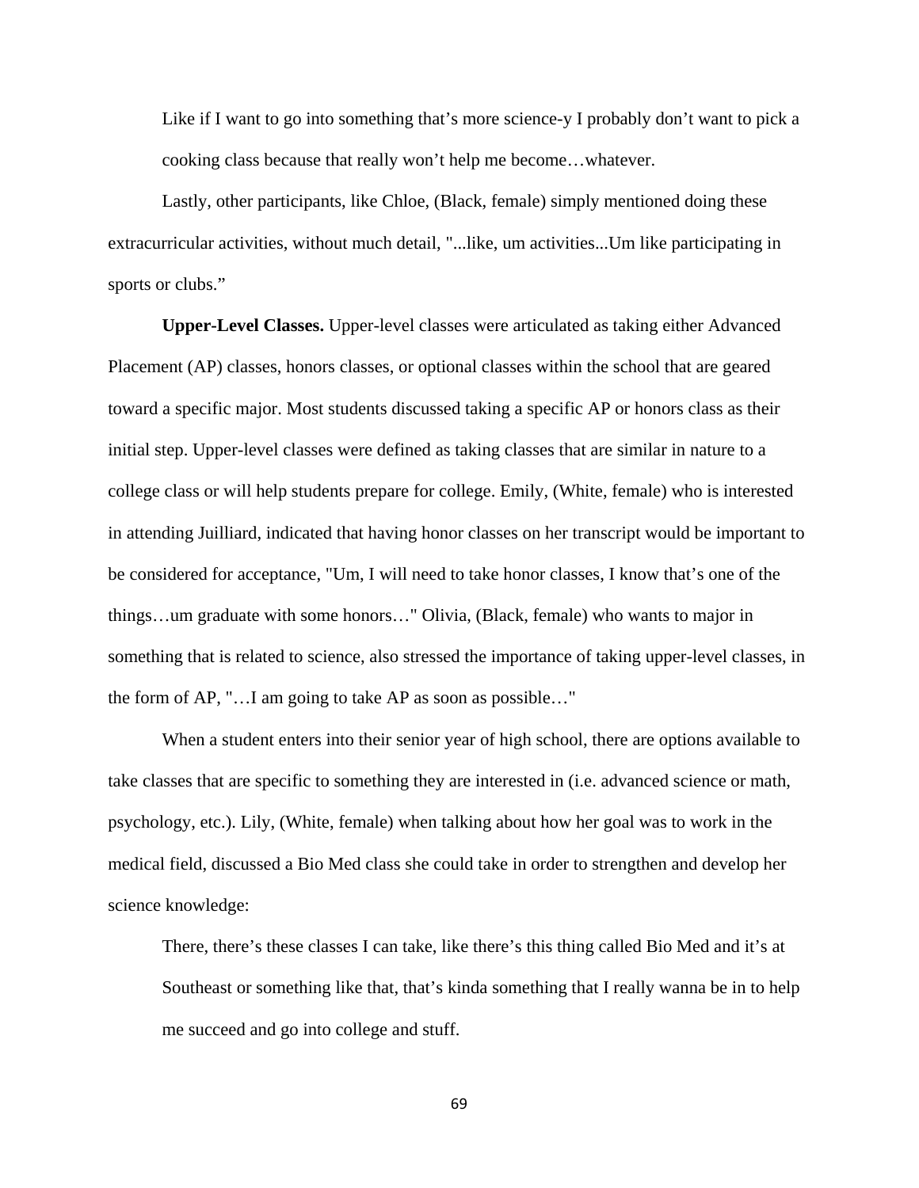> Like if I want to go into something that's more science-y I probably don't want to pick a cooking class because that really won't help me become…whatever.

Lastly, other participants, like Chloe, (Black, female) simply mentioned doing these extracurricular activities, without much detail, "...like, um activities...Um like participating in sports or clubs."

**Upper-Level Classes.** Upper-level classes were articulated as taking either Advanced Placement (AP) classes, honors classes, or optional classes within the school that are geared toward a specific major. Most students discussed taking a specific AP or honors class as their initial step. Upper-level classes were defined as taking classes that are similar in nature to a college class or will help students prepare for college. Emily, (White, female) who is interested in attending Juilliard, indicated that having honor classes on her transcript would be important to be considered for acceptance, "Um, I will need to take honor classes, I know that's one of the things…um graduate with some honors…" Olivia, (Black, female) who wants to major in something that is related to science, also stressed the importance of taking upper-level classes, in the form of AP, "…I am going to take AP as soon as possible…"

When a student enters into their senior year of high school, there are options available to take classes that are specific to something they are interested in (i.e. advanced science or math, psychology, etc.). Lily, (White, female) when talking about how her goal was to work in the medical field, discussed a Bio Med class she could take in order to strengthen and develop her science knowledge:

> There, there's these classes I can take, like there's this thing called Bio Med and it's at Southeast or something like that, that's kinda something that I really wanna be in to help me succeed and go into college and stuff.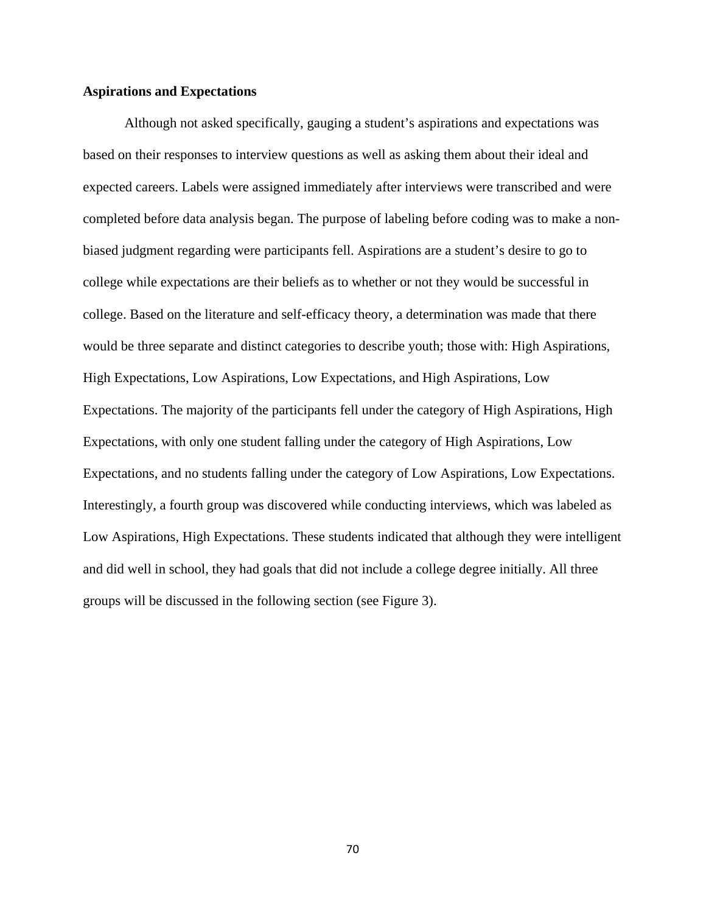**Aspirations and Expectations**

Although not asked specifically, gauging a student's aspirations and expectations was based on their responses to interview questions as well as asking them about their ideal and expected careers. Labels were assigned immediately after interviews were transcribed and were completed before data analysis began. The purpose of labeling before coding was to make a non-biased judgment regarding were participants fell. Aspirations are a student's desire to go to college while expectations are their beliefs as to whether or not they would be successful in college. Based on the literature and self-efficacy theory, a determination was made that there would be three separate and distinct categories to describe youth; those with: High Aspirations, High Expectations, Low Aspirations, Low Expectations, and High Aspirations, Low Expectations. The majority of the participants fell under the category of High Aspirations, High Expectations, with only one student falling under the category of High Aspirations, Low Expectations, and no students falling under the category of Low Aspirations, Low Expectations. Interestingly, a fourth group was discovered while conducting interviews, which was labeled as Low Aspirations, High Expectations. These students indicated that although they were intelligent and did well in school, they had goals that did not include a college degree initially. All three groups will be discussed in the following section (see Figure 3).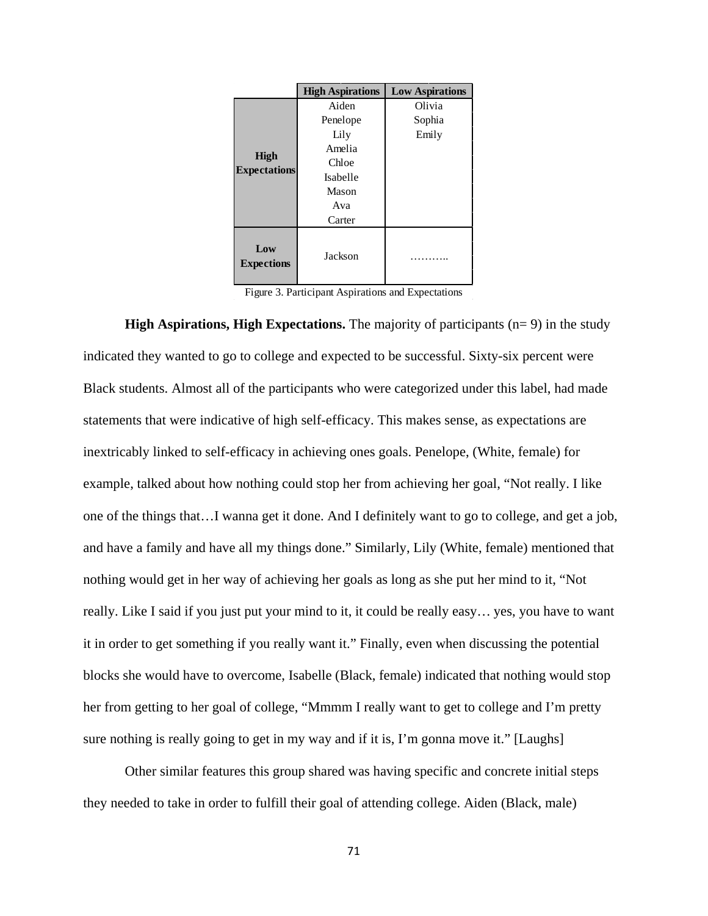| | High Aspirations | Low Aspirations |
|---|---|---|
| High Expectations | Aiden<br>Penelope<br>Lily<br>Amelia<br>Chloe<br>Isabelle<br>Mason<br>Ava<br>Carter | Olivia<br>Sophia<br>Emily |
| Low Expections | Jackson | ……….. |

Figure 3. Participant Aspirations and Expectations

**High Aspirations, High Expectations.** The majority of participants (n= 9) in the study indicated they wanted to go to college and expected to be successful. Sixty-six percent were Black students. Almost all of the participants who were categorized under this label, had made statements that were indicative of high self-efficacy. This makes sense, as expectations are inextricably linked to self-efficacy in achieving ones goals. Penelope, (White, female) for example, talked about how nothing could stop her from achieving her goal, "Not really. I like one of the things that…I wanna get it done. And I definitely want to go to college, and get a job, and have a family and have all my things done." Similarly, Lily (White, female) mentioned that nothing would get in her way of achieving her goals as long as she put her mind to it, "Not really. Like I said if you just put your mind to it, it could be really easy… yes, you have to want it in order to get something if you really want it." Finally, even when discussing the potential blocks she would have to overcome, Isabelle (Black, female) indicated that nothing would stop her from getting to her goal of college, "Mmmm I really want to get to college and I'm pretty sure nothing is really going to get in my way and if it is, I'm gonna move it." [Laughs]

Other similar features this group shared was having specific and concrete initial steps they needed to take in order to fulfill their goal of attending college. Aiden (Black, male)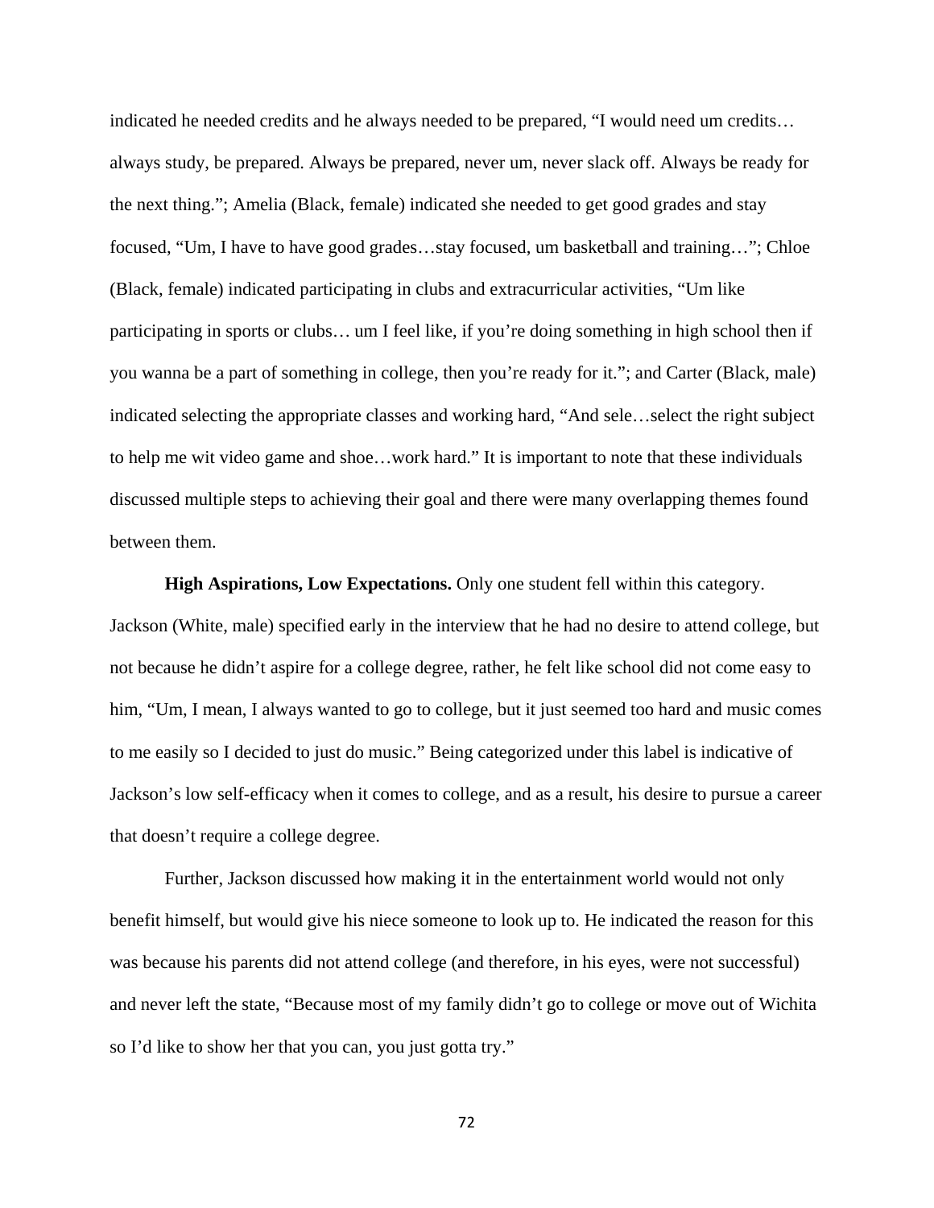indicated he needed credits and he always needed to be prepared, "I would need um credits… always study, be prepared. Always be prepared, never um, never slack off. Always be ready for the next thing."; Amelia (Black, female) indicated she needed to get good grades and stay focused, "Um, I have to have good grades…stay focused, um basketball and training…"; Chloe (Black, female) indicated participating in clubs and extracurricular activities, "Um like participating in sports or clubs… um I feel like, if you're doing something in high school then if you wanna be a part of something in college, then you're ready for it."; and Carter (Black, male) indicated selecting the appropriate classes and working hard, "And sele…select the right subject to help me wit video game and shoe…work hard." It is important to note that these individuals discussed multiple steps to achieving their goal and there were many overlapping themes found between them.

**High Aspirations, Low Expectations.** Only one student fell within this category. Jackson (White, male) specified early in the interview that he had no desire to attend college, but not because he didn't aspire for a college degree, rather, he felt like school did not come easy to him, "Um, I mean, I always wanted to go to college, but it just seemed too hard and music comes to me easily so I decided to just do music." Being categorized under this label is indicative of Jackson's low self-efficacy when it comes to college, and as a result, his desire to pursue a career that doesn't require a college degree.

Further, Jackson discussed how making it in the entertainment world would not only benefit himself, but would give his niece someone to look up to. He indicated the reason for this was because his parents did not attend college (and therefore, in his eyes, were not successful) and never left the state, "Because most of my family didn't go to college or move out of Wichita so I'd like to show her that you can, you just gotta try."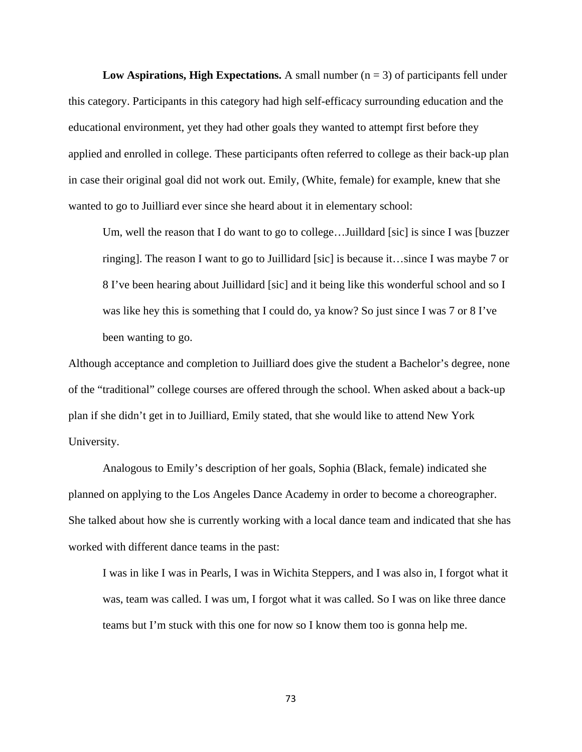**Low Aspirations, High Expectations.** A small number ($n = 3$) of participants fell under this category. Participants in this category had high self-efficacy surrounding education and the educational environment, yet they had other goals they wanted to attempt first before they applied and enrolled in college. These participants often referred to college as their back-up plan in case their original goal did not work out. Emily, (White, female) for example, knew that she wanted to go to Juilliard ever since she heard about it in elementary school:

> Um, well the reason that I do want to go to college…Juilldard [sic] is since I was [buzzer ringing]. The reason I want to go to Juillidard [sic] is because it…since I was maybe 7 or 8 I've been hearing about Juillidard [sic] and it being like this wonderful school and so I was like hey this is something that I could do, ya know? So just since I was 7 or 8 I've been wanting to go.

Although acceptance and completion to Juilliard does give the student a Bachelor's degree, none of the "traditional" college courses are offered through the school. When asked about a back-up plan if she didn't get in to Juilliard, Emily stated, that she would like to attend New York University.

Analogous to Emily's description of her goals, Sophia (Black, female) indicated she planned on applying to the Los Angeles Dance Academy in order to become a choreographer. She talked about how she is currently working with a local dance team and indicated that she has worked with different dance teams in the past:

> I was in like I was in Pearls, I was in Wichita Steppers, and I was also in, I forgot what it was, team was called. I was um, I forgot what it was called. So I was on like three dance teams but I'm stuck with this one for now so I know them too is gonna help me.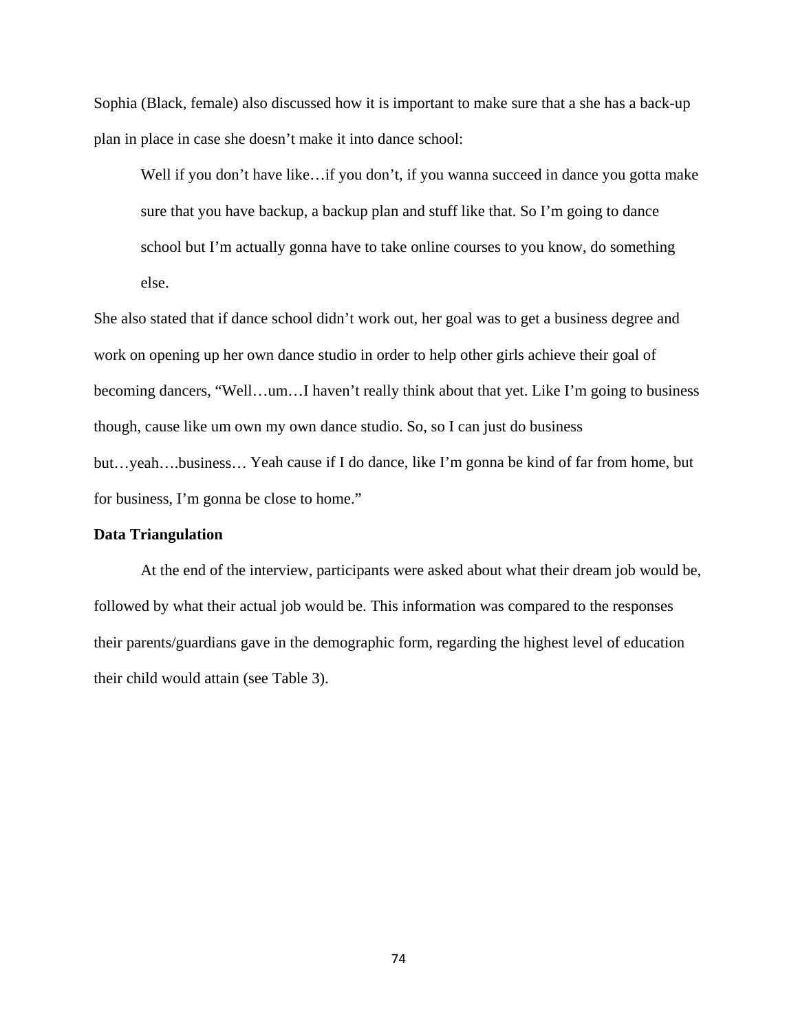Sophia (Black, female) also discussed how it is important to make sure that a she has a back-up plan in place in case she doesn't make it into dance school:

> Well if you don't have like…if you don't, if you wanna succeed in dance you gotta make sure that you have backup, a backup plan and stuff like that. So I'm going to dance school but I'm actually gonna have to take online courses to you know, do something else.

She also stated that if dance school didn't work out, her goal was to get a business degree and work on opening up her own dance studio in order to help other girls achieve their goal of becoming dancers, "Well…um…I haven't really think about that yet. Like I'm going to business though, cause like um own my own dance studio. So, so I can just do business but…yeah….business… Yeah cause if I do dance, like I'm gonna be kind of far from home, but for business, I'm gonna be close to home."

**Data Triangulation**

At the end of the interview, participants were asked about what their dream job would be, followed by what their actual job would be. This information was compared to the responses their parents/guardians gave in the demographic form, regarding the highest level of education their child would attain (see Table 3).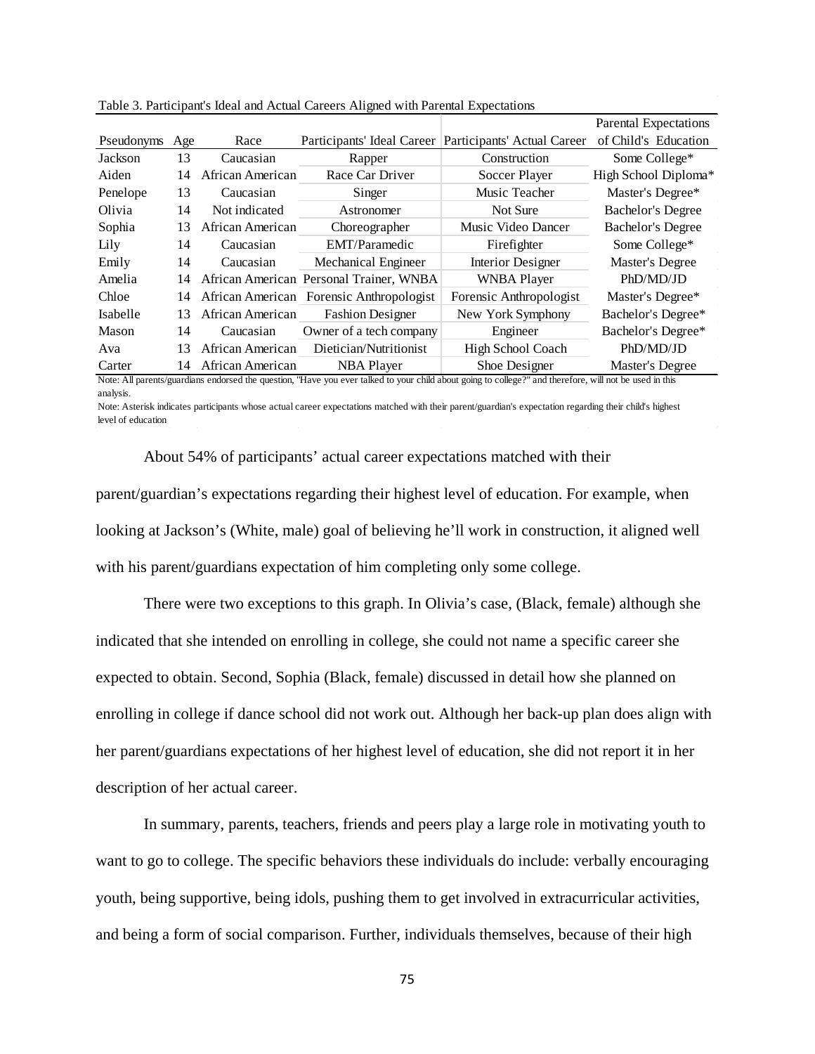Table 3. Participant's Ideal and Actual Careers Aligned with Parental Expectations

| Pseudonyms | Age | Race | Participants' Ideal Career | Participants' Actual Career | Parental Expectations of Child's Education |
|---|---|---|---|---|---|
| Jackson | 13 | Caucasian | Rapper | Construction | Some College* |
| Aiden | 14 | African American | Race Car Driver | Soccer Player | High School Diploma* |
| Penelope | 13 | Caucasian | Singer | Music Teacher | Master's Degree* |
| Olivia | 14 | Not indicated | Astronomer | Not Sure | Bachelor's Degree |
| Sophia | 13 | African American | Choreographer | Music Video Dancer | Bachelor's Degree |
| Lily | 14 | Caucasian | EMT/Paramedic | Firefighter | Some College* |
| Emily | 14 | Caucasian | Mechanical Engineer | Interior Designer | Master's Degree |
| Amelia | 14 | African American | Personal Trainer, WNBA | WNBA Player | PhD/MD/JD |
| Chloe | 14 | African American | Forensic Anthropologist | Forensic Anthropologist | Master's Degree* |
| Isabelle | 13 | African American | Fashion Designer | New York Symphony | Bachelor's Degree* |
| Mason | 14 | Caucasian | Owner of a tech company | Engineer | Bachelor's Degree* |
| Ava | 13 | African American | Dietician/Nutritionist | High School Coach | PhD/MD/JD |
| Carter | 14 | African American | NBA Player | Shoe Designer | Master's Degree |

Note: All parents/guardians endorsed the question, "Have you ever talked to your child about going to college?" and therefore, will not be used in this analysis.

Note: Asterisk indicates participants whose actual career expectations matched with their parent/guardian's expectation regarding their child's highest level of education

About 54% of participants' actual career expectations matched with their parent/guardian's expectations regarding their highest level of education. For example, when looking at Jackson's (White, male) goal of believing he'll work in construction, it aligned well with his parent/guardians expectation of him completing only some college.

There were two exceptions to this graph. In Olivia's case, (Black, female) although she indicated that she intended on enrolling in college, she could not name a specific career she expected to obtain. Second, Sophia (Black, female) discussed in detail how she planned on enrolling in college if dance school did not work out. Although her back-up plan does align with her parent/guardians expectations of her highest level of education, she did not report it in her description of her actual career.

In summary, parents, teachers, friends and peers play a large role in motivating youth to want to go to college. The specific behaviors these individuals do include: verbally encouraging youth, being supportive, being idols, pushing them to get involved in extracurricular activities, and being a form of social comparison. Further, individuals themselves, because of their high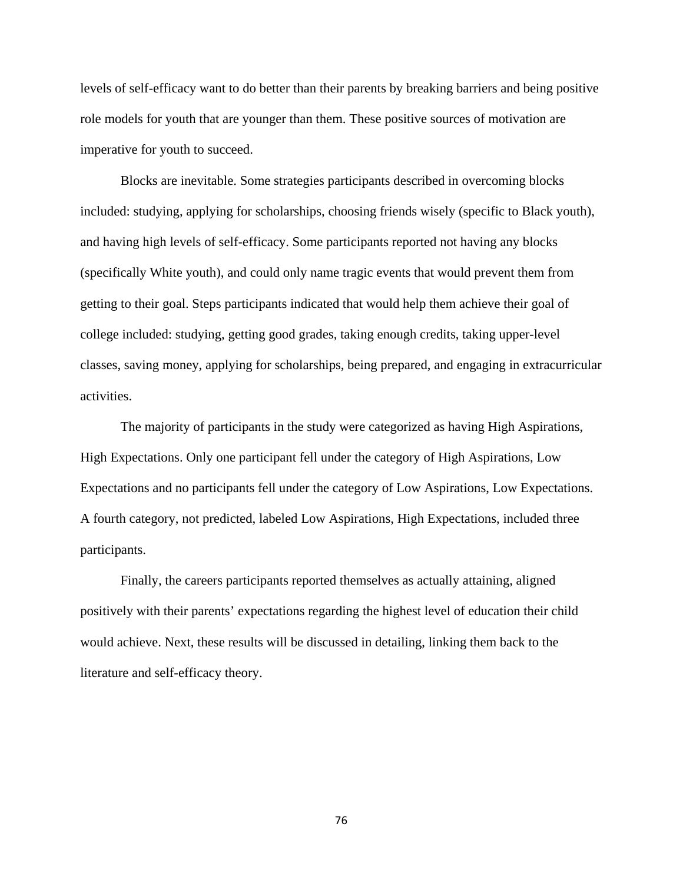levels of self-efficacy want to do better than their parents by breaking barriers and being positive role models for youth that are younger than them. These positive sources of motivation are imperative for youth to succeed.

Blocks are inevitable. Some strategies participants described in overcoming blocks included: studying, applying for scholarships, choosing friends wisely (specific to Black youth), and having high levels of self-efficacy. Some participants reported not having any blocks (specifically White youth), and could only name tragic events that would prevent them from getting to their goal. Steps participants indicated that would help them achieve their goal of college included: studying, getting good grades, taking enough credits, taking upper-level classes, saving money, applying for scholarships, being prepared, and engaging in extracurricular activities.

The majority of participants in the study were categorized as having High Aspirations, High Expectations. Only one participant fell under the category of High Aspirations, Low Expectations and no participants fell under the category of Low Aspirations, Low Expectations. A fourth category, not predicted, labeled Low Aspirations, High Expectations, included three participants.

Finally, the careers participants reported themselves as actually attaining, aligned positively with their parents' expectations regarding the highest level of education their child would achieve. Next, these results will be discussed in detailing, linking them back to the literature and self-efficacy theory.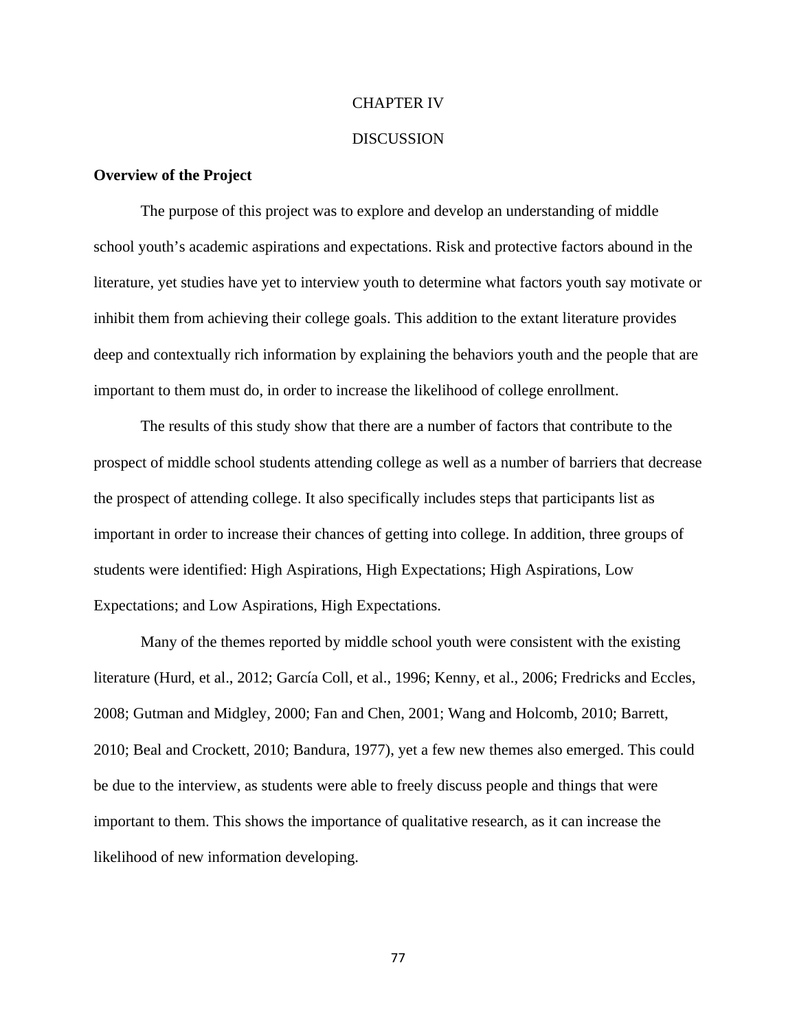# CHAPTER IV

# DISCUSSION

## Overview of the Project

The purpose of this project was to explore and develop an understanding of middle school youth's academic aspirations and expectations. Risk and protective factors abound in the literature, yet studies have yet to interview youth to determine what factors youth say motivate or inhibit them from achieving their college goals. This addition to the extant literature provides deep and contextually rich information by explaining the behaviors youth and the people that are important to them must do, in order to increase the likelihood of college enrollment.

The results of this study show that there are a number of factors that contribute to the prospect of middle school students attending college as well as a number of barriers that decrease the prospect of attending college. It also specifically includes steps that participants list as important in order to increase their chances of getting into college. In addition, three groups of students were identified: High Aspirations, High Expectations; High Aspirations, Low Expectations; and Low Aspirations, High Expectations.

Many of the themes reported by middle school youth were consistent with the existing literature (Hurd, et al., 2012; García Coll, et al., 1996; Kenny, et al., 2006; Fredricks and Eccles, 2008; Gutman and Midgley, 2000; Fan and Chen, 2001; Wang and Holcomb, 2010; Barrett, 2010; Beal and Crockett, 2010; Bandura, 1977), yet a few new themes also emerged. This could be due to the interview, as students were able to freely discuss people and things that were important to them. This shows the importance of qualitative research, as it can increase the likelihood of new information developing.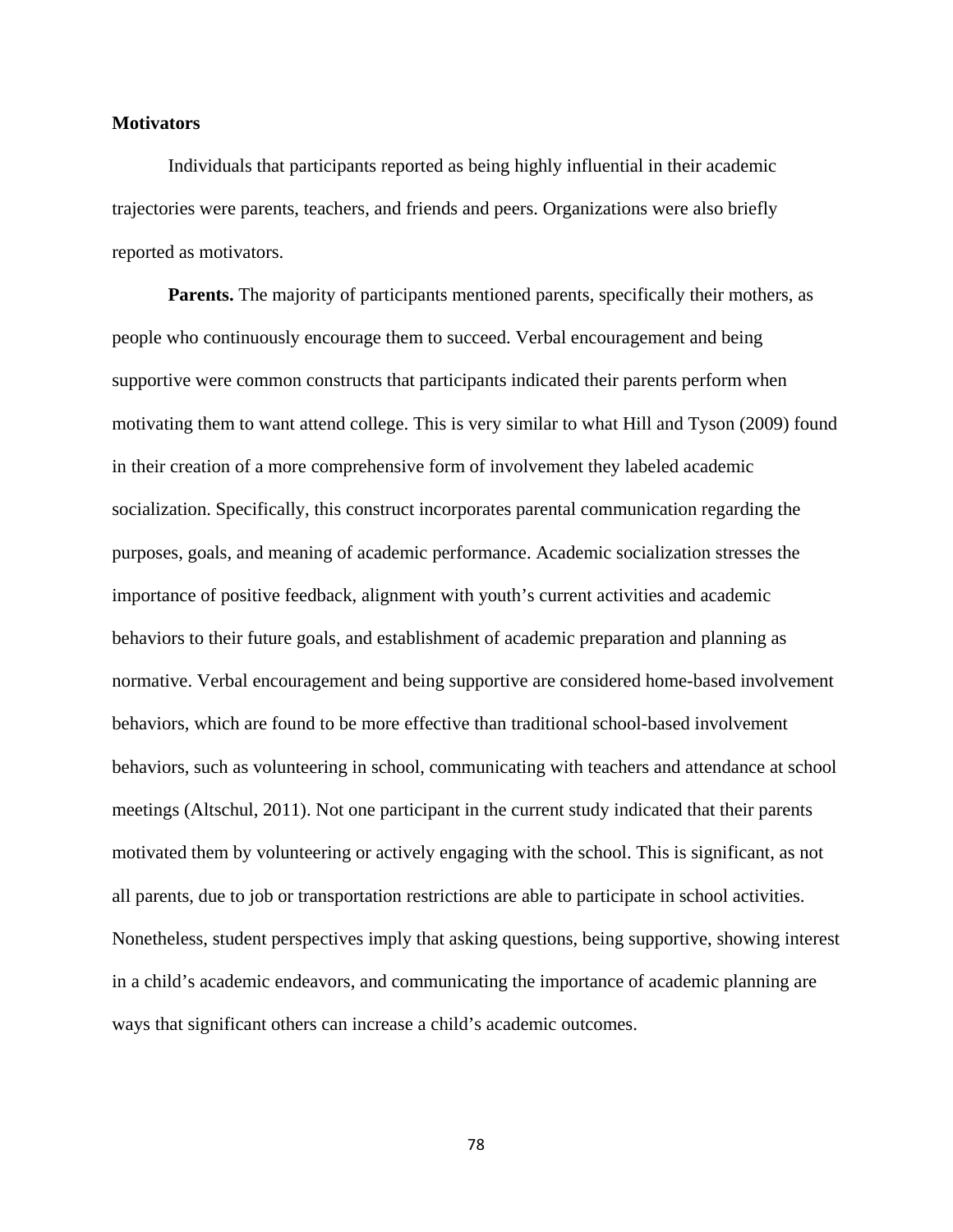## Motivators

Individuals that participants reported as being highly influential in their academic trajectories were parents, teachers, and friends and peers. Organizations were also briefly reported as motivators.

**Parents.** The majority of participants mentioned parents, specifically their mothers, as people who continuously encourage them to succeed. Verbal encouragement and being supportive were common constructs that participants indicated their parents perform when motivating them to want attend college. This is very similar to what Hill and Tyson (2009) found in their creation of a more comprehensive form of involvement they labeled academic socialization. Specifically, this construct incorporates parental communication regarding the purposes, goals, and meaning of academic performance. Academic socialization stresses the importance of positive feedback, alignment with youth's current activities and academic behaviors to their future goals, and establishment of academic preparation and planning as normative. Verbal encouragement and being supportive are considered home-based involvement behaviors, which are found to be more effective than traditional school-based involvement behaviors, such as volunteering in school, communicating with teachers and attendance at school meetings (Altschul, 2011). Not one participant in the current study indicated that their parents motivated them by volunteering or actively engaging with the school. This is significant, as not all parents, due to job or transportation restrictions are able to participate in school activities. Nonetheless, student perspectives imply that asking questions, being supportive, showing interest in a child's academic endeavors, and communicating the importance of academic planning are ways that significant others can increase a child's academic outcomes.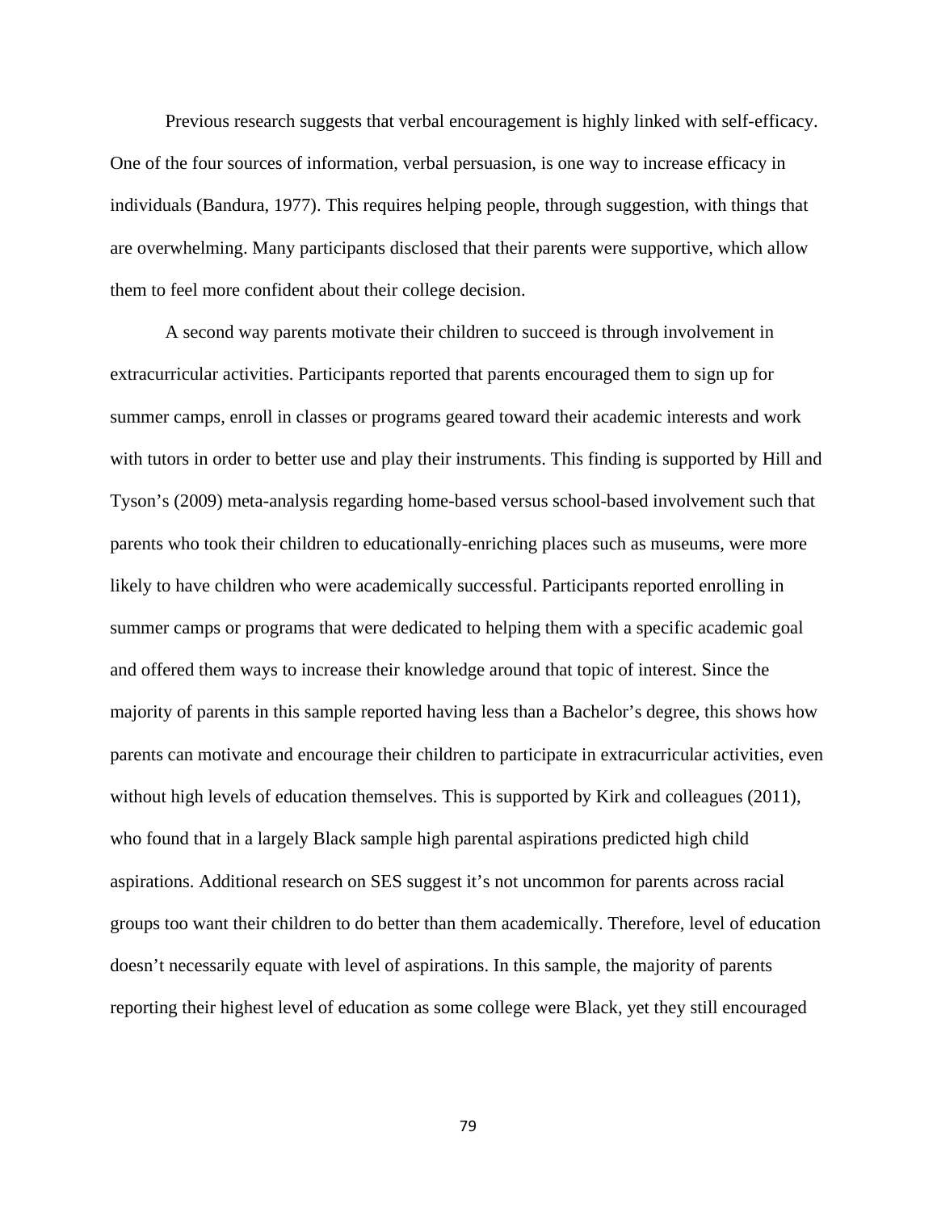Previous research suggests that verbal encouragement is highly linked with self-efficacy. One of the four sources of information, verbal persuasion, is one way to increase efficacy in individuals (Bandura, 1977). This requires helping people, through suggestion, with things that are overwhelming. Many participants disclosed that their parents were supportive, which allow them to feel more confident about their college decision.

A second way parents motivate their children to succeed is through involvement in extracurricular activities. Participants reported that parents encouraged them to sign up for summer camps, enroll in classes or programs geared toward their academic interests and work with tutors in order to better use and play their instruments. This finding is supported by Hill and Tyson's (2009) meta-analysis regarding home-based versus school-based involvement such that parents who took their children to educationally-enriching places such as museums, were more likely to have children who were academically successful. Participants reported enrolling in summer camps or programs that were dedicated to helping them with a specific academic goal and offered them ways to increase their knowledge around that topic of interest. Since the majority of parents in this sample reported having less than a Bachelor's degree, this shows how parents can motivate and encourage their children to participate in extracurricular activities, even without high levels of education themselves. This is supported by Kirk and colleagues (2011), who found that in a largely Black sample high parental aspirations predicted high child aspirations. Additional research on SES suggest it's not uncommon for parents across racial groups too want their children to do better than them academically. Therefore, level of education doesn't necessarily equate with level of aspirations. In this sample, the majority of parents reporting their highest level of education as some college were Black, yet they still encouraged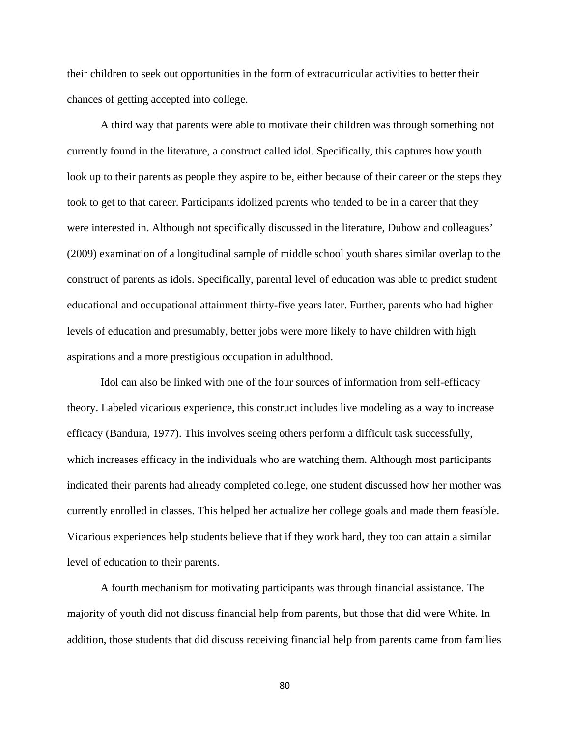their children to seek out opportunities in the form of extracurricular activities to better their chances of getting accepted into college.

A third way that parents were able to motivate their children was through something not currently found in the literature, a construct called idol. Specifically, this captures how youth look up to their parents as people they aspire to be, either because of their career or the steps they took to get to that career. Participants idolized parents who tended to be in a career that they were interested in. Although not specifically discussed in the literature, Dubow and colleagues' (2009) examination of a longitudinal sample of middle school youth shares similar overlap to the construct of parents as idols. Specifically, parental level of education was able to predict student educational and occupational attainment thirty-five years later. Further, parents who had higher levels of education and presumably, better jobs were more likely to have children with high aspirations and a more prestigious occupation in adulthood.

Idol can also be linked with one of the four sources of information from self-efficacy theory. Labeled vicarious experience, this construct includes live modeling as a way to increase efficacy (Bandura, 1977). This involves seeing others perform a difficult task successfully, which increases efficacy in the individuals who are watching them. Although most participants indicated their parents had already completed college, one student discussed how her mother was currently enrolled in classes. This helped her actualize her college goals and made them feasible. Vicarious experiences help students believe that if they work hard, they too can attain a similar level of education to their parents.

A fourth mechanism for motivating participants was through financial assistance. The majority of youth did not discuss financial help from parents, but those that did were White. In addition, those students that did discuss receiving financial help from parents came from families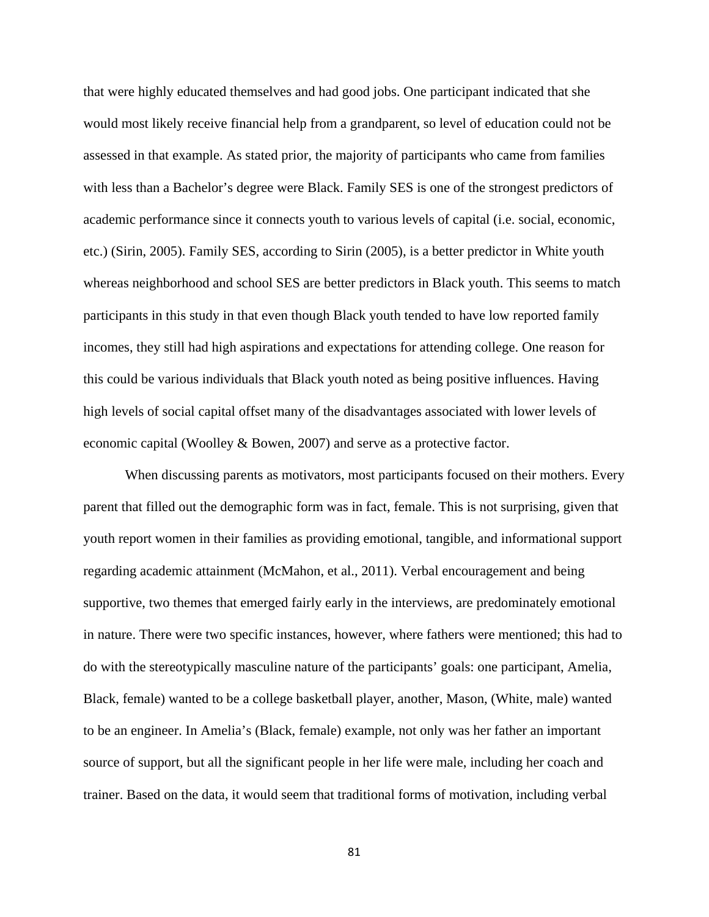that were highly educated themselves and had good jobs. One participant indicated that she would most likely receive financial help from a grandparent, so level of education could not be assessed in that example. As stated prior, the majority of participants who came from families with less than a Bachelor's degree were Black. Family SES is one of the strongest predictors of academic performance since it connects youth to various levels of capital (i.e. social, economic, etc.) (Sirin, 2005). Family SES, according to Sirin (2005), is a better predictor in White youth whereas neighborhood and school SES are better predictors in Black youth. This seems to match participants in this study in that even though Black youth tended to have low reported family incomes, they still had high aspirations and expectations for attending college. One reason for this could be various individuals that Black youth noted as being positive influences. Having high levels of social capital offset many of the disadvantages associated with lower levels of economic capital (Woolley & Bowen, 2007) and serve as a protective factor.

When discussing parents as motivators, most participants focused on their mothers. Every parent that filled out the demographic form was in fact, female. This is not surprising, given that youth report women in their families as providing emotional, tangible, and informational support regarding academic attainment (McMahon, et al., 2011). Verbal encouragement and being supportive, two themes that emerged fairly early in the interviews, are predominately emotional in nature. There were two specific instances, however, where fathers were mentioned; this had to do with the stereotypically masculine nature of the participants' goals: one participant, Amelia, Black, female) wanted to be a college basketball player, another, Mason, (White, male) wanted to be an engineer. In Amelia's (Black, female) example, not only was her father an important source of support, but all the significant people in her life were male, including her coach and trainer. Based on the data, it would seem that traditional forms of motivation, including verbal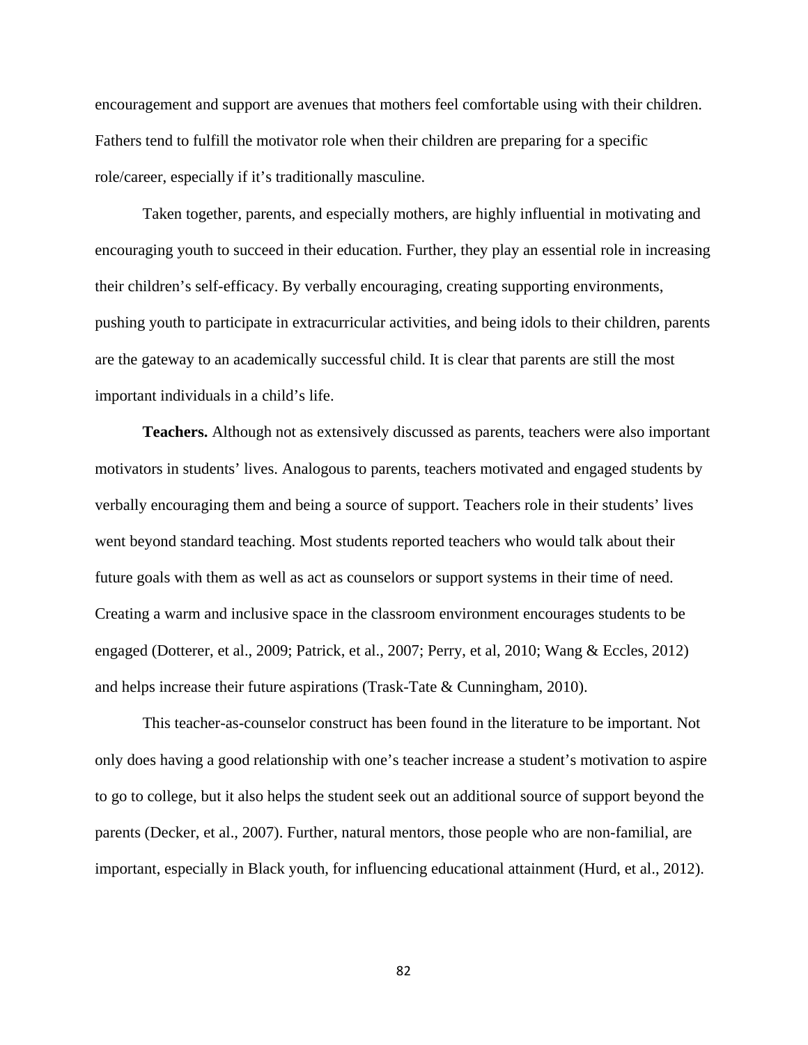encouragement and support are avenues that mothers feel comfortable using with their children. Fathers tend to fulfill the motivator role when their children are preparing for a specific role/career, especially if it's traditionally masculine.

Taken together, parents, and especially mothers, are highly influential in motivating and encouraging youth to succeed in their education. Further, they play an essential role in increasing their children's self-efficacy. By verbally encouraging, creating supporting environments, pushing youth to participate in extracurricular activities, and being idols to their children, parents are the gateway to an academically successful child. It is clear that parents are still the most important individuals in a child's life.

**Teachers.** Although not as extensively discussed as parents, teachers were also important motivators in students' lives. Analogous to parents, teachers motivated and engaged students by verbally encouraging them and being a source of support. Teachers role in their students' lives went beyond standard teaching. Most students reported teachers who would talk about their future goals with them as well as act as counselors or support systems in their time of need. Creating a warm and inclusive space in the classroom environment encourages students to be engaged (Dotterer, et al., 2009; Patrick, et al., 2007; Perry, et al, 2010; Wang & Eccles, 2012) and helps increase their future aspirations (Trask-Tate & Cunningham, 2010).

This teacher-as-counselor construct has been found in the literature to be important. Not only does having a good relationship with one's teacher increase a student's motivation to aspire to go to college, but it also helps the student seek out an additional source of support beyond the parents (Decker, et al., 2007). Further, natural mentors, those people who are non-familial, are important, especially in Black youth, for influencing educational attainment (Hurd, et al., 2012).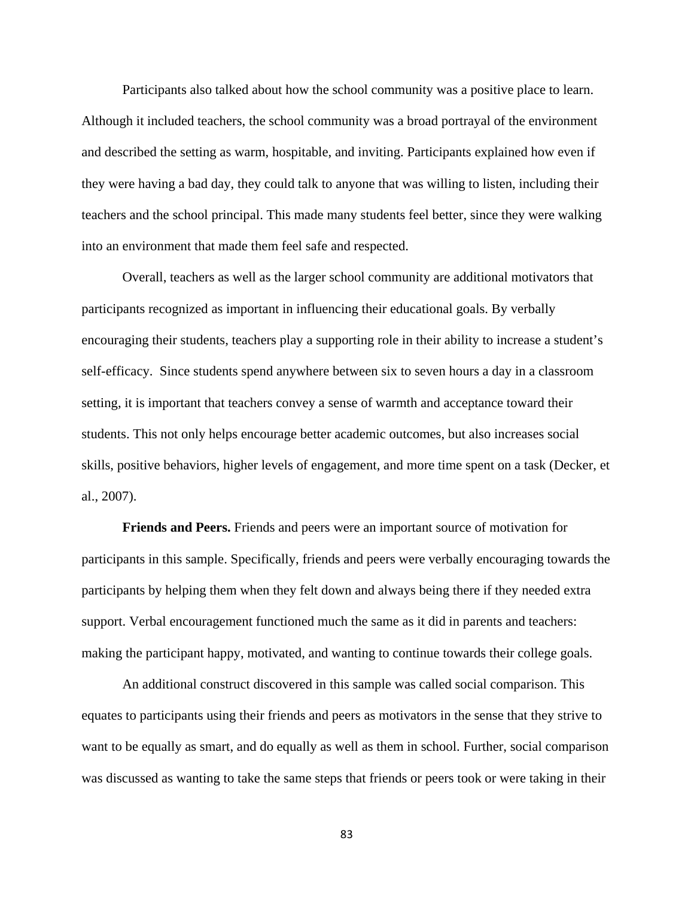Participants also talked about how the school community was a positive place to learn. Although it included teachers, the school community was a broad portrayal of the environment and described the setting as warm, hospitable, and inviting. Participants explained how even if they were having a bad day, they could talk to anyone that was willing to listen, including their teachers and the school principal. This made many students feel better, since they were walking into an environment that made them feel safe and respected.

Overall, teachers as well as the larger school community are additional motivators that participants recognized as important in influencing their educational goals. By verbally encouraging their students, teachers play a supporting role in their ability to increase a student's self-efficacy. Since students spend anywhere between six to seven hours a day in a classroom setting, it is important that teachers convey a sense of warmth and acceptance toward their students. This not only helps encourage better academic outcomes, but also increases social skills, positive behaviors, higher levels of engagement, and more time spent on a task (Decker, et al., 2007).

**Friends and Peers.** Friends and peers were an important source of motivation for participants in this sample. Specifically, friends and peers were verbally encouraging towards the participants by helping them when they felt down and always being there if they needed extra support. Verbal encouragement functioned much the same as it did in parents and teachers: making the participant happy, motivated, and wanting to continue towards their college goals.

An additional construct discovered in this sample was called social comparison. This equates to participants using their friends and peers as motivators in the sense that they strive to want to be equally as smart, and do equally as well as them in school. Further, social comparison was discussed as wanting to take the same steps that friends or peers took or were taking in their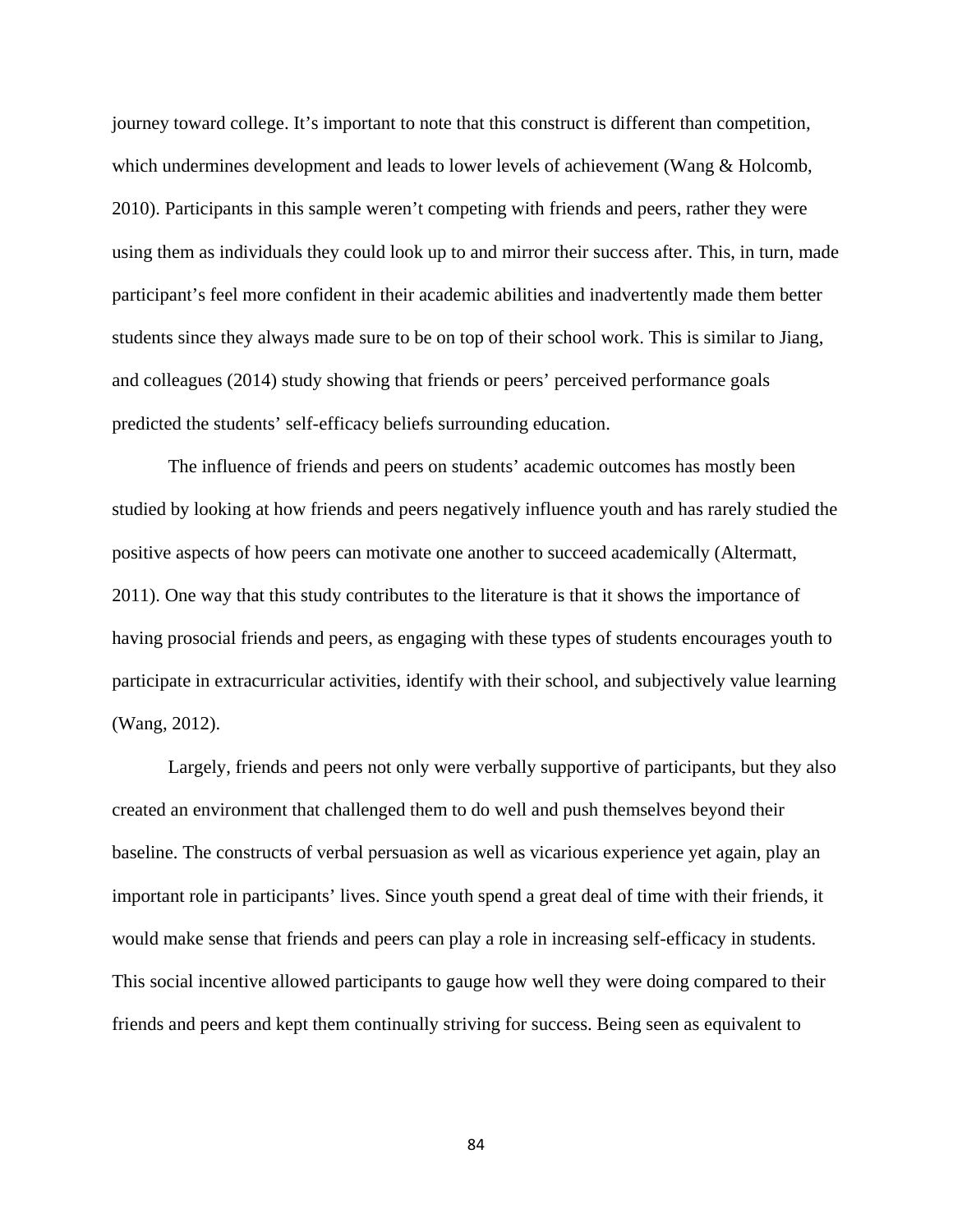journey toward college. It's important to note that this construct is different than competition, which undermines development and leads to lower levels of achievement (Wang & Holcomb, 2010). Participants in this sample weren't competing with friends and peers, rather they were using them as individuals they could look up to and mirror their success after. This, in turn, made participant's feel more confident in their academic abilities and inadvertently made them better students since they always made sure to be on top of their school work. This is similar to Jiang, and colleagues (2014) study showing that friends or peers' perceived performance goals predicted the students' self-efficacy beliefs surrounding education.

The influence of friends and peers on students' academic outcomes has mostly been studied by looking at how friends and peers negatively influence youth and has rarely studied the positive aspects of how peers can motivate one another to succeed academically (Altermatt, 2011). One way that this study contributes to the literature is that it shows the importance of having prosocial friends and peers, as engaging with these types of students encourages youth to participate in extracurricular activities, identify with their school, and subjectively value learning (Wang, 2012).

Largely, friends and peers not only were verbally supportive of participants, but they also created an environment that challenged them to do well and push themselves beyond their baseline. The constructs of verbal persuasion as well as vicarious experience yet again, play an important role in participants' lives. Since youth spend a great deal of time with their friends, it would make sense that friends and peers can play a role in increasing self-efficacy in students. This social incentive allowed participants to gauge how well they were doing compared to their friends and peers and kept them continually striving for success. Being seen as equivalent to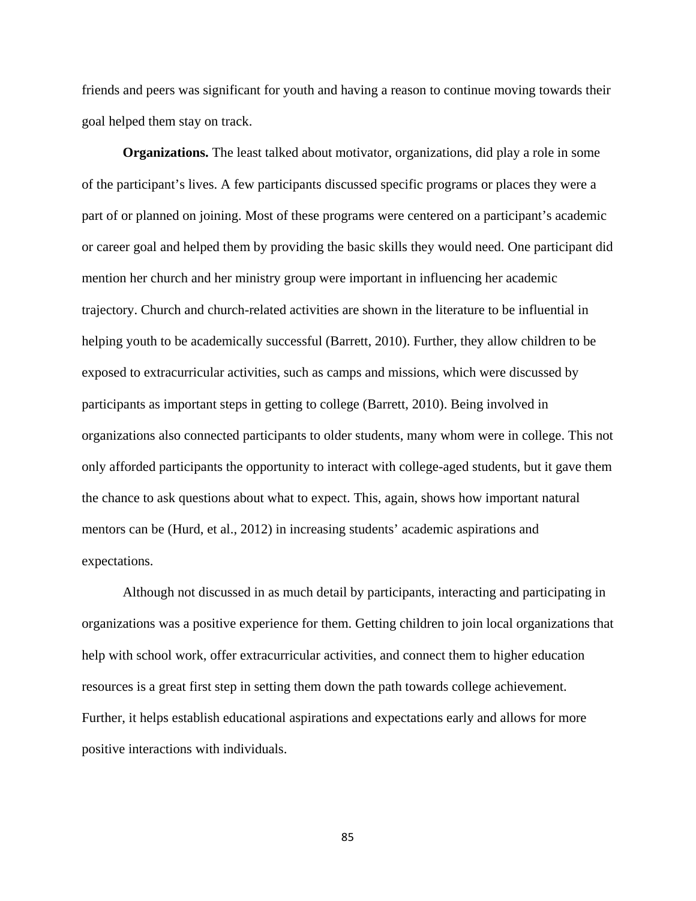friends and peers was significant for youth and having a reason to continue moving towards their goal helped them stay on track.

**Organizations.** The least talked about motivator, organizations, did play a role in some of the participant's lives. A few participants discussed specific programs or places they were a part of or planned on joining. Most of these programs were centered on a participant's academic or career goal and helped them by providing the basic skills they would need. One participant did mention her church and her ministry group were important in influencing her academic trajectory. Church and church-related activities are shown in the literature to be influential in helping youth to be academically successful (Barrett, 2010). Further, they allow children to be exposed to extracurricular activities, such as camps and missions, which were discussed by participants as important steps in getting to college (Barrett, 2010). Being involved in organizations also connected participants to older students, many whom were in college. This not only afforded participants the opportunity to interact with college-aged students, but it gave them the chance to ask questions about what to expect. This, again, shows how important natural mentors can be (Hurd, et al., 2012) in increasing students' academic aspirations and expectations.

Although not discussed in as much detail by participants, interacting and participating in organizations was a positive experience for them. Getting children to join local organizations that help with school work, offer extracurricular activities, and connect them to higher education resources is a great first step in setting them down the path towards college achievement. Further, it helps establish educational aspirations and expectations early and allows for more positive interactions with individuals.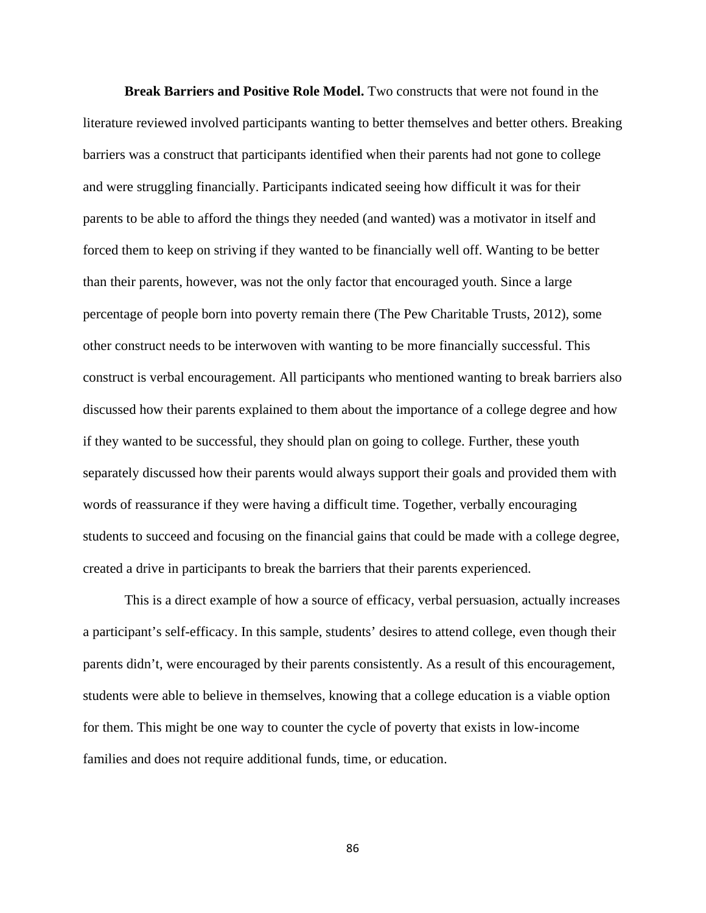**Break Barriers and Positive Role Model.** Two constructs that were not found in the literature reviewed involved participants wanting to better themselves and better others. Breaking barriers was a construct that participants identified when their parents had not gone to college and were struggling financially. Participants indicated seeing how difficult it was for their parents to be able to afford the things they needed (and wanted) was a motivator in itself and forced them to keep on striving if they wanted to be financially well off. Wanting to be better than their parents, however, was not the only factor that encouraged youth. Since a large percentage of people born into poverty remain there (The Pew Charitable Trusts, 2012), some other construct needs to be interwoven with wanting to be more financially successful. This construct is verbal encouragement. All participants who mentioned wanting to break barriers also discussed how their parents explained to them about the importance of a college degree and how if they wanted to be successful, they should plan on going to college. Further, these youth separately discussed how their parents would always support their goals and provided them with words of reassurance if they were having a difficult time. Together, verbally encouraging students to succeed and focusing on the financial gains that could be made with a college degree, created a drive in participants to break the barriers that their parents experienced.

This is a direct example of how a source of efficacy, verbal persuasion, actually increases a participant's self-efficacy. In this sample, students' desires to attend college, even though their parents didn't, were encouraged by their parents consistently. As a result of this encouragement, students were able to believe in themselves, knowing that a college education is a viable option for them. This might be one way to counter the cycle of poverty that exists in low-income families and does not require additional funds, time, or education.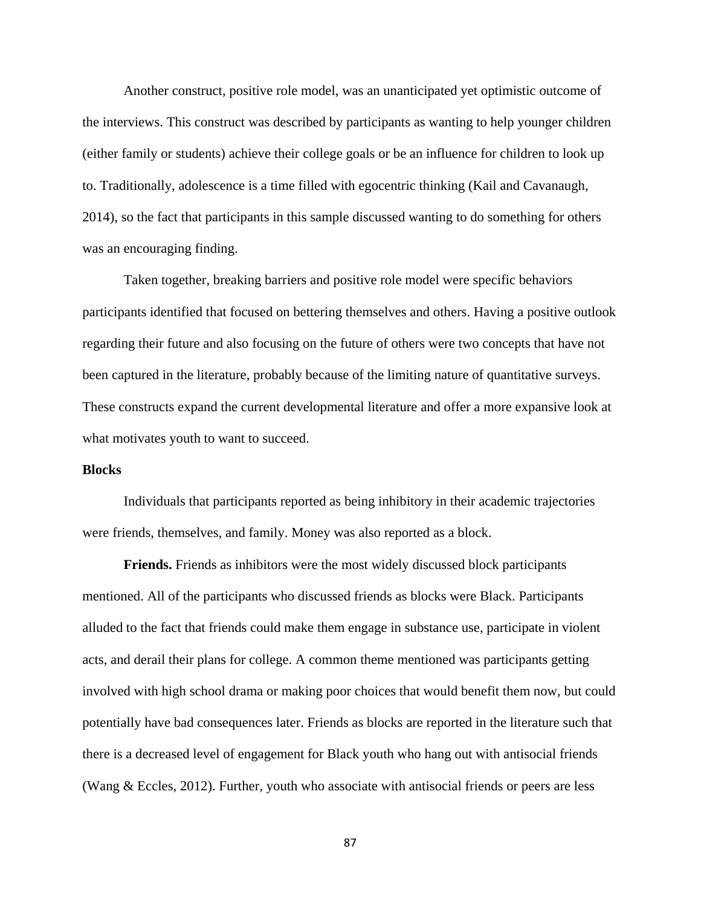Another construct, positive role model, was an unanticipated yet optimistic outcome of the interviews. This construct was described by participants as wanting to help younger children (either family or students) achieve their college goals or be an influence for children to look up to. Traditionally, adolescence is a time filled with egocentric thinking (Kail and Cavanaugh, 2014), so the fact that participants in this sample discussed wanting to do something for others was an encouraging finding.

Taken together, breaking barriers and positive role model were specific behaviors participants identified that focused on bettering themselves and others. Having a positive outlook regarding their future and also focusing on the future of others were two concepts that have not been captured in the literature, probably because of the limiting nature of quantitative surveys. These constructs expand the current developmental literature and offer a more expansive look at what motivates youth to want to succeed.

**Blocks**

Individuals that participants reported as being inhibitory in their academic trajectories were friends, themselves, and family. Money was also reported as a block.

**Friends.** Friends as inhibitors were the most widely discussed block participants mentioned. All of the participants who discussed friends as blocks were Black. Participants alluded to the fact that friends could make them engage in substance use, participate in violent acts, and derail their plans for college. A common theme mentioned was participants getting involved with high school drama or making poor choices that would benefit them now, but could potentially have bad consequences later. Friends as blocks are reported in the literature such that there is a decreased level of engagement for Black youth who hang out with antisocial friends (Wang & Eccles, 2012). Further, youth who associate with antisocial friends or peers are less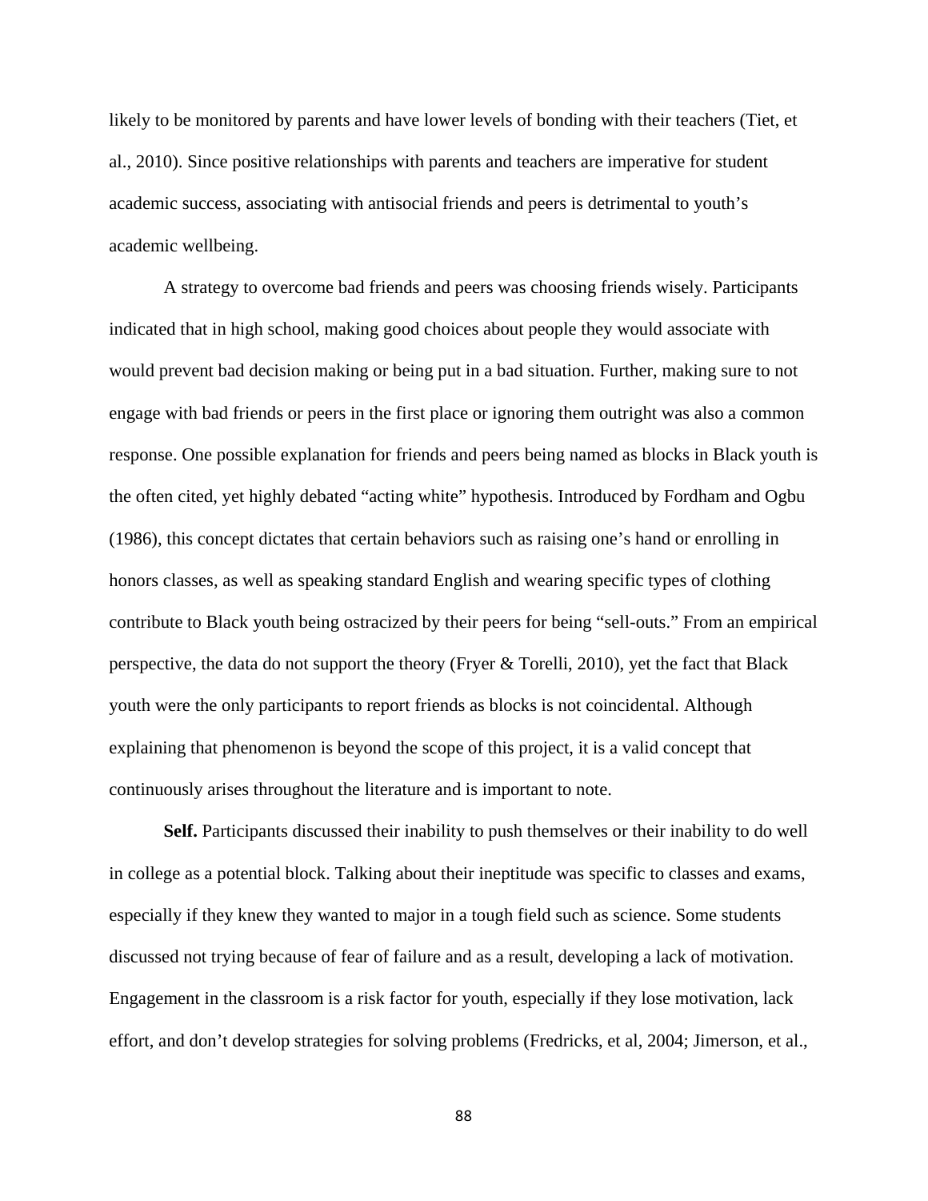likely to be monitored by parents and have lower levels of bonding with their teachers (Tiet, et al., 2010). Since positive relationships with parents and teachers are imperative for student academic success, associating with antisocial friends and peers is detrimental to youth's academic wellbeing.

A strategy to overcome bad friends and peers was choosing friends wisely. Participants indicated that in high school, making good choices about people they would associate with would prevent bad decision making or being put in a bad situation. Further, making sure to not engage with bad friends or peers in the first place or ignoring them outright was also a common response. One possible explanation for friends and peers being named as blocks in Black youth is the often cited, yet highly debated "acting white" hypothesis. Introduced by Fordham and Ogbu (1986), this concept dictates that certain behaviors such as raising one's hand or enrolling in honors classes, as well as speaking standard English and wearing specific types of clothing contribute to Black youth being ostracized by their peers for being "sell-outs." From an empirical perspective, the data do not support the theory (Fryer & Torelli, 2010), yet the fact that Black youth were the only participants to report friends as blocks is not coincidental. Although explaining that phenomenon is beyond the scope of this project, it is a valid concept that continuously arises throughout the literature and is important to note.

**Self.** Participants discussed their inability to push themselves or their inability to do well in college as a potential block. Talking about their ineptitude was specific to classes and exams, especially if they knew they wanted to major in a tough field such as science. Some students discussed not trying because of fear of failure and as a result, developing a lack of motivation. Engagement in the classroom is a risk factor for youth, especially if they lose motivation, lack effort, and don't develop strategies for solving problems (Fredricks, et al, 2004; Jimerson, et al.,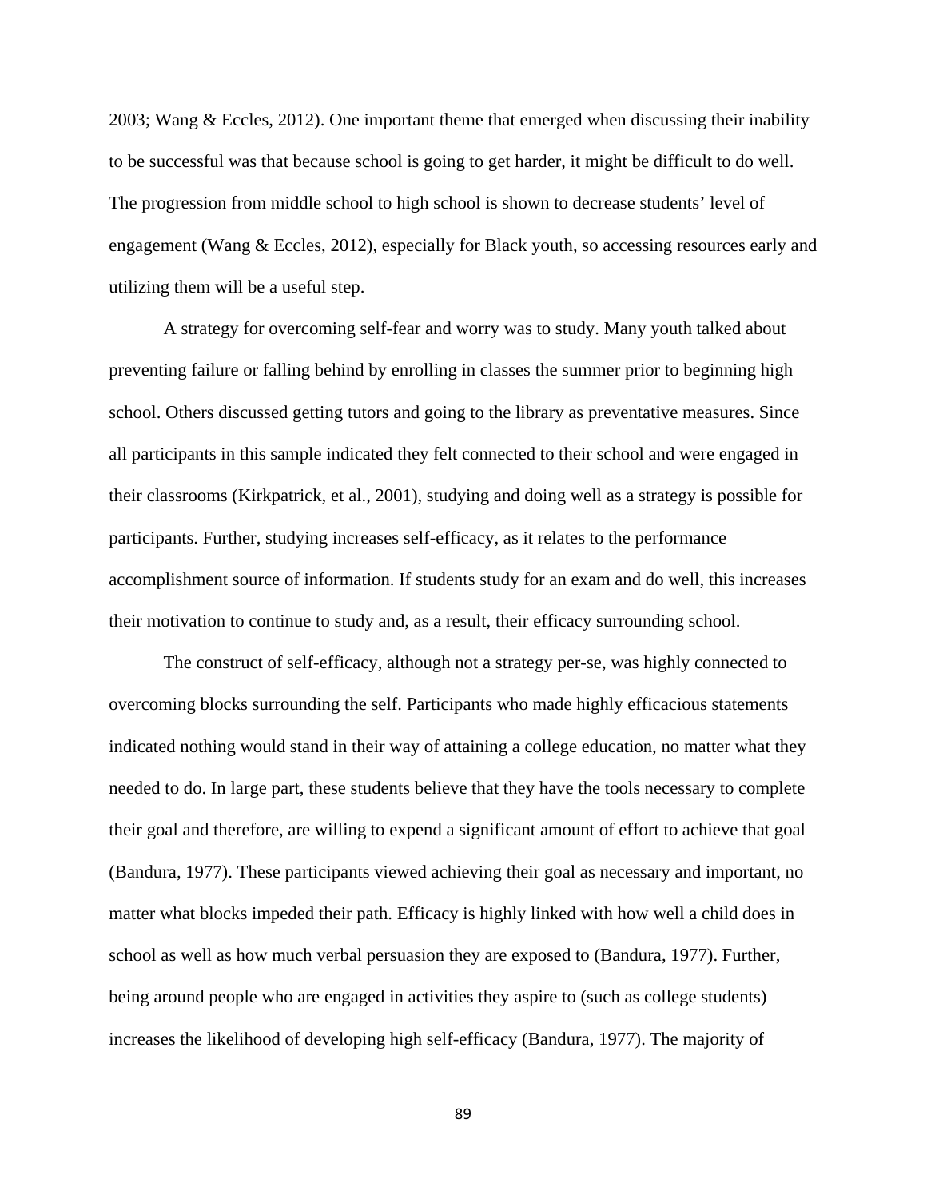2003; Wang & Eccles, 2012). One important theme that emerged when discussing their inability to be successful was that because school is going to get harder, it might be difficult to do well. The progression from middle school to high school is shown to decrease students' level of engagement (Wang & Eccles, 2012), especially for Black youth, so accessing resources early and utilizing them will be a useful step.

A strategy for overcoming self-fear and worry was to study. Many youth talked about preventing failure or falling behind by enrolling in classes the summer prior to beginning high school. Others discussed getting tutors and going to the library as preventative measures. Since all participants in this sample indicated they felt connected to their school and were engaged in their classrooms (Kirkpatrick, et al., 2001), studying and doing well as a strategy is possible for participants. Further, studying increases self-efficacy, as it relates to the performance accomplishment source of information. If students study for an exam and do well, this increases their motivation to continue to study and, as a result, their efficacy surrounding school.

The construct of self-efficacy, although not a strategy per-se, was highly connected to overcoming blocks surrounding the self. Participants who made highly efficacious statements indicated nothing would stand in their way of attaining a college education, no matter what they needed to do. In large part, these students believe that they have the tools necessary to complete their goal and therefore, are willing to expend a significant amount of effort to achieve that goal (Bandura, 1977). These participants viewed achieving their goal as necessary and important, no matter what blocks impeded their path. Efficacy is highly linked with how well a child does in school as well as how much verbal persuasion they are exposed to (Bandura, 1977). Further, being around people who are engaged in activities they aspire to (such as college students) increases the likelihood of developing high self-efficacy (Bandura, 1977). The majority of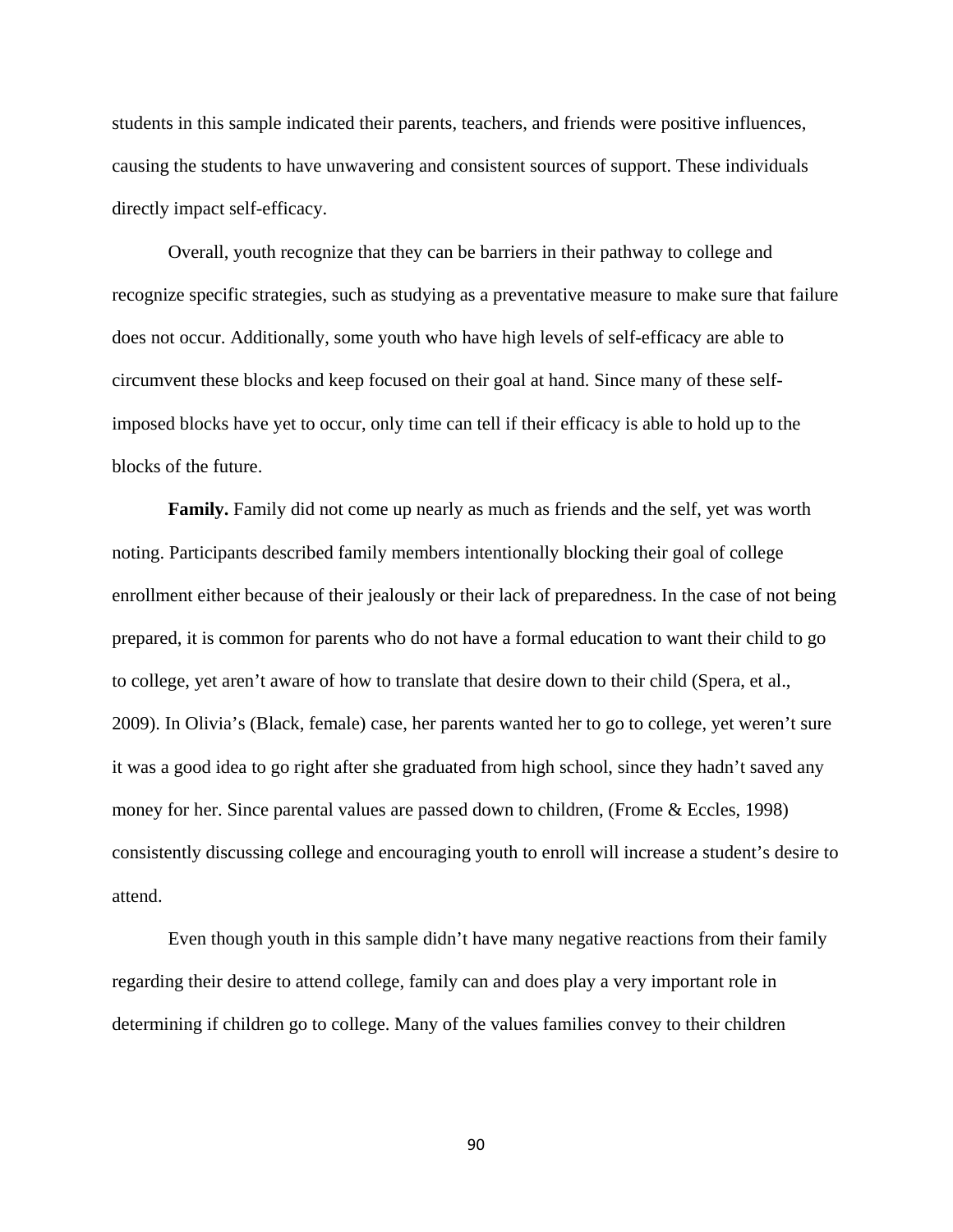students in this sample indicated their parents, teachers, and friends were positive influences, causing the students to have unwavering and consistent sources of support. These individuals directly impact self-efficacy.

Overall, youth recognize that they can be barriers in their pathway to college and recognize specific strategies, such as studying as a preventative measure to make sure that failure does not occur. Additionally, some youth who have high levels of self-efficacy are able to circumvent these blocks and keep focused on their goal at hand. Since many of these self-imposed blocks have yet to occur, only time can tell if their efficacy is able to hold up to the blocks of the future.

**Family.** Family did not come up nearly as much as friends and the self, yet was worth noting. Participants described family members intentionally blocking their goal of college enrollment either because of their jealously or their lack of preparedness. In the case of not being prepared, it is common for parents who do not have a formal education to want their child to go to college, yet aren't aware of how to translate that desire down to their child (Spera, et al., 2009). In Olivia's (Black, female) case, her parents wanted her to go to college, yet weren't sure it was a good idea to go right after she graduated from high school, since they hadn't saved any money for her. Since parental values are passed down to children, (Frome & Eccles, 1998) consistently discussing college and encouraging youth to enroll will increase a student's desire to attend.

Even though youth in this sample didn't have many negative reactions from their family regarding their desire to attend college, family can and does play a very important role in determining if children go to college. Many of the values families convey to their children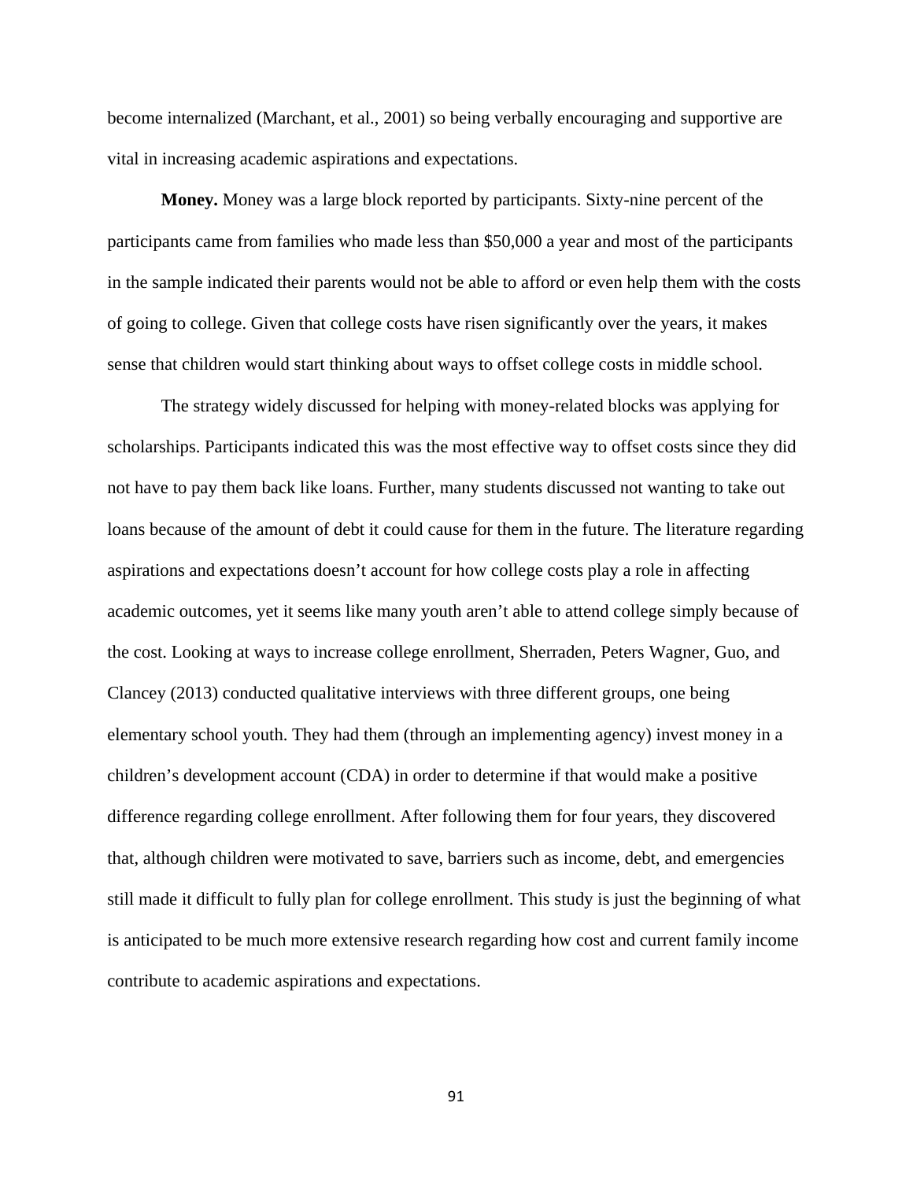become internalized (Marchant, et al., 2001) so being verbally encouraging and supportive are vital in increasing academic aspirations and expectations.

**Money.** Money was a large block reported by participants. Sixty-nine percent of the participants came from families who made less than $50,000 a year and most of the participants in the sample indicated their parents would not be able to afford or even help them with the costs of going to college. Given that college costs have risen significantly over the years, it makes sense that children would start thinking about ways to offset college costs in middle school.

The strategy widely discussed for helping with money-related blocks was applying for scholarships. Participants indicated this was the most effective way to offset costs since they did not have to pay them back like loans. Further, many students discussed not wanting to take out loans because of the amount of debt it could cause for them in the future. The literature regarding aspirations and expectations doesn't account for how college costs play a role in affecting academic outcomes, yet it seems like many youth aren't able to attend college simply because of the cost. Looking at ways to increase college enrollment, Sherraden, Peters Wagner, Guo, and Clancey (2013) conducted qualitative interviews with three different groups, one being elementary school youth. They had them (through an implementing agency) invest money in a children's development account (CDA) in order to determine if that would make a positive difference regarding college enrollment. After following them for four years, they discovered that, although children were motivated to save, barriers such as income, debt, and emergencies still made it difficult to fully plan for college enrollment. This study is just the beginning of what is anticipated to be much more extensive research regarding how cost and current family income contribute to academic aspirations and expectations.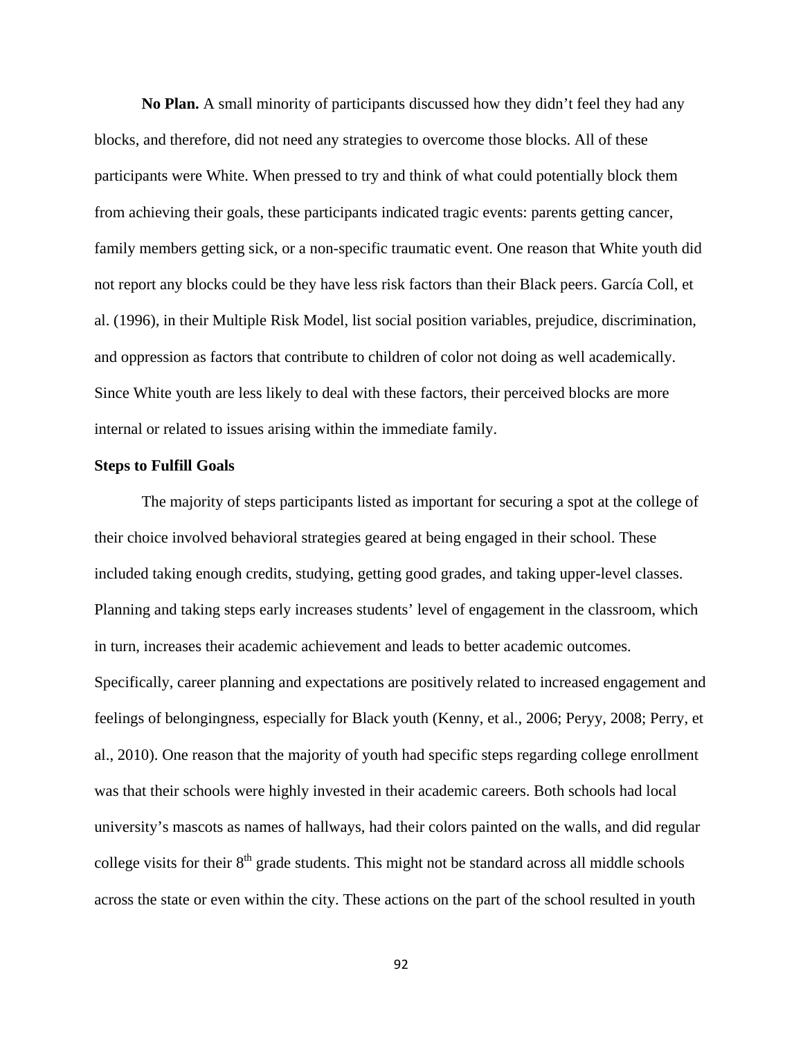**No Plan.** A small minority of participants discussed how they didn't feel they had any blocks, and therefore, did not need any strategies to overcome those blocks. All of these participants were White. When pressed to try and think of what could potentially block them from achieving their goals, these participants indicated tragic events: parents getting cancer, family members getting sick, or a non-specific traumatic event. One reason that White youth did not report any blocks could be they have less risk factors than their Black peers. García Coll, et al. (1996), in their Multiple Risk Model, list social position variables, prejudice, discrimination, and oppression as factors that contribute to children of color not doing as well academically. Since White youth are less likely to deal with these factors, their perceived blocks are more internal or related to issues arising within the immediate family.

**Steps to Fulfill Goals**

The majority of steps participants listed as important for securing a spot at the college of their choice involved behavioral strategies geared at being engaged in their school. These included taking enough credits, studying, getting good grades, and taking upper-level classes. Planning and taking steps early increases students' level of engagement in the classroom, which in turn, increases their academic achievement and leads to better academic outcomes. Specifically, career planning and expectations are positively related to increased engagement and feelings of belongingness, especially for Black youth (Kenny, et al., 2006; Peryy, 2008; Perry, et al., 2010). One reason that the majority of youth had specific steps regarding college enrollment was that their schools were highly invested in their academic careers. Both schools had local university's mascots as names of hallways, had their colors painted on the walls, and did regular college visits for their 8th grade students. This might not be standard across all middle schools across the state or even within the city. These actions on the part of the school resulted in youth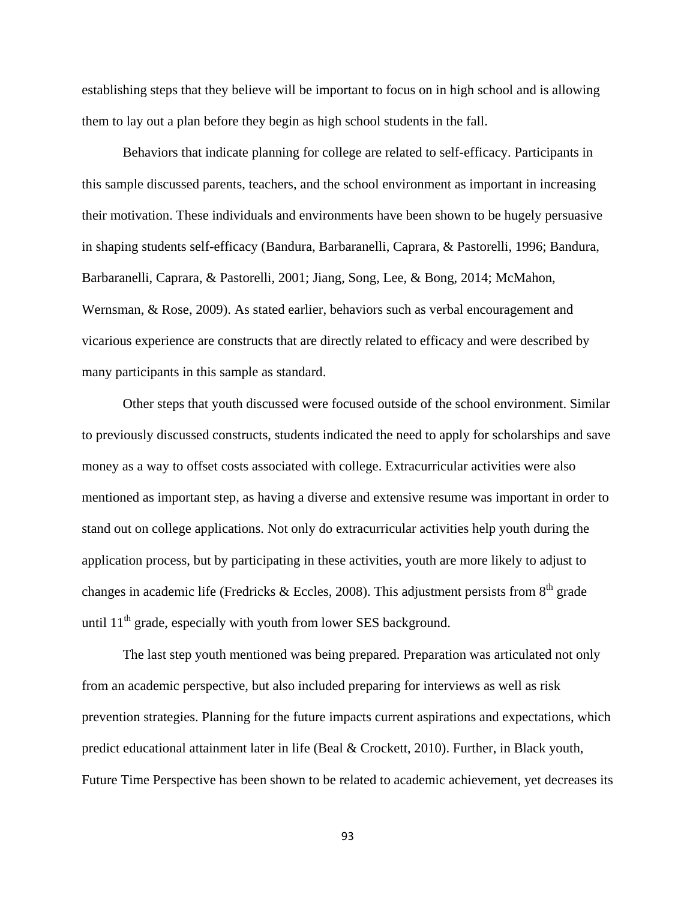establishing steps that they believe will be important to focus on in high school and is allowing them to lay out a plan before they begin as high school students in the fall.

Behaviors that indicate planning for college are related to self-efficacy. Participants in this sample discussed parents, teachers, and the school environment as important in increasing their motivation. These individuals and environments have been shown to be hugely persuasive in shaping students self-efficacy (Bandura, Barbaranelli, Caprara, & Pastorelli, 1996; Bandura, Barbaranelli, Caprara, & Pastorelli, 2001; Jiang, Song, Lee, & Bong, 2014; McMahon, Wernsman, & Rose, 2009). As stated earlier, behaviors such as verbal encouragement and vicarious experience are constructs that are directly related to efficacy and were described by many participants in this sample as standard.

Other steps that youth discussed were focused outside of the school environment. Similar to previously discussed constructs, students indicated the need to apply for scholarships and save money as a way to offset costs associated with college. Extracurricular activities were also mentioned as important step, as having a diverse and extensive resume was important in order to stand out on college applications. Not only do extracurricular activities help youth during the application process, but by participating in these activities, youth are more likely to adjust to changes in academic life (Fredricks & Eccles, 2008). This adjustment persists from 8th grade until 11th grade, especially with youth from lower SES background.

The last step youth mentioned was being prepared. Preparation was articulated not only from an academic perspective, but also included preparing for interviews as well as risk prevention strategies. Planning for the future impacts current aspirations and expectations, which predict educational attainment later in life (Beal & Crockett, 2010). Further, in Black youth, Future Time Perspective has been shown to be related to academic achievement, yet decreases its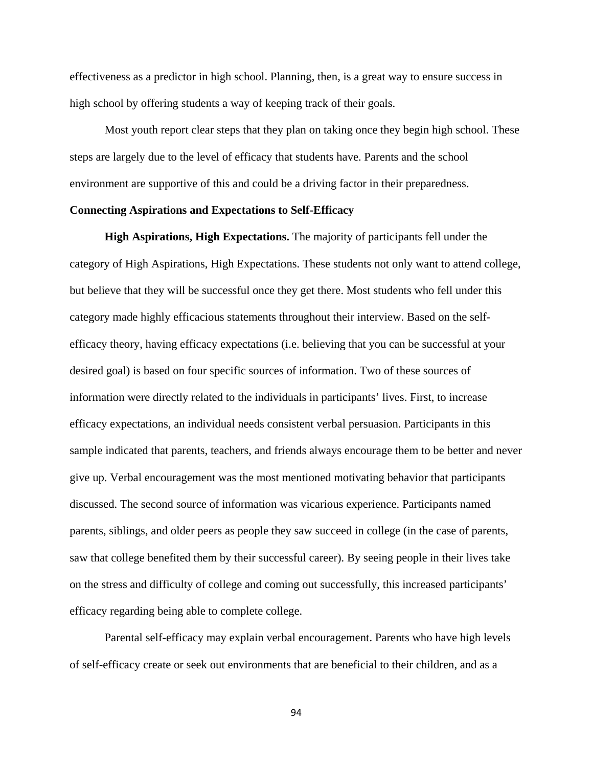effectiveness as a predictor in high school. Planning, then, is a great way to ensure success in high school by offering students a way of keeping track of their goals.

Most youth report clear steps that they plan on taking once they begin high school. These steps are largely due to the level of efficacy that students have. Parents and the school environment are supportive of this and could be a driving factor in their preparedness.

**Connecting Aspirations and Expectations to Self-Efficacy**

**High Aspirations, High Expectations.** The majority of participants fell under the category of High Aspirations, High Expectations. These students not only want to attend college, but believe that they will be successful once they get there. Most students who fell under this category made highly efficacious statements throughout their interview. Based on the self-efficacy theory, having efficacy expectations (i.e. believing that you can be successful at your desired goal) is based on four specific sources of information. Two of these sources of information were directly related to the individuals in participants' lives. First, to increase efficacy expectations, an individual needs consistent verbal persuasion. Participants in this sample indicated that parents, teachers, and friends always encourage them to be better and never give up. Verbal encouragement was the most mentioned motivating behavior that participants discussed. The second source of information was vicarious experience. Participants named parents, siblings, and older peers as people they saw succeed in college (in the case of parents, saw that college benefited them by their successful career). By seeing people in their lives take on the stress and difficulty of college and coming out successfully, this increased participants' efficacy regarding being able to complete college.

Parental self-efficacy may explain verbal encouragement. Parents who have high levels of self-efficacy create or seek out environments that are beneficial to their children, and as a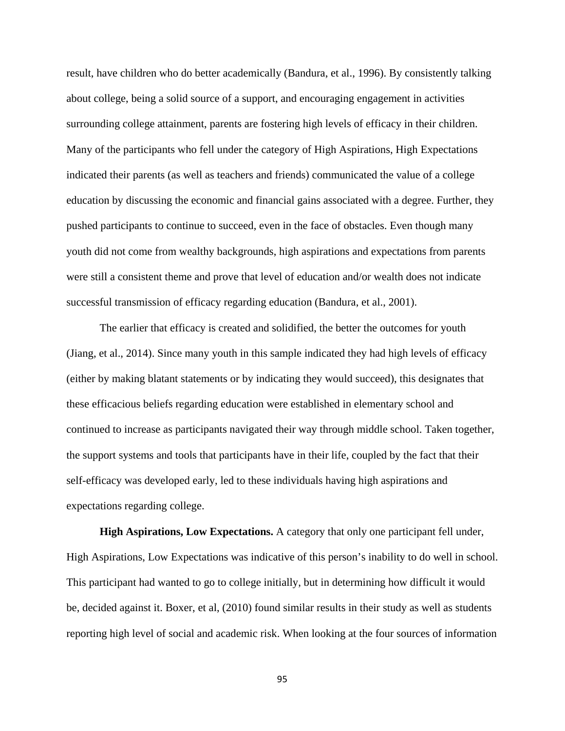result, have children who do better academically (Bandura, et al., 1996). By consistently talking about college, being a solid source of a support, and encouraging engagement in activities surrounding college attainment, parents are fostering high levels of efficacy in their children. Many of the participants who fell under the category of High Aspirations, High Expectations indicated their parents (as well as teachers and friends) communicated the value of a college education by discussing the economic and financial gains associated with a degree. Further, they pushed participants to continue to succeed, even in the face of obstacles. Even though many youth did not come from wealthy backgrounds, high aspirations and expectations from parents were still a consistent theme and prove that level of education and/or wealth does not indicate successful transmission of efficacy regarding education (Bandura, et al., 2001).

The earlier that efficacy is created and solidified, the better the outcomes for youth (Jiang, et al., 2014). Since many youth in this sample indicated they had high levels of efficacy (either by making blatant statements or by indicating they would succeed), this designates that these efficacious beliefs regarding education were established in elementary school and continued to increase as participants navigated their way through middle school. Taken together, the support systems and tools that participants have in their life, coupled by the fact that their self-efficacy was developed early, led to these individuals having high aspirations and expectations regarding college.

**High Aspirations, Low Expectations.** A category that only one participant fell under, High Aspirations, Low Expectations was indicative of this person's inability to do well in school. This participant had wanted to go to college initially, but in determining how difficult it would be, decided against it. Boxer, et al, (2010) found similar results in their study as well as students reporting high level of social and academic risk. When looking at the four sources of information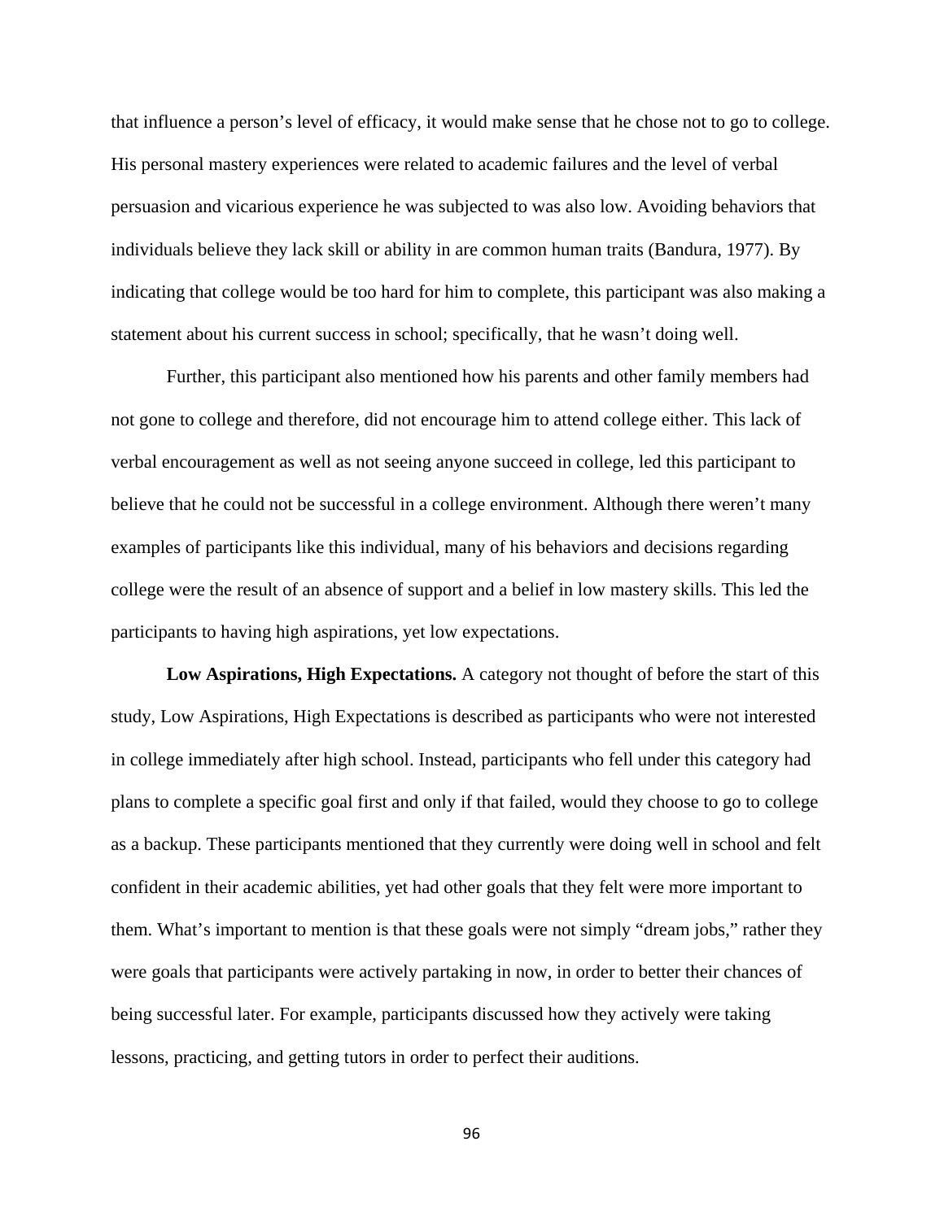that influence a person's level of efficacy, it would make sense that he chose not to go to college. His personal mastery experiences were related to academic failures and the level of verbal persuasion and vicarious experience he was subjected to was also low. Avoiding behaviors that individuals believe they lack skill or ability in are common human traits (Bandura, 1977). By indicating that college would be too hard for him to complete, this participant was also making a statement about his current success in school; specifically, that he wasn't doing well.

Further, this participant also mentioned how his parents and other family members had not gone to college and therefore, did not encourage him to attend college either. This lack of verbal encouragement as well as not seeing anyone succeed in college, led this participant to believe that he could not be successful in a college environment. Although there weren't many examples of participants like this individual, many of his behaviors and decisions regarding college were the result of an absence of support and a belief in low mastery skills. This led the participants to having high aspirations, yet low expectations.

**Low Aspirations, High Expectations.** A category not thought of before the start of this study, Low Aspirations, High Expectations is described as participants who were not interested in college immediately after high school. Instead, participants who fell under this category had plans to complete a specific goal first and only if that failed, would they choose to go to college as a backup. These participants mentioned that they currently were doing well in school and felt confident in their academic abilities, yet had other goals that they felt were more important to them. What's important to mention is that these goals were not simply "dream jobs," rather they were goals that participants were actively partaking in now, in order to better their chances of being successful later. For example, participants discussed how they actively were taking lessons, practicing, and getting tutors in order to perfect their auditions.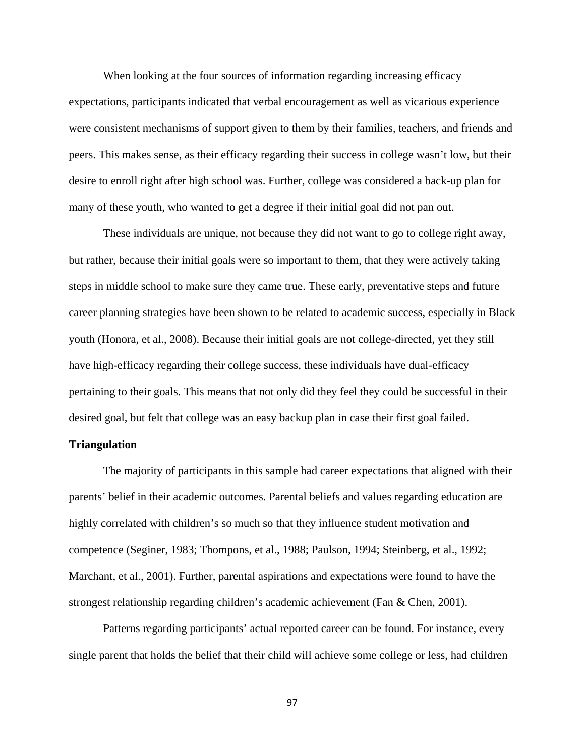When looking at the four sources of information regarding increasing efficacy expectations, participants indicated that verbal encouragement as well as vicarious experience were consistent mechanisms of support given to them by their families, teachers, and friends and peers. This makes sense, as their efficacy regarding their success in college wasn't low, but their desire to enroll right after high school was. Further, college was considered a back-up plan for many of these youth, who wanted to get a degree if their initial goal did not pan out.

These individuals are unique, not because they did not want to go to college right away, but rather, because their initial goals were so important to them, that they were actively taking steps in middle school to make sure they came true. These early, preventative steps and future career planning strategies have been shown to be related to academic success, especially in Black youth (Honora, et al., 2008). Because their initial goals are not college-directed, yet they still have high-efficacy regarding their college success, these individuals have dual-efficacy pertaining to their goals. This means that not only did they feel they could be successful in their desired goal, but felt that college was an easy backup plan in case their first goal failed.

**Triangulation**

The majority of participants in this sample had career expectations that aligned with their parents' belief in their academic outcomes. Parental beliefs and values regarding education are highly correlated with children's so much so that they influence student motivation and competence (Seginer, 1983; Thompons, et al., 1988; Paulson, 1994; Steinberg, et al., 1992; Marchant, et al., 2001). Further, parental aspirations and expectations were found to have the strongest relationship regarding children's academic achievement (Fan & Chen, 2001).

Patterns regarding participants' actual reported career can be found. For instance, every single parent that holds the belief that their child will achieve some college or less, had children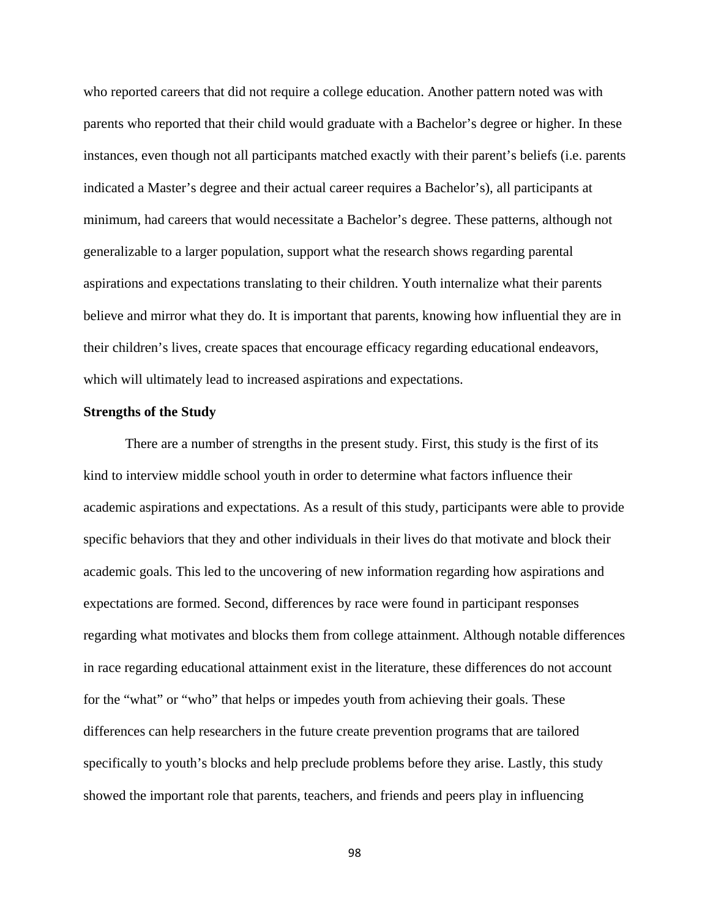who reported careers that did not require a college education. Another pattern noted was with parents who reported that their child would graduate with a Bachelor's degree or higher. In these instances, even though not all participants matched exactly with their parent's beliefs (i.e. parents indicated a Master's degree and their actual career requires a Bachelor's), all participants at minimum, had careers that would necessitate a Bachelor's degree. These patterns, although not generalizable to a larger population, support what the research shows regarding parental aspirations and expectations translating to their children. Youth internalize what their parents believe and mirror what they do. It is important that parents, knowing how influential they are in their children's lives, create spaces that encourage efficacy regarding educational endeavors, which will ultimately lead to increased aspirations and expectations.

**Strengths of the Study**

There are a number of strengths in the present study. First, this study is the first of its kind to interview middle school youth in order to determine what factors influence their academic aspirations and expectations. As a result of this study, participants were able to provide specific behaviors that they and other individuals in their lives do that motivate and block their academic goals. This led to the uncovering of new information regarding how aspirations and expectations are formed. Second, differences by race were found in participant responses regarding what motivates and blocks them from college attainment. Although notable differences in race regarding educational attainment exist in the literature, these differences do not account for the "what" or "who" that helps or impedes youth from achieving their goals. These differences can help researchers in the future create prevention programs that are tailored specifically to youth's blocks and help preclude problems before they arise. Lastly, this study showed the important role that parents, teachers, and friends and peers play in influencing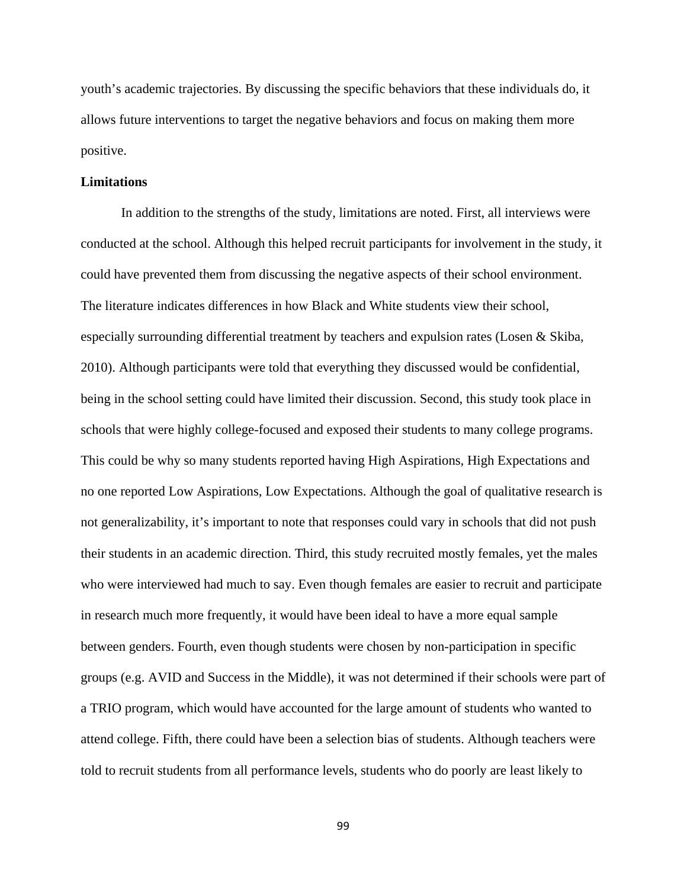youth's academic trajectories. By discussing the specific behaviors that these individuals do, it allows future interventions to target the negative behaviors and focus on making them more positive.

**Limitations**

In addition to the strengths of the study, limitations are noted. First, all interviews were conducted at the school. Although this helped recruit participants for involvement in the study, it could have prevented them from discussing the negative aspects of their school environment. The literature indicates differences in how Black and White students view their school, especially surrounding differential treatment by teachers and expulsion rates (Losen & Skiba, 2010). Although participants were told that everything they discussed would be confidential, being in the school setting could have limited their discussion. Second, this study took place in schools that were highly college-focused and exposed their students to many college programs. This could be why so many students reported having High Aspirations, High Expectations and no one reported Low Aspirations, Low Expectations. Although the goal of qualitative research is not generalizability, it's important to note that responses could vary in schools that did not push their students in an academic direction. Third, this study recruited mostly females, yet the males who were interviewed had much to say. Even though females are easier to recruit and participate in research much more frequently, it would have been ideal to have a more equal sample between genders. Fourth, even though students were chosen by non-participation in specific groups (e.g. AVID and Success in the Middle), it was not determined if their schools were part of a TRIO program, which would have accounted for the large amount of students who wanted to attend college. Fifth, there could have been a selection bias of students. Although teachers were told to recruit students from all performance levels, students who do poorly are least likely to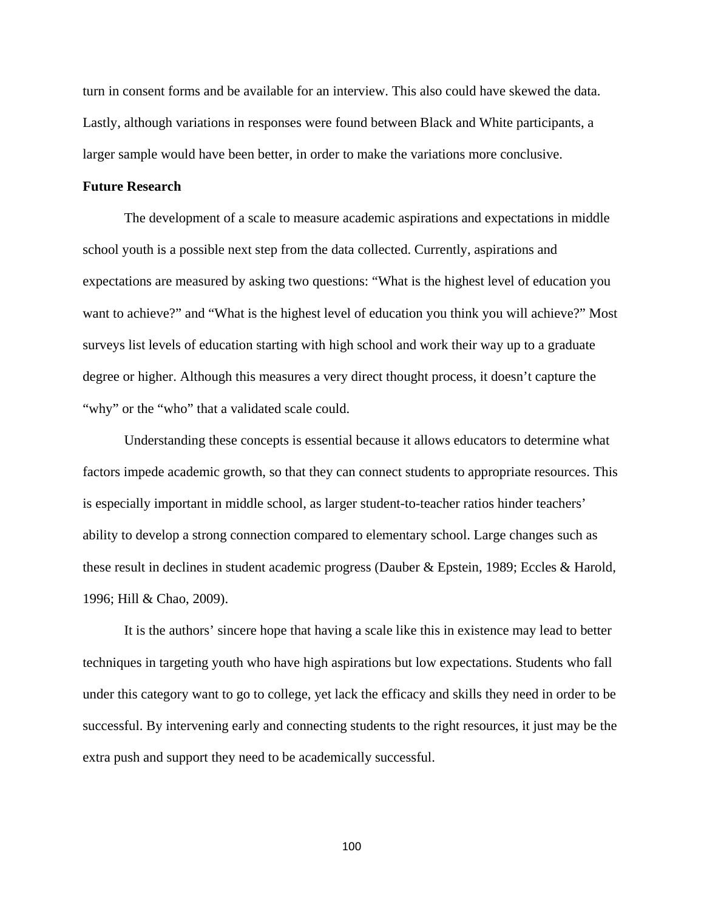turn in consent forms and be available for an interview. This also could have skewed the data. Lastly, although variations in responses were found between Black and White participants, a larger sample would have been better, in order to make the variations more conclusive.

**Future Research**

The development of a scale to measure academic aspirations and expectations in middle school youth is a possible next step from the data collected. Currently, aspirations and expectations are measured by asking two questions: “What is the highest level of education you want to achieve?” and “What is the highest level of education you think you will achieve?” Most surveys list levels of education starting with high school and work their way up to a graduate degree or higher. Although this measures a very direct thought process, it doesn’t capture the “why” or the “who” that a validated scale could.

Understanding these concepts is essential because it allows educators to determine what factors impede academic growth, so that they can connect students to appropriate resources. This is especially important in middle school, as larger student-to-teacher ratios hinder teachers’ ability to develop a strong connection compared to elementary school. Large changes such as these result in declines in student academic progress (Dauber & Epstein, 1989; Eccles & Harold, 1996; Hill & Chao, 2009).

It is the authors’ sincere hope that having a scale like this in existence may lead to better techniques in targeting youth who have high aspirations but low expectations. Students who fall under this category want to go to college, yet lack the efficacy and skills they need in order to be successful. By intervening early and connecting students to the right resources, it just may be the extra push and support they need to be academically successful.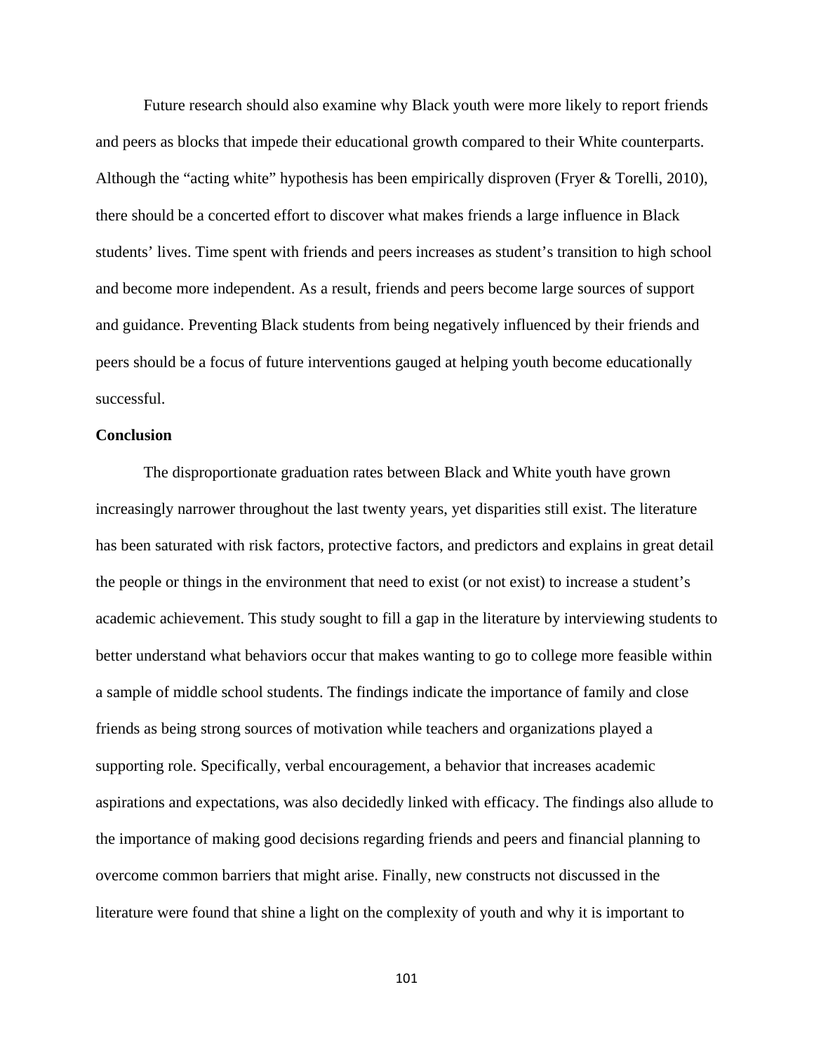Future research should also examine why Black youth were more likely to report friends and peers as blocks that impede their educational growth compared to their White counterparts. Although the "acting white" hypothesis has been empirically disproven (Fryer & Torelli, 2010), there should be a concerted effort to discover what makes friends a large influence in Black students' lives. Time spent with friends and peers increases as student's transition to high school and become more independent. As a result, friends and peers become large sources of support and guidance. Preventing Black students from being negatively influenced by their friends and peers should be a focus of future interventions gauged at helping youth become educationally successful.

**Conclusion**

The disproportionate graduation rates between Black and White youth have grown increasingly narrower throughout the last twenty years, yet disparities still exist. The literature has been saturated with risk factors, protective factors, and predictors and explains in great detail the people or things in the environment that need to exist (or not exist) to increase a student's academic achievement. This study sought to fill a gap in the literature by interviewing students to better understand what behaviors occur that makes wanting to go to college more feasible within a sample of middle school students. The findings indicate the importance of family and close friends as being strong sources of motivation while teachers and organizations played a supporting role. Specifically, verbal encouragement, a behavior that increases academic aspirations and expectations, was also decidedly linked with efficacy. The findings also allude to the importance of making good decisions regarding friends and peers and financial planning to overcome common barriers that might arise. Finally, new constructs not discussed in the literature were found that shine a light on the complexity of youth and why it is important to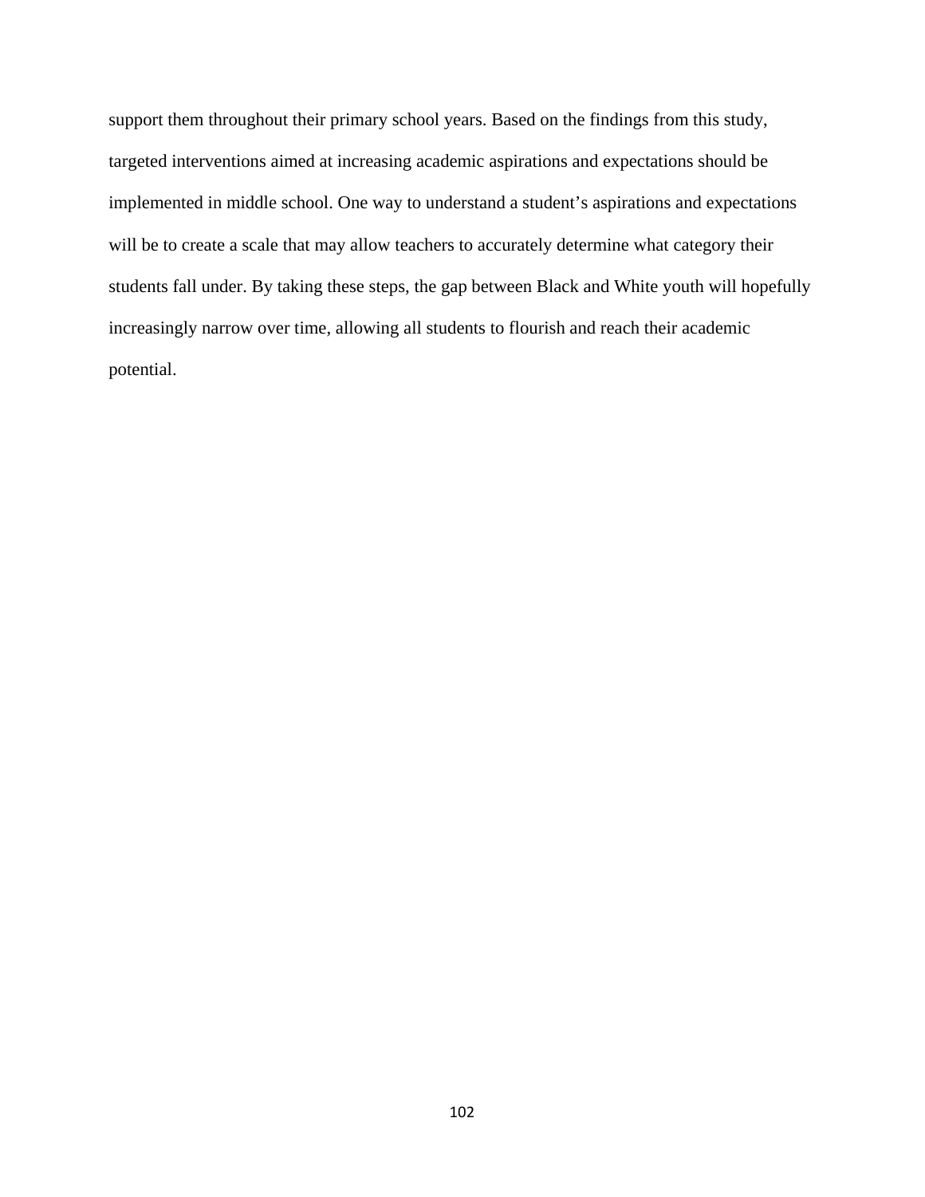support them throughout their primary school years. Based on the findings from this study, targeted interventions aimed at increasing academic aspirations and expectations should be implemented in middle school. One way to understand a student's aspirations and expectations will be to create a scale that may allow teachers to accurately determine what category their students fall under. By taking these steps, the gap between Black and White youth will hopefully increasingly narrow over time, allowing all students to flourish and reach their academic potential.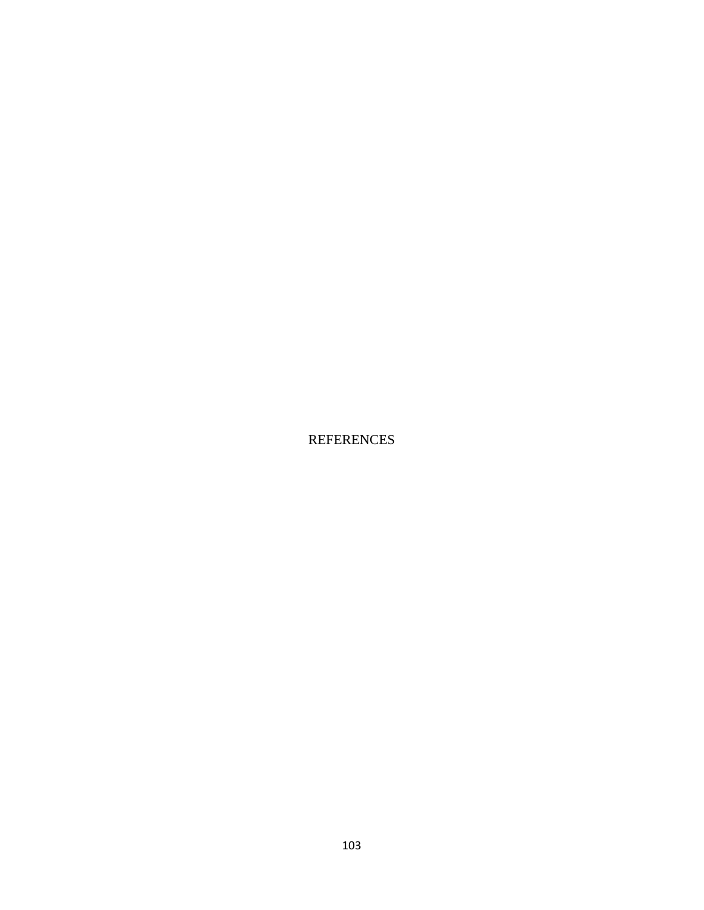# REFERENCES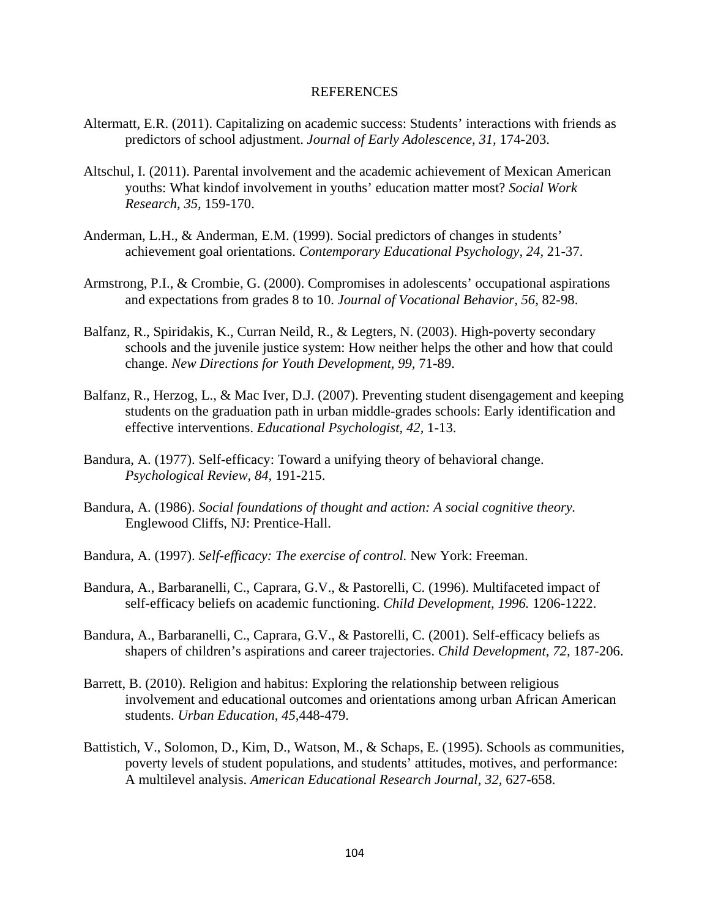# REFERENCES

Altermatt, E.R. (2011). Capitalizing on academic success: Students' interactions with friends as predictors of school adjustment. *Journal of Early Adolescence, 31,* 174-203.

Altschul, I. (2011). Parental involvement and the academic achievement of Mexican American youths: What kindof involvement in youths' education matter most? *Social Work Research, 35,* 159-170.

Anderman, L.H., & Anderman, E.M. (1999). Social predictors of changes in students' achievement goal orientations. *Contemporary Educational Psychology, 24,* 21-37.

Armstrong, P.I., & Crombie, G. (2000). Compromises in adolescents' occupational aspirations and expectations from grades 8 to 10. *Journal of Vocational Behavior, 56,* 82-98.

Balfanz, R., Spiridakis, K., Curran Neild, R., & Legters, N. (2003). High-poverty secondary schools and the juvenile justice system: How neither helps the other and how that could change. *New Directions for Youth Development, 99,* 71-89.

Balfanz, R., Herzog, L., & Mac Iver, D.J. (2007). Preventing student disengagement and keeping students on the graduation path in urban middle-grades schools: Early identification and effective interventions. *Educational Psychologist, 42,* 1-13.

Bandura, A. (1977). Self-efficacy: Toward a unifying theory of behavioral change. *Psychological Review, 84,* 191-215.

Bandura, A. (1986). *Social foundations of thought and action: A social cognitive theory.* Englewood Cliffs, NJ: Prentice-Hall.

Bandura, A. (1997). *Self-efficacy: The exercise of control.* New York: Freeman.

Bandura, A., Barbaranelli, C., Caprara, G.V., & Pastorelli, C. (1996). Multifaceted impact of self-efficacy beliefs on academic functioning. *Child Development, 1996.* 1206-1222.

Bandura, A., Barbaranelli, C., Caprara, G.V., & Pastorelli, C. (2001). Self-efficacy beliefs as shapers of children's aspirations and career trajectories. *Child Development, 72,* 187-206.

Barrett, B. (2010). Religion and habitus: Exploring the relationship between religious involvement and educational outcomes and orientations among urban African American students. *Urban Education, 45,*448-479.

Battistich, V., Solomon, D., Kim, D., Watson, M., & Schaps, E. (1995). Schools as communities, poverty levels of student populations, and students' attitudes, motives, and performance: A multilevel analysis. *American Educational Research Journal, 32,* 627-658.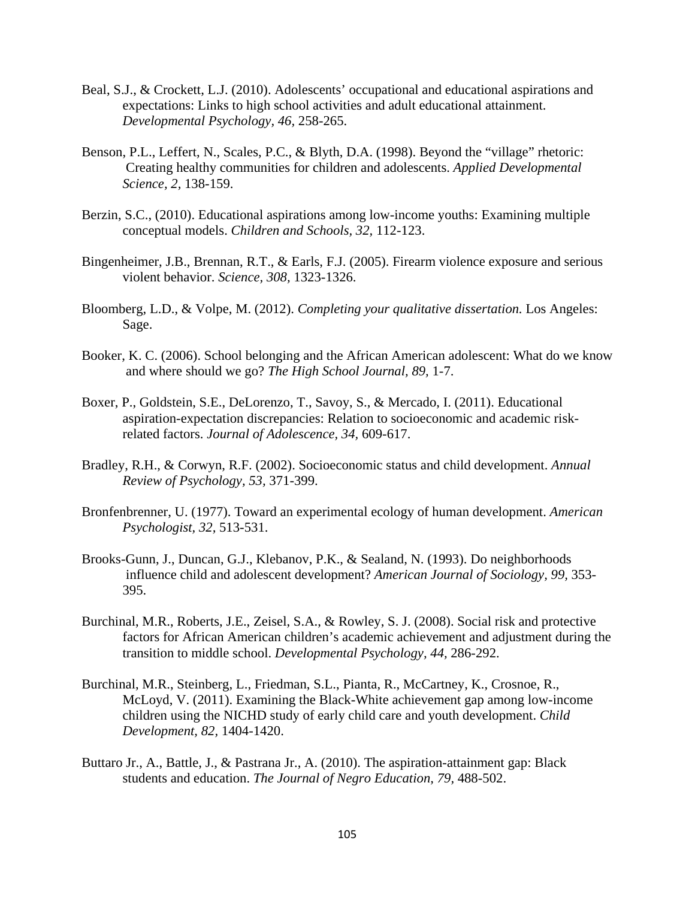Beal, S.J., & Crockett, L.J. (2010). Adolescents' occupational and educational aspirations and expectations: Links to high school activities and adult educational attainment. *Developmental Psychology, 46*, 258-265.

Benson, P.L., Leffert, N., Scales, P.C., & Blyth, D.A. (1998). Beyond the "village" rhetoric: Creating healthy communities for children and adolescents. *Applied Developmental Science, 2*, 138-159.

Berzin, S.C., (2010). Educational aspirations among low-income youths: Examining multiple conceptual models. *Children and Schools, 32*, 112-123.

Bingenheimer, J.B., Brennan, R.T., & Earls, F.J. (2005). Firearm violence exposure and serious violent behavior. *Science, 308*, 1323-1326.

Bloomberg, L.D., & Volpe, M. (2012). *Completing your qualitative dissertation.* Los Angeles: Sage.

Booker, K. C. (2006). School belonging and the African American adolescent: What do we know and where should we go? *The High School Journal, 89*, 1-7.

Boxer, P., Goldstein, S.E., DeLorenzo, T., Savoy, S., & Mercado, I. (2011). Educational aspiration-expectation discrepancies: Relation to socioeconomic and academic risk-related factors. *Journal of Adolescence, 34*, 609-617.

Bradley, R.H., & Corwyn, R.F. (2002). Socioeconomic status and child development. *Annual Review of Psychology, 53*, 371-399.

Bronfenbrenner, U. (1977). Toward an experimental ecology of human development. *American Psychologist, 32*, 513-531.

Brooks-Gunn, J., Duncan, G.J., Klebanov, P.K., & Sealand, N. (1993). Do neighborhoods influence child and adolescent development? *American Journal of Sociology, 99*, 353-395.

Burchinal, M.R., Roberts, J.E., Zeisel, S.A., & Rowley, S. J. (2008). Social risk and protective factors for African American children's academic achievement and adjustment during the transition to middle school. *Developmental Psychology, 44*, 286-292.

Burchinal, M.R., Steinberg, L., Friedman, S.L., Pianta, R., McCartney, K., Crosnoe, R., McLoyd, V. (2011). Examining the Black-White achievement gap among low-income children using the NICHD study of early child care and youth development. *Child Development, 82*, 1404-1420.

Buttaro Jr., A., Battle, J., & Pastrana Jr., A. (2010). The aspiration-attainment gap: Black students and education. *The Journal of Negro Education, 79*, 488-502.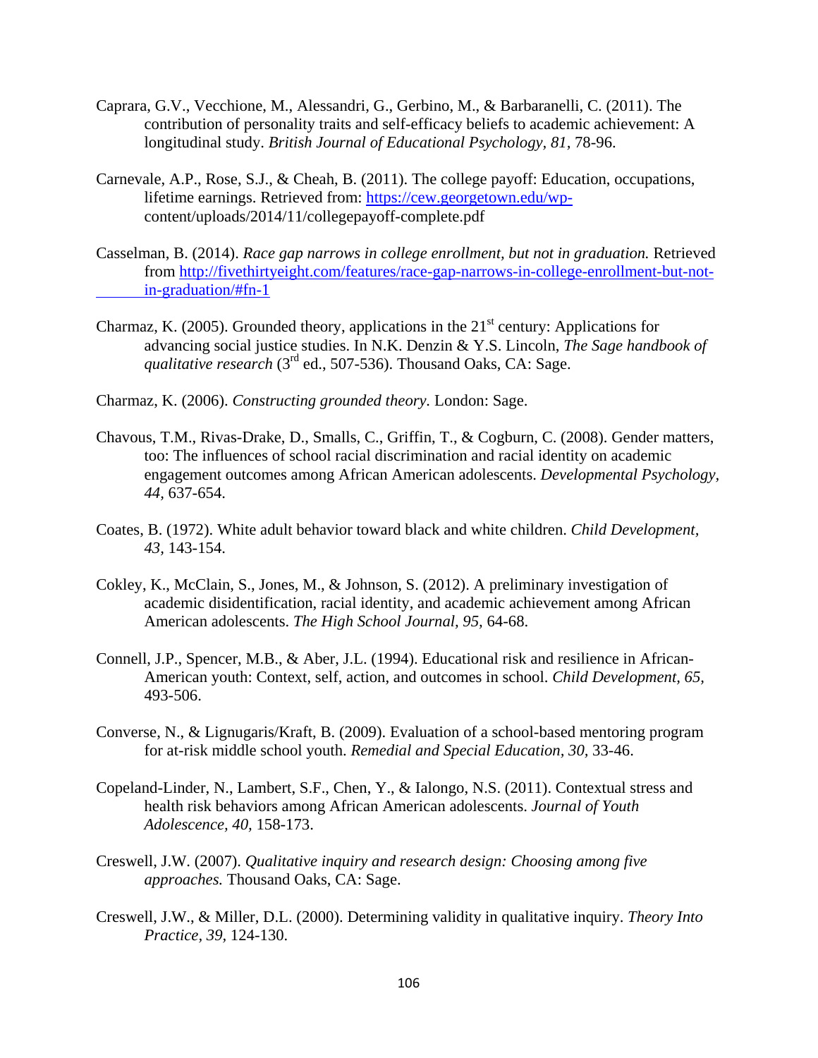Caprara, G.V., Vecchione, M., Alessandri, G., Gerbino, M., & Barbaranelli, C. (2011). The contribution of personality traits and self-efficacy beliefs to academic achievement: A longitudinal study. *British Journal of Educational Psychology, 81*, 78-96.

Carnevale, A.P., Rose, S.J., & Cheah, B. (2011). The college payoff: Education, occupations, lifetime earnings. Retrieved from: https://cew.georgetown.edu/wp-content/uploads/2014/11/collegepayoff-complete.pdf

Casselman, B. (2014). *Race gap narrows in college enrollment, but not in graduation.* Retrieved from http://fivethirtyeight.com/features/race-gap-narrows-in-college-enrollment-but-not-in-graduation/#fn-1

Charmaz, K. (2005). Grounded theory, applications in the 21st century: Applications for advancing social justice studies. In N.K. Denzin & Y.S. Lincoln, *The Sage handbook of qualitative research* (3rd ed., 507-536). Thousand Oaks, CA: Sage.

Charmaz, K. (2006). *Constructing grounded theory.* London: Sage.

Chavous, T.M., Rivas-Drake, D., Smalls, C., Griffin, T., & Cogburn, C. (2008). Gender matters, too: The influences of school racial discrimination and racial identity on academic engagement outcomes among African American adolescents. *Developmental Psychology, 44,* 637-654.

Coates, B. (1972). White adult behavior toward black and white children. *Child Development, 43,* 143-154.

Cokley, K., McClain, S., Jones, M., & Johnson, S. (2012). A preliminary investigation of academic disidentification, racial identity, and academic achievement among African American adolescents. *The High School Journal, 95,* 64-68.

Connell, J.P., Spencer, M.B., & Aber, J.L. (1994). Educational risk and resilience in African-American youth: Context, self, action, and outcomes in school. *Child Development, 65,* 493-506.

Converse, N., & Lignugaris/Kraft, B. (2009). Evaluation of a school-based mentoring program for at-risk middle school youth. *Remedial and Special Education, 30,* 33-46.

Copeland-Linder, N., Lambert, S.F., Chen, Y., & Ialongo, N.S. (2011). Contextual stress and health risk behaviors among African American adolescents. *Journal of Youth Adolescence, 40,* 158-173.

Creswell, J.W. (2007). *Qualitative inquiry and research design: Choosing among five approaches.* Thousand Oaks, CA: Sage.

Creswell, J.W., & Miller, D.L. (2000). Determining validity in qualitative inquiry. *Theory Into Practice, 39,* 124-130.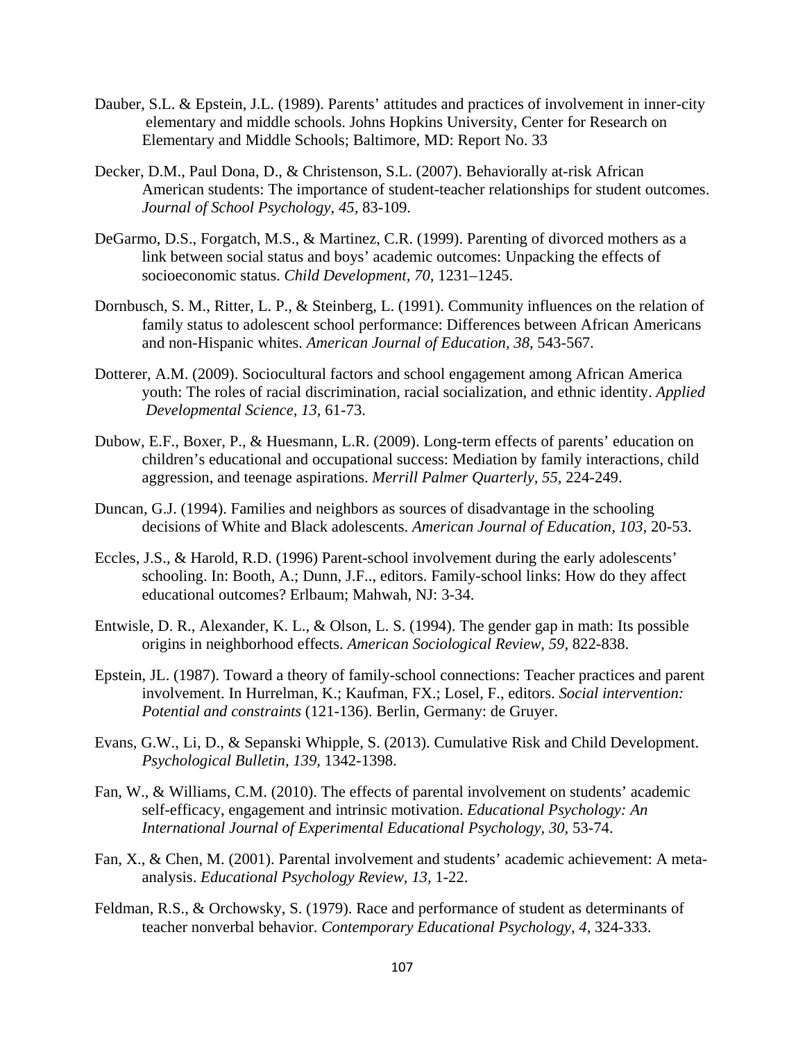Dauber, S.L. & Epstein, J.L. (1989). Parents' attitudes and practices of involvement in inner-city elementary and middle schools. Johns Hopkins University, Center for Research on Elementary and Middle Schools; Baltimore, MD: Report No. 33

Decker, D.M., Paul Dona, D., & Christenson, S.L. (2007). Behaviorally at-risk African American students: The importance of student-teacher relationships for student outcomes. *Journal of School Psychology, 45,* 83-109.

DeGarmo, D.S., Forgatch, M.S., & Martinez, C.R. (1999). Parenting of divorced mothers as a link between social status and boys' academic outcomes: Unpacking the effects of socioeconomic status. *Child Development, 70,* 1231–1245.

Dornbusch, S. M., Ritter, L. P., & Steinberg, L. (1991). Community influences on the relation of family status to adolescent school performance: Differences between African Americans and non-Hispanic whites. *American Journal of Education, 38,* 543-567.

Dotterer, A.M. (2009). Sociocultural factors and school engagement among African America youth: The roles of racial discrimination, racial socialization, and ethnic identity. *Applied Developmental Science, 13,* 61-73.

Dubow, E.F., Boxer, P., & Huesmann, L.R. (2009). Long-term effects of parents' education on children's educational and occupational success: Mediation by family interactions, child aggression, and teenage aspirations. *Merrill Palmer Quarterly, 55,* 224-249.

Duncan, G.J. (1994). Families and neighbors as sources of disadvantage in the schooling decisions of White and Black adolescents. *American Journal of Education, 103,* 20-53.

Eccles, J.S., & Harold, R.D. (1996) Parent-school involvement during the early adolescents' schooling. In: Booth, A.; Dunn, J.F.., editors. Family-school links: How do they affect educational outcomes? Erlbaum; Mahwah, NJ: 3-34.

Entwisle, D. R., Alexander, K. L., & Olson, L. S. (1994). The gender gap in math: Its possible origins in neighborhood effects. *American Sociological Review, 59,* 822-838.

Epstein, JL. (1987). Toward a theory of family-school connections: Teacher practices and parent involvement. In Hurrelman, K.; Kaufman, FX.; Losel, F., editors. *Social intervention: Potential and constraints* (121-136). Berlin, Germany: de Gruyer.

Evans, G.W., Li, D., & Sepanski Whipple, S. (2013). Cumulative Risk and Child Development. *Psychological Bulletin, 139,* 1342-1398.

Fan, W., & Williams, C.M. (2010). The effects of parental involvement on students' academic self-efficacy, engagement and intrinsic motivation. *Educational Psychology: An International Journal of Experimental Educational Psychology, 30,* 53-74.

Fan, X., & Chen, M. (2001). Parental involvement and students' academic achievement: A meta-analysis. *Educational Psychology Review, 13,* 1-22.

Feldman, R.S., & Orchowsky, S. (1979). Race and performance of student as determinants of teacher nonverbal behavior. *Contemporary Educational Psychology, 4,* 324-333.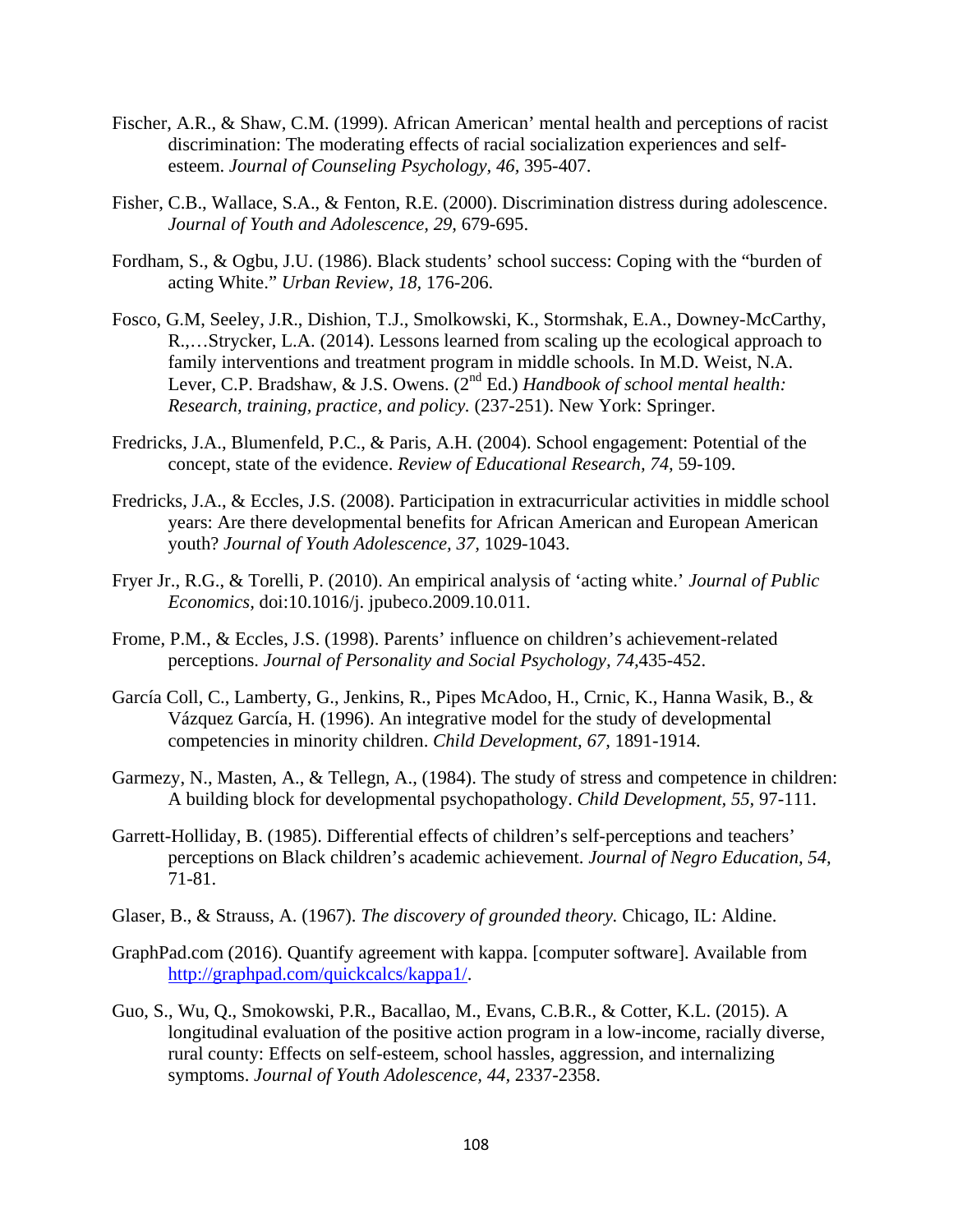Fischer, A.R., & Shaw, C.M. (1999). African American' mental health and perceptions of racist discrimination: The moderating effects of racial socialization experiences and self-esteem. *Journal of Counseling Psychology, 46,* 395-407.

Fisher, C.B., Wallace, S.A., & Fenton, R.E. (2000). Discrimination distress during adolescence. *Journal of Youth and Adolescence, 29,* 679-695.

Fordham, S., & Ogbu, J.U. (1986). Black students' school success: Coping with the "burden of acting White." *Urban Review, 18,* 176-206.

Fosco, G.M, Seeley, J.R., Dishion, T.J., Smolkowski, K., Stormshak, E.A., Downey-McCarthy, R.,…Strycker, L.A. (2014). Lessons learned from scaling up the ecological approach to family interventions and treatment program in middle schools. In M.D. Weist, N.A. Lever, C.P. Bradshaw, & J.S. Owens. (2nd Ed.) *Handbook of school mental health: Research, training, practice, and policy.* (237-251). New York: Springer.

Fredricks, J.A., Blumenfeld, P.C., & Paris, A.H. (2004). School engagement: Potential of the concept, state of the evidence. *Review of Educational Research, 74,* 59-109.

Fredricks, J.A., & Eccles, J.S. (2008). Participation in extracurricular activities in middle school years: Are there developmental benefits for African American and European American youth? *Journal of Youth Adolescence, 37,* 1029-1043.

Fryer Jr., R.G., & Torelli, P. (2010). An empirical analysis of 'acting white.' *Journal of Public Economics,* doi:10.1016/j. jpubeco.2009.10.011.

Frome, P.M., & Eccles, J.S. (1998). Parents' influence on children's achievement-related perceptions. *Journal of Personality and Social Psychology, 74,*435-452.

García Coll, C., Lamberty, G., Jenkins, R., Pipes McAdoo, H., Crnic, K., Hanna Wasik, B., & Vázquez García, H. (1996). An integrative model for the study of developmental competencies in minority children. *Child Development, 67,* 1891-1914.

Garmezy, N., Masten, A., & Tellegn, A., (1984). The study of stress and competence in children: A building block for developmental psychopathology. *Child Development, 55,* 97-111.

Garrett-Holliday, B. (1985). Differential effects of children's self-perceptions and teachers' perceptions on Black children's academic achievement. *Journal of Negro Education, 54,* 71-81.

Glaser, B., & Strauss, A. (1967). *The discovery of grounded theory.* Chicago, IL: Aldine.

GraphPad.com (2016). Quantify agreement with kappa. [computer software]. Available from http://graphpad.com/quickcalcs/kappa1/.

Guo, S., Wu, Q., Smokowski, P.R., Bacallao, M., Evans, C.B.R., & Cotter, K.L. (2015). A longitudinal evaluation of the positive action program in a low-income, racially diverse, rural county: Effects on self-esteem, school hassles, aggression, and internalizing symptoms. *Journal of Youth Adolescence, 44,* 2337-2358.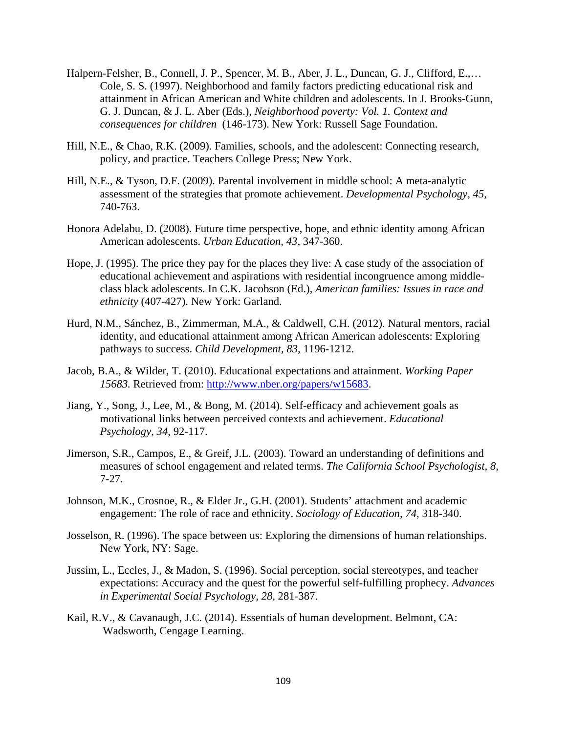Halpern-Felsher, B., Connell, J. P., Spencer, M. B., Aber, J. L., Duncan, G. J., Clifford, E.,… Cole, S. S. (1997). Neighborhood and family factors predicting educational risk and attainment in African American and White children and adolescents. In J. Brooks-Gunn, G. J. Duncan, & J. L. Aber (Eds.), *Neighborhood poverty: Vol. 1. Context and consequences for children* (146-173). New York: Russell Sage Foundation.

Hill, N.E., & Chao, R.K. (2009). Families, schools, and the adolescent: Connecting research, policy, and practice. Teachers College Press; New York.

Hill, N.E., & Tyson, D.F. (2009). Parental involvement in middle school: A meta-analytic assessment of the strategies that promote achievement. *Developmental Psychology, 45*, 740-763.

Honora Adelabu, D. (2008). Future time perspective, hope, and ethnic identity among African American adolescents. *Urban Education, 43,* 347-360.

Hope, J. (1995). The price they pay for the places they live: A case study of the association of educational achievement and aspirations with residential incongruence among middle-class black adolescents. In C.K. Jacobson (Ed.), *American families: Issues in race and ethnicity* (407-427). New York: Garland.

Hurd, N.M., Sánchez, B., Zimmerman, M.A., & Caldwell, C.H. (2012). Natural mentors, racial identity, and educational attainment among African American adolescents: Exploring pathways to success. *Child Development, 83,* 1196-1212.

Jacob, B.A., & Wilder, T. (2010). Educational expectations and attainment. *Working Paper 15683.* Retrieved from: http://www.nber.org/papers/w15683.

Jiang, Y., Song, J., Lee, M., & Bong, M. (2014). Self-efficacy and achievement goals as motivational links between perceived contexts and achievement. *Educational Psychology, 34,* 92-117.

Jimerson, S.R., Campos, E., & Greif, J.L. (2003). Toward an understanding of definitions and measures of school engagement and related terms. *The California School Psychologist, 8*, 7-27.

Johnson, M.K., Crosnoe, R., & Elder Jr., G.H. (2001). Students' attachment and academic engagement: The role of race and ethnicity. *Sociology of Education, 74,* 318-340.

Josselson, R. (1996). The space between us: Exploring the dimensions of human relationships. New York, NY: Sage.

Jussim, L., Eccles, J., & Madon, S. (1996). Social perception, social stereotypes, and teacher expectations: Accuracy and the quest for the powerful self-fulfilling prophecy. *Advances in Experimental Social Psychology, 28,* 281-387.

Kail, R.V., & Cavanaugh, J.C. (2014). Essentials of human development. Belmont, CA: Wadsworth, Cengage Learning.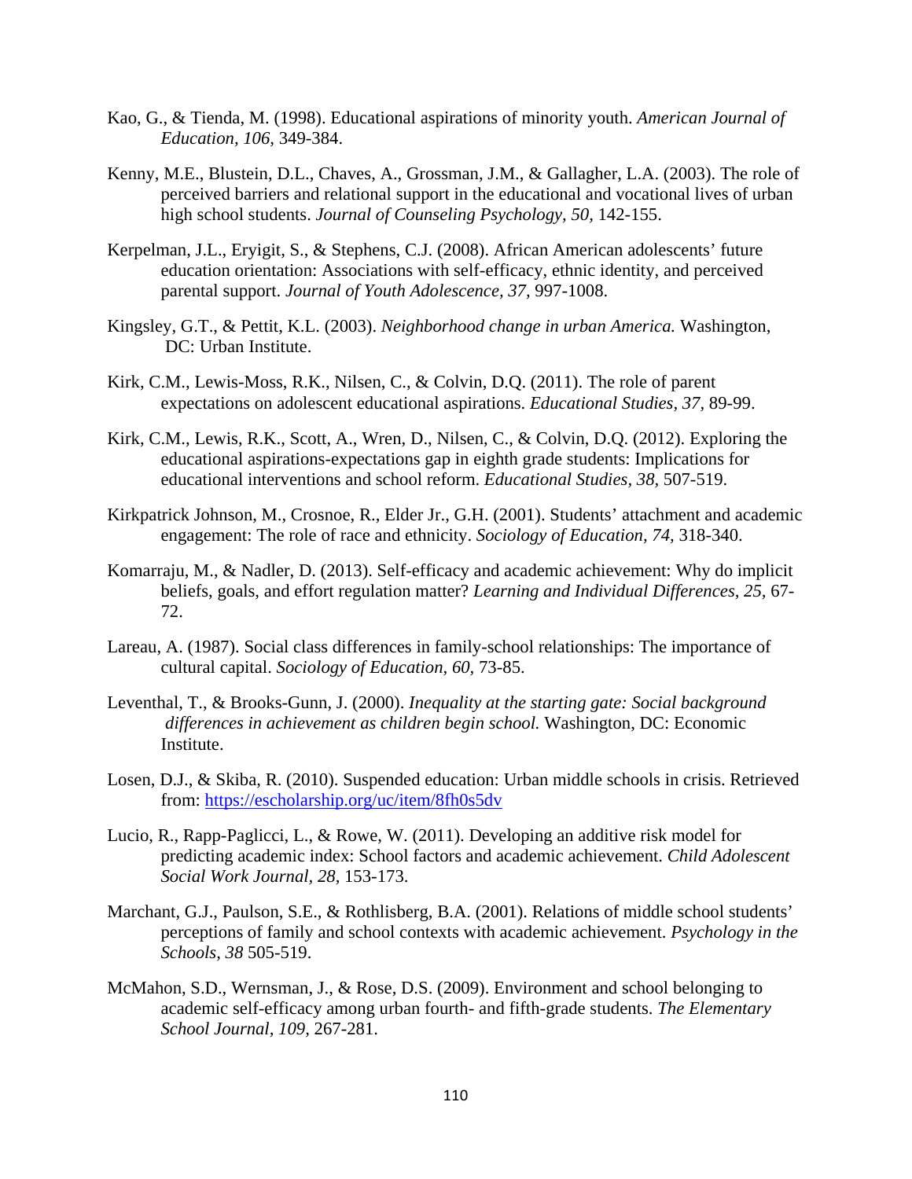Kao, G., & Tienda, M. (1998). Educational aspirations of minority youth. *American Journal of Education, 106,* 349-384.

Kenny, M.E., Blustein, D.L., Chaves, A., Grossman, J.M., & Gallagher, L.A. (2003). The role of perceived barriers and relational support in the educational and vocational lives of urban high school students. *Journal of Counseling Psychology, 50,* 142-155.

Kerpelman, J.L., Eryigit, S., & Stephens, C.J. (2008). African American adolescents' future education orientation: Associations with self-efficacy, ethnic identity, and perceived parental support. *Journal of Youth Adolescence, 37,* 997-1008.

Kingsley, G.T., & Pettit, K.L. (2003). *Neighborhood change in urban America.* Washington, DC: Urban Institute.

Kirk, C.M., Lewis-Moss, R.K., Nilsen, C., & Colvin, D.Q. (2011). The role of parent expectations on adolescent educational aspirations. *Educational Studies, 37,* 89-99.

Kirk, C.M., Lewis, R.K., Scott, A., Wren, D., Nilsen, C., & Colvin, D.Q. (2012). Exploring the educational aspirations-expectations gap in eighth grade students: Implications for educational interventions and school reform. *Educational Studies, 38,* 507-519.

Kirkpatrick Johnson, M., Crosnoe, R., Elder Jr., G.H. (2001). Students' attachment and academic engagement: The role of race and ethnicity. *Sociology of Education, 74,* 318-340.

Komarraju, M., & Nadler, D. (2013). Self-efficacy and academic achievement: Why do implicit beliefs, goals, and effort regulation matter? *Learning and Individual Differences, 25,* 67-72.

Lareau, A. (1987). Social class differences in family-school relationships: The importance of cultural capital. *Sociology of Education, 60,* 73-85.

Leventhal, T., & Brooks-Gunn, J. (2000). *Inequality at the starting gate: Social background differences in achievement as children begin school.* Washington, DC: Economic Institute.

Losen, D.J., & Skiba, R. (2010). Suspended education: Urban middle schools in crisis. Retrieved from: https://escholarship.org/uc/item/8fh0s5dv

Lucio, R., Rapp-Paglicci, L., & Rowe, W. (2011). Developing an additive risk model for predicting academic index: School factors and academic achievement. *Child Adolescent Social Work Journal, 28,* 153-173.

Marchant, G.J., Paulson, S.E., & Rothlisberg, B.A. (2001). Relations of middle school students' perceptions of family and school contexts with academic achievement. *Psychology in the Schools, 38* 505-519.

McMahon, S.D., Wernsman, J., & Rose, D.S. (2009). Environment and school belonging to academic self-efficacy among urban fourth- and fifth-grade students. *The Elementary School Journal, 109,* 267-281.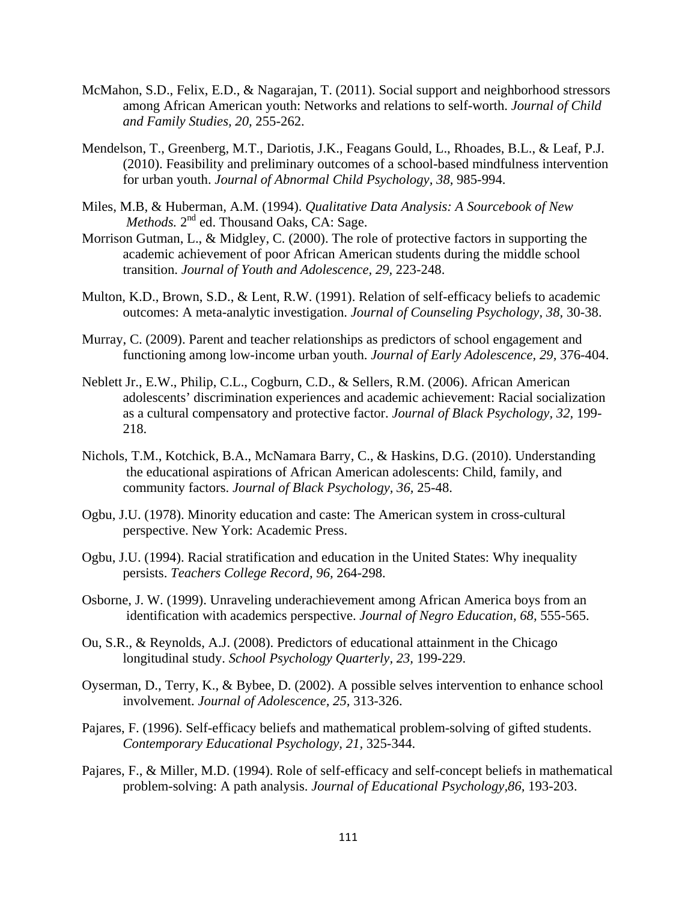McMahon, S.D., Felix, E.D., & Nagarajan, T. (2011). Social support and neighborhood stressors among African American youth: Networks and relations to self-worth. *Journal of Child and Family Studies, 20,* 255-262.

Mendelson, T., Greenberg, M.T., Dariotis, J.K., Feagans Gould, L., Rhoades, B.L., & Leaf, P.J. (2010). Feasibility and preliminary outcomes of a school-based mindfulness intervention for urban youth. *Journal of Abnormal Child Psychology, 38,* 985-994.

Miles, M.B, & Huberman, A.M. (1994). *Qualitative Data Analysis: A Sourcebook of New Methods.* 2nd ed. Thousand Oaks, CA: Sage.

Morrison Gutman, L., & Midgley, C. (2000). The role of protective factors in supporting the academic achievement of poor African American students during the middle school transition. *Journal of Youth and Adolescence, 29,* 223-248.

Multon, K.D., Brown, S.D., & Lent, R.W. (1991). Relation of self-efficacy beliefs to academic outcomes: A meta-analytic investigation. *Journal of Counseling Psychology, 38,* 30-38.

Murray, C. (2009). Parent and teacher relationships as predictors of school engagement and functioning among low-income urban youth. *Journal of Early Adolescence, 29,* 376-404.

Neblett Jr., E.W., Philip, C.L., Cogburn, C.D., & Sellers, R.M. (2006). African American adolescents' discrimination experiences and academic achievement: Racial socialization as a cultural compensatory and protective factor. *Journal of Black Psychology, 32,* 199-218.

Nichols, T.M., Kotchick, B.A., McNamara Barry, C., & Haskins, D.G. (2010). Understanding the educational aspirations of African American adolescents: Child, family, and community factors. *Journal of Black Psychology, 36,* 25-48.

Ogbu, J.U. (1978). Minority education and caste: The American system in cross-cultural perspective. New York: Academic Press.

Ogbu, J.U. (1994). Racial stratification and education in the United States: Why inequality persists. *Teachers College Record, 96,* 264-298.

Osborne, J. W. (1999). Unraveling underachievement among African America boys from an identification with academics perspective. *Journal of Negro Education, 68,* 555-565.

Ou, S.R., & Reynolds, A.J. (2008). Predictors of educational attainment in the Chicago longitudinal study. *School Psychology Quarterly, 23,* 199-229.

Oyserman, D., Terry, K., & Bybee, D. (2002). A possible selves intervention to enhance school involvement. *Journal of Adolescence, 25,* 313-326.

Pajares, F. (1996). Self-efficacy beliefs and mathematical problem-solving of gifted students. *Contemporary Educational Psychology, 21,* 325-344.

Pajares, F., & Miller, M.D. (1994). Role of self-efficacy and self-concept beliefs in mathematical problem-solving: A path analysis. *Journal of Educational Psychology,86,* 193-203.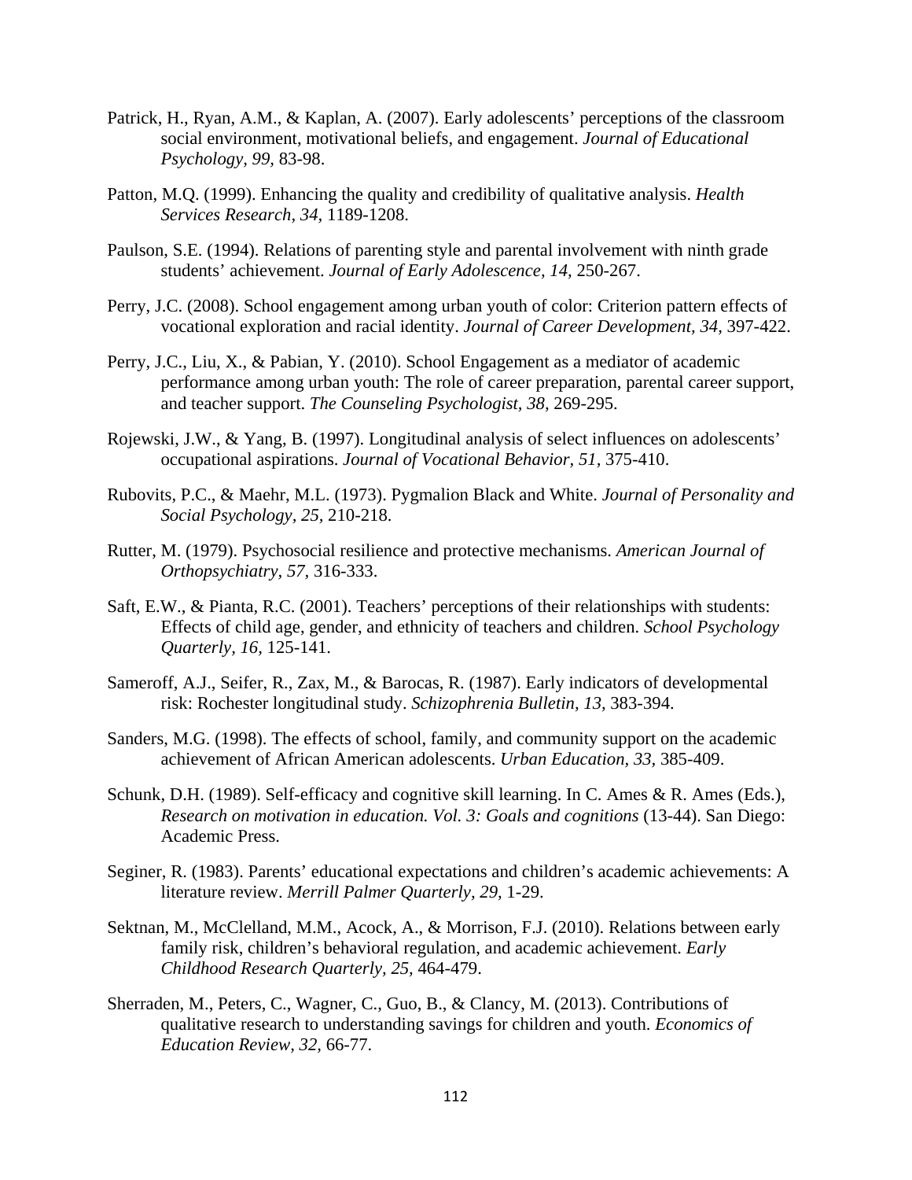Patrick, H., Ryan, A.M., & Kaplan, A. (2007). Early adolescents' perceptions of the classroom social environment, motivational beliefs, and engagement. *Journal of Educational Psychology, 99,* 83-98.

Patton, M.Q. (1999). Enhancing the quality and credibility of qualitative analysis. *Health Services Research, 34,* 1189-1208.

Paulson, S.E. (1994). Relations of parenting style and parental involvement with ninth grade students' achievement. *Journal of Early Adolescence, 14,* 250-267.

Perry, J.C. (2008). School engagement among urban youth of color: Criterion pattern effects of vocational exploration and racial identity. *Journal of Career Development, 34,* 397-422.

Perry, J.C., Liu, X., & Pabian, Y. (2010). School Engagement as a mediator of academic performance among urban youth: The role of career preparation, parental career support, and teacher support. *The Counseling Psychologist, 38,* 269-295.

Rojewski, J.W., & Yang, B. (1997). Longitudinal analysis of select influences on adolescents' occupational aspirations. *Journal of Vocational Behavior, 51,* 375-410.

Rubovits, P.C., & Maehr, M.L. (1973). Pygmalion Black and White. *Journal of Personality and Social Psychology, 25,* 210-218.

Rutter, M. (1979). Psychosocial resilience and protective mechanisms. *American Journal of Orthopsychiatry, 57,* 316-333.

Saft, E.W., & Pianta, R.C. (2001). Teachers' perceptions of their relationships with students: Effects of child age, gender, and ethnicity of teachers and children. *School Psychology Quarterly, 16,* 125-141.

Sameroff, A.J., Seifer, R., Zax, M., & Barocas, R. (1987). Early indicators of developmental risk: Rochester longitudinal study. *Schizophrenia Bulletin, 13,* 383-394.

Sanders, M.G. (1998). The effects of school, family, and community support on the academic achievement of African American adolescents. *Urban Education, 33,* 385-409.

Schunk, D.H. (1989). Self-efficacy and cognitive skill learning. In C. Ames & R. Ames (Eds.), *Research on motivation in education. Vol. 3: Goals and cognitions* (13-44). San Diego: Academic Press.

Seginer, R. (1983). Parents' educational expectations and children's academic achievements: A literature review. *Merrill Palmer Quarterly, 29,* 1-29.

Sektnan, M., McClelland, M.M., Acock, A., & Morrison, F.J. (2010). Relations between early family risk, children's behavioral regulation, and academic achievement. *Early Childhood Research Quarterly, 25,* 464-479.

Sherraden, M., Peters, C., Wagner, C., Guo, B., & Clancy, M. (2013). Contributions of qualitative research to understanding savings for children and youth. *Economics of Education Review, 32,* 66-77.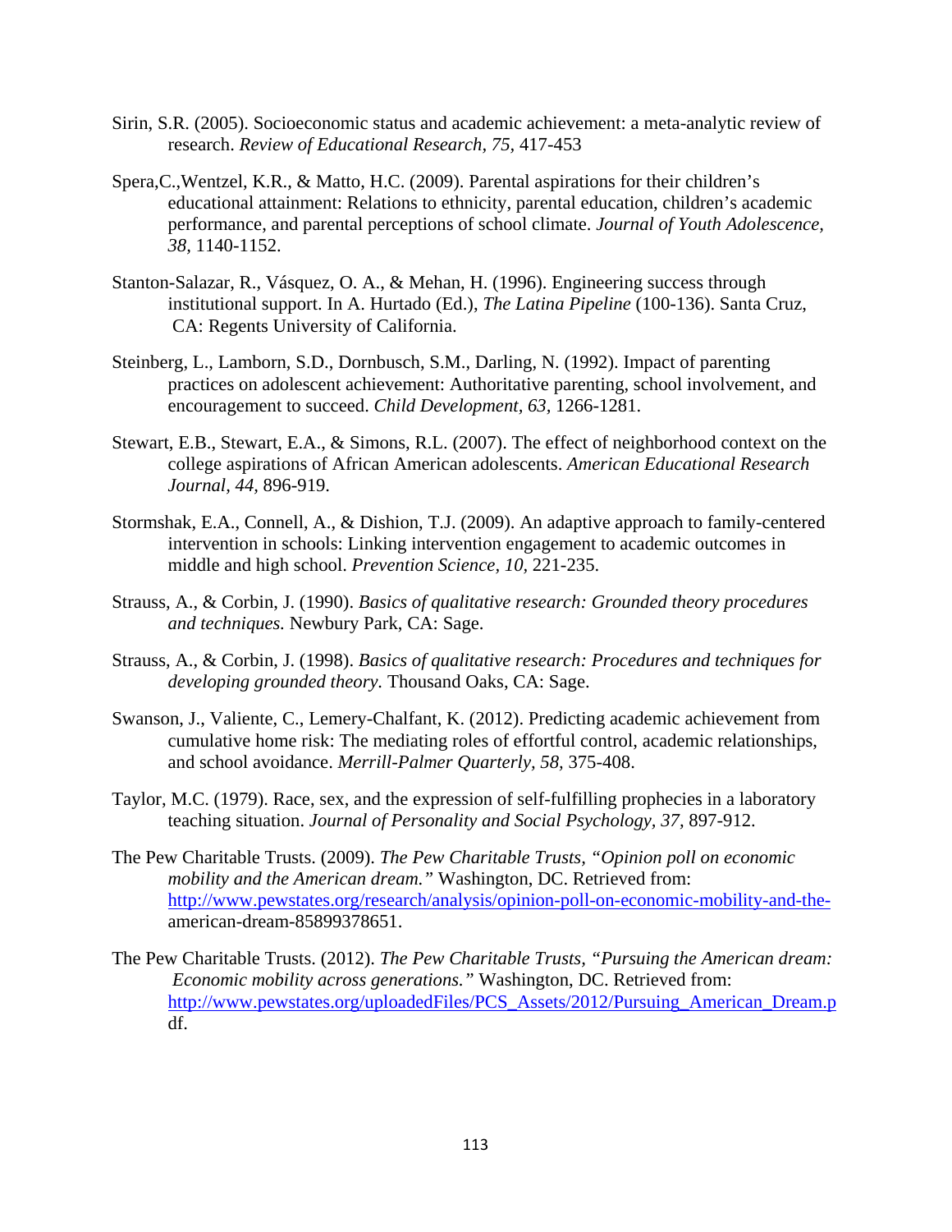Sirin, S.R. (2005). Socioeconomic status and academic achievement: a meta-analytic review of research. *Review of Educational Research, 75,* 417-453

Spera,C.,Wentzel, K.R., & Matto, H.C. (2009). Parental aspirations for their children's educational attainment: Relations to ethnicity, parental education, children's academic performance, and parental perceptions of school climate. *Journal of Youth Adolescence, 38,* 1140-1152.

Stanton-Salazar, R., Vásquez, O. A., & Mehan, H. (1996). Engineering success through institutional support. In A. Hurtado (Ed.), *The Latina Pipeline* (100-136). Santa Cruz, CA: Regents University of California.

Steinberg, L., Lamborn, S.D., Dornbusch, S.M., Darling, N. (1992). Impact of parenting practices on adolescent achievement: Authoritative parenting, school involvement, and encouragement to succeed. *Child Development, 63,* 1266-1281.

Stewart, E.B., Stewart, E.A., & Simons, R.L. (2007). The effect of neighborhood context on the college aspirations of African American adolescents. *American Educational Research Journal, 44,* 896-919.

Stormshak, E.A., Connell, A., & Dishion, T.J. (2009). An adaptive approach to family-centered intervention in schools: Linking intervention engagement to academic outcomes in middle and high school. *Prevention Science, 10,* 221-235.

Strauss, A., & Corbin, J. (1990). *Basics of qualitative research: Grounded theory procedures and techniques.* Newbury Park, CA: Sage.

Strauss, A., & Corbin, J. (1998). *Basics of qualitative research: Procedures and techniques for developing grounded theory.* Thousand Oaks, CA: Sage.

Swanson, J., Valiente, C., Lemery-Chalfant, K. (2012). Predicting academic achievement from cumulative home risk: The mediating roles of effortful control, academic relationships, and school avoidance. *Merrill-Palmer Quarterly, 58,* 375-408.

Taylor, M.C. (1979). Race, sex, and the expression of self-fulfilling prophecies in a laboratory teaching situation. *Journal of Personality and Social Psychology, 37,* 897-912.

The Pew Charitable Trusts. (2009). *The Pew Charitable Trusts, "Opinion poll on economic mobility and the American dream."* Washington, DC. Retrieved from: http://www.pewstates.org/research/analysis/opinion-poll-on-economic-mobility-and-the-american-dream-85899378651.

The Pew Charitable Trusts. (2012). *The Pew Charitable Trusts, "Pursuing the American dream: Economic mobility across generations."* Washington, DC. Retrieved from: http://www.pewstates.org/uploadedFiles/PCS_Assets/2012/Pursuing_American_Dream.pdf.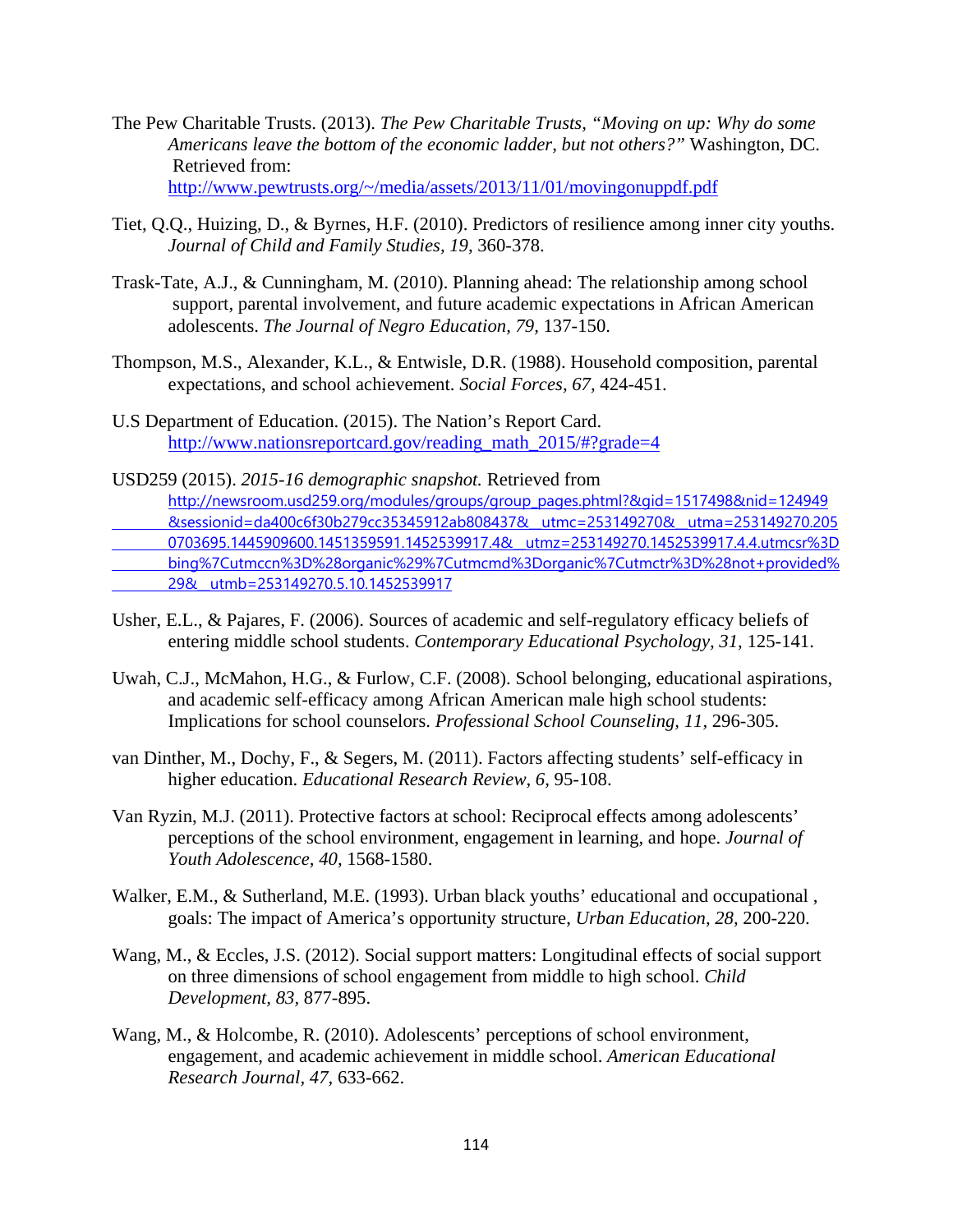The Pew Charitable Trusts. (2013). *The Pew Charitable Trusts, "Moving on up: Why do some Americans leave the bottom of the economic ladder, but not others?"* Washington, DC. Retrieved from: http://www.pewtrusts.org/~/media/assets/2013/11/01/movingonuppdf.pdf

Tiet, Q.Q., Huizing, D., & Byrnes, H.F. (2010). Predictors of resilience among inner city youths. *Journal of Child and Family Studies, 19,* 360-378.

Trask-Tate, A.J., & Cunningham, M. (2010). Planning ahead: The relationship among school support, parental involvement, and future academic expectations in African American adolescents. *The Journal of Negro Education*, *79*, 137-150.

Thompson, M.S., Alexander, K.L., & Entwisle, D.R. (1988). Household composition, parental expectations, and school achievement. *Social Forces, 67*, 424-451.

U.S Department of Education. (2015). The Nation's Report Card. http://www.nationsreportcard.gov/reading_math_2015/#?grade=4

USD259 (2015). *2015-16 demographic snapshot.* Retrieved from http://newsroom.usd259.org/modules/groups/group_pages.phtml?&gid=1517498&nid=124949&sessionid=da400c6f30b279cc35345912ab808437&__utmc=253149270&__utma=253149270.2050703695.1445909600.1451359591.1452539917.4&__utmz=253149270.1452539917.4.4.utmcsr%3Dbing%7Cutmccn%3D%28organic%29%7Cutmcmd%3Dorganic%7Cutmctr%3D%28not+provided%29&__utmb=253149270.5.10.1452539917

Usher, E.L., & Pajares, F. (2006). Sources of academic and self-regulatory efficacy beliefs of entering middle school students. *Contemporary Educational Psychology*, *31*, 125-141.

Uwah, C.J., McMahon, H.G., & Furlow, C.F. (2008). School belonging, educational aspirations, and academic self-efficacy among African American male high school students: Implications for school counselors. *Professional School Counseling, 11*, 296-305.

van Dinther, M., Dochy, F., & Segers, M. (2011). Factors affecting students' self-efficacy in higher education. *Educational Research Review, 6,* 95-108.

Van Ryzin, M.J. (2011). Protective factors at school: Reciprocal effects among adolescents' perceptions of the school environment, engagement in learning, and hope. *Journal of Youth Adolescence, 40,* 1568-1580.

Walker, E.M., & Sutherland, M.E. (1993). Urban black youths' educational and occupational , goals: The impact of America's opportunity structure, *Urban Education, 28,* 200-220.

Wang, M., & Eccles, J.S. (2012). Social support matters: Longitudinal effects of social support on three dimensions of school engagement from middle to high school. *Child Development, 83*, 877-895.

Wang, M., & Holcombe, R. (2010). Adolescents' perceptions of school environment, engagement, and academic achievement in middle school. *American Educational Research Journal*, *47*, 633-662.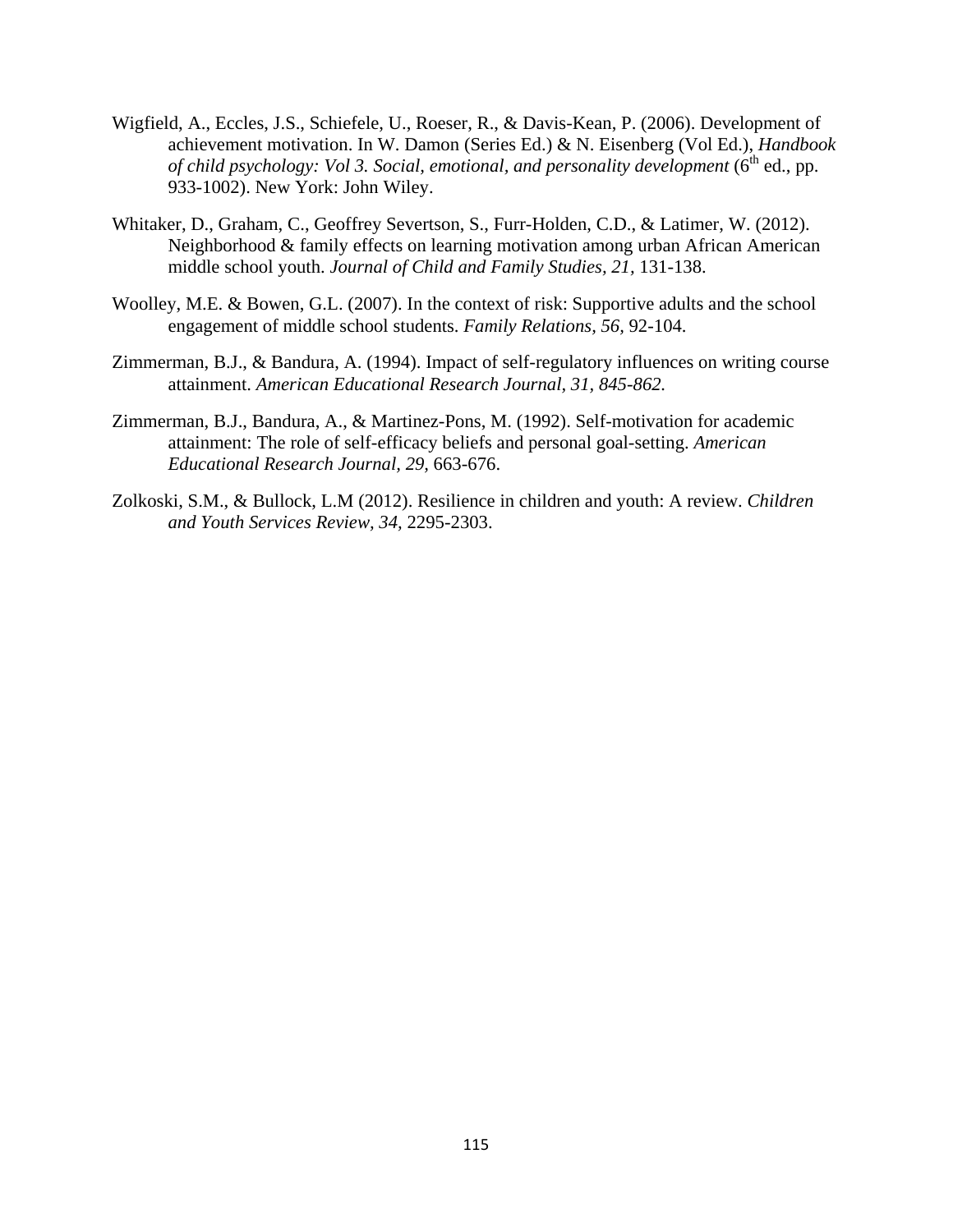Wigfield, A., Eccles, J.S., Schiefele, U., Roeser, R., & Davis-Kean, P. (2006). Development of achievement motivation. In W. Damon (Series Ed.) & N. Eisenberg (Vol Ed.), *Handbook of child psychology: Vol 3. Social, emotional, and personality development* (6th ed., pp. 933-1002). New York: John Wiley.

Whitaker, D., Graham, C., Geoffrey Severtson, S., Furr-Holden, C.D., & Latimer, W. (2012). Neighborhood & family effects on learning motivation among urban African American middle school youth. *Journal of Child and Family Studies, 21*, 131-138.

Woolley, M.E. & Bowen, G.L. (2007). In the context of risk: Supportive adults and the school engagement of middle school students. *Family Relations, 56*, 92-104.

Zimmerman, B.J., & Bandura, A. (1994). Impact of self-regulatory influences on writing course attainment. *American Educational Research Journal, 31, 845-862.*

Zimmerman, B.J., Bandura, A., & Martinez-Pons, M. (1992). Self-motivation for academic attainment: The role of self-efficacy beliefs and personal goal-setting. *American Educational Research Journal, 29*, 663-676.

Zolkoski, S.M., & Bullock, L.M (2012). Resilience in children and youth: A review. *Children and Youth Services Review, 34,* 2295-2303.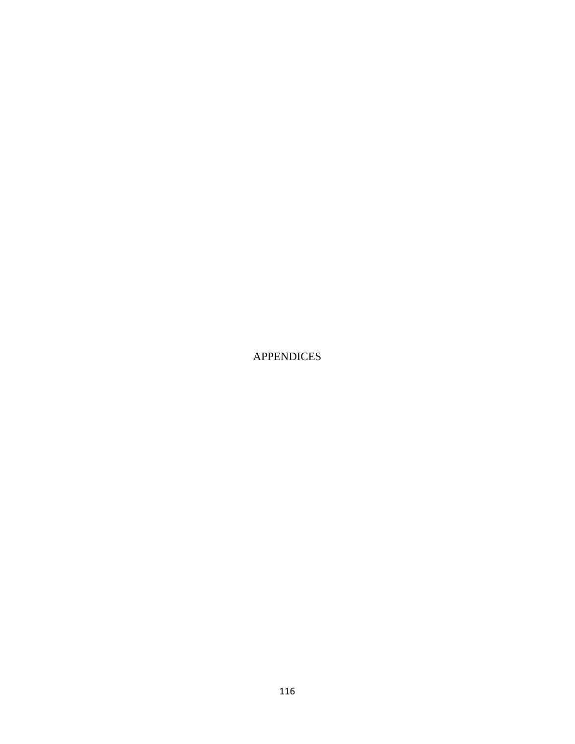# APPENDICES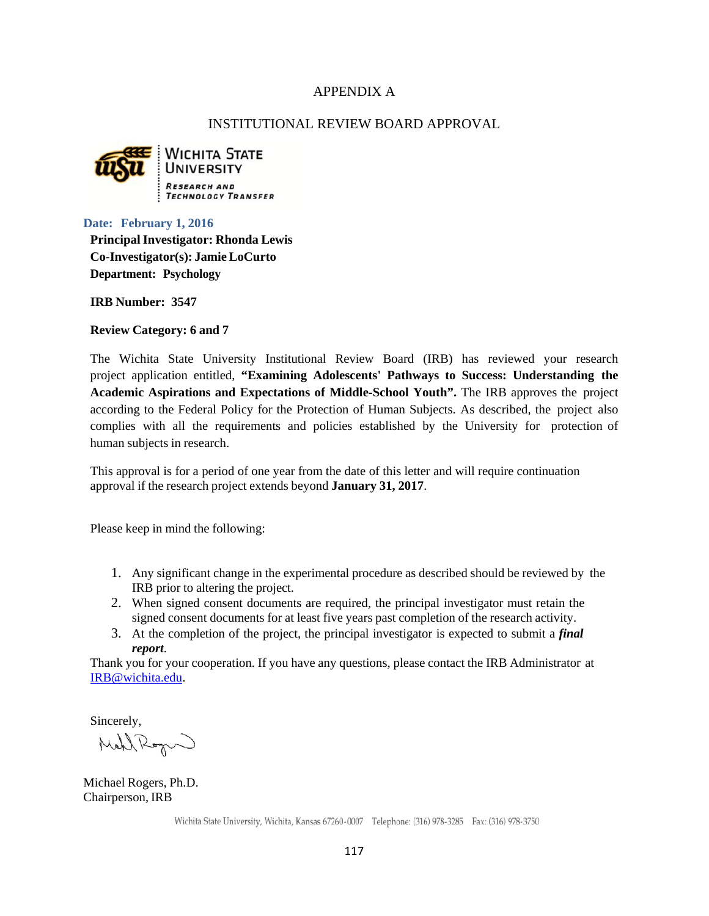# APPENDIX A

## INSTITUTIONAL REVIEW BOARD APPROVAL

WICHITA STATE UNIVERSITY
RESEARCH AND TECHNOLOGY TRANSFER

**Date: February 1, 2016**

**Principal Investigator: Rhonda Lewis**
**Co-Investigator(s): Jamie LoCurto**
**Department: Psychology**

**IRB Number: 3547**

**Review Category: 6 and 7**

The Wichita State University Institutional Review Board (IRB) has reviewed your research project application entitled, **"Examining Adolescents' Pathways to Success: Understanding the Academic Aspirations and Expectations of Middle-School Youth".** The IRB approves the project according to the Federal Policy for the Protection of Human Subjects. As described, the project also complies with all the requirements and policies established by the University for protection of human subjects in research.

This approval is for a period of one year from the date of this letter and will require continuation approval if the research project extends beyond **January 31, 2017**.

Please keep in mind the following:

1. Any significant change in the experimental procedure as described should be reviewed by the IRB prior to altering the project.
2. When signed consent documents are required, the principal investigator must retain the signed consent documents for at least five years past completion of the research activity.
3. At the completion of the project, the principal investigator is expected to submit a ***final report***.

Thank you for your cooperation. If you have any questions, please contact the IRB Administrator at IRB@wichita.edu.

Sincerely,

Michael Rogers, Ph.D.
Chairperson, IRB

Wichita State University, Wichita, Kansas 67260-0007 Telephone: (316) 978-3285 Fax: (316) 978-3750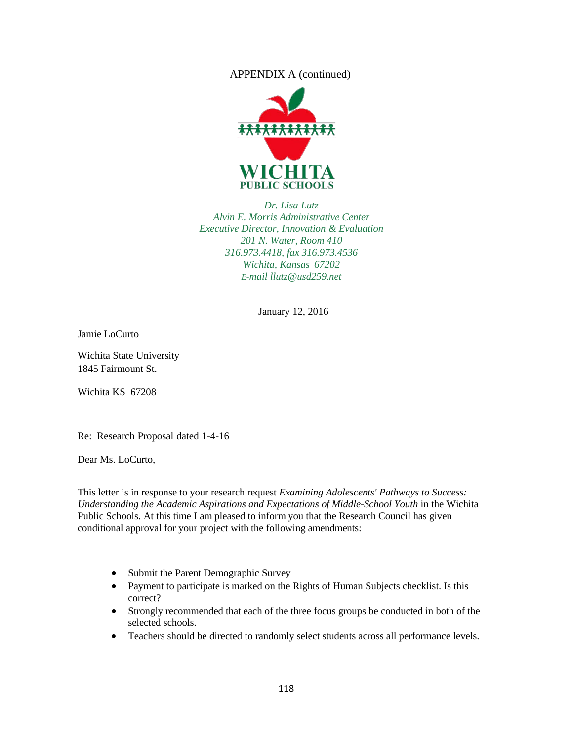APPENDIX A (continued)

WICHITA
PUBLIC SCHOOLS

*Dr. Lisa Lutz*
*Alvin E. Morris Administrative Center*
*Executive Director, Innovation & Evaluation*
*201 N. Water, Room 410*
*316.973.4418, fax 316.973.4536*
*Wichita, Kansas 67202*
*E-mail llutz@usd259.net*

January 12, 2016

Jamie LoCurto

Wichita State University
1845 Fairmount St.

Wichita KS 67208

Re: Research Proposal dated 1-4-16

Dear Ms. LoCurto,

This letter is in response to your research request *Examining Adolescents' Pathways to Success: Understanding the Academic Aspirations and Expectations of Middle-School Youth* in the Wichita Public Schools. At this time I am pleased to inform you that the Research Council has given conditional approval for your project with the following amendments:

- Submit the Parent Demographic Survey
- Payment to participate is marked on the Rights of Human Subjects checklist. Is this correct?
- Strongly recommended that each of the three focus groups be conducted in both of the selected schools.
- Teachers should be directed to randomly select students across all performance levels.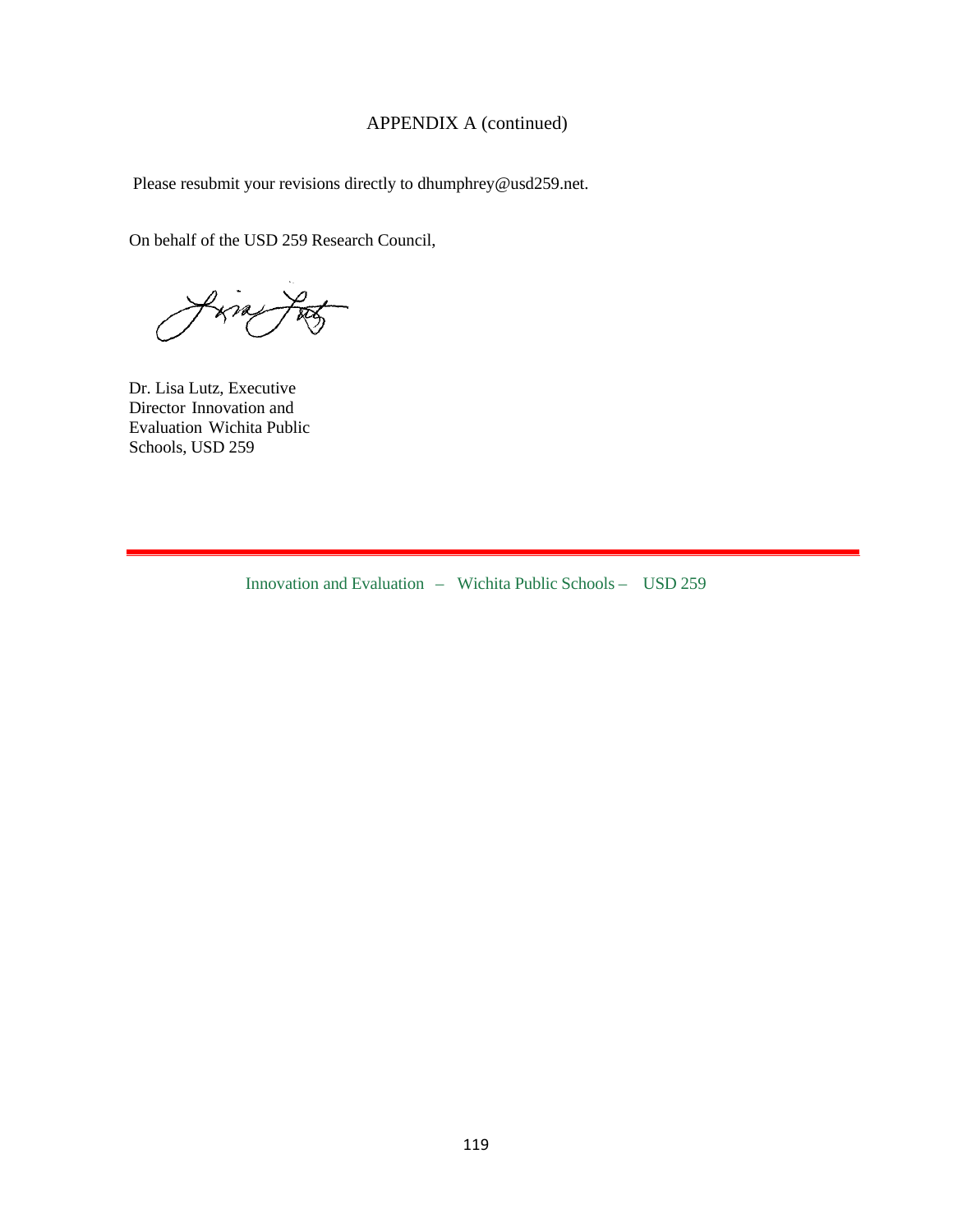APPENDIX A (continued)

Please resubmit your revisions directly to dhumphrey@usd259.net.

On behalf of the USD 259 Research Council,

Dr. Lisa Lutz, Executive
Director Innovation and
Evaluation Wichita Public
Schools, USD 259

---

Innovation and Evaluation – Wichita Public Schools – USD 259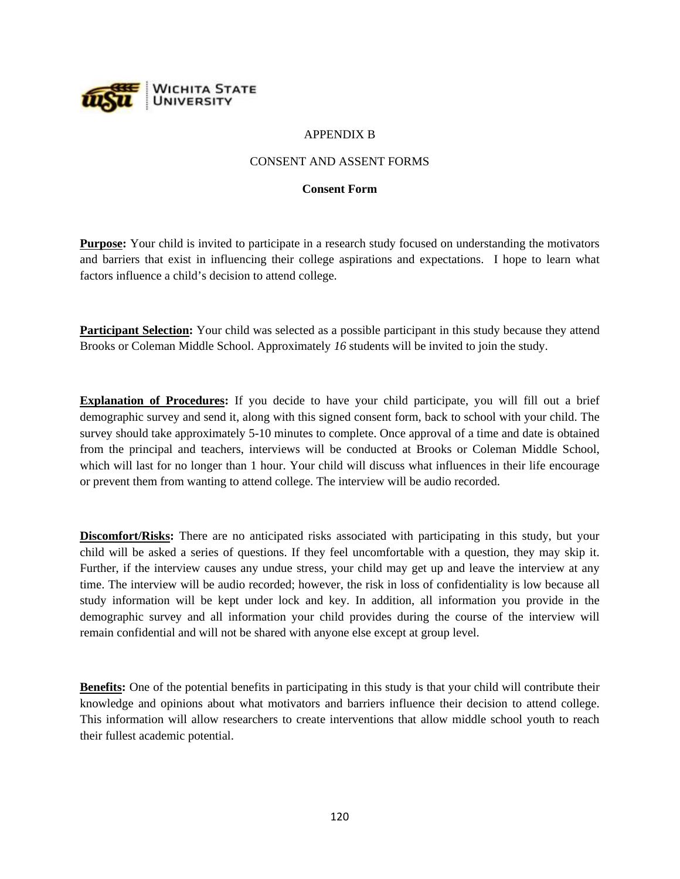APPENDIX B

CONSENT AND ASSENT FORMS

**Consent Form**

**Purpose:** Your child is invited to participate in a research study focused on understanding the motivators and barriers that exist in influencing their college aspirations and expectations. I hope to learn what factors influence a child's decision to attend college.

**Participant Selection:** Your child was selected as a possible participant in this study because they attend Brooks or Coleman Middle School. Approximately *16* students will be invited to join the study.

**Explanation of Procedures:** If you decide to have your child participate, you will fill out a brief demographic survey and send it, along with this signed consent form, back to school with your child. The survey should take approximately 5-10 minutes to complete. Once approval of a time and date is obtained from the principal and teachers, interviews will be conducted at Brooks or Coleman Middle School, which will last for no longer than 1 hour. Your child will discuss what influences in their life encourage or prevent them from wanting to attend college. The interview will be audio recorded.

**Discomfort/Risks:** There are no anticipated risks associated with participating in this study, but your child will be asked a series of questions. If they feel uncomfortable with a question, they may skip it. Further, if the interview causes any undue stress, your child may get up and leave the interview at any time. The interview will be audio recorded; however, the risk in loss of confidentiality is low because all study information will be kept under lock and key. In addition, all information you provide in the demographic survey and all information your child provides during the course of the interview will remain confidential and will not be shared with anyone else except at group level.

**Benefits:** One of the potential benefits in participating in this study is that your child will contribute their knowledge and opinions about what motivators and barriers influence their decision to attend college. This information will allow researchers to create interventions that allow middle school youth to reach their fullest academic potential.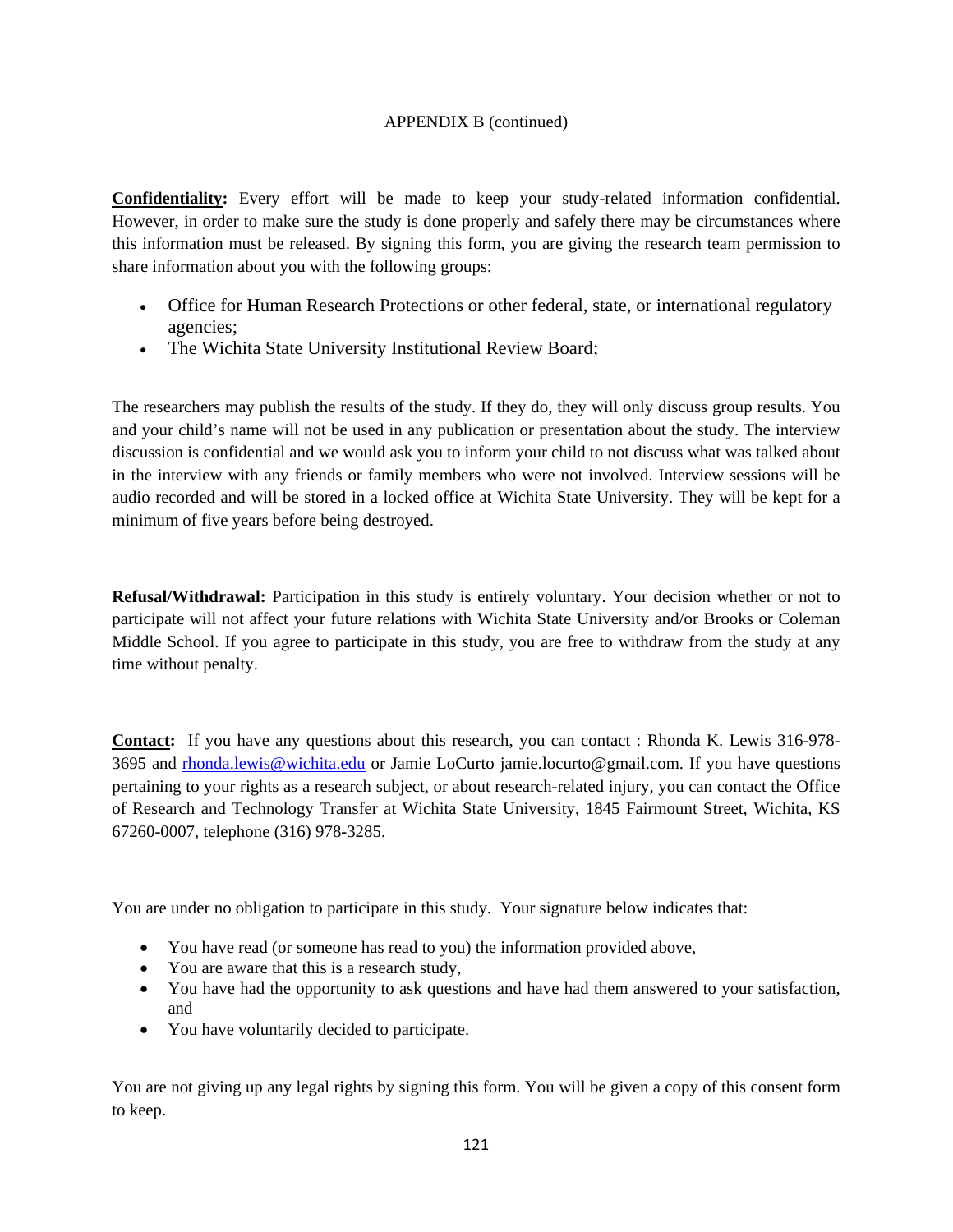APPENDIX B (continued)

**Confidentiality:** Every effort will be made to keep your study-related information confidential. However, in order to make sure the study is done properly and safely there may be circumstances where this information must be released. By signing this form, you are giving the research team permission to share information about you with the following groups:

- Office for Human Research Protections or other federal, state, or international regulatory agencies;
- The Wichita State University Institutional Review Board;

The researchers may publish the results of the study. If they do, they will only discuss group results. You and your child's name will not be used in any publication or presentation about the study. The interview discussion is confidential and we would ask you to inform your child to not discuss what was talked about in the interview with any friends or family members who were not involved. Interview sessions will be audio recorded and will be stored in a locked office at Wichita State University. They will be kept for a minimum of five years before being destroyed.

**Refusal/Withdrawal:** Participation in this study is entirely voluntary. Your decision whether or not to participate will <u>not</u> affect your future relations with Wichita State University and/or Brooks or Coleman Middle School. If you agree to participate in this study, you are free to withdraw from the study at any time without penalty.

**Contact:** If you have any questions about this research, you can contact : Rhonda K. Lewis 316-978-3695 and rhonda.lewis@wichita.edu or Jamie LoCurto jamie.locurto@gmail.com. If you have questions pertaining to your rights as a research subject, or about research-related injury, you can contact the Office of Research and Technology Transfer at Wichita State University, 1845 Fairmount Street, Wichita, KS 67260-0007, telephone (316) 978-3285.

You are under no obligation to participate in this study. Your signature below indicates that:

- You have read (or someone has read to you) the information provided above,
- You are aware that this is a research study,
- You have had the opportunity to ask questions and have had them answered to your satisfaction, and
- You have voluntarily decided to participate.

You are not giving up any legal rights by signing this form. You will be given a copy of this consent form to keep.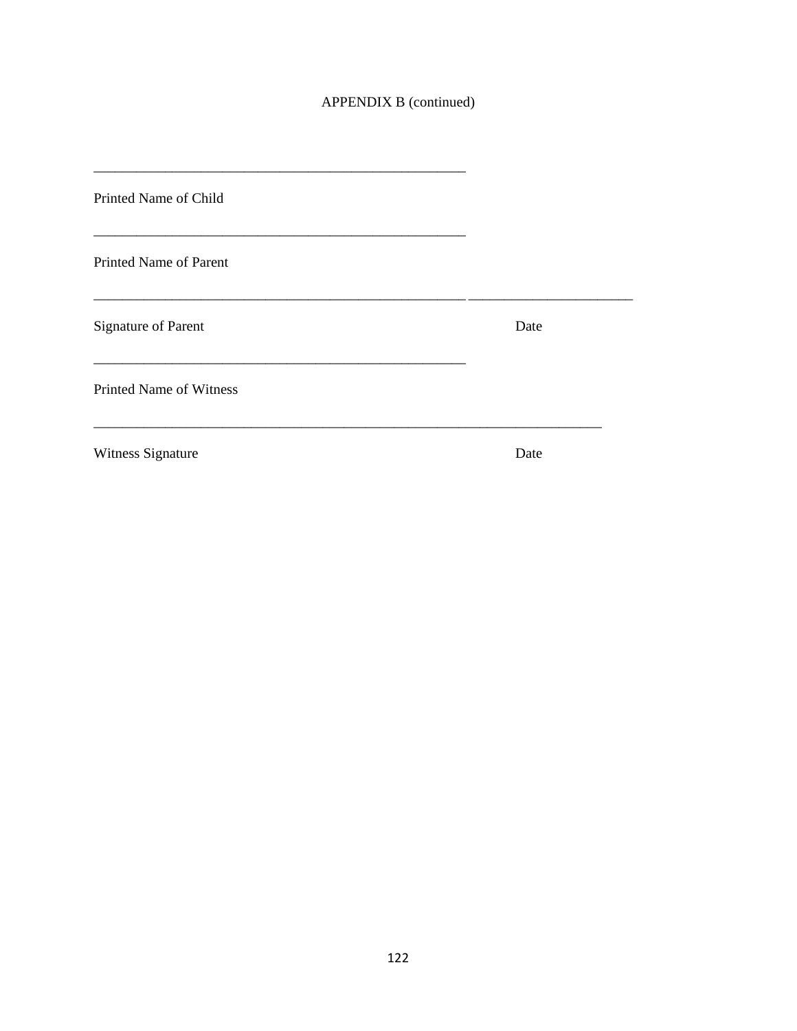APPENDIX B (continued)

_____________________________________________________

Printed Name of Child

_____________________________________________________

Printed Name of Parent

_____________________________________________________ _______________________

Signature of Parent Date

_____________________________________________________

Printed Name of Witness

_________________________________________________________________________

Witness Signature Date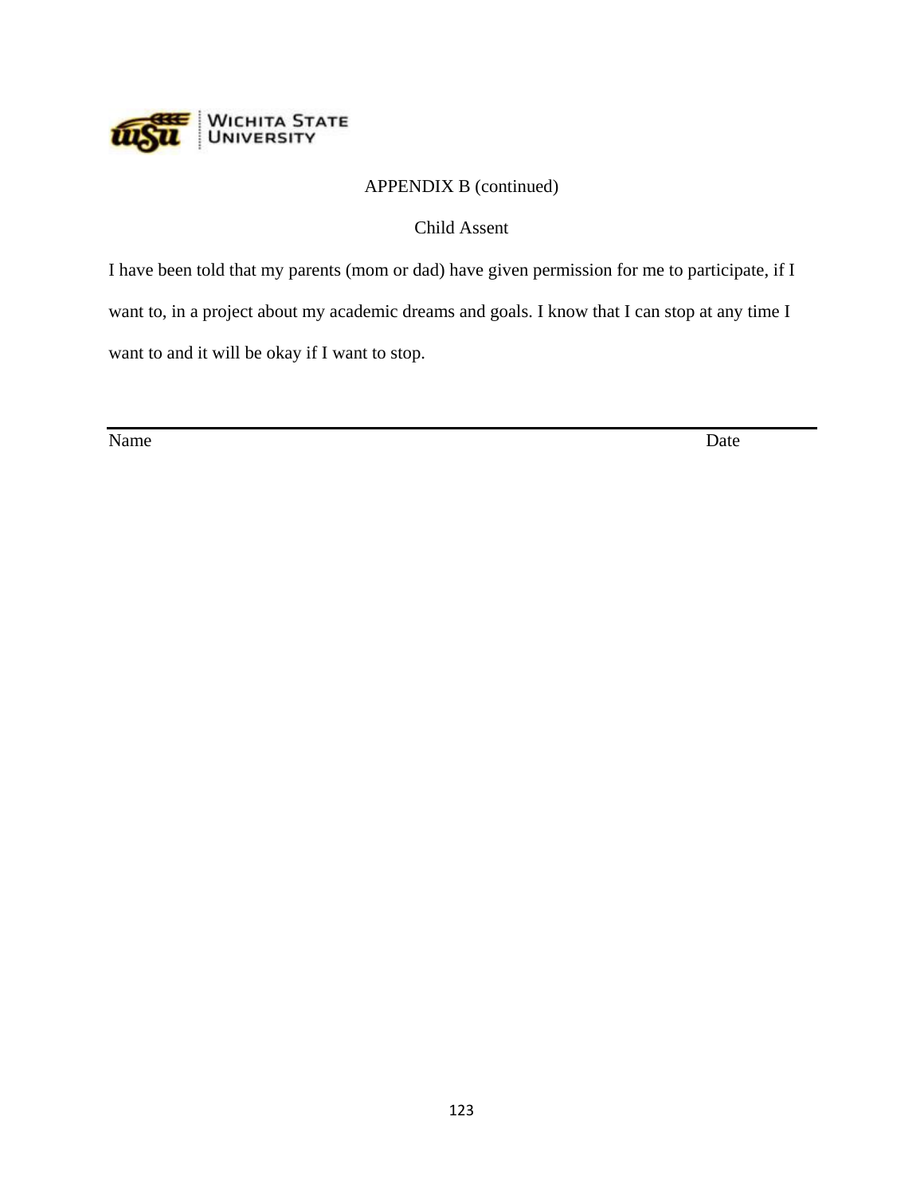APPENDIX B (continued)

Child Assent

I have been told that my parents (mom or dad) have given permission for me to participate, if I want to, in a project about my academic dreams and goals. I know that I can stop at any time I want to and it will be okay if I want to stop.

\_\_\_\_\_\_\_\_\_\_\_\_\_\_\_\_\_\_\_\_\_\_\_\_\_\_\_\_\_\_\_\_\_\_\_\_\_\_\_\_\_\_\_\_\_\_\_\_\_\_\_\_\_\_\_\_\_\_\_\_\_\_\_\_\_\_\_\_\_\_

Name Date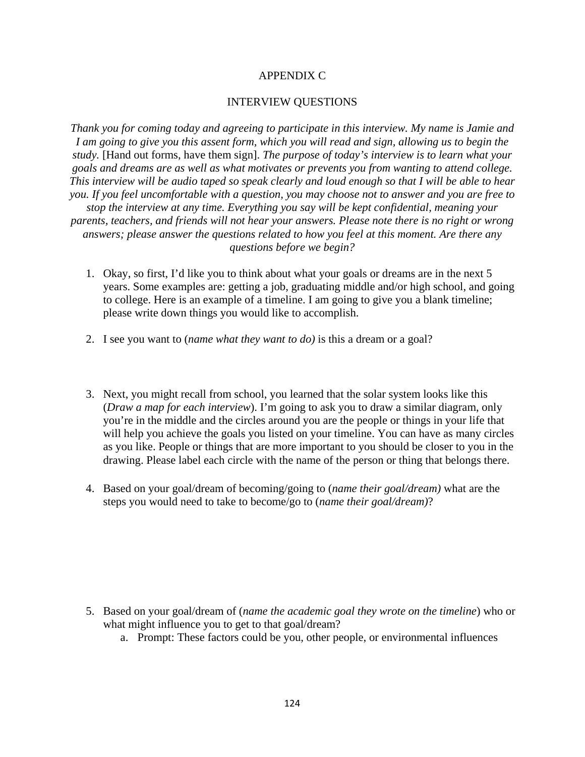# APPENDIX C

## INTERVIEW QUESTIONS

*Thank you for coming today and agreeing to participate in this interview. My name is Jamie and I am going to give you this assent form, which you will read and sign, allowing us to begin the study.* [Hand out forms, have them sign]. *The purpose of today's interview is to learn what your goals and dreams are as well as what motivates or prevents you from wanting to attend college. This interview will be audio taped so speak clearly and loud enough so that I will be able to hear you. If you feel uncomfortable with a question, you may choose not to answer and you are free to stop the interview at any time. Everything you say will be kept confidential, meaning your parents, teachers, and friends will not hear your answers. Please note there is no right or wrong answers; please answer the questions related to how you feel at this moment. Are there any questions before we begin?*

1. Okay, so first, I'd like you to think about what your goals or dreams are in the next 5 years. Some examples are: getting a job, graduating middle and/or high school, and going to college. Here is an example of a timeline. I am going to give you a blank timeline; please write down things you would like to accomplish.

2. I see you want to (*name what they want to do)* is this a dream or a goal?

3. Next, you might recall from school, you learned that the solar system looks like this (*Draw a map for each interview*). I'm going to ask you to draw a similar diagram, only you're in the middle and the circles around you are the people or things in your life that will help you achieve the goals you listed on your timeline. You can have as many circles as you like. People or things that are more important to you should be closer to you in the drawing. Please label each circle with the name of the person or thing that belongs there.

4. Based on your goal/dream of becoming/going to (*name their goal/dream)* what are the steps you would need to take to become/go to (*name their goal/dream)*?

5. Based on your goal/dream of (*name the academic goal they wrote on the timeline*) who or what might influence you to get to that goal/dream?
    a. Prompt: These factors could be you, other people, or environmental influences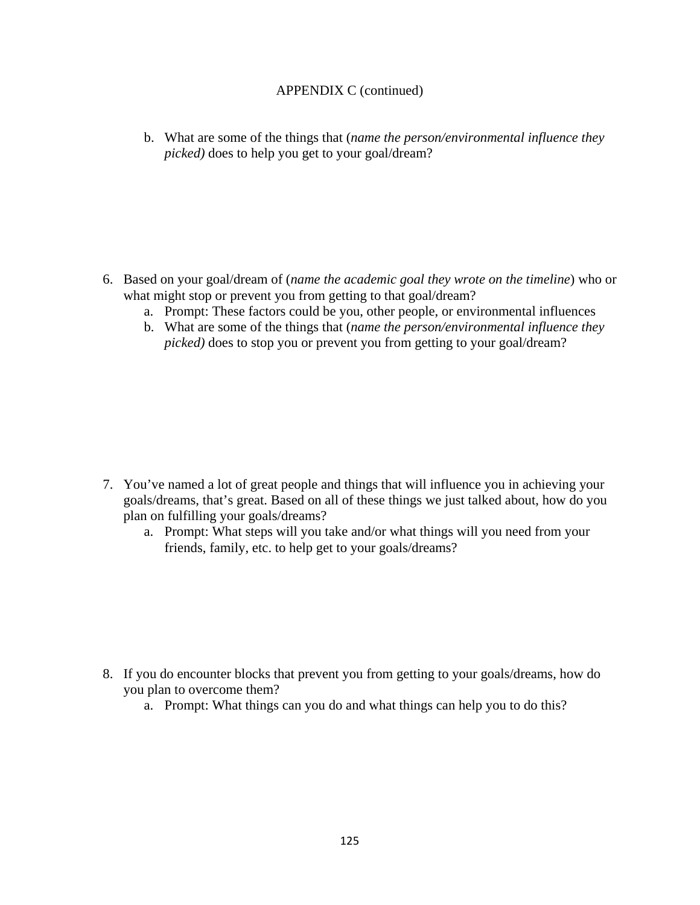APPENDIX C (continued)

b. What are some of the things that (*name the person/environmental influence they picked)* does to help you get to your goal/dream?

6. Based on your goal/dream of (*name the academic goal they wrote on the timeline*) who or what might stop or prevent you from getting to that goal/dream?
    a. Prompt: These factors could be you, other people, or environmental influences
    b. What are some of the things that (*name the person/environmental influence they picked)* does to stop you or prevent you from getting to your goal/dream?

7. You've named a lot of great people and things that will influence you in achieving your goals/dreams, that's great. Based on all of these things we just talked about, how do you plan on fulfilling your goals/dreams?
    a. Prompt: What steps will you take and/or what things will you need from your friends, family, etc. to help get to your goals/dreams?

8. If you do encounter blocks that prevent you from getting to your goals/dreams, how do you plan to overcome them?
    a. Prompt: What things can you do and what things can help you to do this?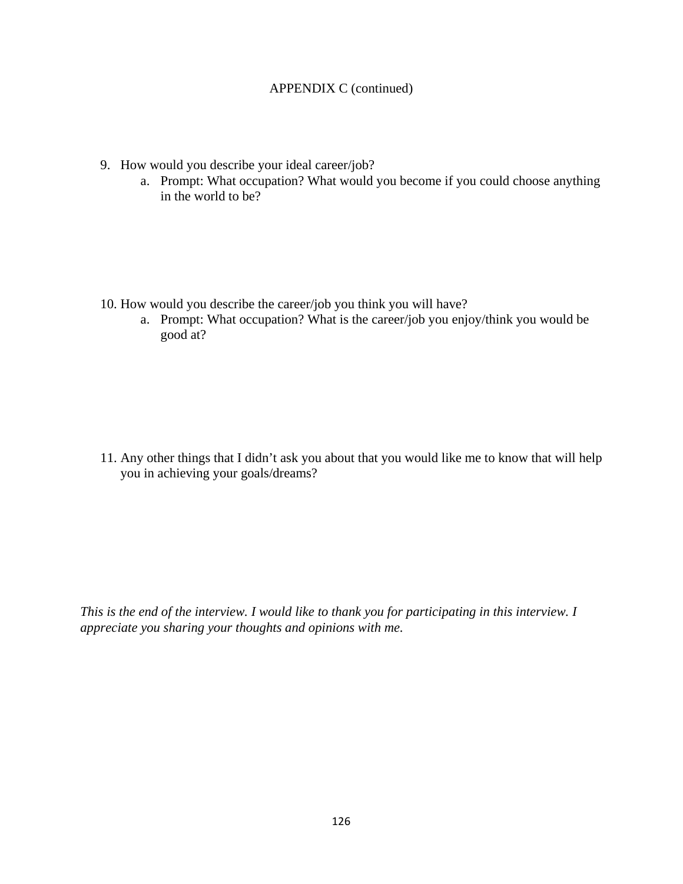APPENDIX C (continued)

9. How would you describe your ideal career/job?
    a. Prompt: What occupation? What would you become if you could choose anything in the world to be?

10. How would you describe the career/job you think you will have?
    a. Prompt: What occupation? What is the career/job you enjoy/think you would be good at?

11. Any other things that I didn't ask you about that you would like me to know that will help you in achieving your goals/dreams?

*This is the end of the interview. I would like to thank you for participating in this interview. I appreciate you sharing your thoughts and opinions with me.*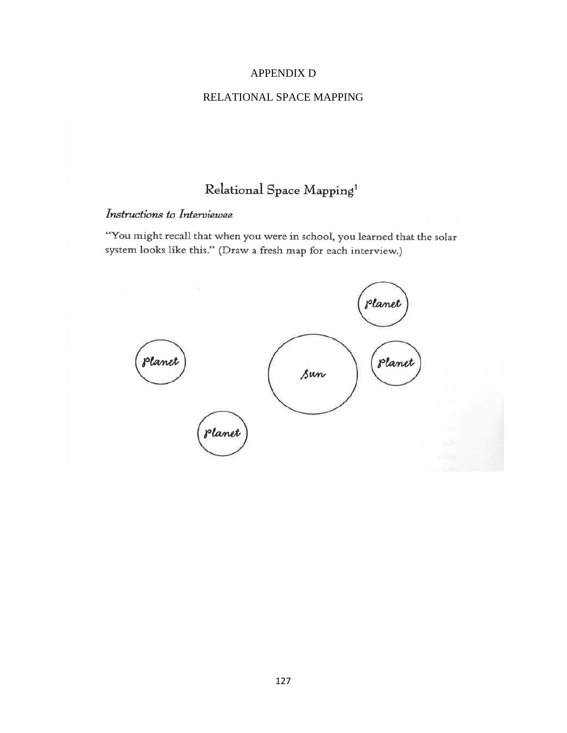# APPENDIX D

## RELATIONAL SPACE MAPPING

### Relational Space Mapping[1]

*Instructions to Interviewee*

"You might recall that when you were in school, you learned that the solar system looks like this." (Draw a fresh map for each interview.)

Planet

Planet

Sun

Planet

Planet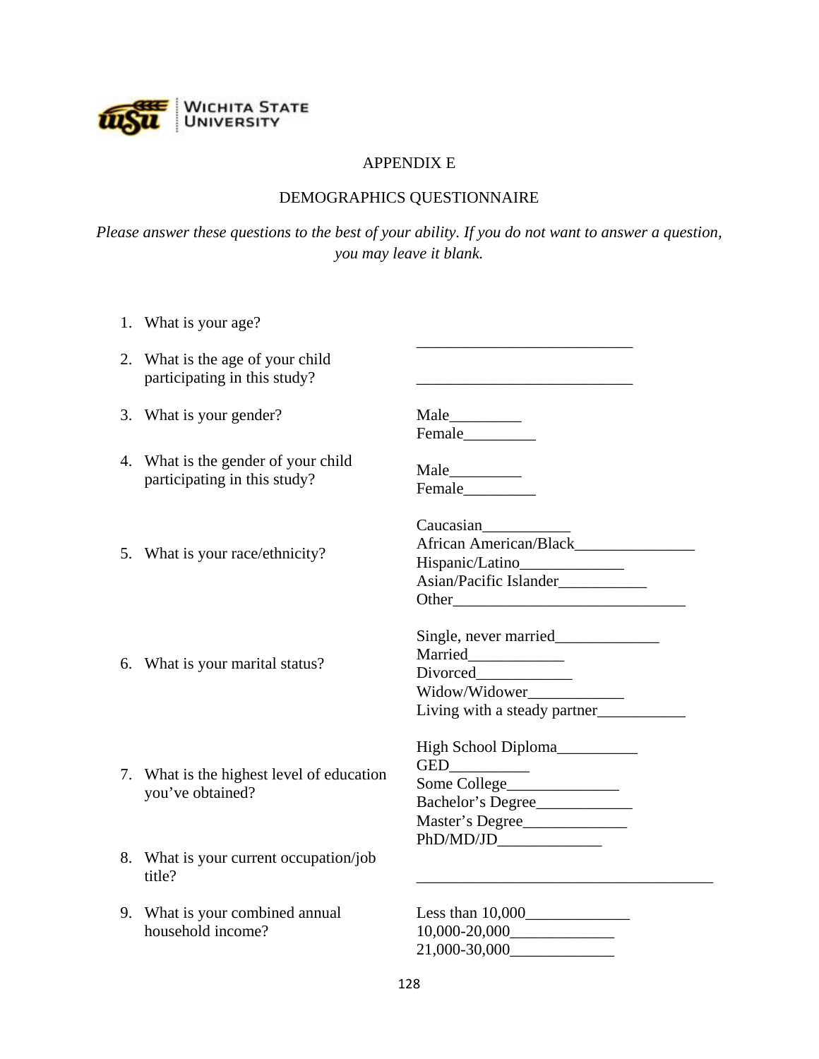WICHITA STATE UNIVERSITY

APPENDIX E

DEMOGRAPHICS QUESTIONNAIRE

*Please answer these questions to the best of your ability. If you do not want to answer a question, you may leave it blank.*

1. What is your age? ___________________________

2. What is the age of your child participating in this study? ___________________________

3. What is your gender?
   Male_________
   Female_________

4. What is the gender of your child participating in this study?
   Male_________
   Female_________

5. What is your race/ethnicity?
   Caucasian___________
   African American/Black_______________
   Hispanic/Latino_____________
   Asian/Pacific Islander___________
   Other_____________________________

6. What is your marital status?
   Single, never married_____________
   Married____________
   Divorced____________
   Widow/Widower____________
   Living with a steady partner___________

7. What is the highest level of education you've obtained?
   High School Diploma__________
   GED__________
   Some College______________
   Bachelor's Degree____________
   Master's Degree_____________
   PhD/MD/JD_____________

8. What is your current occupation/job title? _____________________________________

9. What is your combined annual household income?
   Less than 10,000_____________
   10,000-20,000_____________
   21,000-30,000_____________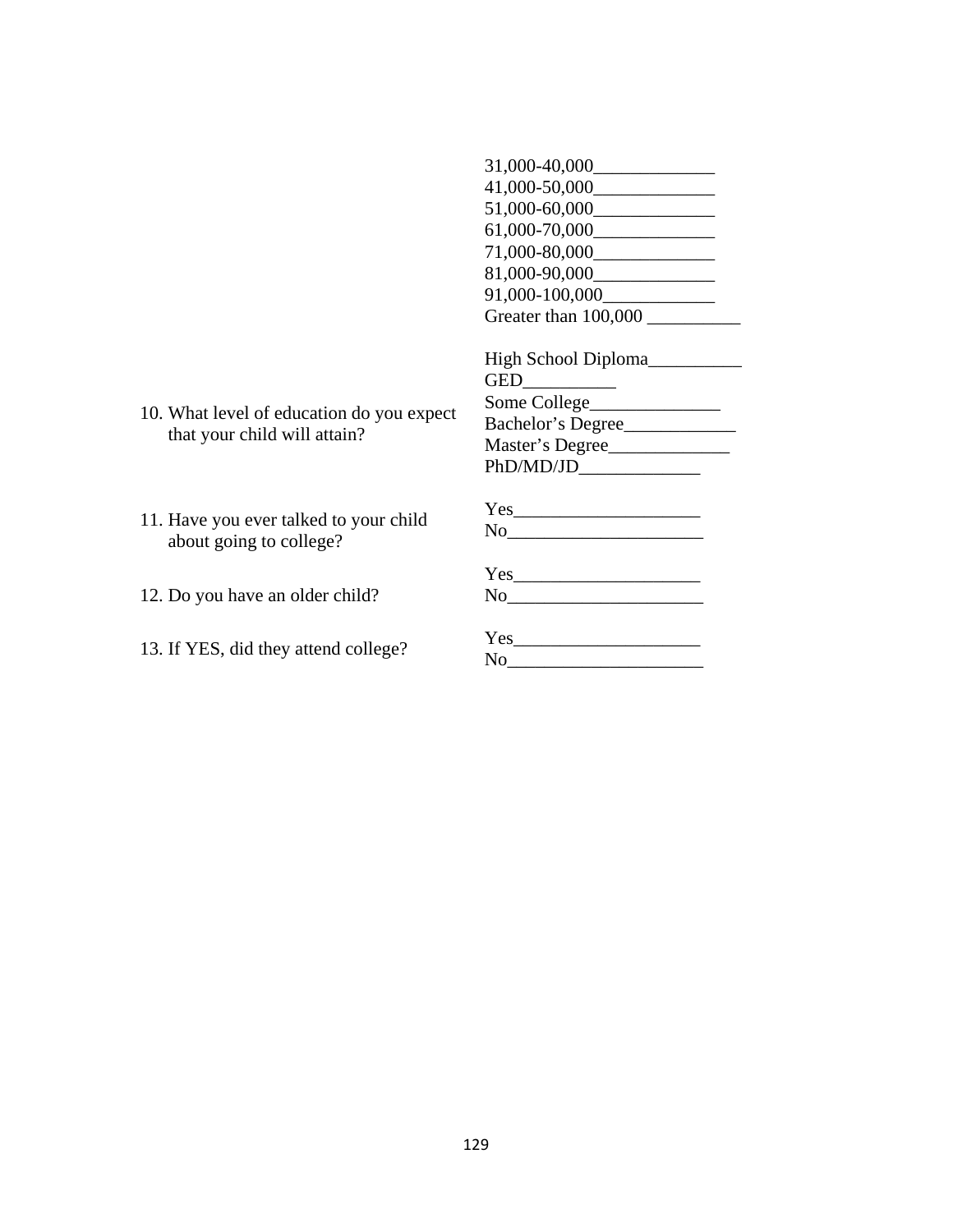| | |
|---|---|
| | 31,000-40,000_____________<br>41,000-50,000_____________<br>51,000-60,000_____________<br>61,000-70,000_____________<br>71,000-80,000_____________<br>81,000-90,000_____________<br>91,000-100,000____________<br>Greater than 100,000 __________ |
| 10. What level of education do you expect that your child will attain? | High School Diploma__________<br>GED__________<br>Some College______________<br>Bachelor's Degree____________<br>Master's Degree_____________<br>PhD/MD/JD_____________ |
| 11. Have you ever talked to your child about going to college? | Yes____________________<br>No_____________________ |
| 12. Do you have an older child? | Yes____________________<br>No_____________________ |
| 13. If YES, did they attend college? | Yes____________________<br>No_____________________ |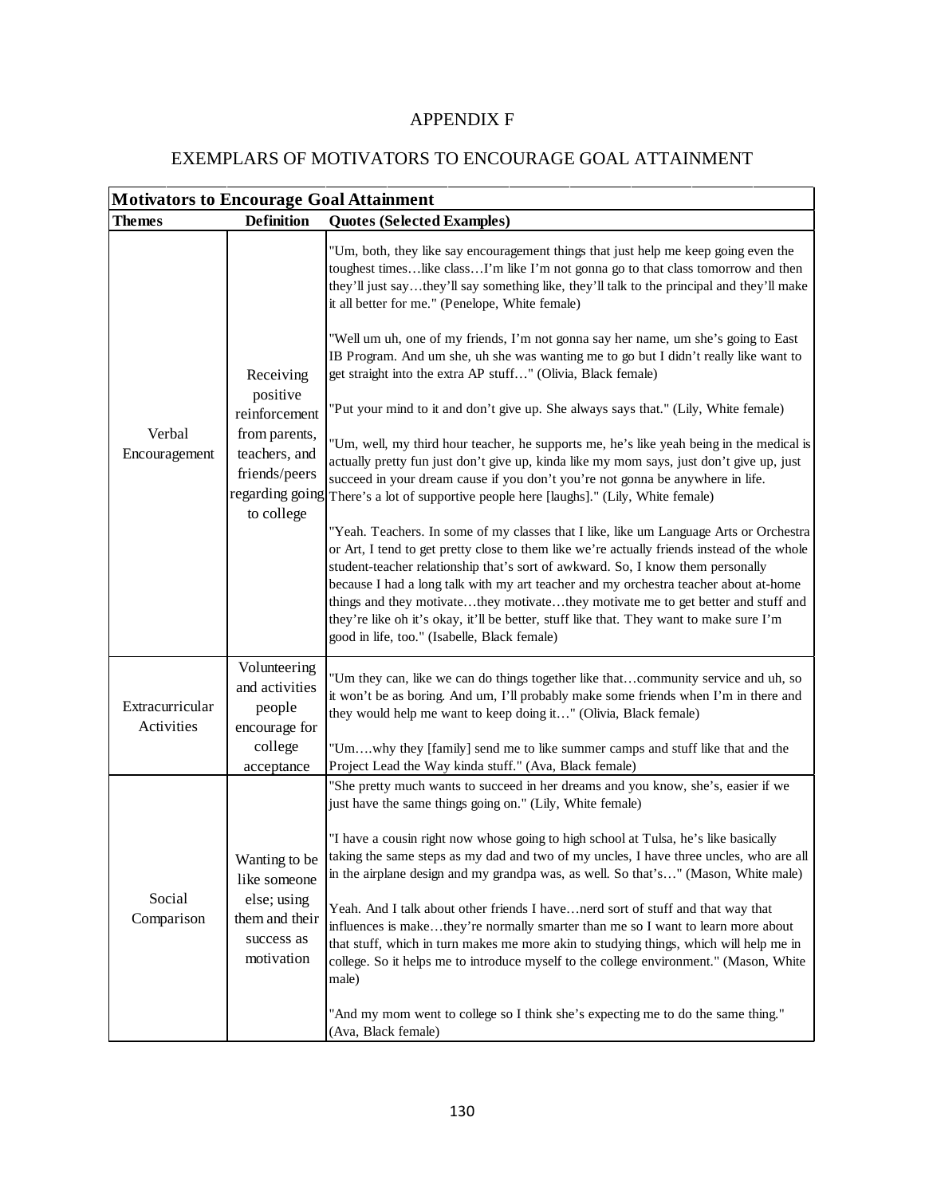# APPENDIX F

## EXEMPLARS OF MOTIVATORS TO ENCOURAGE GOAL ATTAINMENT

| **Motivators to Encourage Goal Attainment** | | |
|---|---|---|
| **Themes** | **Definition** | **Quotes (Selected Examples)** |
| Verbal Encouragement | Receiving positive reinforcement from parents, teachers, and friends/peers regarding going to college | "Um, both, they like say encouragement things that just help me keep going even the toughest times…like class…I'm like I'm not gonna go to that class tomorrow and then they'll just say…they'll say something like, they'll talk to the principal and they'll make it all better for me." (Penelope, White female)<br><br>"Well um uh, one of my friends, I'm not gonna say her name, um she's going to East IB Program. And um she, uh she was wanting me to go but I didn't really like want to get straight into the extra AP stuff…" (Olivia, Black female)<br><br>"Put your mind to it and don't give up. She always says that." (Lily, White female)<br><br>"Um, well, my third hour teacher, he supports me, he's like yeah being in the medical is actually pretty fun just don't give up, kinda like my mom says, just don't give up, just succeed in your dream cause if you don't you're not gonna be anywhere in life. There's a lot of supportive people here [laughs]." (Lily, White female)<br><br>"Yeah. Teachers. In some of my classes that I like, like um Language Arts or Orchestra or Art, I tend to get pretty close to them like we're actually friends instead of the whole student-teacher relationship that's sort of awkward. So, I know them personally because I had a long talk with my art teacher and my orchestra teacher about at-home things and they motivate…they motivate…they motivate me to get better and stuff and they're like oh it's okay, it'll be better, stuff like that. They want to make sure I'm good in life, too." (Isabelle, Black female) |
| Extracurricular Activities | Volunteering and activities people encourage for college acceptance | "Um they can, like we can do things together like that…community service and uh, so it won't be as boring. And um, I'll probably make some friends when I'm in there and they would help me want to keep doing it…" (Olivia, Black female)<br><br>"Um….why they [family] send me to like summer camps and stuff like that and the Project Lead the Way kinda stuff." (Ava, Black female) |
| Social Comparison | Wanting to be like someone else; using them and their success as motivation | "She pretty much wants to succeed in her dreams and you know, she's, easier if we just have the same things going on." (Lily, White female)<br><br>"I have a cousin right now whose going to high school at Tulsa, he's like basically taking the same steps as my dad and two of my uncles, I have three uncles, who are all in the airplane design and my grandpa was, as well. So that's…" (Mason, White male)<br><br>Yeah. And I talk about other friends I have…nerd sort of stuff and that way that influences is make…they're normally smarter than me so I want to learn more about that stuff, which in turn makes me more akin to studying things, which will help me in college. So it helps me to introduce myself to the college environment." (Mason, White male)<br><br>"And my mom went to college so I think she's expecting me to do the same thing." (Ava, Black female) |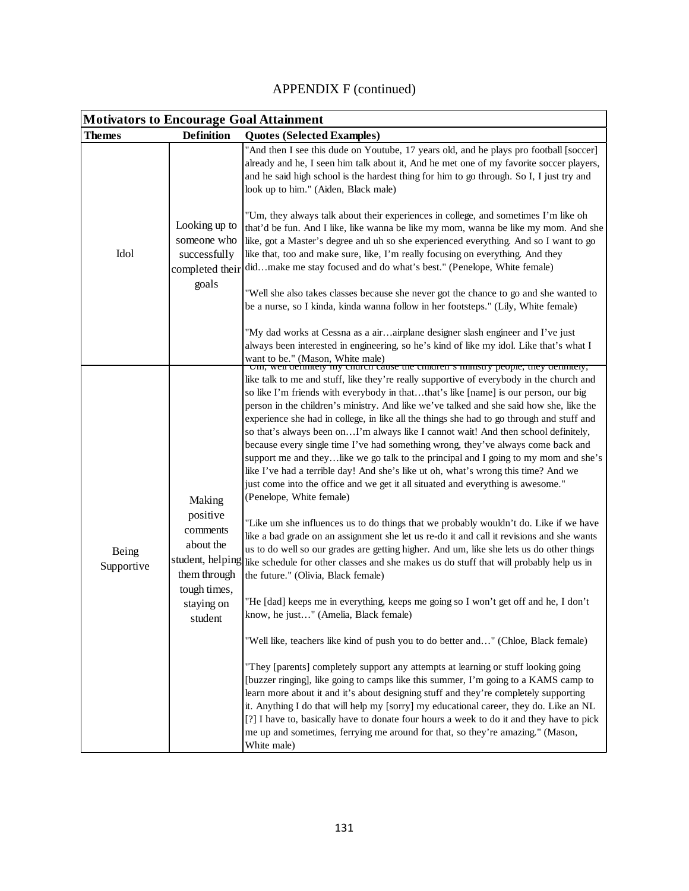APPENDIX F (continued)

| Motivators to Encourage Goal Attainment | | |
|---|---|---|
| **Themes** | **Definition** | **Quotes (Selected Examples)** |
| Idol | Looking up to someone who successfully completed their goals | "And then I see this dude on Youtube, 17 years old, and he plays pro football [soccer] already and he, I seen him talk about it, And he met one of my favorite soccer players, and he said high school is the hardest thing for him to go through. So I, I just try and look up to him." (Aiden, Black male)<br><br>"Um, they always talk about their experiences in college, and sometimes I'm like oh that'd be fun. And I like, like wanna be like my mom, wanna be like my mom. And she like, got a Master's degree and uh so she experienced everything. And so I want to go like that, too and make sure, like, I'm really focusing on everything. And they did…make me stay focused and do what's best." (Penelope, White female)<br><br>"Well she also takes classes because she never got the chance to go and she wanted to be a nurse, so I kinda, kinda wanna follow in her footsteps." (Lily, White female)<br><br>"My dad works at Cessna as a air…airplane designer slash engineer and I've just always been interested in engineering, so he's kind of like my idol. Like that's what I want to be." (Mason, White male) |
| Being Supportive | Making positive comments about the student, helping them through tough times, staying on student | "Um, well definitely my church cause the children's ministry people, they definitely, like talk to me and stuff, like they're really supportive of everybody in the church and so like I'm friends with everybody in that…that's like [name] is our person, our big person in the children's ministry. And like we've talked and she said how she, like the experience she had in college, in like all the things she had to go through and stuff and so that's always been on…I'm always like I cannot wait! And then school definitely, because every single time I've had something wrong, they've always come back and support me and they…like we go talk to the principal and I going to my mom and she's like I've had a terrible day! And she's like ut oh, what's wrong this time? And we just come into the office and we get it all situated and everything is awesome." (Penelope, White female)<br><br>"Like um she influences us to do things that we probably wouldn't do. Like if we have like a bad grade on an assignment she let us re-do it and call it revisions and she wants us to do well so our grades are getting higher. And um, like she lets us do other things like schedule for other classes and she makes us do stuff that will probably help us in the future." (Olivia, Black female)<br><br>"He [dad] keeps me in everything, keeps me going so I won't get off and he, I don't know, he just…" (Amelia, Black female)<br><br>"Well like, teachers like kind of push you to do better and…" (Chloe, Black female)<br><br>"They [parents] completely support any attempts at learning or stuff looking going [buzzer ringing], like going to camps like this summer, I'm going to a KAMS camp to learn more about it and it's about designing stuff and they're completely supporting it. Anything I do that will help my [sorry] my educational career, they do. Like an NL [?] I have to, basically have to donate four hours a week to do it and they have to pick me up and sometimes, ferrying me around for that, so they're amazing." (Mason, White male) |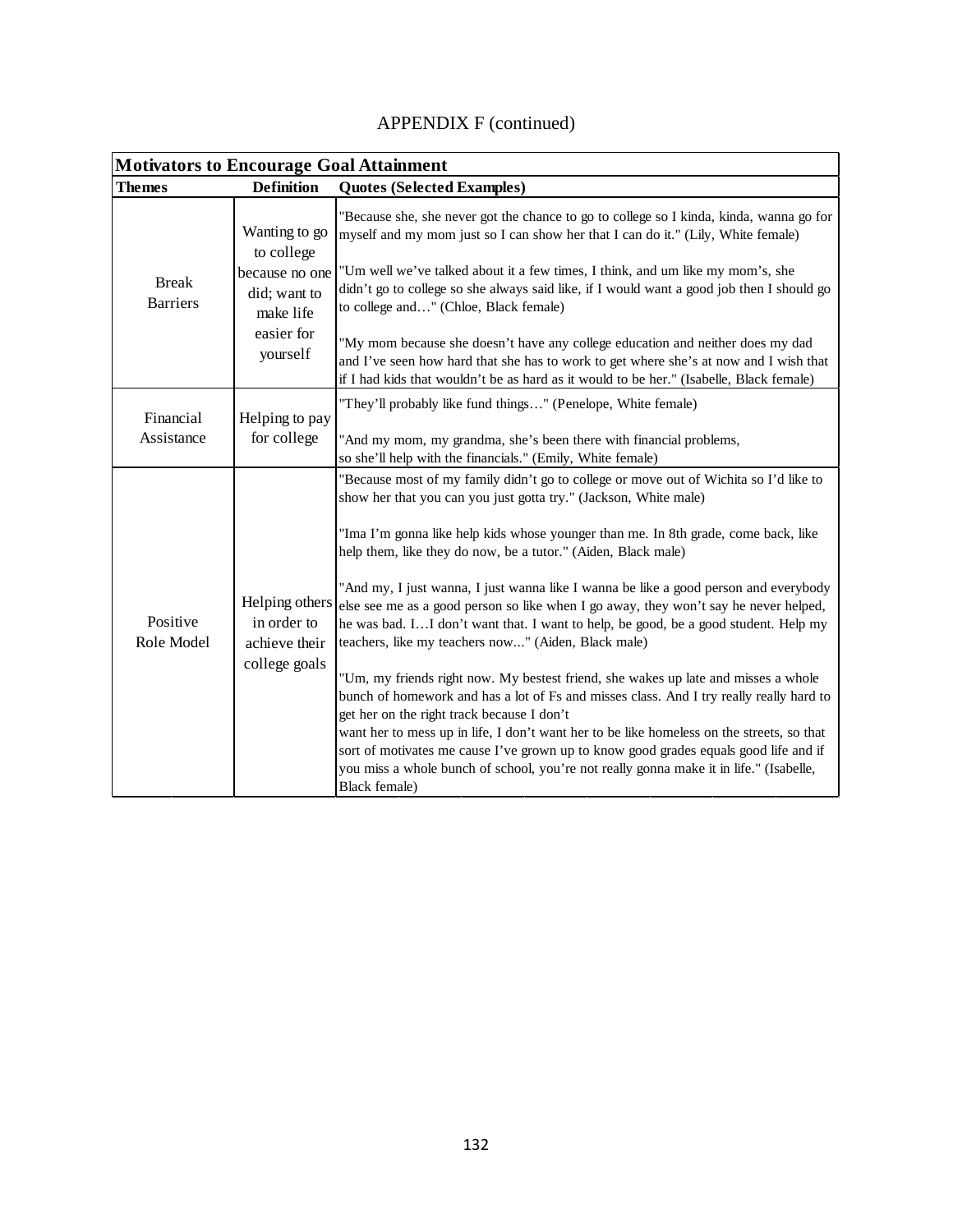APPENDIX F (continued)

| Motivators to Encourage Goal Attainment | | |
|---|---|---|
| **Themes** | **Definition** | **Quotes (Selected Examples)** |
| Break Barriers | Wanting to go to college because no one did; want to make life easier for yourself | "Because she, she never got the chance to go to college so I kinda, kinda, wanna go for myself and my mom just so I can show her that I can do it." (Lily, White female)<br><br>"Um well we've talked about it a few times, I think, and um like my mom's, she didn't go to college so she always said like, if I would want a good job then I should go to college and…" (Chloe, Black female)<br><br>"My mom because she doesn't have any college education and neither does my dad and I've seen how hard that she has to work to get where she's at now and I wish that if I had kids that wouldn't be as hard as it would to be her." (Isabelle, Black female) |
| Financial Assistance | Helping to pay for college | "They'll probably like fund things…" (Penelope, White female)<br><br>"And my mom, my grandma, she's been there with financial problems, so she'll help with the financials." (Emily, White female) |
| Positive Role Model | Helping others in order to achieve their college goals | "Because most of my family didn't go to college or move out of Wichita so I'd like to show her that you can you just gotta try." (Jackson, White male)<br><br>"Ima I'm gonna like help kids whose younger than me. In 8th grade, come back, like help them, like they do now, be a tutor." (Aiden, Black male)<br><br>"And my, I just wanna, I just wanna like I wanna be like a good person and everybody else see me as a good person so like when I go away, they won't say he never helped, he was bad. I…I don't want that. I want to help, be good, be a good student. Help my teachers, like my teachers now..." (Aiden, Black male)<br><br>"Um, my friends right now. My bestest friend, she wakes up late and misses a whole bunch of homework and has a lot of Fs and misses class. And I try really really hard to get her on the right track because I don't want her to mess up in life, I don't want her to be like homeless on the streets, so that sort of motivates me cause I've grown up to know good grades equals good life and if you miss a whole bunch of school, you're not really gonna make it in life." (Isabelle, Black female) |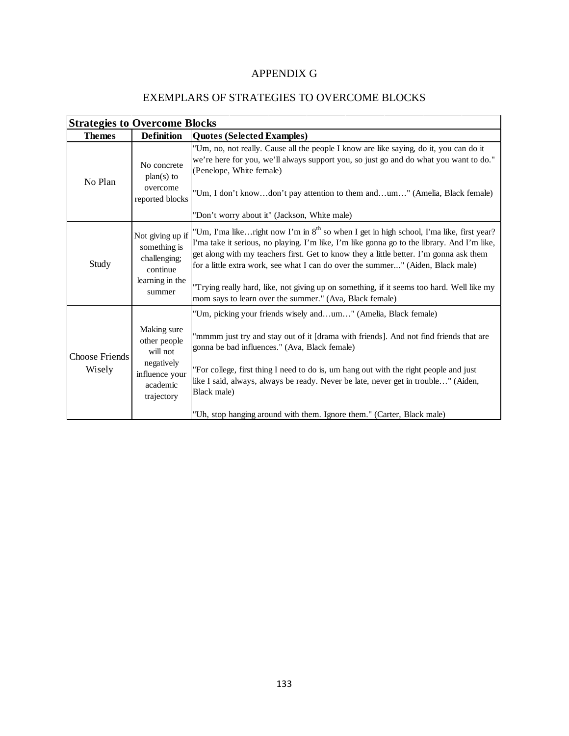# APPENDIX G

## EXEMPLARS OF STRATEGIES TO OVERCOME BLOCKS

| **Strategies to Overcome Blocks** | | |
|---|---|---|
| **Themes** | **Definition** | **Quotes (Selected Examples)** |
| No Plan | No concrete plan(s) to overcome reported blocks | "Um, no, not really. Cause all the people I know are like saying, do it, you can do it we're here for you, we'll always support you, so just go and do what you want to do." (Penelope, White female)<br><br>"Um, I don't know…don't pay attention to them and…um…" (Amelia, Black female)<br><br>"Don't worry about it" (Jackson, White male) |
| Study | Not giving up if something is challenging; continue learning in the summer | "Um, I'ma like…right now I'm in 8th so when I get in high school, I'ma like, first year? I'ma take it serious, no playing. I'm like, I'm like gonna go to the library. And I'm like, get along with my teachers first. Get to know they a little better. I'm gonna ask them for a little extra work, see what I can do over the summer..." (Aiden, Black male)<br><br>"Trying really hard, like, not giving up on something, if it seems too hard. Well like my mom says to learn over the summer." (Ava, Black female) |
| Choose Friends Wisely | Making sure other people will not negatively influence your academic trajectory | "Um, picking your friends wisely and…um…" (Amelia, Black female)<br><br>"mmmm just try and stay out of it [drama with friends]. And not find friends that are gonna be bad influences." (Ava, Black female)<br><br>"For college, first thing I need to do is, um hang out with the right people and just like I said, always, always be ready. Never be late, never get in trouble…" (Aiden, Black male)<br><br>"Uh, stop hanging around with them. Ignore them." (Carter, Black male) |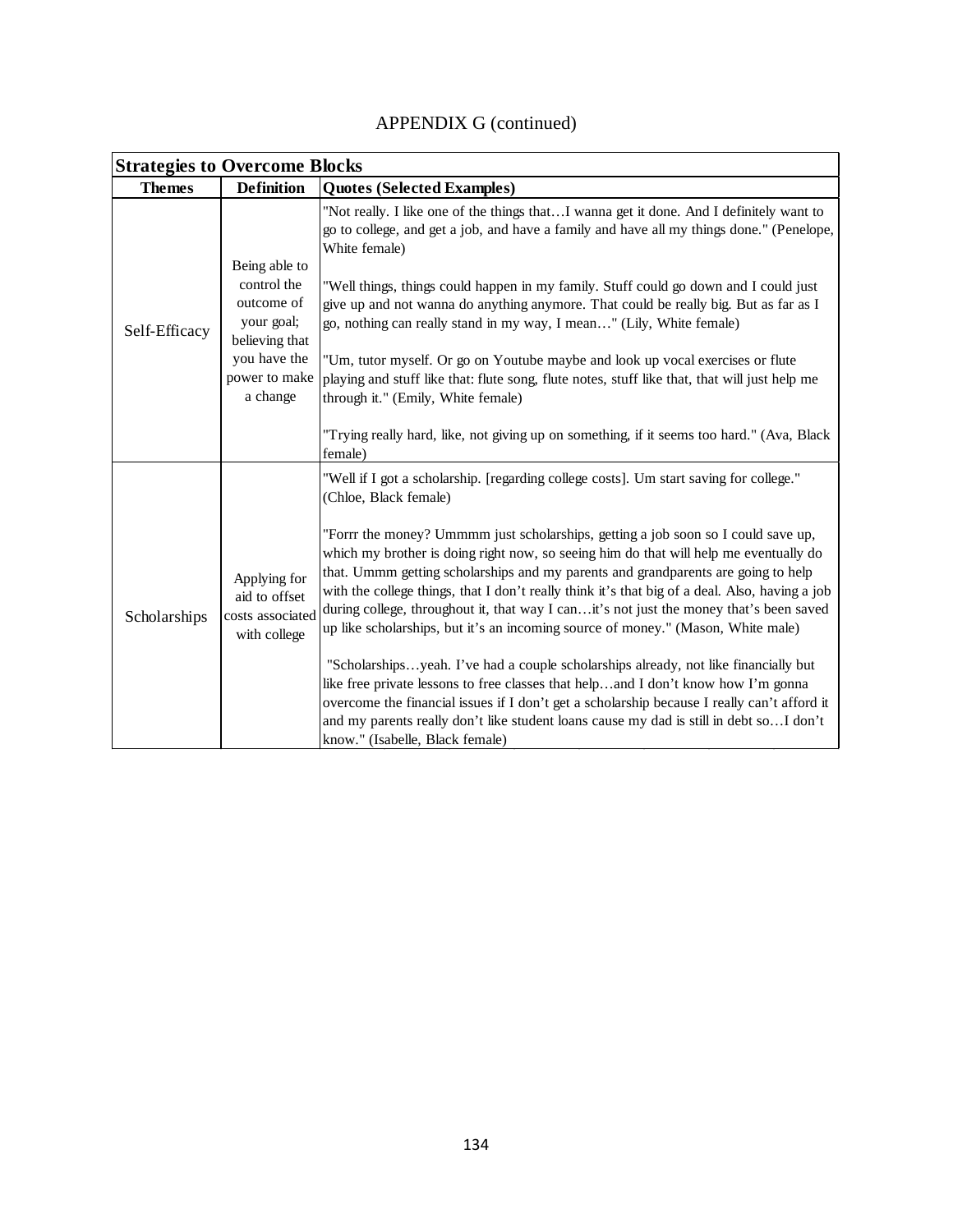APPENDIX G (continued)

| Strategies to Overcome Blocks | | |
|---|---|---|
| **Themes** | **Definition** | **Quotes (Selected Examples)** |
| Self-Efficacy | Being able to control the outcome of your goal; believing that you have the power to make a change | "Not really. I like one of the things that…I wanna get it done. And I definitely want to go to college, and get a job, and have a family and have all my things done." (Penelope, White female)<br><br>"Well things, things could happen in my family. Stuff could go down and I could just give up and not wanna do anything anymore. That could be really big. But as far as I go, nothing can really stand in my way, I mean…" (Lily, White female)<br><br>"Um, tutor myself. Or go on Youtube maybe and look up vocal exercises or flute playing and stuff like that: flute song, flute notes, stuff like that, that will just help me through it." (Emily, White female)<br><br>"Trying really hard, like, not giving up on something, if it seems too hard." (Ava, Black female) |
| Scholarships | Applying for aid to offset costs associated with college | "Well if I got a scholarship. [regarding college costs]. Um start saving for college." (Chloe, Black female)<br><br>"Forrr the money? Ummmm just scholarships, getting a job soon so I could save up, which my brother is doing right now, so seeing him do that will help me eventually do that. Ummm getting scholarships and my parents and grandparents are going to help with the college things, that I don't really think it's that big of a deal. Also, having a job during college, throughout it, that way I can…it's not just the money that's been saved up like scholarships, but it's an incoming source of money." (Mason, White male)<br><br>"Scholarships…yeah. I've had a couple scholarships already, not like financially but like free private lessons to free classes that help…and I don't know how I'm gonna overcome the financial issues if I don't get a scholarship because I really can't afford it and my parents really don't like student loans cause my dad is still in debt so…I don't know." (Isabelle, Black female) |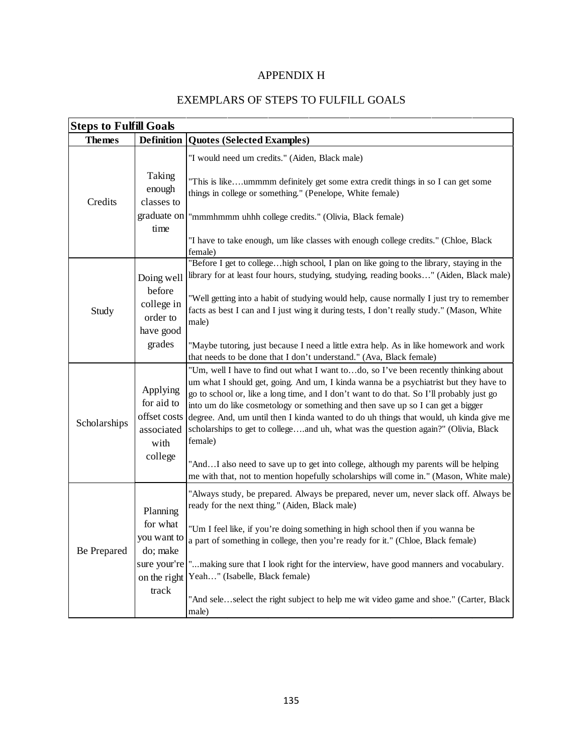# APPENDIX H

## EXEMPLARS OF STEPS TO FULFILL GOALS

| **Steps to Fulfill Goals** | | |
|---|---|---|
| **Themes** | **Definition** | **Quotes (Selected Examples)** |
| Credits | Taking enough classes to graduate on time | "I would need um credits." (Aiden, Black male)<br><br>"This is like….ummmm definitely get some extra credit things in so I can get some things in college or something." (Penelope, White female)<br><br>"mmmhmmm uhhh college credits." (Olivia, Black female)<br><br>"I have to take enough, um like classes with enough college credits." (Chloe, Black female) |
| Study | Doing well before college in order to have good grades | "Before I get to college…high school, I plan on like going to the library, staying in the library for at least four hours, studying, studying, reading books…" (Aiden, Black male)<br><br>"Well getting into a habit of studying would help, cause normally I just try to remember facts as best I can and I just wing it during tests, I don't really study." (Mason, White male)<br><br>"Maybe tutoring, just because I need a little extra help. As in like homework and work that needs to be done that I don't understand." (Ava, Black female) |
| Scholarships | Applying for aid to offset costs associated with college | "Um, well I have to find out what I want to…do, so I've been recently thinking about um what I should get, going. And um, I kinda wanna be a psychiatrist but they have to go to school or, like a long time, and I don't want to do that. So I'll probably just go into um do like cosmetology or something and then save up so I can get a bigger degree. And, um until then I kinda wanted to do uh things that would, uh kinda give me scholarships to get to college….and uh, what was the question again?" (Olivia, Black female)<br><br>"And…I also need to save up to get into college, although my parents will be helping me with that, not to mention hopefully scholarships will come in." (Mason, White male) |
| Be Prepared | Planning for what you want to do; make sure your're on the right track | "Always study, be prepared. Always be prepared, never um, never slack off. Always be ready for the next thing." (Aiden, Black male)<br><br>"Um I feel like, if you're doing something in high school then if you wanna be a part of something in college, then you're ready for it." (Chloe, Black female)<br><br>"...making sure that I look right for the interview, have good manners and vocabulary. Yeah…" (Isabelle, Black female)<br><br>"And sele…select the right subject to help me wit video game and shoe." (Carter, Black male) |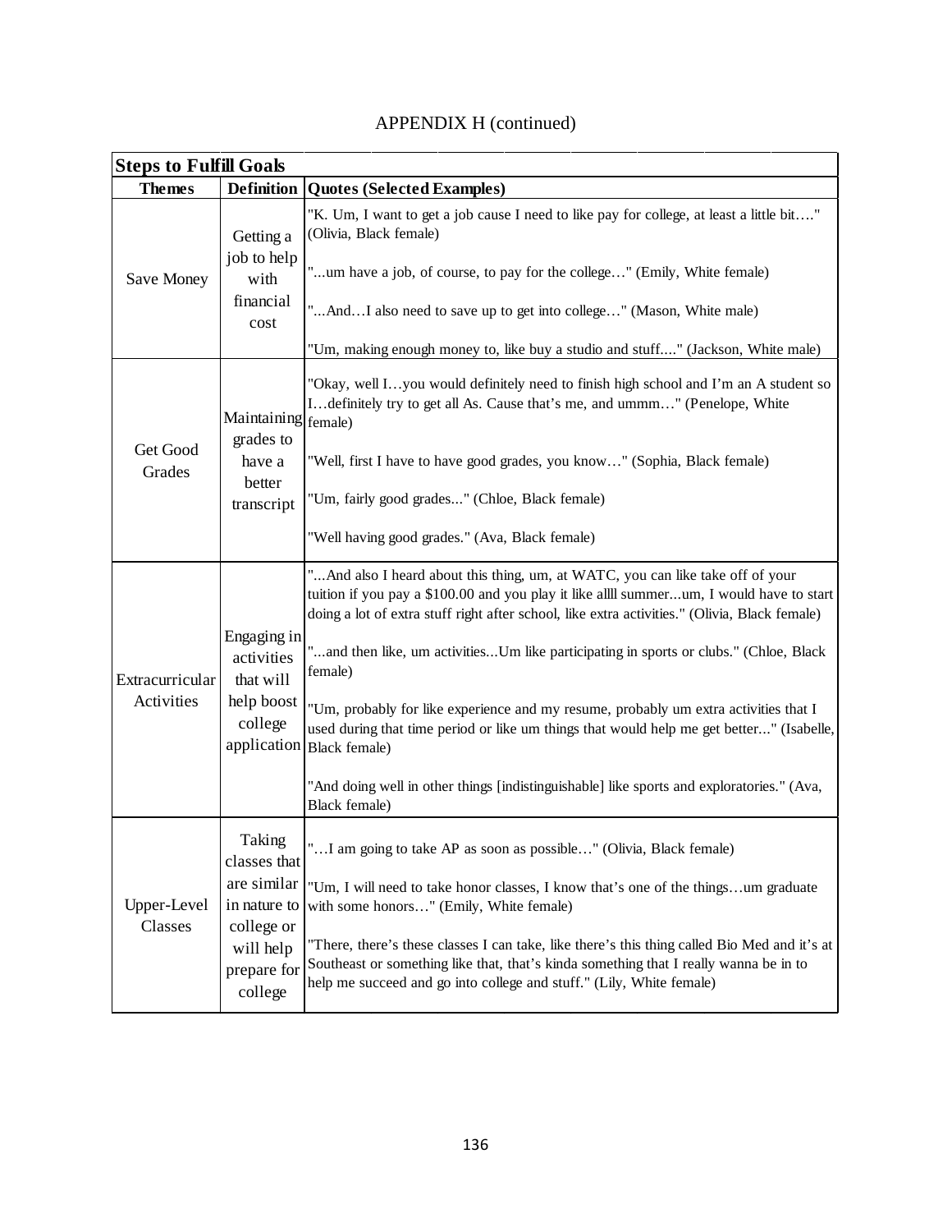APPENDIX H (continued)

| Steps to Fulfill Goals | | |
|---|---|---|
| **Themes** | **Definition** | **Quotes (Selected Examples)** |
| Save Money | Getting a job to help with financial cost | "K. Um, I want to get a job cause I need to like pay for college, at least a little bit…." (Olivia, Black female)<br><br>"...um have a job, of course, to pay for the college…" (Emily, White female)<br><br>"...And…I also need to save up to get into college…" (Mason, White male)<br><br>"Um, making enough money to, like buy a studio and stuff...." (Jackson, White male) |
| Get Good Grades | Maintaining grades to have a better transcript | "Okay, well I…you would definitely need to finish high school and I'm an A student so I…definitely try to get all As. Cause that's me, and ummm…" (Penelope, White female)<br><br>"Well, first I have to have good grades, you know…" (Sophia, Black female)<br><br>"Um, fairly good grades..." (Chloe, Black female)<br><br>"Well having good grades." (Ava, Black female) |
| Extracurricular Activities | Engaging in activities that will help boost college application | "...And also I heard about this thing, um, at WATC, you can like take off of your tuition if you pay a $100.00 and you play it like alll summer...um, I would have to start doing a lot of extra stuff right after school, like extra activities." (Olivia, Black female)<br><br>"...and then like, um activities...Um like participating in sports or clubs." (Chloe, Black female)<br><br>"Um, probably for like experience and my resume, probably um extra activities that I used during that time period or like um things that would help me get better..." (Isabelle, Black female)<br><br>"And doing well in other things [indistinguishable] like sports and exploratories." (Ava, Black female) |
| Upper-Level Classes | Taking classes that are similar in nature to college or will help prepare for college | "…I am going to take AP as soon as possible…" (Olivia, Black female)<br><br>"Um, I will need to take honor classes, I know that's one of the things…um graduate with some honors…" (Emily, White female)<br><br>"There, there's these classes I can take, like there's this thing called Bio Med and it's at Southeast or something like that, that's kinda something that I really wanna be in to help me succeed and go into college and stuff." (Lily, White female) |